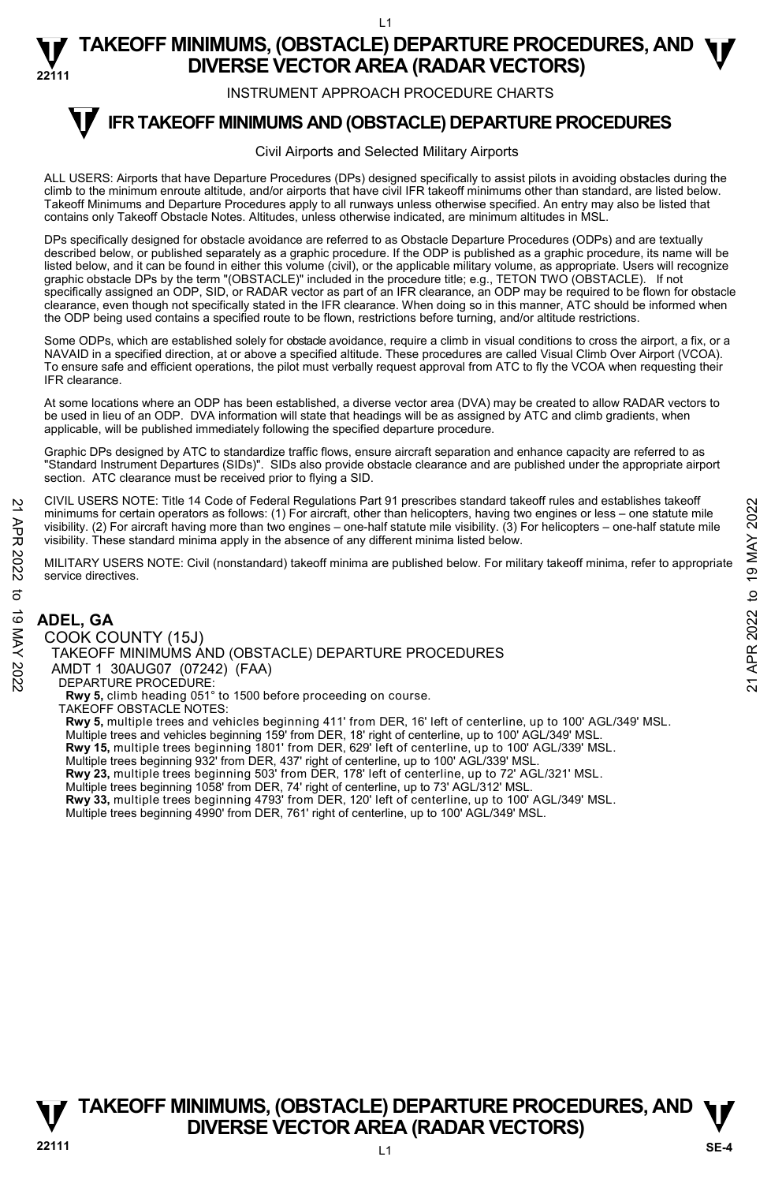# TAKEOFF MINIMUMS, (OBSTACLE) DEPARTURE PROCEDURES, AND DIVERSE VECTOR AREA (RADAR VECTORS)

INSTRUMENT APPROACH PROCEDURE CHARTS

## IFR TAKEOFF MINIMUMS AND (OBSTACLE) DEPARTURE PROCEDURES

Civil Airports and Selected Military Airports

ALL USERS: Airports that have Departure Procedures (DPs) designed specifically to assist pilots in avoiding obstacles during the climb to the minimum enroute altitude, and/or airports that have civil IFR takeoff minimums other than standard, are listed below. Takeoff Minimums and Departure Procedures apply to all runways unless otherwise specified. An entry may also be listed that contains only Takeoff Obstacle Notes. Altitudes, unless otherwise indicated, are minimum altitudes in MSL.

DPs specifically designed for obstacle avoidance are referred to as Obstacle Departure Procedures (ODPs) and are textually described below, or published separately as a graphic procedure. If the ODP is published as a graphic procedure, its name will be listed below, and it can be found in either this volume (civil), or the applicable military volume, as appropriate. Users will recognize graphic obstacle DPs by the term "(OBSTACLE)" included in the procedure title; e.g., TETON TWO (OBSTACLE). If not specifically assigned an ODP, SID, or RADAR vector as part of an IFR clearance, an ODP may be required to be flown for obstacle clearance, even though not specifically stated in the IFR clearance. When doing so in this manner, ATC should be informed when the ODP being used contains a specified route to be flown, restrictions before turning, and/or altitude restrictions.

Some ODPs, which are established solely for obstacle avoidance, require a climb in visual conditions to cross the airport, a fix, or a NAVAID in a specified direction, at or above a specified altitude. These procedures are called Visual Climb Over Airport (VCOA). To ensure safe and efficient operations, the pilot must verbally request approval from ATC to fly the VCOA when requesting their IFR clearance.

At some locations where an ODP has been established, a diverse vector area (DVA) may be created to allow RADAR vectors to be used in lieu of an ODP. DVA information will state that headings will be as assigned by ATC and climb gradients, when applicable, will be published immediately following the specified departure procedure.

Graphic DPs designed by ATC to standardize traffic flows, ensure aircraft separation and enhance capacity are referred to as "Standard Instrument Departures (SIDs)". SIDs also provide obstacle clearance and are published under the appropriate airport section. ATC clearance must be received prior to flying a SID.

CIVIL USERS NOTE: Title 14 Code of Federal Regulations Part 91 prescribes standard takeoff rules and establishes takeoff minimums for certain operators as follows: (1) For aircraft, other than helicopters, having two engines or less – one statute mile visibility. (2) For aircraft having more than two engines – one-half statute mile visibility. (3) For helicopters – one-half statute mile visibility. These standard minima apply in the absence of any different minima listed below.

MILITARY USERS NOTE: Civil (nonstandard) takeoff minima are published below. For military takeoff minima, refer to appropriate service directives.

### ADEL, GA

COOK COUNTY (15J)
TAKEOFF MINIMUMS AND (OBSTACLE) DEPARTURE PROCEDURES
AMDT 1 30AUG07 (07242) (FAA)

DEPARTURE PROCEDURE:
**Rwy 5,** climb heading 051° to 1500 before proceeding on course.

TAKEOFF OBSTACLE NOTES:
**Rwy 5,** multiple trees and vehicles beginning 411' from DER, 16' left of centerline, up to 100' AGL/349' MSL.
Multiple trees and vehicles beginning 159' from DER, 18' right of centerline, up to 100' AGL/349' MSL.
**Rwy 15,** multiple trees beginning 1801' from DER, 629' left of centerline, up to 100' AGL/339' MSL.
Multiple trees beginning 932' from DER, 437' right of centerline, up to 100' AGL/339' MSL.
**Rwy 23,** multiple trees beginning 503' from DER, 178' left of centerline, up to 72' AGL/321' MSL.
Multiple trees beginning 1058' from DER, 74' right of centerline, up to 73' AGL/312' MSL.
**Rwy 33,** multiple trees beginning 4793' from DER, 120' left of centerline, up to 100' AGL/349' MSL.
Multiple trees beginning 4990' from DER, 761' right of centerline, up to 100' AGL/349' MSL.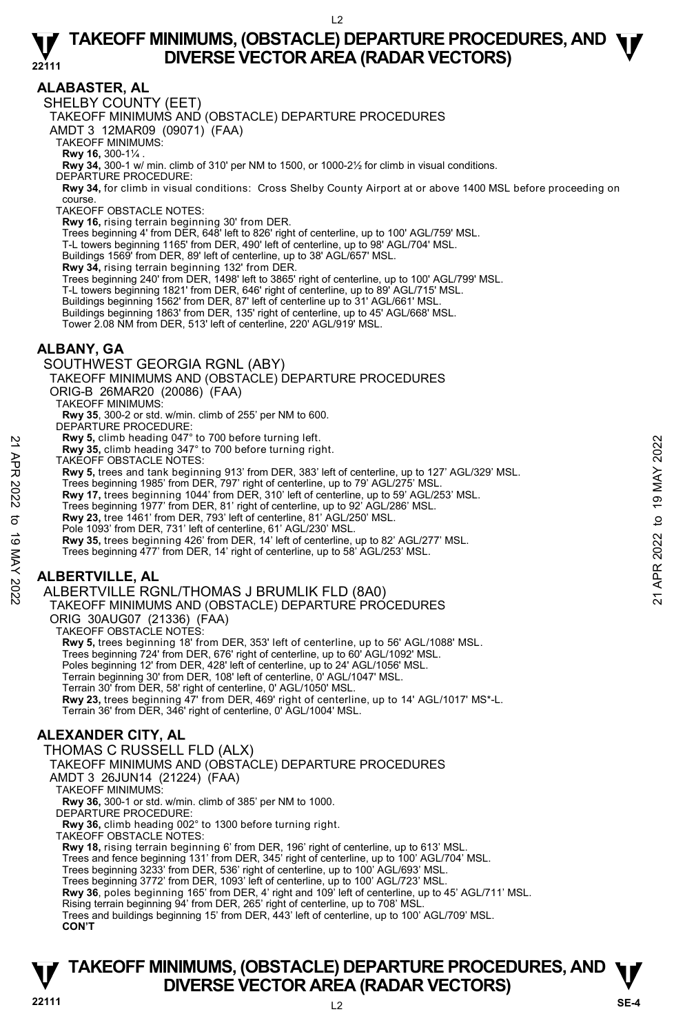## ALABASTER, AL

SHELBY COUNTY (EET)

TAKEOFF MINIMUMS AND (OBSTACLE) DEPARTURE PROCEDURES

AMDT 3 12MAR09 (09071) (FAA)

TAKEOFF MINIMUMS:

**Rwy 16,** 300-1¼ .

**Rwy 34,** 300-1 w/ min. climb of 310' per NM to 1500, or 1000-2½ for climb in visual conditions.

DEPARTURE PROCEDURE:

**Rwy 34,** for climb in visual conditions: Cross Shelby County Airport at or above 1400 MSL before proceeding on course.

TAKEOFF OBSTACLE NOTES:

**Rwy 16,** rising terrain beginning 30' from DER.
Trees beginning 4' from DER, 648' left to 826' right of centerline, up to 100' AGL/759' MSL.
T-L towers beginning 1165' from DER, 490' left of centerline, up to 98' AGL/704' MSL.
Buildings 1569' from DER, 89' left of centerline, up to 38' AGL/657' MSL.

**Rwy 34,** rising terrain beginning 132' from DER.
Trees beginning 240' from DER, 1498' left to 3865' right of centerline, up to 100' AGL/799' MSL.
T-L towers beginning 1821' from DER, 646' right of centerline, up to 89' AGL/715' MSL.
Buildings beginning 1562' from DER, 87' left of centerline up to 31' AGL/661' MSL.
Buildings beginning 1863' from DER, 135' right of centerline, up to 45' AGL/668' MSL.
Tower 2.08 NM from DER, 513' left of centerline, 220' AGL/919' MSL.

## ALBANY, GA

SOUTHWEST GEORGIA RGNL (ABY)

TAKEOFF MINIMUMS AND (OBSTACLE) DEPARTURE PROCEDURES

ORIG-B 26MAR20 (20086) (FAA)

TAKEOFF MINIMUMS:

**Rwy 35**, 300-2 or std. w/min. climb of 255' per NM to 600.

DEPARTURE PROCEDURE:

**Rwy 5,** climb heading 047° to 700 before turning left.

**Rwy 35,** climb heading 347° to 700 before turning right.

TAKEOFF OBSTACLE NOTES:

**Rwy 5,** trees and tank beginning 913' from DER, 383' left of centerline, up to 127' AGL/329' MSL.
Trees beginning 1985' from DER, 797' right of centerline, up to 79' AGL/275' MSL.

**Rwy 17,** trees beginning 1044' from DER, 310' left of centerline, up to 59' AGL/253' MSL.
Trees beginning 1977' from DER, 81' right of centerline, up to 92' AGL/286' MSL.

**Rwy 23,** tree 1461' from DER, 793' left of centerline, 81' AGL/250' MSL.
Pole 1093' from DER, 731' left of centerline, 61' AGL/230' MSL.

**Rwy 35,** trees beginning 426' from DER, 14' left of centerline, up to 82' AGL/277' MSL.
Trees beginning 477' from DER, 14' right of centerline, up to 58' AGL/253' MSL.

## ALBERTVILLE, AL

ALBERTVILLE RGNL/THOMAS J BRUMLIK FLD (8A0)

TAKEOFF MINIMUMS AND (OBSTACLE) DEPARTURE PROCEDURES

ORIG 30AUG07 (21336) (FAA)

TAKEOFF OBSTACLE NOTES:

**Rwy 5,** trees beginning 18' from DER, 353' left of centerline, up to 56' AGL/1088' MSL.
Trees beginning 724' from DER, 676' right of centerline, up to 60' AGL/1092' MSL.
Poles beginning 12' from DER, 428' left of centerline, up to 24' AGL/1056' MSL.
Terrain beginning 30' from DER, 108' left of centerline, 0' AGL/1047' MSL.
Terrain 30' from DER, 58' right of centerline, 0' AGL/1050' MSL.

**Rwy 23,** trees beginning 47' from DER, 469' right of centerline, up to 14' AGL/1017' MS*-L.
Terrain 36' from DER, 346' right of centerline, 0' AGL/1004' MSL.

## ALEXANDER CITY, AL

THOMAS C RUSSELL FLD (ALX)

TAKEOFF MINIMUMS AND (OBSTACLE) DEPARTURE PROCEDURES

AMDT 3 26JUN14 (21224) (FAA)

TAKEOFF MINIMUMS:

**Rwy 36,** 300-1 or std. w/min. climb of 385' per NM to 1000.

DEPARTURE PROCEDURE:

**Rwy 36,** climb heading 002° to 1300 before turning right.

TAKEOFF OBSTACLE NOTES:

**Rwy 18,** rising terrain beginning 6' from DER, 196' right of centerline, up to 613' MSL.
Trees and fence beginning 131' from DER, 345' right of centerline, up to 100' AGL/704' MSL.
Trees beginning 3233' from DER, 536' right of centerline, up to 100' AGL/693' MSL.
Trees beginning 3772' from DER, 1093' left of centerline, up to 100' AGL/723' MSL.

**Rwy 36**, poles beginning 165' from DER, 4' right and 109' left of centerline, up to 45' AGL/711' MSL.
Rising terrain beginning 94' from DER, 265' right of centerline, up to 708' MSL.
Trees and buildings beginning 15' from DER, 443' left of centerline, up to 100' AGL/709' MSL.

**CON'T**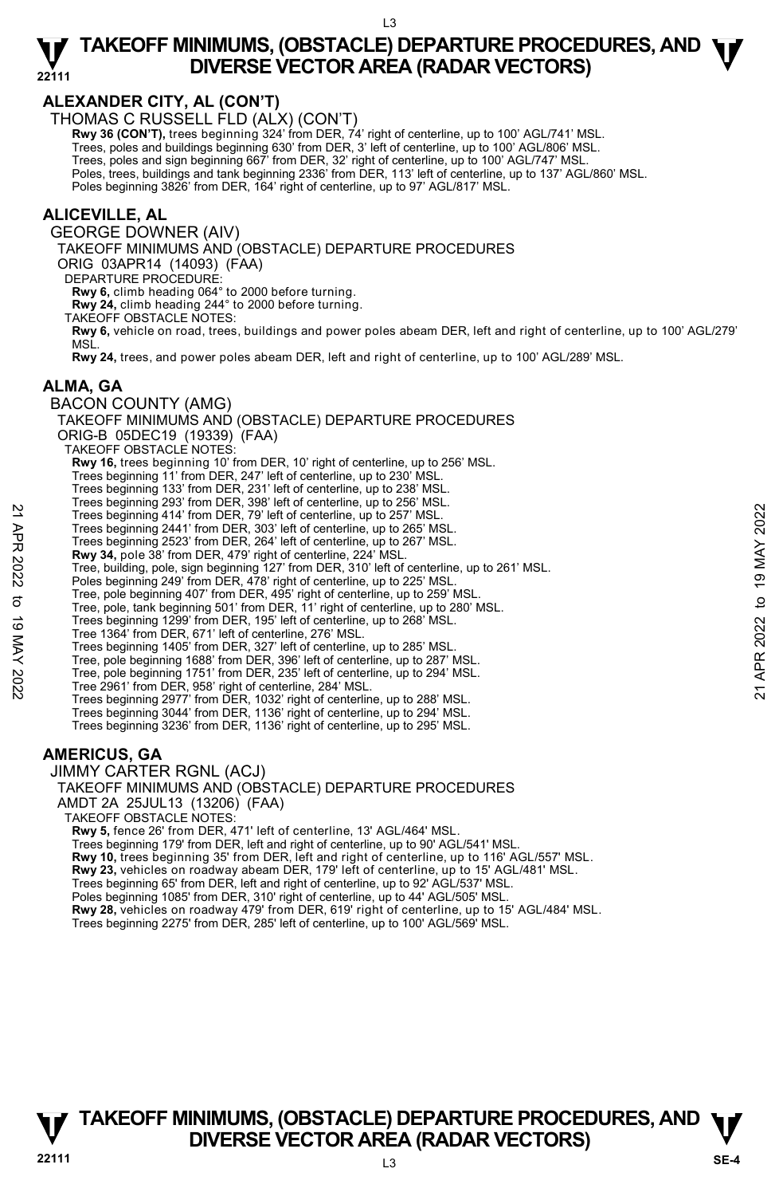## ALEXANDER CITY, AL (CON'T)

THOMAS C RUSSELL FLD (ALX) (CON'T)

**Rwy 36 (CON'T),** trees beginning 324' from DER, 74' right of centerline, up to 100' AGL/741' MSL.
Trees, poles and buildings beginning 630' from DER, 3' left of centerline, up to 100' AGL/806' MSL.
Trees, poles and sign beginning 667' from DER, 32' right of centerline, up to 100' AGL/747' MSL.
Poles, trees, buildings and tank beginning 2336' from DER, 113' left of centerline, up to 137' AGL/860' MSL.
Poles beginning 3826' from DER, 164' right of centerline, up to 97' AGL/817' MSL.

## ALICEVILLE, AL

GEORGE DOWNER (AIV)

TAKEOFF MINIMUMS AND (OBSTACLE) DEPARTURE PROCEDURES

ORIG 03APR14 (14093) (FAA)

DEPARTURE PROCEDURE:

**Rwy 6,** climb heading 064° to 2000 before turning.
**Rwy 24,** climb heading 244° to 2000 before turning.

TAKEOFF OBSTACLE NOTES:

**Rwy 6,** vehicle on road, trees, buildings and power poles abeam DER, left and right of centerline, up to 100' AGL/279' MSL.
**Rwy 24,** trees, and power poles abeam DER, left and right of centerline, up to 100' AGL/289' MSL.

## ALMA, GA

BACON COUNTY (AMG)

TAKEOFF MINIMUMS AND (OBSTACLE) DEPARTURE PROCEDURES

ORIG-B 05DEC19 (19339) (FAA)

TAKEOFF OBSTACLE NOTES:

**Rwy 16,** trees beginning 10' from DER, 10' right of centerline, up to 256' MSL.
Trees beginning 11' from DER, 247' left of centerline, up to 230' MSL.
Trees beginning 133' from DER, 231' left of centerline, up to 238' MSL.
Trees beginning 293' from DER, 398' left of centerline, up to 256' MSL.
Trees beginning 414' from DER, 79' left of centerline, up to 257' MSL.
Trees beginning 2441' from DER, 303' left of centerline, up to 265' MSL.
Trees beginning 2523' from DER, 264' left of centerline, up to 267' MSL.
**Rwy 34,** pole 38' from DER, 479' right of centerline, 224' MSL.
Tree, building, pole, sign beginning 127' from DER, 310' left of centerline, up to 261' MSL.
Poles beginning 249' from DER, 478' right of centerline, up to 225' MSL.
Tree, pole beginning 407' from DER, 495' right of centerline, up to 259' MSL.
Tree, pole, tank beginning 501' from DER, 11' right of centerline, up to 280' MSL.
Trees beginning 1299' from DER, 195' left of centerline, up to 268' MSL.
Tree 1364' from DER, 671' left of centerline, 276' MSL.
Trees beginning 1405' from DER, 327' left of centerline, up to 285' MSL.
Tree, pole beginning 1688' from DER, 396' left of centerline, up to 287' MSL.
Tree, pole beginning 1751' from DER, 235' left of centerline, up to 294' MSL.
Tree 2961' from DER, 958' right of centerline, 284' MSL.
Trees beginning 2977' from DER, 1032' right of centerline, up to 288' MSL.
Trees beginning 3044' from DER, 1136' right of centerline, up to 294' MSL.
Trees beginning 3236' from DER, 1136' right of centerline, up to 295' MSL.

## AMERICUS, GA

JIMMY CARTER RGNL (ACJ)

TAKEOFF MINIMUMS AND (OBSTACLE) DEPARTURE PROCEDURES

AMDT 2A 25JUL13 (13206) (FAA)

TAKEOFF OBSTACLE NOTES:

**Rwy 5,** fence 26' from DER, 471' left of centerline, 13' AGL/464' MSL.
Trees beginning 179' from DER, left and right of centerline, up to 90' AGL/541' MSL.
**Rwy 10,** trees beginning 35' from DER, left and right of centerline, up to 116' AGL/557' MSL.
**Rwy 23,** vehicles on roadway abeam DER, 179' left of centerline, up to 15' AGL/481' MSL.
Trees beginning 65' from DER, left and right of centerline, up to 92' AGL/537' MSL.
Poles beginning 1085' from DER, 310' right of centerline, up to 44' AGL/505' MSL.
**Rwy 28,** vehicles on roadway 479' from DER, 619' right of centerline, up to 15' AGL/484' MSL.
Trees beginning 2275' from DER, 285' left of centerline, up to 100' AGL/569' MSL.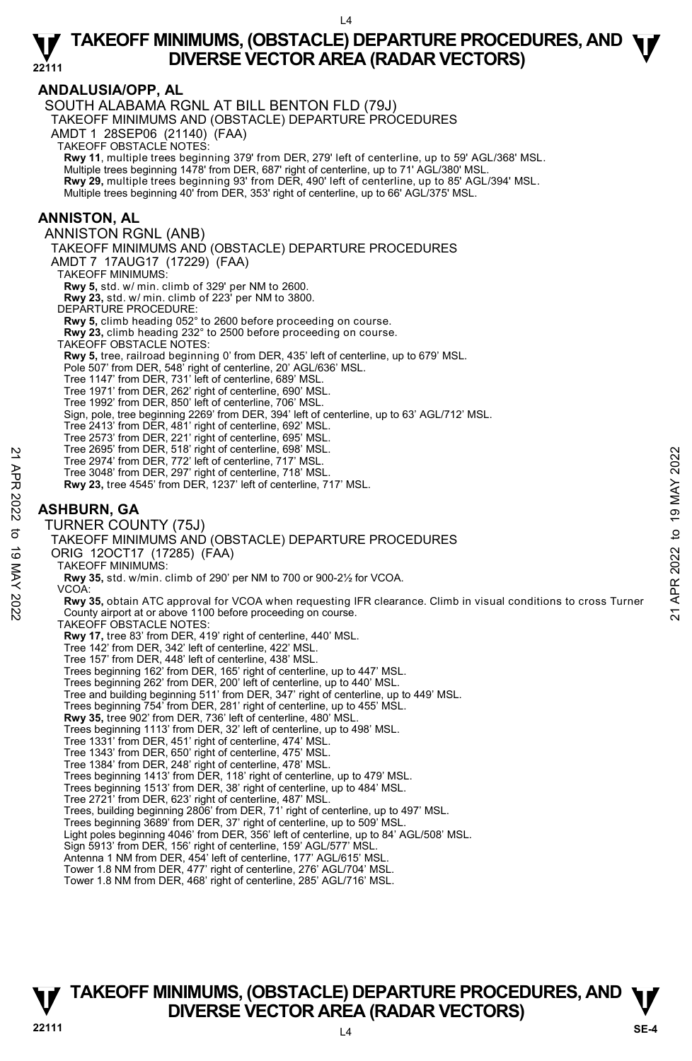# TAKEOFF MINIMUMS, (OBSTACLE) DEPARTURE PROCEDURES, AND DIVERSE VECTOR AREA (RADAR VECTORS)

## ANDALUSIA/OPP, AL

SOUTH ALABAMA RGNL AT BILL BENTON FLD (79J)
TAKEOFF MINIMUMS AND (OBSTACLE) DEPARTURE PROCEDURES
AMDT 1 28SEP06 (21140) (FAA)
TAKEOFF OBSTACLE NOTES:
**Rwy 11**, multiple trees beginning 379' from DER, 279' left of centerline, up to 59' AGL/368' MSL.
Multiple trees beginning 1478' from DER, 687' right of centerline, up to 71' AGL/380' MSL.
**Rwy 29,** multiple trees beginning 93' from DER, 490' left of centerline, up to 85' AGL/394' MSL.
Multiple trees beginning 40' from DER, 353' right of centerline, up to 66' AGL/375' MSL.

## ANNISTON, AL

ANNISTON RGNL (ANB)
TAKEOFF MINIMUMS AND (OBSTACLE) DEPARTURE PROCEDURES
AMDT 7 17AUG17 (17229) (FAA)
TAKEOFF MINIMUMS:
**Rwy 5,** std. w/ min. climb of 329' per NM to 2600.
**Rwy 23,** std. w/ min. climb of 223' per NM to 3800.
DEPARTURE PROCEDURE:
**Rwy 5,** climb heading 052° to 2600 before proceeding on course.
**Rwy 23,** climb heading 232° to 2500 before proceeding on course.
TAKEOFF OBSTACLE NOTES:
**Rwy 5,** tree, railroad beginning 0' from DER, 435' left of centerline, up to 679' MSL.
Pole 507' from DER, 548' right of centerline, 20' AGL/636' MSL.
Tree 1147' from DER, 731' left of centerline, 689' MSL.
Tree 1971' from DER, 262' right of centerline, 690' MSL.
Tree 1992' from DER, 850' left of centerline, 706' MSL.
Sign, pole, tree beginning 2269' from DER, 394' left of centerline, up to 63' AGL/712' MSL.
Tree 2413' from DER, 481' right of centerline, 692' MSL.
Tree 2573' from DER, 221' right of centerline, 695' MSL.
Tree 2695' from DER, 518' right of centerline, 698' MSL.
Tree 2974' from DER, 772' left of centerline, 717' MSL.
Tree 3048' from DER, 297' right of centerline, 718' MSL.
**Rwy 23,** tree 4545' from DER, 1237' left of centerline, 717' MSL.

## ASHBURN, GA

TURNER COUNTY (75J)
TAKEOFF MINIMUMS AND (OBSTACLE) DEPARTURE PROCEDURES
ORIG 12OCT17 (17285) (FAA)
TAKEOFF MINIMUMS:
**Rwy 35,** std. w/min. climb of 290' per NM to 700 or 900-2½ for VCOA.
VCOA:
**Rwy 35,** obtain ATC approval for VCOA when requesting IFR clearance. Climb in visual conditions to cross Turner County airport at or above 1100 before proceeding on course.
TAKEOFF OBSTACLE NOTES:
**Rwy 17,** tree 83' from DER, 419' right of centerline, 440' MSL.
Tree 142' from DER, 342' left of centerline, 422' MSL.
Tree 157' from DER, 448' left of centerline, 438' MSL.
Trees beginning 162' from DER, 165' right of centerline, up to 447' MSL.
Trees beginning 262' from DER, 200' left of centerline, up to 440' MSL.
Tree and building beginning 511' from DER, 347' right of centerline, up to 449' MSL.
Trees beginning 754' from DER, 281' right of centerline, up to 455' MSL.
**Rwy 35,** tree 902' from DER, 736' left of centerline, 480' MSL.
Trees beginning 1113' from DER, 32' left of centerline, up to 498' MSL.
Tree 1331' from DER, 451' right of centerline, 474' MSL.
Tree 1343' from DER, 650' right of centerline, 475' MSL.
Tree 1384' from DER, 248' right of centerline, 478' MSL.
Trees beginning 1413' from DER, 118' right of centerline, up to 479' MSL.
Trees beginning 1513' from DER, 38' right of centerline, up to 484' MSL.
Tree 2721' from DER, 623' right of centerline, 487' MSL.
Trees, building beginning 2806' from DER, 71' right of centerline, up to 497' MSL.
Trees beginning 3689' from DER, 37' right of centerline, up to 509' MSL.
Light poles beginning 4046' from DER, 356' left of centerline, up to 84' AGL/508' MSL.
Sign 5913' from DER, 156' right of centerline, 159' AGL/577' MSL.
Antenna 1 NM from DER, 454' left of centerline, 177' AGL/615' MSL.
Tower 1.8 NM from DER, 477' right of centerline, 276' AGL/704' MSL.
Tower 1.8 NM from DER, 468' right of centerline, 285' AGL/716' MSL.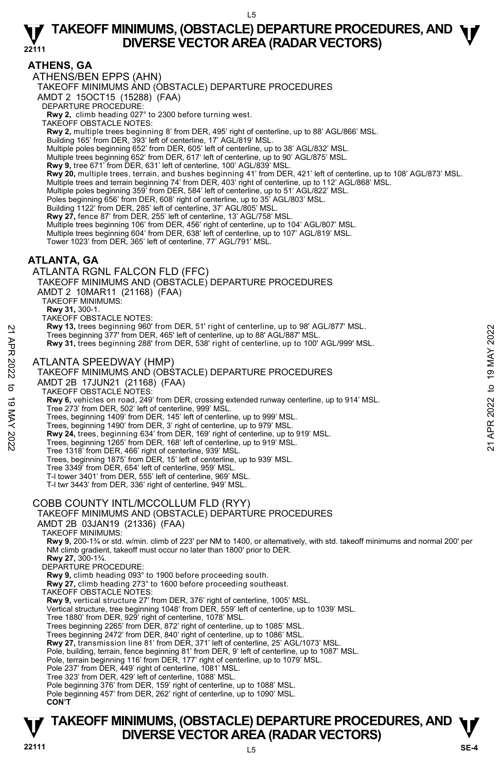## ATHENS, GA

### ATHENS/BEN EPPS (AHN)

TAKEOFF MINIMUMS AND (OBSTACLE) DEPARTURE PROCEDURES
AMDT 2 15OCT15 (15288) (FAA)
DEPARTURE PROCEDURE:
**Rwy 2,** climb heading 027° to 2300 before turning west.
TAKEOFF OBSTACLE NOTES:
**Rwy 2,** multiple trees beginning 8' from DER, 495' right of centerline, up to 88' AGL/866' MSL.
Building 165' from DER, 393' left of centerline, 17' AGL/819' MSL.
Multiple poles beginning 652' from DER, 605' left of centerline, up to 38' AGL/832' MSL.
Multiple trees beginning 652' from DER, 617' left of centerline, up to 90' AGL/875' MSL.
**Rwy 9,** tree 671' from DER, 631' left of centerline, 100' AGL/839' MSL.
**Rwy 20,** multiple trees, terrain, and bushes beginning 41' from DER, 421' left of centerline, up to 108' AGL/873' MSL.
Multiple trees and terrain beginning 74' from DER, 403' right of centerline, up to 112' AGL/868' MSL.
Multiple poles beginning 359' from DER, 584' left of centerline, up to 51' AGL/822' MSL.
Poles beginning 656' from DER, 608' right of centerline, up to 35' AGL/803' MSL.
Building 1122' from DER, 285' left of centerline, 37' AGL/805' MSL.
**Rwy 27,** fence 87' from DER, 255' left of centerline, 13' AGL/758' MSL.
Multiple trees beginning 106' from DER, 456' right of centerline, up to 104' AGL/807' MSL.
Multiple trees beginning 604' from DER, 638' left of centerline, up to 107' AGL/819' MSL.
Tower 1023' from DER, 365' left of centerline, 77' AGL/791' MSL.

## ATLANTA, GA

### ATLANTA RGNL FALCON FLD (FFC)

TAKEOFF MINIMUMS AND (OBSTACLE) DEPARTURE PROCEDURES
AMDT 2 10MAR11 (21168) (FAA)
TAKEOFF MINIMUMS:
**Rwy 31,** 300-1.
TAKEOFF OBSTACLE NOTES:
**Rwy 13,** trees beginning 960' from DER, 51' right of centerline, up to 98' AGL/877' MSL.
Trees beginning 377' from DER, 465' left of centerline, up to 88' AGL/887' MSL.
**Rwy 31,** trees beginning 288' from DER, 538' right of centerline, up to 100' AGL/999' MSL.

### ATLANTA SPEEDWAY (HMP)

TAKEOFF MINIMUMS AND (OBSTACLE) DEPARTURE PROCEDURES
AMDT 2B 17JUN21 (21168) (FAA)
TAKEOFF OBSTACLE NOTES:
**Rwy 6,** vehicles on road, 249' from DER, crossing extended runway centerline, up to 914' MSL.
Tree 273' from DER, 502' left of centerline, 999' MSL.
Trees, beginning 1409' from DER, 145' left of centerline, up to 999' MSL.
Trees, beginning 1490' from DER, 3' right of centerline, up to 979' MSL.
**Rwy 24,** trees, beginning 634' from DER, 169' right of centerline, up to 919' MSL.
Trees, beginning 1265' from DER, 168' left of centerline, up to 919' MSL.
Tree 1318' from DER, 466' right of centerline, 939' MSL.
Trees, beginning 1875' from DER, 15' left of centerline, up to 939' MSL.
Tree 3349' from DER, 654' left of centerline, 959' MSL.
T-l tower 3401' from DER, 555' left of centerline, 969' MSL.
T-l twr 3443' from DER, 336' right of centerline, 949' MSL.

### COBB COUNTY INTL/MCCOLLUM FLD (RYY)

TAKEOFF MINIMUMS AND (OBSTACLE) DEPARTURE PROCEDURES
AMDT 2B 03JAN19 (21336) (FAA)
TAKEOFF MINIMUMS:
**Rwy 9,** 200-1¾ or std. w/min. climb of 223' per NM to 1400, or alternatively, with std. takeoff minimums and normal 200' per NM climb gradient, takeoff must occur no later than 1800' prior to DER.
**Rwy 27,** 300-1¾.
DEPARTURE PROCEDURE:
**Rwy 9,** climb heading 093° to 1900 before proceeding south.
**Rwy 27,** climb heading 273° to 1600 before proceeding southeast.
TAKEOFF OBSTACLE NOTES:
**Rwy 9,** vertical structure 27' from DER, 376' right of centerline, 1005' MSL.
Vertical structure, tree beginning 1048' from DER, 559' left of centerline, up to 1039' MSL.
Tree 1880' from DER, 929' right of centerline, 1078' MSL.
Trees beginning 2265' from DER, 872' right of centerline, up to 1085' MSL.
Trees beginning 2472' from DER, 840' right of centerline, up to 1086' MSL.
**Rwy 27,** transmission line 81' from DER, 371' left of centerline, 25' AGL/1073' MSL.
Pole, building, terrain, fence beginning 81' from DER, 9' left of centerline, up to 1087' MSL.
Pole, terrain beginning 116' from DER, 177' right of centerline, up to 1079' MSL.
Pole 237' from DER, 449' right of centerline, 1081' MSL.
Tree 323' from DER, 429' left of centerline, 1088' MSL.
Pole beginning 376' from DER, 159' right of centerline, up to 1088' MSL.
Pole beginning 457' from DER, 262' right of centerline, up to 1090' MSL.
**CON'T**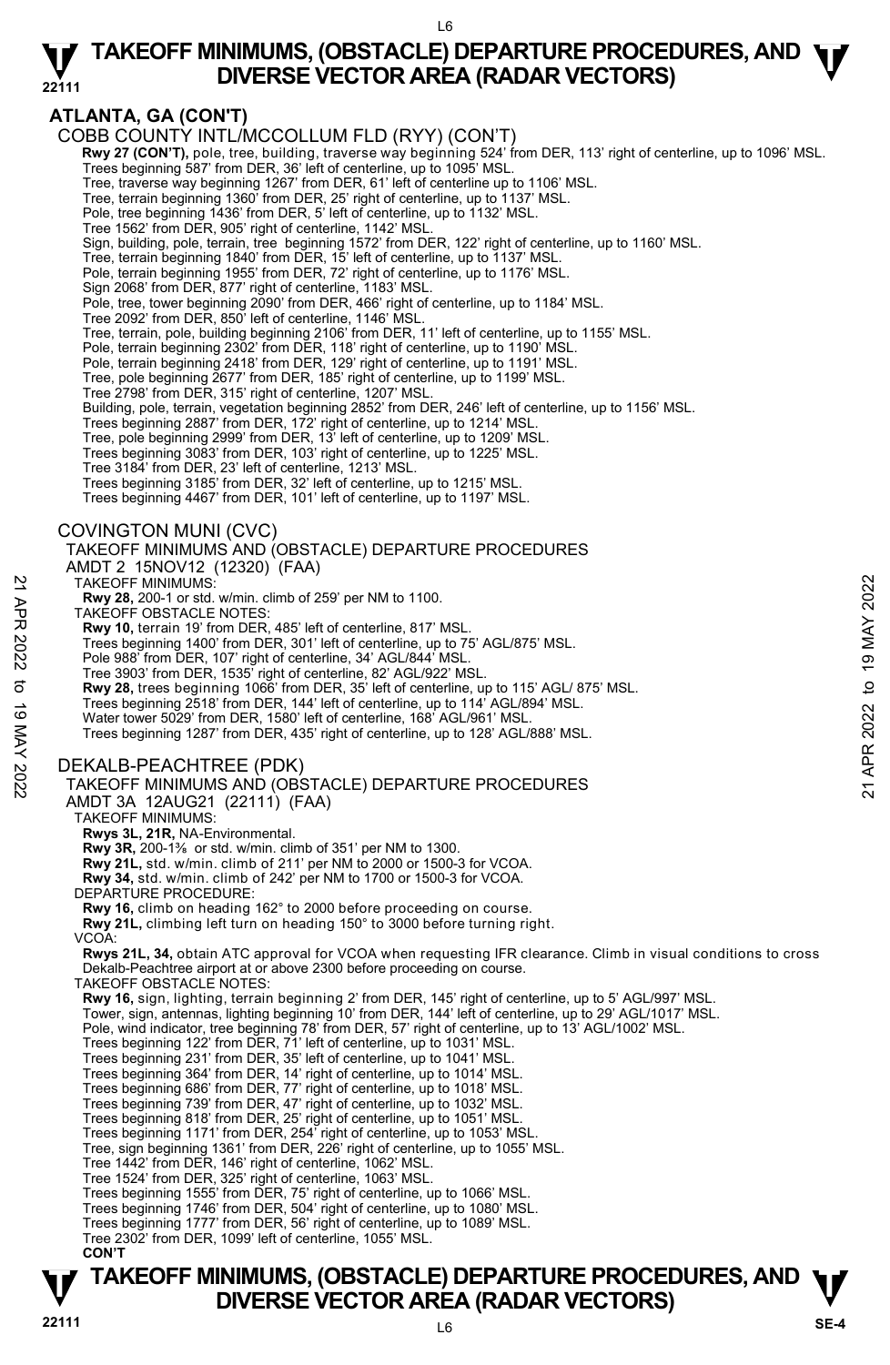## ATLANTA, GA (CON'T)

COBB COUNTY INTL/MCCOLLUM FLD (RYY) (CON'T)

**Rwy 27 (CON'T),** pole, tree, building, traverse way beginning 524' from DER, 113' right of centerline, up to 1096' MSL.
Trees beginning 587' from DER, 36' left of centerline, up to 1095' MSL.
Tree, traverse way beginning 1267' from DER, 61' left of centerline up to 1106' MSL.
Tree, terrain beginning 1360' from DER, 25' right of centerline, up to 1137' MSL.
Pole, tree beginning 1436' from DER, 5' left of centerline, up to 1132' MSL.
Tree 1562' from DER, 905' right of centerline, 1142' MSL.
Sign, building, pole, terrain, tree beginning 1572' from DER, 122' right of centerline, up to 1160' MSL.
Tree, terrain beginning 1840' from DER, 15' left of centerline, up to 1137' MSL.
Pole, terrain beginning 1955' from DER, 72' right of centerline, up to 1176' MSL.
Sign 2068' from DER, 877' right of centerline, 1183' MSL.
Pole, tree, tower beginning 2090' from DER, 466' right of centerline, up to 1184' MSL.
Tree 2092' from DER, 850' left of centerline, 1146' MSL.
Tree, terrain, pole, building beginning 2106' from DER, 11' left of centerline, up to 1155' MSL.
Pole, terrain beginning 2302' from DER, 118' right of centerline, up to 1190' MSL.
Pole, terrain beginning 2418' from DER, 129' right of centerline, up to 1191' MSL.
Tree, pole beginning 2677' from DER, 185' right of centerline, up to 1199' MSL.
Tree 2798' from DER, 315' right of centerline, 1207' MSL.
Building, pole, terrain, vegetation beginning 2852' from DER, 246' left of centerline, up to 1156' MSL.
Trees beginning 2887' from DER, 172' right of centerline, up to 1214' MSL.
Tree, pole beginning 2999' from DER, 13' left of centerline, up to 1209' MSL.
Trees beginning 3083' from DER, 103' right of centerline, up to 1225' MSL.
Tree 3184' from DER, 23' left of centerline, 1213' MSL.
Trees beginning 3185' from DER, 32' left of centerline, up to 1215' MSL.
Trees beginning 4467' from DER, 101' left of centerline, up to 1197' MSL.

## COVINGTON MUNI (CVC)

TAKEOFF MINIMUMS AND (OBSTACLE) DEPARTURE PROCEDURES
AMDT 2 15NOV12 (12320) (FAA)

TAKEOFF MINIMUMS:
**Rwy 28,** 200-1 or std. w/min. climb of 259' per NM to 1100.

TAKEOFF OBSTACLE NOTES:
**Rwy 10,** terrain 19' from DER, 485' left of centerline, 817' MSL.
Trees beginning 1400' from DER, 301' left of centerline, up to 75' AGL/875' MSL.
Pole 988' from DER, 107' right of centerline, 34' AGL/844' MSL.
Tree 3903' from DER, 1535' right of centerline, 82' AGL/922' MSL.
**Rwy 28,** trees beginning 1066' from DER, 35' left of centerline, up to 115' AGL/ 875' MSL.
Trees beginning 2518' from DER, 144' left of centerline, up to 114' AGL/894' MSL.
Water tower 5029' from DER, 1580' left of centerline, 168' AGL/961' MSL.
Trees beginning 1287' from DER, 435' right of centerline, up to 128' AGL/888' MSL.

## DEKALB-PEACHTREE (PDK)

TAKEOFF MINIMUMS AND (OBSTACLE) DEPARTURE PROCEDURES
AMDT 3A 12AUG21 (22111) (FAA)

TAKEOFF MINIMUMS:
**Rwys 3L, 21R,** NA-Environmental.
**Rwy 3R,** 200-1⅜ or std. w/min. climb of 351' per NM to 1300.
**Rwy 21L,** std. w/min. climb of 211' per NM to 2000 or 1500-3 for VCOA.
**Rwy 34,** std. w/min. climb of 242' per NM to 1700 or 1500-3 for VCOA.

DEPARTURE PROCEDURE:
**Rwy 16,** climb on heading 162° to 2000 before proceeding on course.
**Rwy 21L,** climbing left turn on heading 150° to 3000 before turning right.

VCOA:
**Rwys 21L, 34,** obtain ATC approval for VCOA when requesting IFR clearance. Climb in visual conditions to cross Dekalb-Peachtree airport at or above 2300 before proceeding on course.

TAKEOFF OBSTACLE NOTES:
**Rwy 16,** sign, lighting, terrain beginning 2' from DER, 145' right of centerline, up to 5' AGL/997' MSL.
Tower, sign, antennas, lighting beginning 10' from DER, 144' left of centerline, up to 29' AGL/1017' MSL.
Pole, wind indicator, tree beginning 78' from DER, 57' right of centerline, up to 13' AGL/1002' MSL.
Trees beginning 122' from DER, 71' left of centerline, up to 1031' MSL.
Trees beginning 231' from DER, 35' left of centerline, up to 1041' MSL.
Trees beginning 364' from DER, 14' right of centerline, up to 1014' MSL.
Trees beginning 686' from DER, 77' right of centerline, up to 1018' MSL.
Trees beginning 739' from DER, 47' right of centerline, up to 1032' MSL.
Trees beginning 818' from DER, 25' right of centerline, up to 1051' MSL.
Trees beginning 1171' from DER, 254' right of centerline, up to 1053' MSL.
Tree, sign beginning 1361' from DER, 226' right of centerline, up to 1055' MSL.
Tree 1442' from DER, 146' right of centerline, 1062' MSL.
Tree 1524' from DER, 325' right of centerline, 1063' MSL.
Trees beginning 1555' from DER, 75' right of centerline, up to 1066' MSL.
Trees beginning 1746' from DER, 504' right of centerline, up to 1080' MSL.
Trees beginning 1777' from DER, 56' right of centerline, up to 1089' MSL.
Tree 2302' from DER, 1099' left of centerline, 1055' MSL.

**CON'T**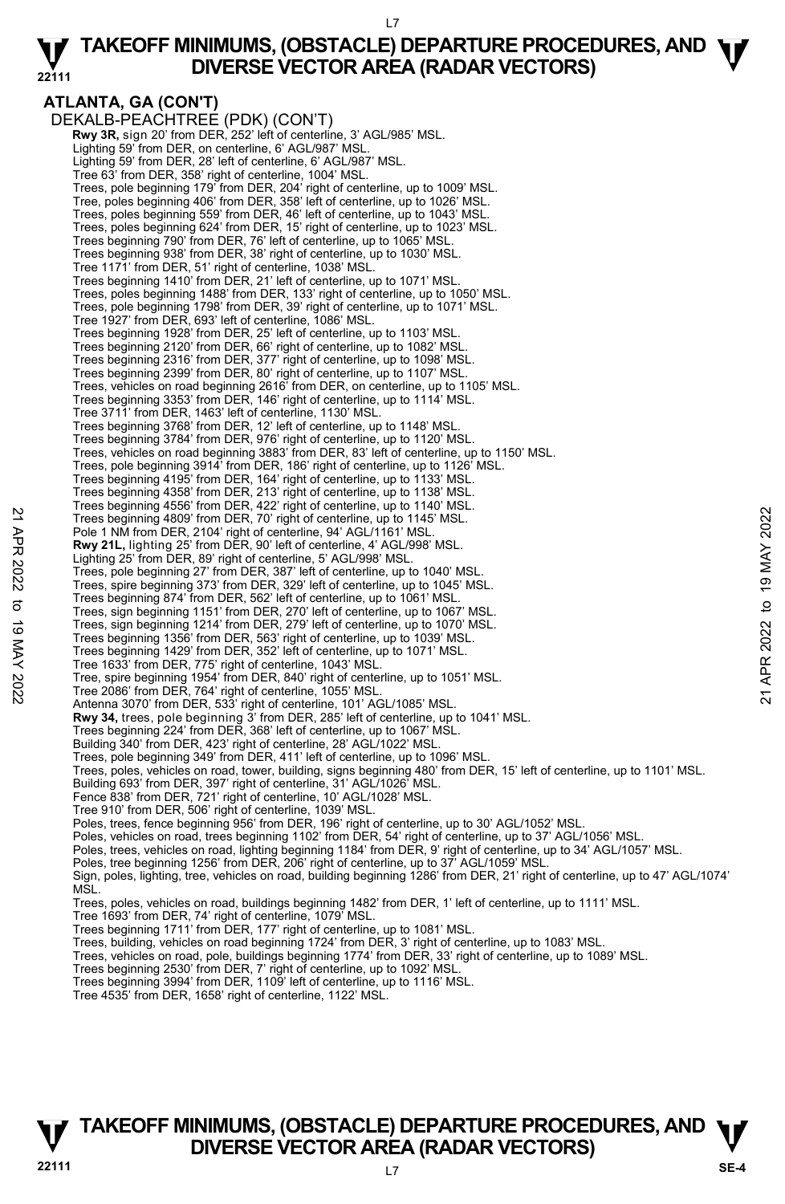## ATLANTA, GA (CON'T)

DEKALB-PEACHTREE (PDK) (CON'T)

**Rwy 3R,** sign 20' from DER, 252' left of centerline, 3' AGL/985' MSL.
Lighting 59' from DER, on centerline, 6' AGL/987' MSL.
Lighting 59' from DER, 28' left of centerline, 6' AGL/987' MSL.
Tree 63' from DER, 358' right of centerline, 1004' MSL.
Trees, pole beginning 179' from DER, 204' right of centerline, up to 1009' MSL.
Tree, poles beginning 406' from DER, 358' left of centerline, up to 1026' MSL.
Trees, poles beginning 559' from DER, 46' left of centerline, up to 1043' MSL.
Trees, poles beginning 624' from DER, 15' right of centerline, up to 1023' MSL.
Trees beginning 790' from DER, 76' left of centerline, up to 1065' MSL.
Trees beginning 938' from DER, 38' right of centerline, up to 1030' MSL.
Tree 1171' from DER, 51' right of centerline, 1038' MSL.
Trees beginning 1410' from DER, 21' left of centerline, up to 1071' MSL.
Trees, poles beginning 1488' from DER, 133' right of centerline, up to 1050' MSL.
Trees, pole beginning 1798' from DER, 39' right of centerline, up to 1071' MSL.
Tree 1927' from DER, 693' left of centerline, 1086' MSL.
Trees beginning 1928' from DER, 25' left of centerline, up to 1103' MSL.
Trees beginning 2120' from DER, 66' right of centerline, up to 1082' MSL.
Trees beginning 2316' from DER, 377' right of centerline, up to 1098' MSL.
Trees beginning 2399' from DER, 80' right of centerline, up to 1107' MSL.
Trees, vehicles on road beginning 2616' from DER, on centerline, up to 1105' MSL.
Trees beginning 3353' from DER, 146' right of centerline, up to 1114' MSL.
Tree 3711' from DER, 1463' left of centerline, 1130' MSL.
Trees beginning 3768' from DER, 12' left of centerline, up to 1148' MSL.
Trees beginning 3784' from DER, 976' right of centerline, up to 1120' MSL.
Trees, vehicles on road beginning 3883' from DER, 83' left of centerline, up to 1150' MSL.
Trees, pole beginning 3914' from DER, 186' right of centerline, up to 1126' MSL.
Trees beginning 4195' from DER, 164' right of centerline, up to 1133' MSL.
Trees beginning 4358' from DER, 213' right of centerline, up to 1138' MSL.
Trees beginning 4556' from DER, 422' right of centerline, up to 1140' MSL.
Trees beginning 4809' from DER, 70' right of centerline, up to 1145' MSL.
Pole 1 NM from DER, 2104' right of centerline, 94' AGL/1161' MSL.

**Rwy 21L,** lighting 25' from DER, 90' left of centerline, 4' AGL/998' MSL.
Lighting 25' from DER, 89' right of centerline, 5' AGL/998' MSL.
Trees, pole beginning 27' from DER, 387' left of centerline, up to 1040' MSL.
Trees, spire beginning 373' from DER, 329' left of centerline, up to 1045' MSL.
Trees beginning 874' from DER, 562' left of centerline, up to 1061' MSL.
Trees, sign beginning 1151' from DER, 270' left of centerline, up to 1067' MSL.
Trees, sign beginning 1214' from DER, 279' left of centerline, up to 1070' MSL.
Trees beginning 1356' from DER, 563' right of centerline, up to 1039' MSL.
Trees beginning 1429' from DER, 352' left of centerline, up to 1071' MSL.
Tree 1633' from DER, 775' right of centerline, 1043' MSL.
Tree, spire beginning 1954' from DER, 840' right of centerline, up to 1051' MSL.
Tree 2086' from DER, 764' right of centerline, 1055' MSL.
Antenna 3070' from DER, 533' right of centerline, 101' AGL/1085' MSL.

**Rwy 34,** trees, pole beginning 3' from DER, 285' left of centerline, up to 1041' MSL.
Trees beginning 224' from DER, 368' left of centerline, up to 1067' MSL.
Building 340' from DER, 423' right of centerline, 28' AGL/1022' MSL.
Trees, pole beginning 349' from DER, 411' left of centerline, up to 1096' MSL.
Trees, poles, vehicles on road, tower, building, signs beginning 480' from DER, 15' left of centerline, up to 1101' MSL.
Building 693' from DER, 397' right of centerline, 31' AGL/1026' MSL.
Fence 838' from DER, 721' right of centerline, 10' AGL/1028' MSL.
Tree 910' from DER, 506' right of centerline, 1039' MSL.
Poles, trees, fence beginning 956' from DER, 196' right of centerline, up to 30' AGL/1052' MSL.
Poles, vehicles on road, trees beginning 1102' from DER, 54' right of centerline, up to 37' AGL/1056' MSL.
Poles, trees, vehicles on road, lighting beginning 1184' from DER, 9' right of centerline, up to 34' AGL/1057' MSL.
Poles, tree beginning 1256' from DER, 206' right of centerline, up to 37' AGL/1059' MSL.
Sign, poles, lighting, tree, vehicles on road, building beginning 1286' from DER, 21' right of centerline, up to 47' AGL/1074' MSL.
Trees, poles, vehicles on road, buildings beginning 1482' from DER, 1' left of centerline, up to 1111' MSL.
Tree 1693' from DER, 74' right of centerline, 1079' MSL.
Trees beginning 1711' from DER, 177' right of centerline, up to 1081' MSL.
Trees, building, vehicles on road beginning 1724' from DER, 3' right of centerline, up to 1083' MSL.
Trees, vehicles on road, pole, buildings beginning 1774' from DER, 33' right of centerline, up to 1089' MSL.
Trees beginning 2530' from DER, 7' right of centerline, up to 1092' MSL.
Trees beginning 3994' from DER, 1109' left of centerline, up to 1116' MSL.
Tree 4535' from DER, 1658' right of centerline, 1122' MSL.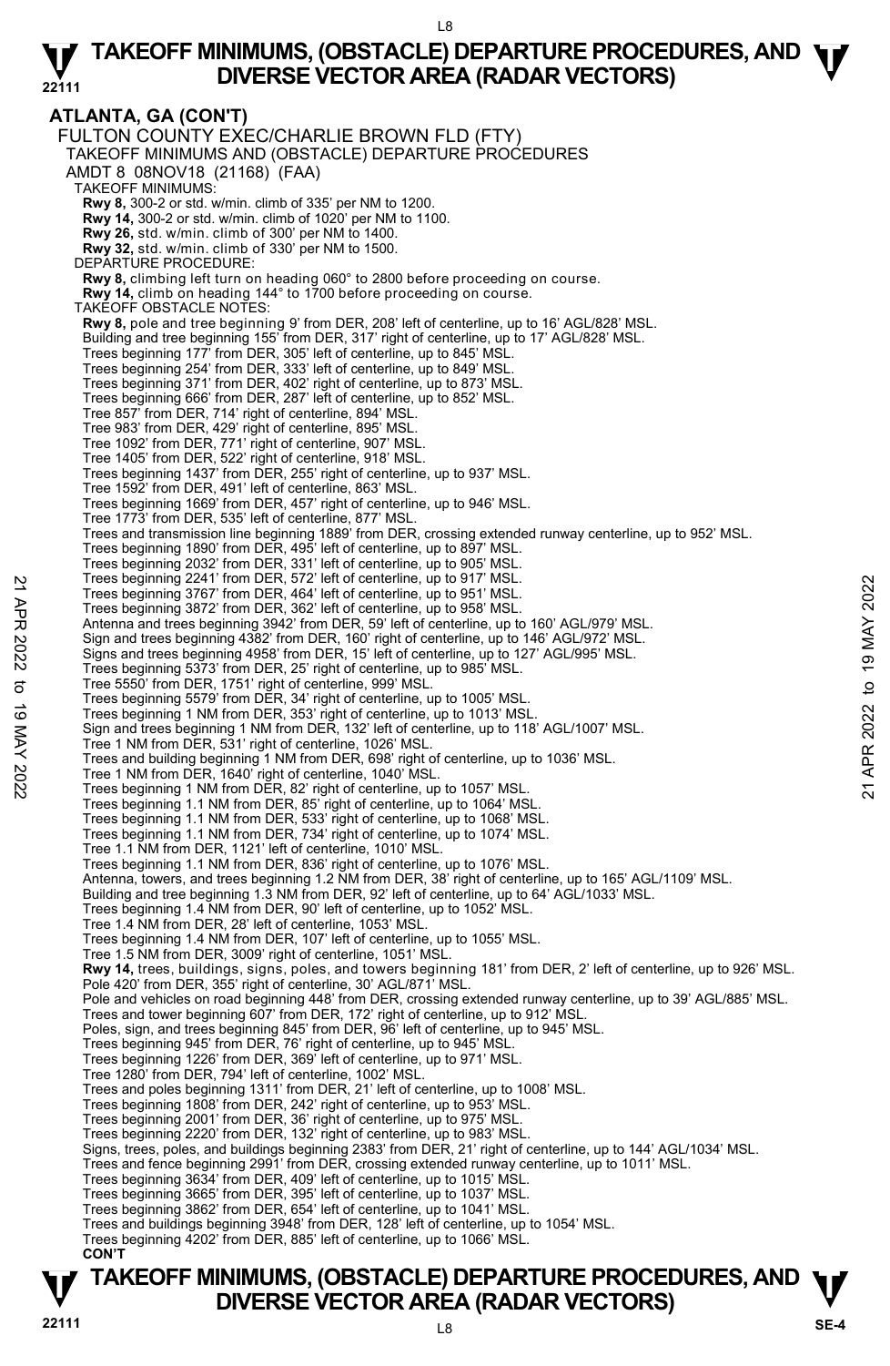## ATLANTA, GA (CON'T)

FULTON COUNTY EXEC/CHARLIE BROWN FLD (FTY)
TAKEOFF MINIMUMS AND (OBSTACLE) DEPARTURE PROCEDURES
AMDT 8 08NOV18 (21168) (FAA)

TAKEOFF MINIMUMS:
**Rwy 8,** 300-2 or std. w/min. climb of 335' per NM to 1200.
**Rwy 14,** 300-2 or std. w/min. climb of 1020' per NM to 1100.
**Rwy 26,** std. w/min. climb of 300' per NM to 1400.
**Rwy 32,** std. w/min. climb of 330' per NM to 1500.

DEPARTURE PROCEDURE:
**Rwy 8,** climbing left turn on heading 060° to 2800 before proceeding on course.
**Rwy 14,** climb on heading 144° to 1700 before proceeding on course.

TAKEOFF OBSTACLE NOTES:
**Rwy 8,** pole and tree beginning 9' from DER, 208' left of centerline, up to 16' AGL/828' MSL.
Building and tree beginning 155' from DER, 317' right of centerline, up to 17' AGL/828' MSL.
Trees beginning 177' from DER, 305' left of centerline, up to 845' MSL.
Trees beginning 254' from DER, 333' left of centerline, up to 849' MSL.
Trees beginning 371' from DER, 402' right of centerline, up to 873' MSL.
Trees beginning 666' from DER, 287' left of centerline, up to 852' MSL.
Tree 857' from DER, 714' right of centerline, 894' MSL.
Tree 983' from DER, 429' right of centerline, 895' MSL.
Tree 1092' from DER, 771' right of centerline, 907' MSL.
Tree 1405' from DER, 522' right of centerline, 918' MSL.
Trees beginning 1437' from DER, 255' right of centerline, up to 937' MSL.
Tree 1592' from DER, 491' left of centerline, 863' MSL.
Trees beginning 1669' from DER, 457' right of centerline, up to 946' MSL.
Tree 1773' from DER, 535' left of centerline, 877' MSL.
Trees and transmission line beginning 1889' from DER, crossing extended runway centerline, up to 952' MSL.
Trees beginning 1890' from DER, 495' left of centerline, up to 897' MSL.
Trees beginning 2032' from DER, 331' left of centerline, up to 905' MSL.
Trees beginning 2241' from DER, 572' left of centerline, up to 917' MSL.
Trees beginning 3767' from DER, 464' left of centerline, up to 951' MSL.
Trees beginning 3872' from DER, 362' left of centerline, up to 958' MSL.
Antenna and trees beginning 3942' from DER, 59' left of centerline, up to 160' AGL/979' MSL.
Sign and trees beginning 4382' from DER, 160' right of centerline, up to 146' AGL/972' MSL.
Signs and trees beginning 4958' from DER, 15' left of centerline, up to 127' AGL/995' MSL.
Trees beginning 5373' from DER, 25' right of centerline, up to 985' MSL.
Tree 5550' from DER, 1751' right of centerline, 999' MSL.
Trees beginning 5579' from DER, 34' right of centerline, up to 1005' MSL.
Trees beginning 1 NM from DER, 353' right of centerline, up to 1013' MSL.
Sign and trees beginning 1 NM from DER, 132' left of centerline, up to 118' AGL/1007' MSL.
Tree 1 NM from DER, 531' right of centerline, 1026' MSL.
Trees and building beginning 1 NM from DER, 698' right of centerline, up to 1036' MSL.
Tree 1 NM from DER, 1640' right of centerline, 1040' MSL.
Trees beginning 1 NM from DER, 82' right of centerline, up to 1057' MSL.
Trees beginning 1.1 NM from DER, 85' right of centerline, up to 1064' MSL.
Trees beginning 1.1 NM from DER, 533' right of centerline, up to 1068' MSL.
Trees beginning 1.1 NM from DER, 734' right of centerline, up to 1074' MSL.
Tree 1.1 NM from DER, 1121' left of centerline, 1010' MSL.
Trees beginning 1.1 NM from DER, 836' right of centerline, up to 1076' MSL.
Antenna, towers, and trees beginning 1.2 NM from DER, 38' right of centerline, up to 165' AGL/1109' MSL.
Building and tree beginning 1.3 NM from DER, 92' left of centerline, up to 64' AGL/1033' MSL.
Trees beginning 1.4 NM from DER, 90' left of centerline, up to 1052' MSL.
Tree 1.4 NM from DER, 28' left of centerline, 1053' MSL.
Trees beginning 1.4 NM from DER, 107' left of centerline, up to 1055' MSL.
Tree 1.5 NM from DER, 3009' right of centerline, 1051' MSL.
**Rwy 14,** trees, buildings, signs, poles, and towers beginning 181' from DER, 2' left of centerline, up to 926' MSL.
Pole 420' from DER, 355' right of centerline, 30' AGL/871' MSL.
Pole and vehicles on road beginning 448' from DER, crossing extended runway centerline, up to 39' AGL/885' MSL.
Trees and tower beginning 607' from DER, 172' right of centerline, up to 912' MSL.
Poles, sign, and trees beginning 845' from DER, 96' left of centerline, up to 945' MSL.
Trees beginning 945' from DER, 76' right of centerline, up to 945' MSL.
Trees beginning 1226' from DER, 369' left of centerline, up to 971' MSL.
Tree 1280' from DER, 794' left of centerline, 1002' MSL.
Trees and poles beginning 1311' from DER, 21' left of centerline, up to 1008' MSL.
Trees beginning 1808' from DER, 242' right of centerline, up to 953' MSL.
Trees beginning 2001' from DER, 36' right of centerline, up to 975' MSL.
Trees beginning 2220' from DER, 132' right of centerline, up to 983' MSL.
Signs, trees, poles, and buildings beginning 2383' from DER, 21' right of centerline, up to 144' AGL/1034' MSL.
Trees and fence beginning 2991' from DER, crossing extended runway centerline, up to 1011' MSL.
Trees beginning 3634' from DER, 409' left of centerline, up to 1015' MSL.
Trees beginning 3665' from DER, 395' left of centerline, up to 1037' MSL.
Trees beginning 3862' from DER, 654' left of centerline, up to 1041' MSL.
Trees and buildings beginning 3948' from DER, 128' left of centerline, up to 1054' MSL.
Trees beginning 4202' from DER, 885' left of centerline, up to 1066' MSL.
**CON'T**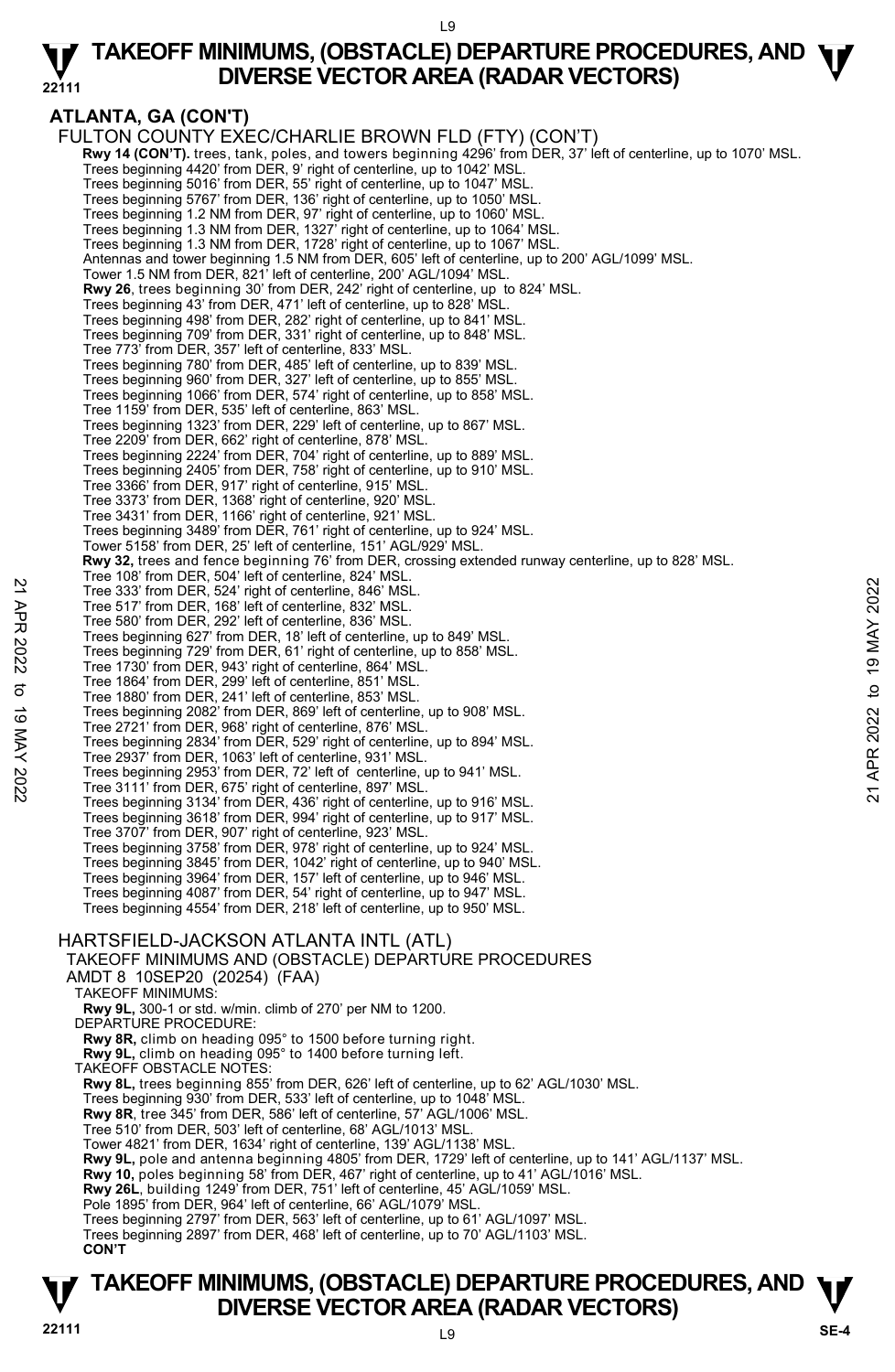## ATLANTA, GA (CON'T)

FULTON COUNTY EXEC/CHARLIE BROWN FLD (FTY) (CON'T)

**Rwy 14 (CON'T).** trees, tank, poles, and towers beginning 4296' from DER, 37' left of centerline, up to 1070' MSL.
Trees beginning 4420' from DER, 9' right of centerline, up to 1042' MSL.
Trees beginning 5016' from DER, 55' right of centerline, up to 1047' MSL.
Trees beginning 5767' from DER, 136' right of centerline, up to 1050' MSL.
Trees beginning 1.2 NM from DER, 97' right of centerline, up to 1060' MSL.
Trees beginning 1.3 NM from DER, 1327' right of centerline, up to 1064' MSL.
Trees beginning 1.3 NM from DER, 1728' right of centerline, up to 1067' MSL.
Antennas and tower beginning 1.5 NM from DER, 605' left of centerline, up to 200' AGL/1099' MSL.
Tower 1.5 NM from DER, 821' left of centerline, 200' AGL/1094' MSL.

**Rwy 26**, trees beginning 30' from DER, 242' right of centerline, up to 824' MSL.
Trees beginning 43' from DER, 471' left of centerline, up to 828' MSL.
Trees beginning 498' from DER, 282' right of centerline, up to 841' MSL.
Trees beginning 709' from DER, 331' right of centerline, up to 848' MSL.
Tree 773' from DER, 357' left of centerline, 833' MSL.
Trees beginning 780' from DER, 485' left of centerline, up to 839' MSL.
Trees beginning 960' from DER, 327' left of centerline, up to 855' MSL.
Trees beginning 1066' from DER, 574' right of centerline, up to 858' MSL.
Tree 1159' from DER, 535' left of centerline, 863' MSL.
Trees beginning 1323' from DER, 229' left of centerline, up to 867' MSL.
Tree 2209' from DER, 662' right of centerline, 878' MSL.
Trees beginning 2224' from DER, 704' right of centerline, up to 889' MSL.
Trees beginning 2405' from DER, 758' right of centerline, up to 910' MSL.
Tree 3366' from DER, 917' right of centerline, 915' MSL.
Tree 3373' from DER, 1368' right of centerline, 920' MSL.
Tree 3431' from DER, 1166' right of centerline, 921' MSL.
Trees beginning 3489' from DER, 761' right of centerline, up to 924' MSL.
Tower 5158' from DER, 25' left of centerline, 151' AGL/929' MSL.

**Rwy 32,** trees and fence beginning 76' from DER, crossing extended runway centerline, up to 828' MSL.
Tree 108' from DER, 504' left of centerline, 824' MSL.
Tree 333' from DER, 524' right of centerline, 846' MSL.
Tree 517' from DER, 168' left of centerline, 832' MSL.
Tree 580' from DER, 292' left of centerline, 836' MSL.
Trees beginning 627' from DER, 18' left of centerline, up to 849' MSL.
Trees beginning 729' from DER, 61' right of centerline, up to 858' MSL.
Tree 1730' from DER, 943' right of centerline, 864' MSL.
Tree 1864' from DER, 299' left of centerline, 851' MSL.
Tree 1880' from DER, 241' left of centerline, 853' MSL.
Trees beginning 2082' from DER, 869' left of centerline, up to 908' MSL.
Tree 2721' from DER, 968' right of centerline, 876' MSL.
Trees beginning 2834' from DER, 529' right of centerline, up to 894' MSL.
Tree 2937' from DER, 1063' left of centerline, 931' MSL.
Trees beginning 2953' from DER, 72' left of centerline, up to 941' MSL.
Tree 3111' from DER, 675' right of centerline, 897' MSL.
Trees beginning 3134' from DER, 436' right of centerline, up to 916' MSL.
Trees beginning 3618' from DER, 994' right of centerline, up to 917' MSL.
Tree 3707' from DER, 907' right of centerline, 923' MSL.
Trees beginning 3758' from DER, 978' right of centerline, up to 924' MSL.
Trees beginning 3845' from DER, 1042' right of centerline, up to 940' MSL.
Trees beginning 3964' from DER, 157' left of centerline, up to 946' MSL.
Trees beginning 4087' from DER, 54' right of centerline, up to 947' MSL.
Trees beginning 4554' from DER, 218' left of centerline, up to 950' MSL.

HARTSFIELD-JACKSON ATLANTA INTL (ATL)
TAKEOFF MINIMUMS AND (OBSTACLE) DEPARTURE PROCEDURES
AMDT 8 10SEP20 (20254) (FAA)

TAKEOFF MINIMUMS:
**Rwy 9L,** 300-1 or std. w/min. climb of 270' per NM to 1200.

DEPARTURE PROCEDURE:
**Rwy 8R,** climb on heading 095° to 1500 before turning right.
**Rwy 9L,** climb on heading 095° to 1400 before turning left.

TAKEOFF OBSTACLE NOTES:
**Rwy 8L,** trees beginning 855' from DER, 626' left of centerline, up to 62' AGL/1030' MSL.
Trees beginning 930' from DER, 533' left of centerline, up to 1048' MSL.
**Rwy 8R**, tree 345' from DER, 586' left of centerline, 57' AGL/1006' MSL.
Tree 510' from DER, 503' left of centerline, 68' AGL/1013' MSL.
Tower 4821' from DER, 1634' right of centerline, 139' AGL/1138' MSL.
**Rwy 9L,** pole and antenna beginning 4805' from DER, 1729' left of centerline, up to 141' AGL/1137' MSL.
**Rwy 10,** poles beginning 58' from DER, 467' right of centerline, up to 41' AGL/1016' MSL.
**Rwy 26L**, building 1249' from DER, 751' left of centerline, 45' AGL/1059' MSL.
Pole 1895' from DER, 964' left of centerline, 66' AGL/1079' MSL.
Trees beginning 2797' from DER, 563' left of centerline, up to 61' AGL/1097' MSL.
Trees beginning 2897' from DER, 468' left of centerline, up to 70' AGL/1103' MSL.
**CON'T**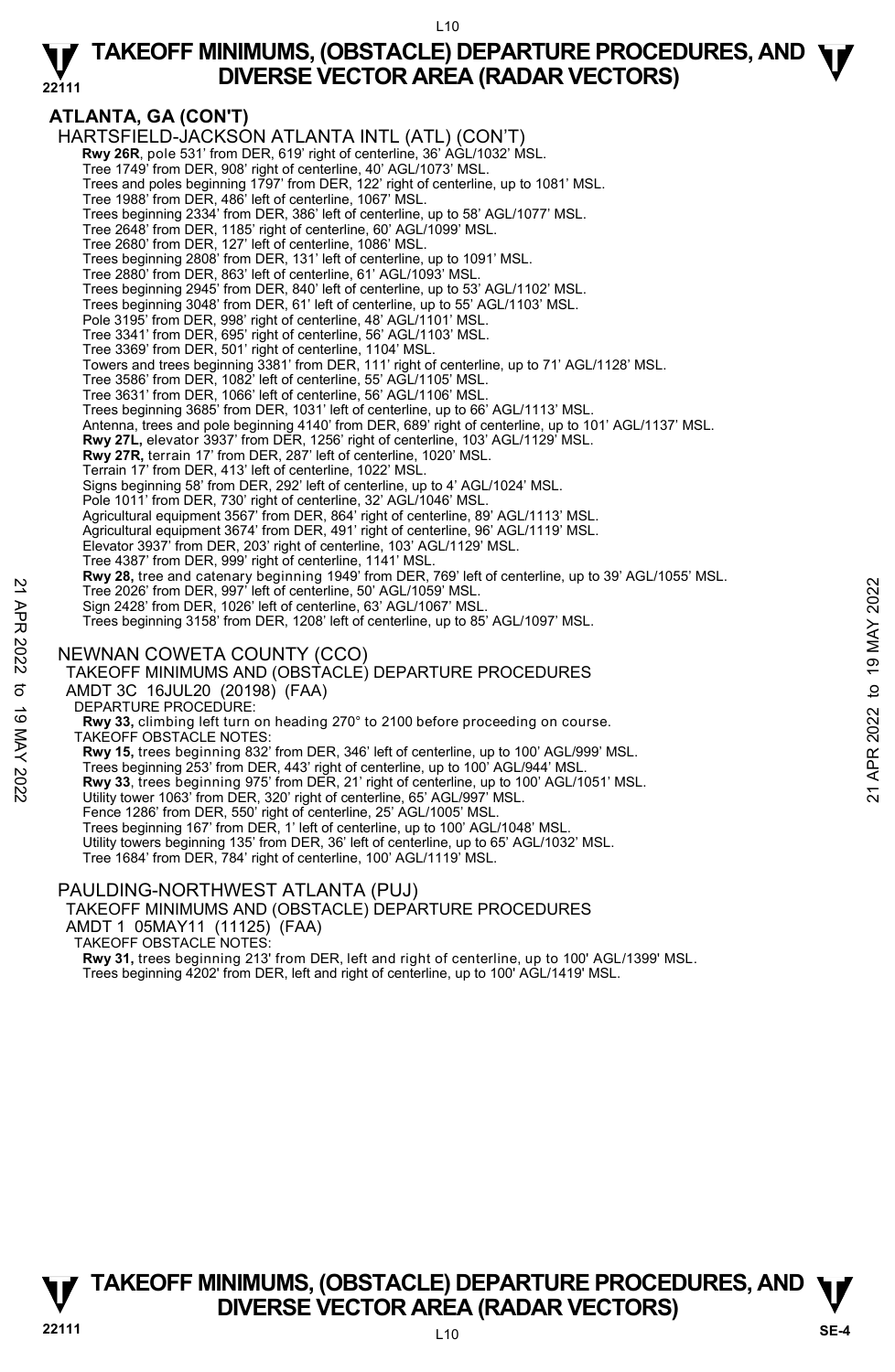## ATLANTA, GA (CON'T)

### HARTSFIELD-JACKSON ATLANTA INTL (ATL) (CON'T)

**Rwy 26R**, pole 531' from DER, 619' right of centerline, 36' AGL/1032' MSL.
Tree 1749' from DER, 908' right of centerline, 40' AGL/1073' MSL.
Trees and poles beginning 1797' from DER, 122' right of centerline, up to 1081' MSL.
Tree 1988' from DER, 486' left of centerline, 1067' MSL.
Trees beginning 2334' from DER, 386' left of centerline, up to 58' AGL/1077' MSL.
Tree 2648' from DER, 1185' right of centerline, 60' AGL/1099' MSL.
Tree 2680' from DER, 127' left of centerline, 1086' MSL.
Trees beginning 2808' from DER, 131' left of centerline, up to 1091' MSL.
Tree 2880' from DER, 863' left of centerline, 61' AGL/1093' MSL.
Trees beginning 2945' from DER, 840' left of centerline, up to 53' AGL/1102' MSL.
Trees beginning 3048' from DER, 61' left of centerline, up to 55' AGL/1103' MSL.
Pole 3195' from DER, 998' right of centerline, 48' AGL/1101' MSL.
Tree 3341' from DER, 695' right of centerline, 56' AGL/1103' MSL.
Tree 3369' from DER, 501' right of centerline, 1104' MSL.
Towers and trees beginning 3381' from DER, 111' right of centerline, up to 71' AGL/1128' MSL.
Tree 3586' from DER, 1082' left of centerline, 55' AGL/1105' MSL.
Tree 3631' from DER, 1066' left of centerline, 56' AGL/1106' MSL.
Trees beginning 3685' from DER, 1031' left of centerline, up to 66' AGL/1113' MSL.
Antenna, trees and pole beginning 4140' from DER, 689' right of centerline, up to 101' AGL/1137' MSL.
**Rwy 27L,** elevator 3937' from DER, 1256' right of centerline, 103' AGL/1129' MSL.
**Rwy 27R,** terrain 17' from DER, 287' left of centerline, 1020' MSL.
Terrain 17' from DER, 413' left of centerline, 1022' MSL.
Signs beginning 58' from DER, 292' left of centerline, up to 4' AGL/1024' MSL.
Pole 1011' from DER, 730' right of centerline, 32' AGL/1046' MSL.
Agricultural equipment 3567' from DER, 864' right of centerline, 89' AGL/1113' MSL.
Agricultural equipment 3674' from DER, 491' right of centerline, 96' AGL/1119' MSL.
Elevator 3937' from DER, 203' right of centerline, 103' AGL/1129' MSL.
Tree 4387' from DER, 999' right of centerline, 1141' MSL.
**Rwy 28,** tree and catenary beginning 1949' from DER, 769' left of centerline, up to 39' AGL/1055' MSL.
Tree 2026' from DER, 997' left of centerline, 50' AGL/1059' MSL.
Sign 2428' from DER, 1026' left of centerline, 63' AGL/1067' MSL.
Trees beginning 3158' from DER, 1208' left of centerline, up to 85' AGL/1097' MSL.

### NEWNAN COWETA COUNTY (CCO)

TAKEOFF MINIMUMS AND (OBSTACLE) DEPARTURE PROCEDURES
AMDT 3C 16JUL20 (20198) (FAA)

DEPARTURE PROCEDURE:
**Rwy 33,** climbing left turn on heading 270° to 2100 before proceeding on course.

TAKEOFF OBSTACLE NOTES:
**Rwy 15,** trees beginning 832' from DER, 346' left of centerline, up to 100' AGL/999' MSL.
Trees beginning 253' from DER, 443' right of centerline, up to 100' AGL/944' MSL.
**Rwy 33**, trees beginning 975' from DER, 21' right of centerline, up to 100' AGL/1051' MSL.
Utility tower 1063' from DER, 320' right of centerline, 65' AGL/997' MSL.
Fence 1286' from DER, 550' right of centerline, 25' AGL/1005' MSL.
Trees beginning 167' from DER, 1' left of centerline, up to 100' AGL/1048' MSL.
Utility towers beginning 135' from DER, 36' left of centerline, up to 65' AGL/1032' MSL.
Tree 1684' from DER, 784' right of centerline, 100' AGL/1119' MSL.

### PAULDING-NORTHWEST ATLANTA (PUJ)

TAKEOFF MINIMUMS AND (OBSTACLE) DEPARTURE PROCEDURES
AMDT 1 05MAY11 (11125) (FAA)

TAKEOFF OBSTACLE NOTES:
**Rwy 31,** trees beginning 213' from DER, left and right of centerline, up to 100' AGL/1399' MSL.
Trees beginning 4202' from DER, left and right of centerline, up to 100' AGL/1419' MSL.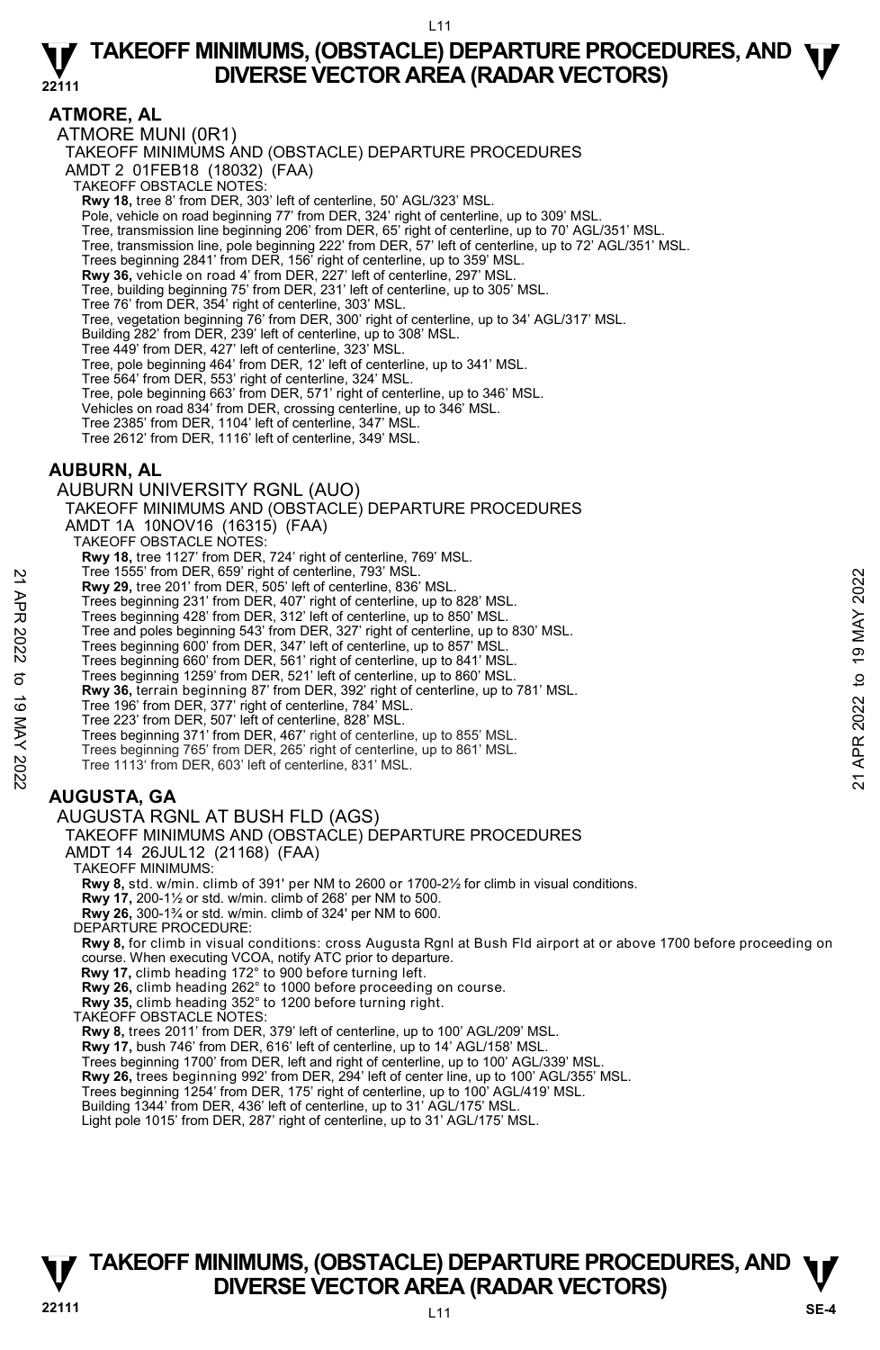# ATMORE, AL

## ATMORE MUNI (0R1)

TAKEOFF MINIMUMS AND (OBSTACLE) DEPARTURE PROCEDURES

AMDT 2 01FEB18 (18032) (FAA)

TAKEOFF OBSTACLE NOTES:

**Rwy 18,** tree 8' from DER, 303' left of centerline, 50' AGL/323' MSL.
Pole, vehicle on road beginning 77' from DER, 324' right of centerline, up to 309' MSL.
Tree, transmission line beginning 206' from DER, 65' right of centerline, up to 70' AGL/351' MSL.
Tree, transmission line, pole beginning 222' from DER, 57' left of centerline, up to 72' AGL/351' MSL.
Trees beginning 2841' from DER, 156' right of centerline, up to 359' MSL.
**Rwy 36,** vehicle on road 4' from DER, 227' left of centerline, 297' MSL.
Tree, building beginning 75' from DER, 231' left of centerline, up to 305' MSL.
Tree 76' from DER, 354' right of centerline, 303' MSL.
Tree, vegetation beginning 76' from DER, 300' right of centerline, up to 34' AGL/317' MSL.
Building 282' from DER, 239' left of centerline, up to 308' MSL.
Tree 449' from DER, 427' left of centerline, 323' MSL.
Tree, pole beginning 464' from DER, 12' left of centerline, up to 341' MSL.
Tree 564' from DER, 553' right of centerline, 324' MSL.
Tree, pole beginning 663' from DER, 571' right of centerline, up to 346' MSL.
Vehicles on road 834' from DER, crossing centerline, up to 346' MSL.
Tree 2385' from DER, 1104' left of centerline, 347' MSL.
Tree 2612' from DER, 1116' left of centerline, 349' MSL.

# AUBURN, AL

## AUBURN UNIVERSITY RGNL (AUO)

TAKEOFF MINIMUMS AND (OBSTACLE) DEPARTURE PROCEDURES

AMDT 1A 10NOV16 (16315) (FAA)

TAKEOFF OBSTACLE NOTES:

**Rwy 18,** tree 1127' from DER, 724' right of centerline, 769' MSL.
Tree 1555' from DER, 659' right of centerline, 793' MSL.
**Rwy 29,** tree 201' from DER, 505' left of centerline, 836' MSL.
Trees beginning 231' from DER, 407' right of centerline, up to 828' MSL.
Trees beginning 428' from DER, 312' left of centerline, up to 850' MSL.
Tree and poles beginning 543' from DER, 327' right of centerline, up to 830' MSL.
Trees beginning 600' from DER, 347' left of centerline, up to 857' MSL.
Trees beginning 660' from DER, 561' right of centerline, up to 841' MSL.
Trees beginning 1259' from DER, 521' left of centerline, up to 860' MSL.
**Rwy 36,** terrain beginning 87' from DER, 392' right of centerline, up to 781' MSL.
Tree 196' from DER, 377' right of centerline, 784' MSL.
Tree 223' from DER, 507' left of centerline, 828' MSL.
Trees beginning 371' from DER, 467' right of centerline, up to 855' MSL.
Trees beginning 765' from DER, 265' right of centerline, up to 861' MSL.
Tree 1113' from DER, 603' left of centerline, 831' MSL.

# AUGUSTA, GA

## AUGUSTA RGNL AT BUSH FLD (AGS)

TAKEOFF MINIMUMS AND (OBSTACLE) DEPARTURE PROCEDURES

AMDT 14 26JUL12 (21168) (FAA)

TAKEOFF MINIMUMS:

**Rwy 8,** std. w/min. climb of 391' per NM to 2600 or 1700-2½ for climb in visual conditions.
**Rwy 17,** 200-1½ or std. w/min. climb of 268' per NM to 500.
**Rwy 26,** 300-1¾ or std. w/min. climb of 324' per NM to 600.

DEPARTURE PROCEDURE:

**Rwy 8,** for climb in visual conditions: cross Augusta Rgnl at Bush Fld airport at or above 1700 before proceeding on course. When executing VCOA, notify ATC prior to departure.
**Rwy 17,** climb heading 172° to 900 before turning left.
**Rwy 26,** climb heading 262° to 1000 before proceeding on course.
**Rwy 35,** climb heading 352° to 1200 before turning right.

TAKEOFF OBSTACLE NOTES:

**Rwy 8,** trees 2011' from DER, 379' left of centerline, up to 100' AGL/209' MSL.
**Rwy 17,** bush 746' from DER, 616' left of centerline, up to 14' AGL/158' MSL.
Trees beginning 1700' from DER, left and right of centerline, up to 100' AGL/339' MSL.
**Rwy 26,** trees beginning 992' from DER, 294' left of center line, up to 100' AGL/355' MSL.
Trees beginning 1254' from DER, 175' right of centerline, up to 100' AGL/419' MSL.
Building 1344' from DER, 436' left of centerline, up to 31' AGL/175' MSL.
Light pole 1015' from DER, 287' right of centerline, up to 31' AGL/175' MSL.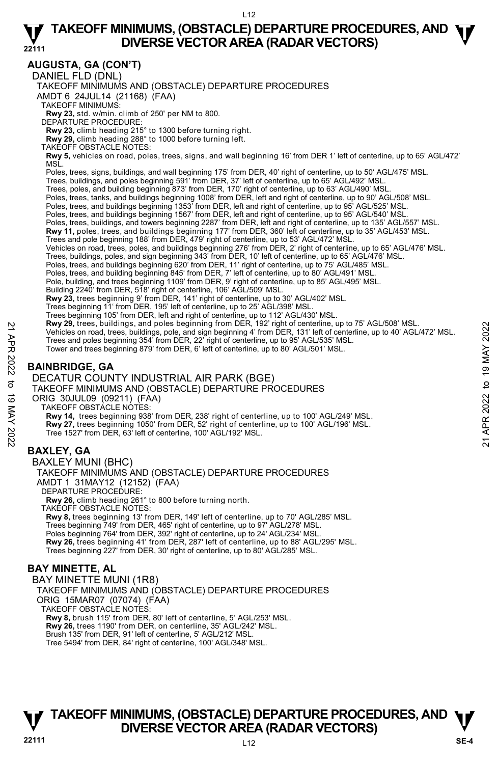## AUGUSTA, GA (CON'T)

DANIEL FLD (DNL)

TAKEOFF MINIMUMS AND (OBSTACLE) DEPARTURE PROCEDURES

AMDT 6 24JUL14 (21168) (FAA)

TAKEOFF MINIMUMS:

**Rwy 23,** std. w/min. climb of 250' per NM to 800.

DEPARTURE PROCEDURE:

**Rwy 23,** climb heading 215° to 1300 before turning right.

**Rwy 29,** climb heading 288° to 1000 before turning left.

TAKEOFF OBSTACLE NOTES:

**Rwy 5,** vehicles on road, poles, trees, signs, and wall beginning 16' from DER 1' left of centerline, up to 65' AGL/472' MSL.

Poles, trees, signs, buildings, and wall beginning 175' from DER, 40' right of centerline, up to 50' AGL/475' MSL.

Trees, buildings, and poles beginning 591' from DER, 37' left of centerline, up to 65' AGL/492' MSL.

Trees, poles, and building beginning 873' from DER, 170' right of centerline, up to 63' AGL/490' MSL.

Poles, trees, tanks, and buildings beginning 1008' from DER, left and right of centerline, up to 90' AGL/508' MSL.

Poles, trees, and buildings beginning 1353' from DER, left and right of centerline, up to 95' AGL/525' MSL.

Poles, trees, and buildings beginning 1567' from DER, left and right of centerline, up to 95' AGL/540' MSL.

Poles, trees, buildings, and towers beginning 2287' from DER, left and right of centerline, up to 135' AGL/557' MSL.

**Rwy 11,** poles, trees, and buildings beginning 177' from DER, 360' left of centerline, up to 35' AGL/453' MSL.

Trees and pole beginning 188' from DER, 479' right of centerline, up to 53' AGL/472' MSL.

Vehicles on road, trees, poles, and buildings beginning 276' from DER, 2' right of centerline, up to 65' AGL/476' MSL.

Trees, buildings, poles, and sign beginning 343' from DER, 10' left of centerline, up to 65' AGL/476' MSL.

Poles, trees, and buildings beginning 620' from DER, 11' right of centerline, up to 75' AGL/485' MSL.

Poles, trees, and building beginning 845' from DER, 7' left of centerline, up to 80' AGL/491' MSL.

Pole, building, and trees beginning 1109' from DER, 9' right of centerline, up to 85' AGL/495' MSL.

Building 2240' from DER, 518' right of centerline, 106' AGL/509' MSL.

**Rwy 23,** trees beginning 9' from DER, 141' right of centerline, up to 30' AGL/402' MSL.

Trees beginning 11' from DER, 195' left of centerline, up to 25' AGL/398' MSL.

Trees beginning 105' from DER, left and right of centerline, up to 112' AGL/430' MSL.

**Rwy 29,** trees, buildings, and poles beginning from DER, 192' right of centerline, up to 75' AGL/508' MSL.

Vehicles on road, trees, buildings, pole, and sign beginning 4' from DER, 131' left of centerline, up to 40' AGL/472' MSL.

Trees and poles beginning 354' from DER, 22' right of centerline, up to 95' AGL/535' MSL.

Tower and trees beginning 879' from DER, 6' left of centerline, up to 80' AGL/501' MSL.

## BAINBRIDGE, GA

DECATUR COUNTY INDUSTRIAL AIR PARK (BGE)

TAKEOFF MINIMUMS AND (OBSTACLE) DEPARTURE PROCEDURES

ORIG 30JUL09 (09211) (FAA)

TAKEOFF OBSTACLE NOTES:

**Rwy 14,** trees beginning 938' from DER, 238' right of centerline, up to 100' AGL/249' MSL.

**Rwy 27,** trees beginning 1050' from DER, 52' right of centerline, up to 100' AGL/196' MSL.

Tree 1527' from DER, 63' left of centerline, 100' AGL/192' MSL.

## BAXLEY, GA

BAXLEY MUNI (BHC)

TAKEOFF MINIMUMS AND (OBSTACLE) DEPARTURE PROCEDURES

AMDT 1 31MAY12 (12152) (FAA)

DEPARTURE PROCEDURE:

**Rwy 26,** climb heading 261° to 800 before turning north.

TAKEOFF OBSTACLE NOTES:

**Rwy 8,** trees beginning 13' from DER, 149' left of centerline, up to 70' AGL/285' MSL.

Trees beginning 749' from DER, 465' right of centerline, up to 97' AGL/278' MSL.

Poles beginning 764' from DER, 392' right of centerline, up to 24' AGL/234' MSL.

**Rwy 26,** trees beginning 41' from DER, 287' left of centerline, up to 88' AGL/295' MSL.

Trees beginning 227' from DER, 30' right of centerline, up to 80' AGL/285' MSL.

## BAY MINETTE, AL

BAY MINETTE MUNI (1R8)

TAKEOFF MINIMUMS AND (OBSTACLE) DEPARTURE PROCEDURES

ORIG 15MAR07 (07074) (FAA)

TAKEOFF OBSTACLE NOTES:

**Rwy 8,** brush 115' from DER, 80' left of centerline, 5' AGL/253' MSL.

**Rwy 26,** trees 1190' from DER, on centerline, 35' AGL/242' MSL.

Brush 135' from DER, 91' left of centerline, 5' AGL/212' MSL.

Tree 5494' from DER, 84' right of centerline, 100' AGL/348' MSL.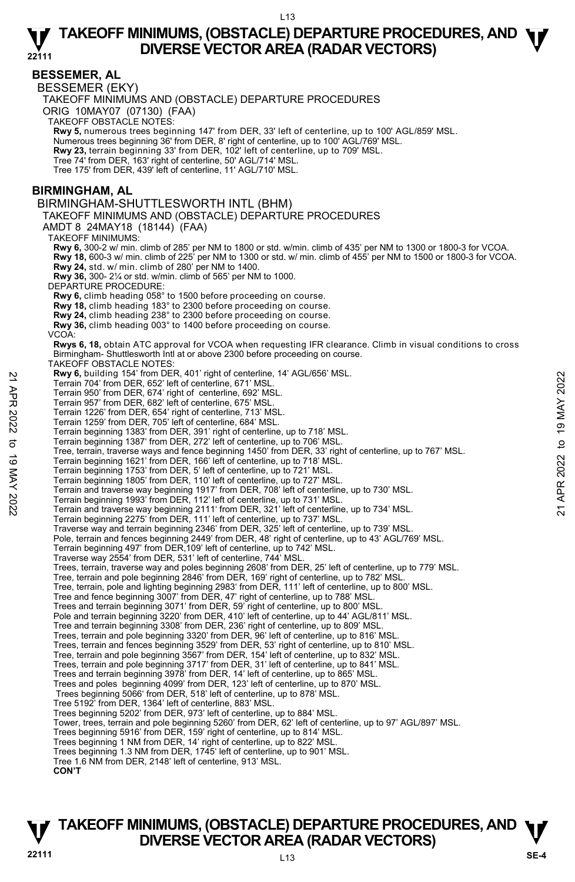## BESSEMER, AL

BESSEMER (EKY)

TAKEOFF MINIMUMS AND (OBSTACLE) DEPARTURE PROCEDURES

ORIG 10MAY07 (07130) (FAA)

TAKEOFF OBSTACLE NOTES:

**Rwy 5,** numerous trees beginning 147' from DER, 33' left of centerline, up to 100' AGL/859' MSL.
Numerous trees beginning 36' from DER, 8' right of centerline, up to 100' AGL/769' MSL.
**Rwy 23,** terrain beginning 33' from DER, 102' left of centerline, up to 709' MSL.
Tree 74' from DER, 163' right of centerline, 50' AGL/714' MSL.
Tree 175' from DER, 439' left of centerline, 11' AGL/710' MSL.

## BIRMINGHAM, AL

BIRMINGHAM-SHUTTLESWORTH INTL (BHM)

TAKEOFF MINIMUMS AND (OBSTACLE) DEPARTURE PROCEDURES

AMDT 8 24MAY18 (18144) (FAA)

TAKEOFF MINIMUMS:

**Rwy 6,** 300-2 w/ min. climb of 285' per NM to 1800 or std. w/min. climb of 435' per NM to 1300 or 1800-3 for VCOA.
**Rwy 18,** 600-3 w/ min. climb of 225' per NM to 1300 or std. w/ min. climb of 455' per NM to 1500 or 1800-3 for VCOA.
**Rwy 24,** std. w/ min. climb of 280' per NM to 1400.
**Rwy 36,** 300- 2¼ or std. w/min. climb of 565' per NM to 1000.

DEPARTURE PROCEDURE:

**Rwy 6,** climb heading 058° to 1500 before proceeding on course.
**Rwy 18,** climb heading 183° to 2300 before proceeding on course.
**Rwy 24,** climb heading 238° to 2300 before proceeding on course.
**Rwy 36,** climb heading 003° to 1400 before proceeding on course.

VCOA:

**Rwys 6, 18,** obtain ATC approval for VCOA when requesting IFR clearance. Climb in visual conditions to cross Birmingham- Shuttlesworth Intl at or above 2300 before proceeding on course.

TAKEOFF OBSTACLE NOTES:

**Rwy 6,** building 154' from DER, 401' right of centerline, 14' AGL/656' MSL.
Terrain 704' from DER, 652' left of centerline, 671' MSL.
Terrain 950' from DER, 674' right of centerline, 692' MSL.
Terrain 957' from DER, 682' left of centerline, 675' MSL.
Terrain 1226' from DER, 654' right of centerline, 713' MSL.
Terrain 1259' from DER, 705' left of centerline, 684' MSL.
Terrain beginning 1383' from DER, 391' right of centerline, up to 718' MSL.
Terrain beginning 1387' from DER, 272' left of centerline, up to 706' MSL.
Tree, terrain, traverse ways and fence beginning 1450' from DER, 33' right of centerline, up to 767' MSL.
Terrain beginning 1621' from DER, 166' left of centerline, up to 718' MSL.
Terrain beginning 1753' from DER, 5' left of centerline, up to 721' MSL.
Terrain beginning 1805' from DER, 110' left of centerline, up to 727' MSL.
Terrain and traverse way beginning 1917' from DER, 708' left of centerline, up to 730' MSL.
Terrain beginning 1993' from DER, 112' left of centerline, up to 731' MSL.
Terrain and traverse way beginning 2111' from DER, 321' left of centerline, up to 734' MSL.
Terrain beginning 2275' from DER, 111' left of centerline, up to 737' MSL.
Traverse way and terrain beginning 2346' from DER, 325' left of centerline, up to 739' MSL.
Pole, terrain and fences beginning 2449' from DER, 48' right of centerline, up to 43' AGL/769' MSL.
Terrain beginning 497' from DER,109' left of centerline, up to 742' MSL.
Traverse way 2554' from DER, 531' left of centerline, 744' MSL.
Trees, terrain, traverse way and poles beginning 2608' from DER, 25' left of centerline, up to 779' MSL.
Tree, terrain and pole beginning 2846' from DER, 169' right of centerline, up to 782' MSL.
Tree, terrain, pole and lighting beginning 2983' from DER, 111' left of centerline, up to 800' MSL.
Tree and fence beginning 3007' from DER, 47' right of centerline, up to 788' MSL.
Trees and terrain beginning 3071' from DER, 59' right of centerline, up to 800' MSL.
Pole and terrain beginning 3220' from DER, 410' left of centerline, up to 44' AGL/811' MSL.
Tree and terrain beginning 3308' from DER, 236' right of centerline, up to 809' MSL.
Trees, terrain and pole beginning 3320' from DER, 96' left of centerline, up to 816' MSL.
Trees, terrain and fences beginning 3529' from DER, 53' right of centerline, up to 810' MSL.
Tree, terrain and pole beginning 3567' from DER, 154' left of centerline, up to 832' MSL.
Trees, terrain and pole beginning 3717' from DER, 31' left of centerline, up to 841' MSL.
Trees and terrain beginning 3978' from DER, 14' left of centerline, up to 865' MSL.
Trees and poles beginning 4099' from DER, 123' left of centerline, up to 870' MSL.
Trees beginning 5066' from DER, 518' left of centerline, up to 878' MSL.
Tree 5192' from DER, 1364' left of centerline, 883' MSL.
Trees beginning 5202' from DER, 973' left of centerline, up to 884' MSL.
Tower, trees, terrain and pole beginning 5260' from DER, 62' left of centerline, up to 97' AGL/897' MSL.
Trees beginning 5916' from DER, 159' right of centerline, up to 814' MSL.
Trees beginning 1 NM from DER, 14' right of centerline, up to 822' MSL.
Trees beginning 1.3 NM from DER, 1745' left of centerline, up to 901' MSL.
Tree 1.6 NM from DER, 2148' left of centerline, 913' MSL.

**CON'T**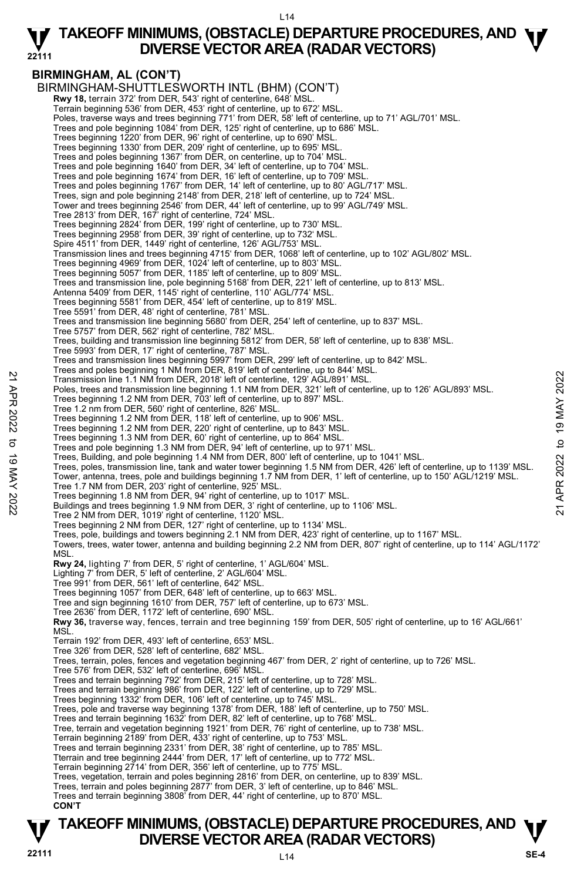## BIRMINGHAM, AL (CON'T)

BIRMINGHAM-SHUTTLESWORTH INTL (BHM) (CON'T)

**Rwy 18,** terrain 372' from DER, 543' right of centerline, 648' MSL.
Terrain beginning 536' from DER, 453' right of centerline, up to 672' MSL.
Poles, traverse ways and trees beginning 771' from DER, 58' left of centerline, up to 71' AGL/701' MSL.
Trees and pole beginning 1084' from DER, 125' right of centerline, up to 686' MSL.
Trees beginning 1220' from DER, 96' right of centerline, up to 690' MSL.
Trees beginning 1330' from DER, 209' right of centerline, up to 695' MSL.
Trees and poles beginning 1367' from DER, on centerline, up to 704' MSL.
Trees and pole beginning 1640' from DER, 34' left of centerline, up to 704' MSL.
Trees and pole beginning 1674' from DER, 16' left of centerline, up to 709' MSL.
Trees and poles beginning 1767' from DER, 14' left of centerline, up to 80' AGL/717' MSL.
Trees, sign and pole beginning 2148' from DER, 218' left of centerline, up to 724' MSL.
Tower and trees beginning 2546' from DER, 44' left of centerline, up to 99' AGL/749' MSL.
Tree 2813' from DER, 167' right of centerline, 724' MSL.
Trees beginning 2824' from DER, 199' right of centerline, up to 730' MSL.
Trees beginning 2958' from DER, 39' right of centerline, up to 732' MSL.
Spire 4511' from DER, 1449' right of centerline, 126' AGL/753' MSL.
Transmission lines and trees beginning 4715' from DER, 1068' left of centerline, up to 102' AGL/802' MSL.
Trees beginning 4969' from DER, 1024' left of centerline, up to 803' MSL.
Trees beginning 5057' from DER, 1185' left of centerline, up to 809' MSL.
Trees and transmission line, pole beginning 5168' from DER, 221' left of centerline, up to 813' MSL.
Antenna 5409' from DER, 1145' right of centerline, 110' AGL/774' MSL.
Trees beginning 5581' from DER, 454' left of centerline, up to 819' MSL.
Tree 5591' from DER, 48' right of centerline, 781' MSL.
Trees and transmission line beginning 5680' from DER, 254' left of centerline, up to 837' MSL.
Tree 5757' from DER, 562' right of centerline, 782' MSL.
Trees, building and transmission line beginning 5812' from DER, 58' left of centerline, up to 838' MSL.
Tree 5993' from DER, 17' right of centerline, 787' MSL.
Trees and transmission lines beginning 5997' from DER, 299' left of centerline, up to 842' MSL.
Trees and poles beginning 1 NM from DER, 819' left of centerline, up to 844' MSL.
Transmission line 1.1 NM from DER, 2018' left of centerline, 129' AGL/891' MSL.
Poles, trees and transmission line beginning 1.1 NM from DER, 321' left of centerline, up to 126' AGL/893' MSL.
Trees beginning 1.2 NM from DER, 703' left of centerline, up to 897' MSL.
Tree 1.2 nm from DER, 560' right of centerline, 826' MSL.
Trees beginning 1.2 NM from DER, 118' left of centerline, up to 906' MSL.
Trees beginning 1.2 NM from DER, 220' right of centerline, up to 843' MSL.
Trees beginning 1.3 NM from DER, 60' right of centerline, up to 864' MSL.
Trees and pole beginning 1.3 NM from DER, 94' left of centerline, up to 971' MSL.
Trees, Building, and pole beginning 1.4 NM from DER, 800' left of centerline, up to 1041' MSL.
Trees, poles, transmission line, tank and water tower beginning 1.5 NM from DER, 426' left of centerline, up to 1139' MSL.
Tower, antenna, trees, pole and buildings beginning 1.7 NM from DER, 1' left of centerline, up to 150' AGL/1219' MSL.
Tree 1.7 NM from DER, 203' right of centerline, 925' MSL.
Trees beginning 1.8 NM from DER, 94' right of centerline, up to 1017' MSL.
Buildings and trees beginning 1.9 NM from DER, 3' right of centerline, up to 1106' MSL.
Tree 2 NM from DER, 1019' right of centerline, 1120' MSL.
Trees beginning 2 NM from DER, 127' right of centerline, up to 1134' MSL.
Trees, pole, buildings and towers beginning 2.1 NM from DER, 423' right of centerline, up to 1167' MSL.
Towers, trees, water tower, antenna and building beginning 2.2 NM from DER, 807' right of centerline, up to 114' AGL/1172' MSL.

**Rwy 24,** lighting 7' from DER, 5' right of centerline, 1' AGL/604' MSL.
Lighting 7' from DER, 5' left of centerline, 2' AGL/604' MSL.
Tree 991' from DER, 561' left of centerline, 642' MSL.
Trees beginning 1057' from DER, 648' left of centerline, up to 663' MSL.
Tree and sign beginning 1610' from DER, 757' left of centerline, up to 673' MSL.
Tree 2636' from DER, 1172' left of centerline, 690' MSL.

**Rwy 36,** traverse way, fences, terrain and tree beginning 159' from DER, 505' right of centerline, up to 16' AGL/661' MSL.
Terrain 192' from DER, 493' left of centerline, 653' MSL.
Tree 326' from DER, 528' left of centerline, 682' MSL.
Trees, terrain, poles, fences and vegetation beginning 467' from DER, 2' right of centerline, up to 726' MSL.
Tree 576' from DER, 532' left of centerline, 696' MSL.
Trees and terrain beginning 792' from DER, 215' left of centerline, up to 728' MSL.
Trees and terrain beginning 986' from DER, 122' left of centerline, up to 729' MSL.
Trees beginning 1332' from DER, 106' left of centerline, up to 745' MSL.
Trees, pole and traverse way beginning 1378' from DER, 188' left of centerline, up to 750' MSL.
Trees and terrain beginning 1632' from DER, 82' left of centerline, up to 768' MSL.
Tree, terrain and vegetation beginning 1921' from DER, 76' right of centerline, up to 738' MSL.
Terrain beginning 2189' from DER, 433' right of centerline, up to 753' MSL.
Trees and terrain beginning 2331' from DER, 38' right of centerline, up to 785' MSL.
Tterrain and tree beginning 2444' from DER, 17' left of centerline, up to 772' MSL.
Terrain beginning 2714' from DER, 356' left of centerline, up to 775' MSL.
Trees, vegetation, terrain and poles beginning 2816' from DER, on centerline, up to 839' MSL.
Trees, terrain and poles beginning 2877' from DER, 3' left of centerline, up to 846' MSL.
Trees and terrain beginning 3808' from DER, 44' right of centerline, up to 870' MSL.

**CON'T**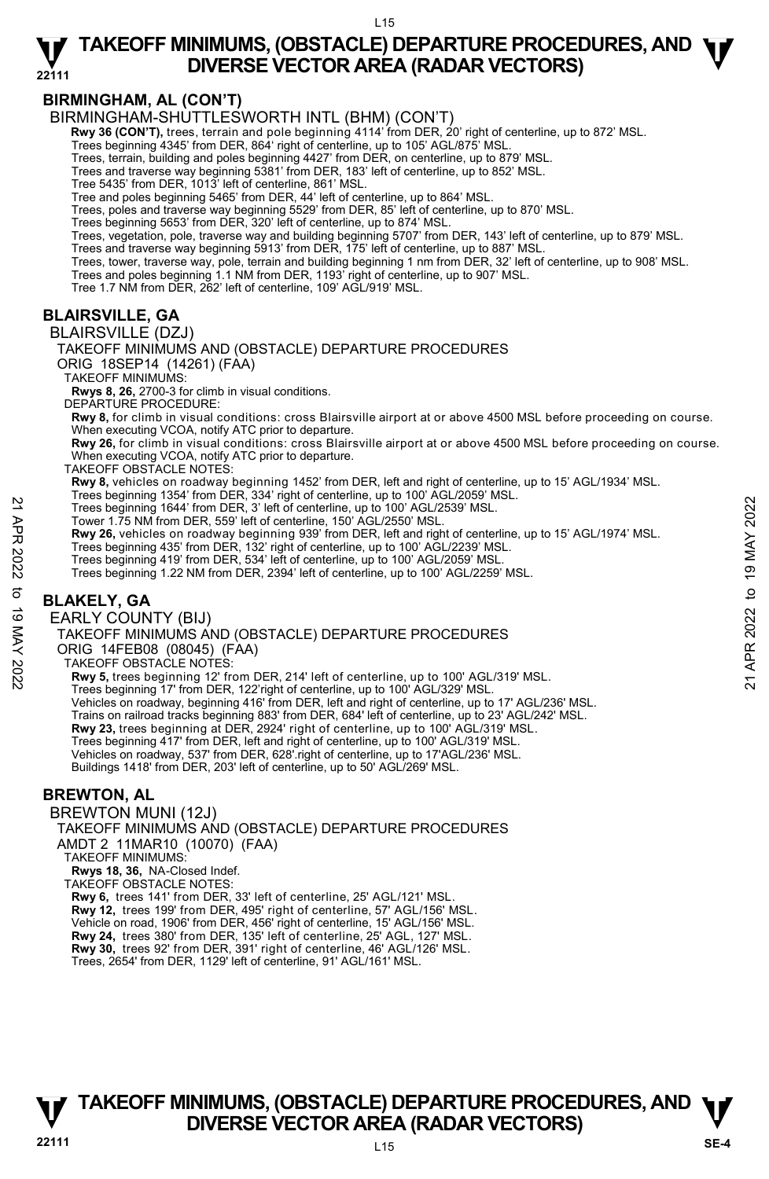## BIRMINGHAM, AL (CON'T)

BIRMINGHAM-SHUTTLESWORTH INTL (BHM) (CON'T)

**Rwy 36 (CON'T),** trees, terrain and pole beginning 4114' from DER, 20' right of centerline, up to 872' MSL.
Trees beginning 4345' from DER, 864' right of centerline, up to 105' AGL/875' MSL.
Trees, terrain, building and poles beginning 4427' from DER, on centerline, up to 879' MSL.
Trees and traverse way beginning 5381' from DER, 183' left of centerline, up to 852' MSL.
Tree 5435' from DER, 1013' left of centerline, 861' MSL.
Tree and poles beginning 5465' from DER, 44' left of centerline, up to 864' MSL.
Trees, poles and traverse way beginning 5529' from DER, 85' left of centerline, up to 870' MSL.
Trees beginning 5653' from DER, 320' left of centerline, up to 874' MSL.
Trees, vegetation, pole, traverse way and building beginning 5707' from DER, 143' left of centerline, up to 879' MSL.
Trees and traverse way beginning 5913' from DER, 175' left of centerline, up to 887' MSL.
Trees, tower, traverse way, pole, terrain and building beginning 1 nm from DER, 32' left of centerline, up to 908' MSL.
Trees and poles beginning 1.1 NM from DER, 1193' right of centerline, up to 907' MSL.
Tree 1.7 NM from DER, 262' left of centerline, 109' AGL/919' MSL.

## BLAIRSVILLE, GA

BLAIRSVILLE (DZJ)

TAKEOFF MINIMUMS AND (OBSTACLE) DEPARTURE PROCEDURES

ORIG 18SEP14 (14261) (FAA)

TAKEOFF MINIMUMS:

**Rwys 8, 26,** 2700-3 for climb in visual conditions.

DEPARTURE PROCEDURE:

**Rwy 8,** for climb in visual conditions: cross Blairsville airport at or above 4500 MSL before proceeding on course. When executing VCOA, notify ATC prior to departure.

**Rwy 26,** for climb in visual conditions: cross Blairsville airport at or above 4500 MSL before proceeding on course. When executing VCOA, notify ATC prior to departure.

TAKEOFF OBSTACLE NOTES:

**Rwy 8,** vehicles on roadway beginning 1452' from DER, left and right of centerline, up to 15' AGL/1934' MSL.
Trees beginning 1354' from DER, 334' right of centerline, up to 100' AGL/2059' MSL.
Trees beginning 1644' from DER, 3' left of centerline, up to 100' AGL/2539' MSL.
Tower 1.75 NM from DER, 559' left of centerline, 150' AGL/2550' MSL.

**Rwy 26,** vehicles on roadway beginning 939' from DER, left and right of centerline, up to 15' AGL/1974' MSL.
Trees beginning 435' from DER, 132' right of centerline, up to 100' AGL/2239' MSL.
Trees beginning 419' from DER, 534' left of centerline, up to 100' AGL/2059' MSL.
Trees beginning 1.22 NM from DER, 2394' left of centerline, up to 100' AGL/2259' MSL.

## BLAKELY, GA

EARLY COUNTY (BIJ)

TAKEOFF MINIMUMS AND (OBSTACLE) DEPARTURE PROCEDURES

ORIG 14FEB08 (08045) (FAA)

TAKEOFF OBSTACLE NOTES:

**Rwy 5,** trees beginning 12' from DER, 214' left of centerline, up to 100' AGL/319' MSL.
Trees beginning 17' from DER, 122'right of centerline, up to 100' AGL/329' MSL.
Vehicles on roadway, beginning 416' from DER, left and right of centerline, up to 17' AGL/236' MSL.
Trains on railroad tracks beginning 883' from DER, 684' left of centerline, up to 23' AGL/242' MSL.

**Rwy 23,** trees beginning at DER, 2924' right of centerline, up to 100' AGL/319' MSL.
Trees beginning 417' from DER, left and right of centerline, up to 100' AGL/319' MSL.
Vehicles on roadway, 537' from DER, 628'.right of centerline, up to 17'AGL/236' MSL.
Buildings 1418' from DER, 203' left of centerline, up to 50' AGL/269' MSL.

## BREWTON, AL

BREWTON MUNI (12J)

TAKEOFF MINIMUMS AND (OBSTACLE) DEPARTURE PROCEDURES

AMDT 2 11MAR10 (10070) (FAA)

TAKEOFF MINIMUMS:

**Rwys 18, 36,** NA-Closed Indef.

TAKEOFF OBSTACLE NOTES:

**Rwy 6,** trees 141' from DER, 33' left of centerline, 25' AGL/121' MSL.

**Rwy 12,** trees 199' from DER, 495' right of centerline, 57' AGL/156' MSL.
Vehicle on road, 1906' from DER, 456' right of centerline, 15' AGL/156' MSL.

**Rwy 24,** trees 380' from DER, 135' left of centerline, 25' AGL, 127' MSL.

**Rwy 30,** trees 92' from DER, 391' right of centerline, 46' AGL/126' MSL.
Trees, 2654' from DER, 1129' left of centerline, 91' AGL/161' MSL.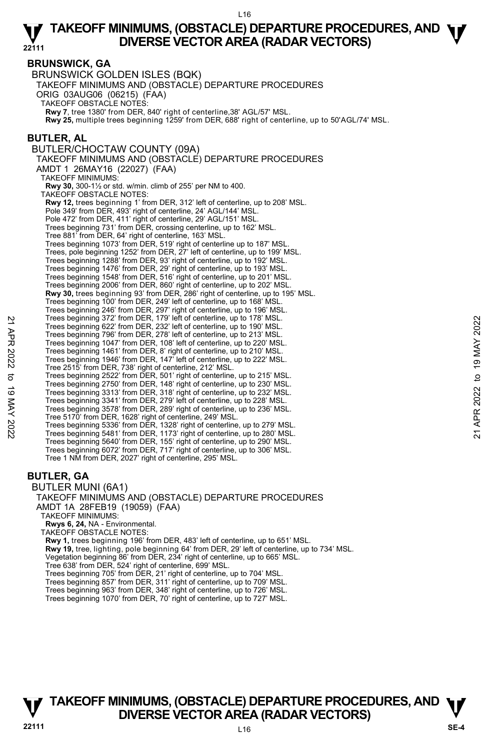## BRUNSWICK, GA

BRUNSWICK GOLDEN ISLES (BQK)

TAKEOFF MINIMUMS AND (OBSTACLE) DEPARTURE PROCEDURES

ORIG 03AUG06 (06215) (FAA)

TAKEOFF OBSTACLE NOTES:

**Rwy 7**, tree 1380' from DER, 840' right of centerline,38' AGL/57' MSL.

**Rwy 25,** multiple trees beginning 1259' from DER, 688' right of centerline, up to 50'AGL/74' MSL.

## BUTLER, AL

BUTLER/CHOCTAW COUNTY (09A)

TAKEOFF MINIMUMS AND (OBSTACLE) DEPARTURE PROCEDURES

AMDT 1 26MAY16 (22027) (FAA)

TAKEOFF MINIMUMS:

**Rwy 30,** 300-1½ or std. w/min. climb of 255' per NM to 400.

TAKEOFF OBSTACLE NOTES:

**Rwy 12,** trees beginning 1' from DER, 312' left of centerline, up to 208' MSL.
Pole 349' from DER, 493' right of centerline, 24' AGL/144' MSL.
Pole 472' from DER, 411' right of centerline, 29' AGL/151' MSL.
Trees beginning 731' from DER, crossing centerline, up to 162' MSL.
Tree 881' from DER, 64' right of centerline, 163' MSL.
Trees beginning 1073' from DER, 519' right of centerline up to 187' MSL.
Trees, pole beginning 1252' from DER, 27' left of centerline, up to 199' MSL.
Trees beginning 1288' from DER, 93' right of centerline, up to 192' MSL.
Trees beginning 1476' from DER, 29' right of centerline, up to 193' MSL.
Trees beginning 1548' from DER, 516' right of centerline, up to 201' MSL.
Trees beginning 2006' from DER, 860' right of centerline, up to 202' MSL.

**Rwy 30,** trees beginning 93' from DER, 286' right of centerline, up to 195' MSL.
Trees beginning 100' from DER, 249' left of centerline, up to 168' MSL.
Trees beginning 246' from DER, 297' right of centerline, up to 196' MSL.
Trees beginning 372' from DER, 179' left of centerline, up to 178' MSL.
Trees beginning 622' from DER, 232' left of centerline, up to 190' MSL.
Trees beginning 796' from DER, 278' left of centerline, up to 213' MSL.
Trees beginning 1047' from DER, 108' left of centerline, up to 220' MSL.
Trees beginning 1461' from DER, 8' right of centerline, up to 210' MSL.
Trees beginning 1946' from DER, 147' left of centerline, up to 222' MSL.
Tree 2515' from DER, 738' right of centerline, 212' MSL.
Trees beginning 2522' from DER, 501' right of centerline, up to 215' MSL.
Trees beginning 2750' from DER, 148' right of centerline, up to 230' MSL.
Trees beginning 3313' from DER, 318' right of centerline, up to 232' MSL.
Trees beginning 3341' from DER, 279' left of centerline, up to 228' MSL.
Trees beginning 3578' from DER, 289' right of centerline, up to 236' MSL.
Tree 5170' from DER, 1628' right of centerline, 249' MSL.
Trees beginning 5336' from DER, 1328' right of centerline, up to 279' MSL.
Trees beginning 5481' from DER, 1173' right of centerline, up to 280' MSL.
Trees beginning 5640' from DER, 155' right of centerline, up to 290' MSL.
Trees beginning 6072' from DER, 717' right of centerline, up to 306' MSL.
Tree 1 NM from DER, 2027' right of centerline, 295' MSL.

## BUTLER, GA

BUTLER MUNI (6A1)

TAKEOFF MINIMUMS AND (OBSTACLE) DEPARTURE PROCEDURES

AMDT 1A 28FEB19 (19059) (FAA)

TAKEOFF MINIMUMS:

**Rwys 6, 24,** NA - Environmental.

TAKEOFF OBSTACLE NOTES:

**Rwy 1,** trees beginning 196' from DER, 483' left of centerline, up to 651' MSL.

**Rwy 19,** tree, lighting, pole beginning 64' from DER, 29' left of centerline, up to 734' MSL.
Vegetation beginning 86' from DER, 234' right of centerline, up to 665' MSL.
Tree 638' from DER, 524' right of centerline, 699' MSL.
Trees beginning 705' from DER, 21' right of centerline, up to 704' MSL.
Trees beginning 857' from DER, 311' right of centerline, up to 709' MSL.
Trees beginning 963' from DER, 348' right of centerline, up to 726' MSL.
Trees beginning 1070' from DER, 70' right of centerline, up to 727' MSL.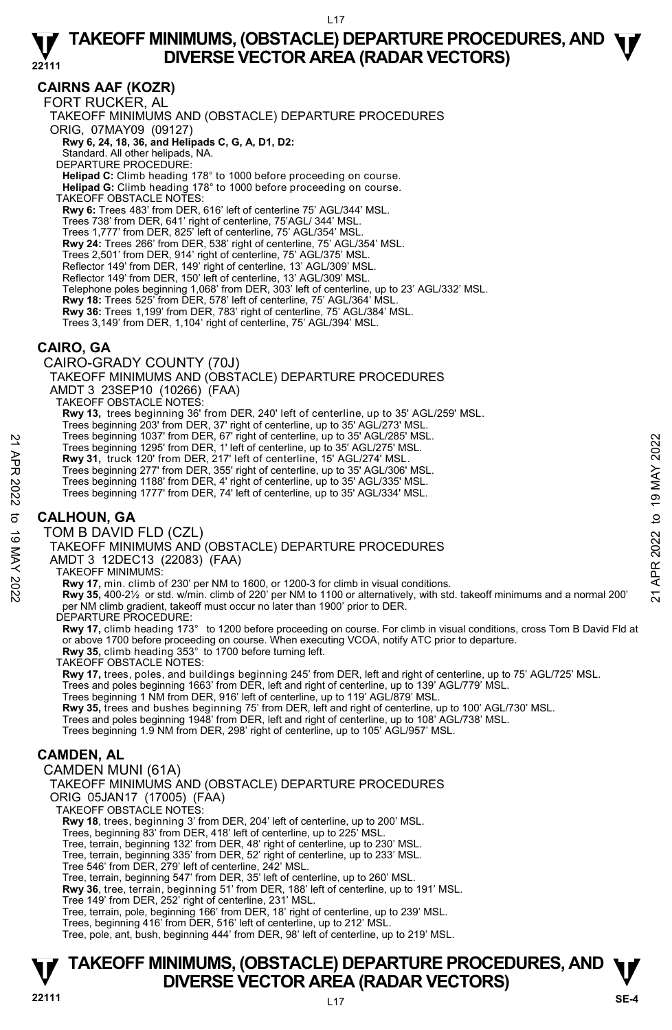# TAKEOFF MINIMUMS, (OBSTACLE) DEPARTURE PROCEDURES, AND DIVERSE VECTOR AREA (RADAR VECTORS)

## CAIRNS AAF (KOZR)

FORT RUCKER, AL

TAKEOFF MINIMUMS AND (OBSTACLE) DEPARTURE PROCEDURES

ORIG, 07MAY09 (09127)

**Rwy 6, 24, 18, 36, and Helipads C, G, A, D1, D2:**
Standard. All other helipads, NA.

DEPARTURE PROCEDURE:

**Helipad C:** Climb heading 178° to 1000 before proceeding on course.
**Helipad G:** Climb heading 178° to 1000 before proceeding on course.

TAKEOFF OBSTACLE NOTES:

**Rwy 6:** Trees 483' from DER, 616' left of centerline 75' AGL/344' MSL.
Trees 738' from DER, 641' right of centerline, 75'AGL/ 344' MSL.
Trees 1,777' from DER, 825' left of centerline, 75' AGL/354' MSL.
**Rwy 24:** Trees 266' from DER, 538' right of centerline, 75' AGL/354' MSL.
Trees 2,501' from DER, 914' right of centerline, 75' AGL/375' MSL.
Reflector 149' from DER, 149' right of centerline, 13' AGL/309' MSL.
Reflector 149' from DER, 150' left of centerline, 13' AGL/309' MSL.
Telephone poles beginning 1,068' from DER, 303' left of centerline, up to 23' AGL/332' MSL.
**Rwy 18:** Trees 525' from DER, 578' left of centerline, 75' AGL/364' MSL.
**Rwy 36:** Trees 1,199' from DER, 783' right of centerline, 75' AGL/384' MSL.
Trees 3,149' from DER, 1,104' right of centerline, 75' AGL/394' MSL.

## CAIRO, GA

CAIRO-GRADY COUNTY (70J)

TAKEOFF MINIMUMS AND (OBSTACLE) DEPARTURE PROCEDURES

AMDT 3 23SEP10 (10266) (FAA)

TAKEOFF OBSTACLE NOTES:

**Rwy 13,** trees beginning 36' from DER, 240' left of centerline, up to 35' AGL/259' MSL.
Trees beginning 203' from DER, 37' right of centerline, up to 35' AGL/273' MSL.
Trees beginning 1037' from DER, 67' right of centerline, up to 35' AGL/285' MSL.
Trees beginning 1295' from DER, 1' left of centerline, up to 35' AGL/275' MSL.
**Rwy 31,** truck 120' from DER, 217' left of centerline, 15' AGL/274' MSL.
Trees beginning 277' from DER, 355' right of centerline, up to 35' AGL/306' MSL.
Trees beginning 1188' from DER, 4' right of centerline, up to 35' AGL/335' MSL.
Trees beginning 1777' from DER, 74' left of centerline, up to 35' AGL/334' MSL.

## CALHOUN, GA

TOM B DAVID FLD (CZL)

TAKEOFF MINIMUMS AND (OBSTACLE) DEPARTURE PROCEDURES

AMDT 3 12DEC13 (22083) (FAA)

TAKEOFF MINIMUMS:

**Rwy 17,** min. climb of 230' per NM to 1600, or 1200-3 for climb in visual conditions.
**Rwy 35,** 400-2½ or std. w/min. climb of 220' per NM to 1100 or alternatively, with std. takeoff minimums and a normal 200' per NM climb gradient, takeoff must occur no later than 1900' prior to DER.

DEPARTURE PROCEDURE:

**Rwy 17,** climb heading 173° to 1200 before proceeding on course. For climb in visual conditions, cross Tom B David Fld at or above 1700 before proceeding on course. When executing VCOA, notify ATC prior to departure.
**Rwy 35,** climb heading 353° to 1700 before turning left.

TAKEOFF OBSTACLE NOTES:

**Rwy 17,** trees, poles, and buildings beginning 245' from DER, left and right of centerline, up to 75' AGL/725' MSL.
Trees and poles beginning 1663' from DER, left and right of centerline, up to 139' AGL/779' MSL.
Trees beginning 1 NM from DER, 916' left of centerline, up to 119' AGL/879' MSL.
**Rwy 35,** trees and bushes beginning 75' from DER, left and right of centerline, up to 100' AGL/730' MSL.
Trees and poles beginning 1948' from DER, left and right of centerline, up to 108' AGL/738' MSL.
Trees beginning 1.9 NM from DER, 298' right of centerline, up to 105' AGL/957' MSL.

## CAMDEN, AL

CAMDEN MUNI (61A)

TAKEOFF MINIMUMS AND (OBSTACLE) DEPARTURE PROCEDURES

ORIG 05JAN17 (17005) (FAA)

TAKEOFF OBSTACLE NOTES:

**Rwy 18**, trees, beginning 3' from DER, 204' left of centerline, up to 200' MSL.
Trees, beginning 83' from DER, 418' left of centerline, up to 225' MSL.
Tree, terrain, beginning 132' from DER, 48' right of centerline, up to 230' MSL.
Tree, terrain, beginning 335' from DER, 52' right of centerline, up to 233' MSL.
Tree 546' from DER, 279' left of centerline, 242' MSL.
Tree, terrain, beginning 547' from DER, 35' left of centerline, up to 260' MSL.
**Rwy 36**, tree, terrain, beginning 51' from DER, 188' left of centerline, up to 191' MSL.
Tree 149' from DER, 252' right of centerline, 231' MSL.
Tree, terrain, pole, beginning 166' from DER, 18' right of centerline, up to 239' MSL.
Trees, beginning 416' from DER, 516' left of centerline, up to 212' MSL.
Tree, pole, ant, bush, beginning 444' from DER, 98' left of centerline, up to 219' MSL.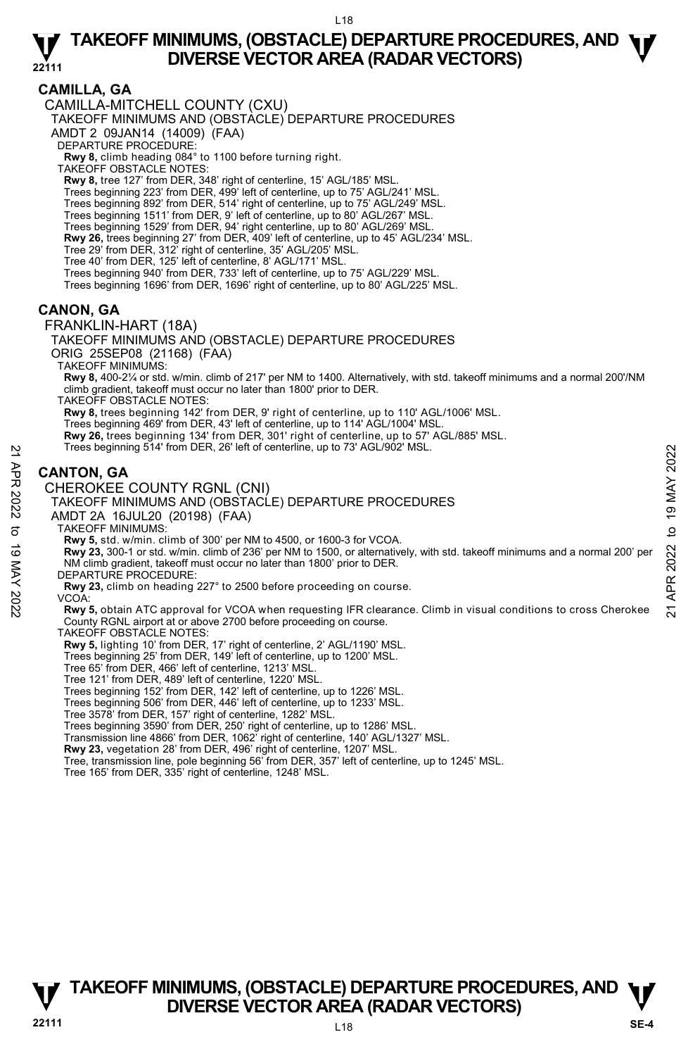## CAMILLA, GA

CAMILLA-MITCHELL COUNTY (CXU)

TAKEOFF MINIMUMS AND (OBSTACLE) DEPARTURE PROCEDURES

AMDT 2 09JAN14 (14009) (FAA)

DEPARTURE PROCEDURE:

**Rwy 8,** climb heading 084° to 1100 before turning right.

TAKEOFF OBSTACLE NOTES:

**Rwy 8,** tree 127' from DER, 348' right of centerline, 15' AGL/185' MSL.
Trees beginning 223' from DER, 499' left of centerline, up to 75' AGL/241' MSL.
Trees beginning 892' from DER, 514' right of centerline, up to 75' AGL/249' MSL.
Trees beginning 1511' from DER, 9' left of centerline, up to 80' AGL/267' MSL.
Trees beginning 1529' from DER, 94' right centerline, up to 80' AGL/269' MSL.
**Rwy 26,** trees beginning 27' from DER, 409' left of centerline, up to 45' AGL/234' MSL.
Tree 29' from DER, 312' right of centerline, 35' AGL/205' MSL.
Tree 40' from DER, 125' left of centerline, 8' AGL/171' MSL.
Trees beginning 940' from DER, 733' left of centerline, up to 75' AGL/229' MSL.
Trees beginning 1696' from DER, 1696' right of centerline, up to 80' AGL/225' MSL.

## CANON, GA

FRANKLIN-HART (18A)

TAKEOFF MINIMUMS AND (OBSTACLE) DEPARTURE PROCEDURES

ORIG 25SEP08 (21168) (FAA)

TAKEOFF MINIMUMS:

**Rwy 8,** 400-2¼ or std. w/min. climb of 217' per NM to 1400. Alternatively, with std. takeoff minimums and a normal 200'/NM climb gradient, takeoff must occur no later than 1800' prior to DER.

TAKEOFF OBSTACLE NOTES:

**Rwy 8,** trees beginning 142' from DER, 9' right of centerline, up to 110' AGL/1006' MSL.
Trees beginning 469' from DER, 43' left of centerline, up to 114' AGL/1004' MSL.
**Rwy 26,** trees beginning 134' from DER, 301' right of centerline, up to 57' AGL/885' MSL.
Trees beginning 514' from DER, 26' left of centerline, up to 73' AGL/902' MSL.

## CANTON, GA

CHEROKEE COUNTY RGNL (CNI)

TAKEOFF MINIMUMS AND (OBSTACLE) DEPARTURE PROCEDURES

AMDT 2A 16JUL20 (20198) (FAA)

TAKEOFF MINIMUMS:

**Rwy 5,** std. w/min. climb of 300' per NM to 4500, or 1600-3 for VCOA.
**Rwy 23,** 300-1 or std. w/min. climb of 236' per NM to 1500, or alternatively, with std. takeoff minimums and a normal 200' per NM climb gradient, takeoff must occur no later than 1800' prior to DER.

DEPARTURE PROCEDURE:

**Rwy 23,** climb on heading 227° to 2500 before proceeding on course.

VCOA:

**Rwy 5,** obtain ATC approval for VCOA when requesting IFR clearance. Climb in visual conditions to cross Cherokee County RGNL airport at or above 2700 before proceeding on course.

TAKEOFF OBSTACLE NOTES:

**Rwy 5,** lighting 10' from DER, 17' right of centerline, 2' AGL/1190' MSL.
Trees beginning 25' from DER, 149' left of centerline, up to 1200' MSL.
Tree 65' from DER, 466' left of centerline, 1213' MSL.
Tree 121' from DER, 489' left of centerline, 1220' MSL.
Trees beginning 152' from DER, 142' left of centerline, up to 1226' MSL.
Trees beginning 506' from DER, 446' left of centerline, up to 1233' MSL.
Tree 3578' from DER, 157' right of centerline, 1282' MSL.
Trees beginning 3590' from DER, 250' right of centerline, up to 1286' MSL.
Transmission line 4866' from DER, 1062' right of centerline, 140' AGL/1327' MSL.
**Rwy 23,** vegetation 28' from DER, 496' right of centerline, 1207' MSL.
Tree, transmission line, pole beginning 56' from DER, 357' left of centerline, up to 1245' MSL.
Tree 165' from DER, 335' right of centerline, 1248' MSL.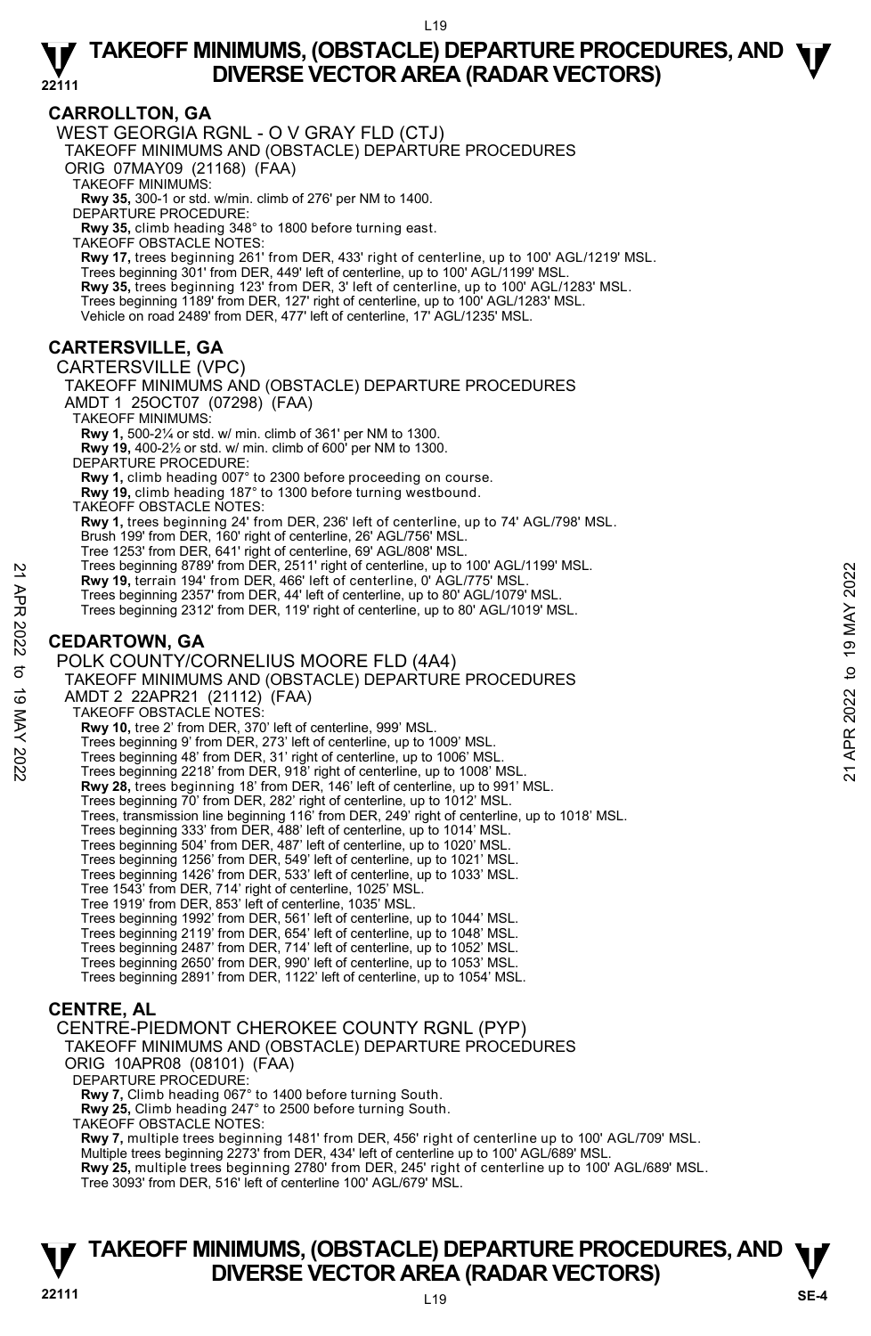## CARROLLTON, GA

WEST GEORGIA RGNL - O V GRAY FLD (CTJ)
TAKEOFF MINIMUMS AND (OBSTACLE) DEPARTURE PROCEDURES
ORIG 07MAY09 (21168) (FAA)
TAKEOFF MINIMUMS:
**Rwy 35,** 300-1 or std. w/min. climb of 276' per NM to 1400.
DEPARTURE PROCEDURE:
**Rwy 35,** climb heading 348° to 1800 before turning east.
TAKEOFF OBSTACLE NOTES:
**Rwy 17,** trees beginning 261' from DER, 433' right of centerline, up to 100' AGL/1219' MSL.
Trees beginning 301' from DER, 449' left of centerline, up to 100' AGL/1199' MSL.
**Rwy 35,** trees beginning 123' from DER, 3' left of centerline, up to 100' AGL/1283' MSL.
Trees beginning 1189' from DER, 127' right of centerline, up to 100' AGL/1283' MSL.
Vehicle on road 2489' from DER, 477' left of centerline, 17' AGL/1235' MSL.

## CARTERSVILLE, GA

CARTERSVILLE (VPC)
TAKEOFF MINIMUMS AND (OBSTACLE) DEPARTURE PROCEDURES
AMDT 1 25OCT07 (07298) (FAA)
TAKEOFF MINIMUMS:
**Rwy 1,** 500-2¼ or std. w/ min. climb of 361' per NM to 1300.
**Rwy 19,** 400-2½ or std. w/ min. climb of 600' per NM to 1300.
DEPARTURE PROCEDURE:
**Rwy 1,** climb heading 007° to 2300 before proceeding on course.
**Rwy 19,** climb heading 187° to 1300 before turning westbound.
TAKEOFF OBSTACLE NOTES:
**Rwy 1,** trees beginning 24' from DER, 236' left of centerline, up to 74' AGL/798' MSL.
Brush 199' from DER, 160' right of centerline, 26' AGL/756' MSL.
Tree 1253' from DER, 641' right of centerline, 69' AGL/808' MSL.
Trees beginning 8789' from DER, 2511' right of centerline, up to 100' AGL/1199' MSL.
**Rwy 19,** terrain 194' from DER, 466' left of centerline, 0' AGL/775' MSL.
Trees beginning 2357' from DER, 44' left of centerline, up to 80' AGL/1079' MSL.
Trees beginning 2312' from DER, 119' right of centerline, up to 80' AGL/1019' MSL.

## CEDARTOWN, GA

POLK COUNTY/CORNELIUS MOORE FLD (4A4)
TAKEOFF MINIMUMS AND (OBSTACLE) DEPARTURE PROCEDURES
AMDT 2 22APR21 (21112) (FAA)
TAKEOFF OBSTACLE NOTES:
**Rwy 10,** tree 2' from DER, 370' left of centerline, 999' MSL.
Trees beginning 9' from DER, 273' left of centerline, up to 1009' MSL.
Trees beginning 48' from DER, 31' right of centerline, up to 1006' MSL.
Trees beginning 2218' from DER, 918' right of centerline, up to 1008' MSL.
**Rwy 28,** trees beginning 18' from DER, 146' left of centerline, up to 991' MSL.
Trees beginning 70' from DER, 282' right of centerline, up to 1012' MSL.
Trees, transmission line beginning 116' from DER, 249' right of centerline, up to 1018' MSL.
Trees beginning 333' from DER, 488' left of centerline, up to 1014' MSL.
Trees beginning 504' from DER, 487' left of centerline, up to 1020' MSL.
Trees beginning 1256' from DER, 549' left of centerline, up to 1021' MSL.
Trees beginning 1426' from DER, 533' left of centerline, up to 1033' MSL.
Tree 1543' from DER, 714' right of centerline, 1025' MSL.
Tree 1919' from DER, 853' left of centerline, 1035' MSL.
Trees beginning 1992' from DER, 561' left of centerline, up to 1044' MSL.
Trees beginning 2119' from DER, 654' left of centerline, up to 1048' MSL.
Trees beginning 2487' from DER, 714' left of centerline, up to 1052' MSL.
Trees beginning 2650' from DER, 990' left of centerline, up to 1053' MSL.
Trees beginning 2891' from DER, 1122' left of centerline, up to 1054' MSL.

## CENTRE, AL

CENTRE-PIEDMONT CHEROKEE COUNTY RGNL (PYP)
TAKEOFF MINIMUMS AND (OBSTACLE) DEPARTURE PROCEDURES
ORIG 10APR08 (08101) (FAA)
DEPARTURE PROCEDURE:
**Rwy 7,** Climb heading 067° to 1400 before turning South.
**Rwy 25,** Climb heading 247° to 2500 before turning South.
TAKEOFF OBSTACLE NOTES:
**Rwy 7,** multiple trees beginning 1481' from DER, 456' right of centerline up to 100' AGL/709' MSL.
Multiple trees beginning 2273' from DER, 434' left of centerline up to 100' AGL/689' MSL.
**Rwy 25,** multiple trees beginning 2780' from DER, 245' right of centerline up to 100' AGL/689' MSL.
Tree 3093' from DER, 516' left of centerline 100' AGL/679' MSL.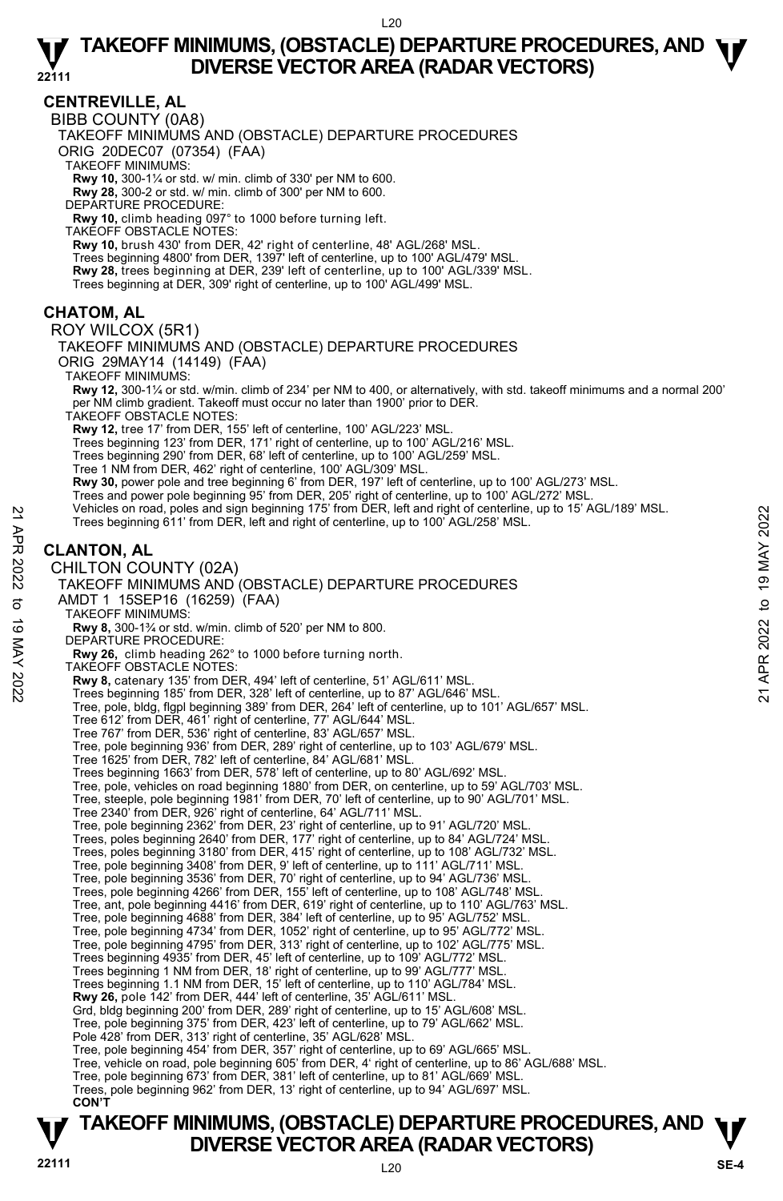# TAKEOFF MINIMUMS, (OBSTACLE) DEPARTURE PROCEDURES, AND DIVERSE VECTOR AREA (RADAR VECTORS)

## CENTREVILLE, AL

BIBB COUNTY (0A8)

TAKEOFF MINIMUMS AND (OBSTACLE) DEPARTURE PROCEDURES

ORIG 20DEC07 (07354) (FAA)

TAKEOFF MINIMUMS:

**Rwy 10,** 300-1¼ or std. w/ min. climb of 330' per NM to 600.

**Rwy 28,** 300-2 or std. w/ min. climb of 300' per NM to 600.

DEPARTURE PROCEDURE:

**Rwy 10,** climb heading 097° to 1000 before turning left.

TAKEOFF OBSTACLE NOTES:

**Rwy 10,** brush 430' from DER, 42' right of centerline, 48' AGL/268' MSL.

Trees beginning 4800' from DER, 1397' left of centerline, up to 100' AGL/479' MSL.

**Rwy 28,** trees beginning at DER, 239' left of centerline, up to 100' AGL/339' MSL.

Trees beginning at DER, 309' right of centerline, up to 100' AGL/499' MSL.

## CHATOM, AL

ROY WILCOX (5R1)

TAKEOFF MINIMUMS AND (OBSTACLE) DEPARTURE PROCEDURES

ORIG 29MAY14 (14149) (FAA)

TAKEOFF MINIMUMS:

**Rwy 12,** 300-1¼ or std. w/min. climb of 234' per NM to 400, or alternatively, with std. takeoff minimums and a normal 200' per NM climb gradient. Takeoff must occur no later than 1900' prior to DER.

TAKEOFF OBSTACLE NOTES:

**Rwy 12,** tree 17' from DER, 155' left of centerline, 100' AGL/223' MSL.

Trees beginning 123' from DER, 171' right of centerline, up to 100' AGL/216' MSL.

Trees beginning 290' from DER, 68' left of centerline, up to 100' AGL/259' MSL.

Tree 1 NM from DER, 462' right of centerline, 100' AGL/309' MSL.

**Rwy 30,** power pole and tree beginning 6' from DER, 197' left of centerline, up to 100' AGL/273' MSL.

Trees and power pole beginning 95' from DER, 205' right of centerline, up to 100' AGL/272' MSL.

Vehicles on road, poles and sign beginning 175' from DER, left and right of centerline, up to 15' AGL/189' MSL.

Trees beginning 611' from DER, left and right of centerline, up to 100' AGL/258' MSL.

## CLANTON, AL

CHILTON COUNTY (02A)

TAKEOFF MINIMUMS AND (OBSTACLE) DEPARTURE PROCEDURES

AMDT 1 15SEP16 (16259) (FAA)

TAKEOFF MINIMUMS:

**Rwy 8,** 300-1¾ or std. w/min. climb of 520' per NM to 800.

DEPARTURE PROCEDURE:

**Rwy 26,** climb heading 262° to 1000 before turning north.

TAKEOFF OBSTACLE NOTES:

**Rwy 8,** catenary 135' from DER, 494' left of centerline, 51' AGL/611' MSL.

Trees beginning 185' from DER, 328' left of centerline, up to 87' AGL/646' MSL.

Tree, pole, bldg, flgpl beginning 389' from DER, 264' left of centerline, up to 101' AGL/657' MSL.

Tree 612' from DER, 461' right of centerline, 77' AGL/644' MSL.

Tree 767' from DER, 536' right of centerline, 83' AGL/657' MSL.

Tree, pole beginning 936' from DER, 289' right of centerline, up to 103' AGL/679' MSL.

Tree 1625' from DER, 782' left of centerline, 84' AGL/681' MSL.

Trees beginning 1663' from DER, 578' left of centerline, up to 80' AGL/692' MSL.

Tree, pole, vehicles on road beginning 1880' from DER, on centerline, up to 59' AGL/703' MSL.

Tree, steeple, pole beginning 1981' from DER, 70' left of centerline, up to 90' AGL/701' MSL.

Tree 2340' from DER, 926' right of centerline, 64' AGL/711' MSL.

Tree, pole beginning 2362' from DER, 23' right of centerline, up to 91' AGL/720' MSL.

Trees, poles beginning 2640' from DER, 177' right of centerline, up to 84' AGL/724' MSL.

Trees, poles beginning 3180' from DER, 415' right of centerline, up to 108' AGL/732' MSL.

Tree, pole beginning 3408' from DER, 9' left of centerline, up to 111' AGL/711' MSL.

Tree, pole beginning 3536' from DER, 70' right of centerline, up to 94' AGL/736' MSL.

Trees, pole beginning 4266' from DER, 155' left of centerline, up to 108' AGL/748' MSL.

Tree, ant, pole beginning 4416' from DER, 619' right of centerline, up to 110' AGL/763' MSL.

Tree, pole beginning 4688' from DER, 384' left of centerline, up to 95' AGL/752' MSL.

Tree, pole beginning 4734' from DER, 1052' right of centerline, up to 95' AGL/772' MSL.

Tree, pole beginning 4795' from DER, 313' right of centerline, up to 102' AGL/775' MSL.

Trees beginning 4935' from DER, 45' left of centerline, up to 109' AGL/772' MSL.

Trees beginning 1 NM from DER, 18' right of centerline, up to 99' AGL/777' MSL.

Trees beginning 1.1 NM from DER, 15' left of centerline, up to 110' AGL/784' MSL.

**Rwy 26,** pole 142' from DER, 444' left of centerline, 35' AGL/611' MSL.

Grd, bldg beginning 200' from DER, 289' right of centerline, up to 15' AGL/608' MSL.

Tree, pole beginning 375' from DER, 423' left of centerline, up to 79' AGL/662' MSL.

Pole 428' from DER, 313' right of centerline, 35' AGL/628' MSL.

Tree, pole beginning 454' from DER, 357' right of centerline, up to 69' AGL/665' MSL.

Tree, vehicle on road, pole beginning 605' from DER, 4' right of centerline, up to 86' AGL/688' MSL.

Tree, pole beginning 673' from DER, 381' left of centerline, up to 81' AGL/669' MSL.

Trees, pole beginning 962' from DER, 13' right of centerline, up to 94' AGL/697' MSL.

**CON'T**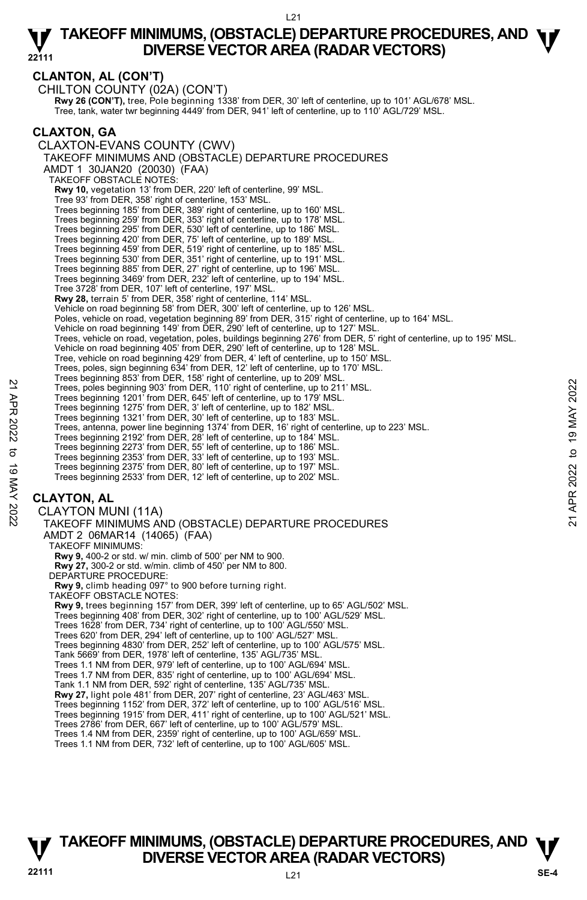## CLANTON, AL (CON'T)

CHILTON COUNTY (02A) (CON'T)

**Rwy 26 (CON'T),** tree, Pole beginning 1338' from DER, 30' left of centerline, up to 101' AGL/678' MSL.
Tree, tank, water twr beginning 4449' from DER, 941' left of centerline, up to 110' AGL/729' MSL.

## CLAXTON, GA

CLAXTON-EVANS COUNTY (CWV)

TAKEOFF MINIMUMS AND (OBSTACLE) DEPARTURE PROCEDURES

AMDT 1 30JAN20 (20030) (FAA)

TAKEOFF OBSTACLE NOTES:

**Rwy 10,** vegetation 13' from DER, 220' left of centerline, 99' MSL.
Tree 93' from DER, 358' right of centerline, 153' MSL.
Trees beginning 185' from DER, 389' right of centerline, up to 160' MSL.
Trees beginning 259' from DER, 353' right of centerline, up to 178' MSL.
Trees beginning 295' from DER, 530' left of centerline, up to 186' MSL.
Trees beginning 420' from DER, 75' left of centerline, up to 189' MSL.
Trees beginning 459' from DER, 519' right of centerline, up to 185' MSL.
Trees beginning 530' from DER, 351' right of centerline, up to 191' MSL.
Trees beginning 885' from DER, 27' right of centerline, up to 196' MSL.
Trees beginning 3469' from DER, 232' left of centerline, up to 194' MSL.
Tree 3728' from DER, 107' left of centerline, 197' MSL.

**Rwy 28,** terrain 5' from DER, 358' right of centerline, 114' MSL.
Vehicle on road beginning 58' from DER, 300' left of centerline, up to 126' MSL.
Poles, vehicle on road, vegetation beginning 89' from DER, 315' right of centerline, up to 164' MSL.
Vehicle on road beginning 149' from DER, 290' left of centerline, up to 127' MSL.
Trees, vehicle on road, vegetation, poles, buildings beginning 276' from DER, 5' right of centerline, up to 195' MSL.
Vehicle on road beginning 405' from DER, 290' left of centerline, up to 128' MSL.
Tree, vehicle on road beginning 429' from DER, 4' left of centerline, up to 150' MSL.
Trees, poles, sign beginning 634' from DER, 12' left of centerline, up to 170' MSL.
Trees beginning 853' from DER, 158' right of centerline, up to 209' MSL.
Trees, poles beginning 903' from DER, 110' right of centerline, up to 211' MSL.
Trees beginning 1201' from DER, 645' left of centerline, up to 179' MSL.
Trees beginning 1275' from DER, 3' left of centerline, up to 182' MSL.
Trees beginning 1321' from DER, 30' left of centerline, up to 183' MSL.
Trees, antenna, power line beginning 1374' from DER, 16' right of centerline, up to 223' MSL.
Trees beginning 2192' from DER, 28' left of centerline, up to 184' MSL.
Trees beginning 2273' from DER, 55' left of centerline, up to 186' MSL.
Trees beginning 2353' from DER, 33' left of centerline, up to 193' MSL.
Trees beginning 2375' from DER, 80' left of centerline, up to 197' MSL.
Trees beginning 2533' from DER, 12' left of centerline, up to 202' MSL.

## CLAYTON, AL

CLAYTON MUNI (11A)

TAKEOFF MINIMUMS AND (OBSTACLE) DEPARTURE PROCEDURES

AMDT 2 06MAR14 (14065) (FAA)

TAKEOFF MINIMUMS:

**Rwy 9,** 400-2 or std. w/ min. climb of 500' per NM to 900.
**Rwy 27,** 300-2 or std. w/min. climb of 450' per NM to 800.

DEPARTURE PROCEDURE:

**Rwy 9,** climb heading 097° to 900 before turning right.

TAKEOFF OBSTACLE NOTES:

**Rwy 9,** trees beginning 157' from DER, 399' left of centerline, up to 65' AGL/502' MSL.
Trees beginning 408' from DER, 302' right of centerline, up to 100' AGL/529' MSL.
Trees 1628' from DER, 734' right of centerline, up to 100' AGL/550' MSL.
Trees 620' from DER, 294' left of centerline, up to 100' AGL/527' MSL.
Trees beginning 4830' from DER, 252' left of centerline, up to 100' AGL/575' MSL.
Tank 5669' from DER, 1978' left of centerline, 135' AGL/735' MSL.
Trees 1.1 NM from DER, 979' left of centerline, up to 100' AGL/694' MSL.
Trees 1.7 NM from DER, 835' right of centerline, up to 100' AGL/694' MSL.
Tank 1.1 NM from DER, 592' right of centerline, 135' AGL/735' MSL.

**Rwy 27,** light pole 481' from DER, 207' right of centerline, 23' AGL/463' MSL.
Trees beginning 1152' from DER, 372' left of centerline, up to 100' AGL/516' MSL.
Trees beginning 1915' from DER, 411' right of centerline, up to 100' AGL/521' MSL.
Trees 2786' from DER, 667' left of centerline, up to 100' AGL/579' MSL.
Trees 1.4 NM from DER, 2359' right of centerline, up to 100' AGL/659' MSL.
Trees 1.1 NM from DER, 732' left of centerline, up to 100' AGL/605' MSL.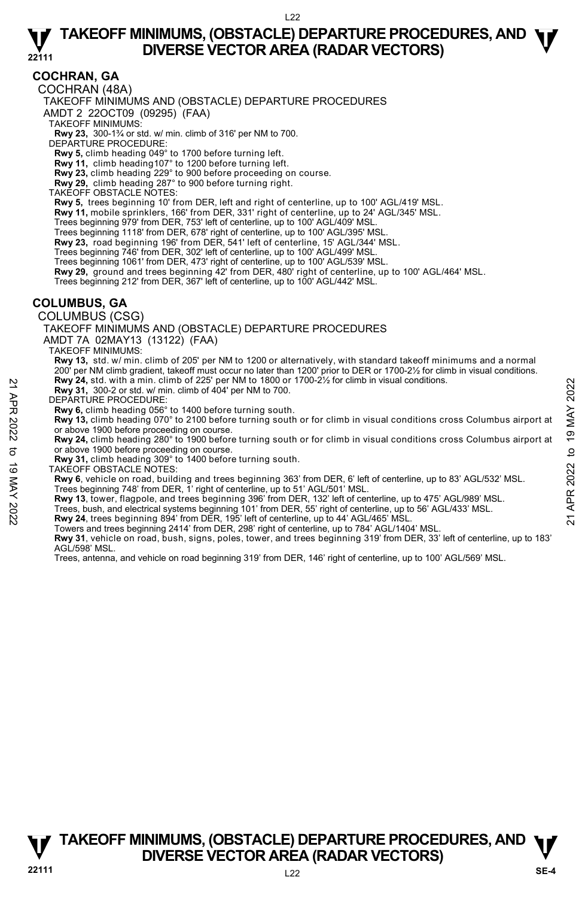# TAKEOFF MINIMUMS, (OBSTACLE) DEPARTURE PROCEDURES, AND DIVERSE VECTOR AREA (RADAR VECTORS)

## COCHRAN, GA

COCHRAN (48A)

TAKEOFF MINIMUMS AND (OBSTACLE) DEPARTURE PROCEDURES

AMDT 2 22OCT09 (09295) (FAA)

TAKEOFF MINIMUMS:

**Rwy 23,** 300-1¾ or std. w/ min. climb of 316' per NM to 700.

DEPARTURE PROCEDURE:

**Rwy 5,** climb heading 049° to 1700 before turning left.

**Rwy 11,** climb heading107° to 1200 before turning left.

**Rwy 23,** climb heading 229° to 900 before proceeding on course.

**Rwy 29,** climb heading 287° to 900 before turning right.

TAKEOFF OBSTACLE NOTES:

**Rwy 5,** trees beginning 10' from DER, left and right of centerline, up to 100' AGL/419' MSL.

**Rwy 11,** mobile sprinklers, 166' from DER, 331' right of centerline, up to 24' AGL/345' MSL.

Trees beginning 979' from DER, 753' left of centerline, up to 100' AGL/409' MSL.

Trees beginning 1118' from DER, 678' right of centerline, up to 100' AGL/395' MSL.

**Rwy 23,** road beginning 196' from DER, 541' left of centerline, 15' AGL/344' MSL.

Trees beginning 746' from DER, 302' left of centerline, up to 100' AGL/499' MSL.

Trees beginning 1061' from DER, 473' right of centerline, up to 100' AGL/539' MSL.

**Rwy 29,** ground and trees beginning 42' from DER, 480' right of centerline, up to 100' AGL/464' MSL.

Trees beginning 212' from DER, 367' left of centerline, up to 100' AGL/442' MSL.

## COLUMBUS, GA

COLUMBUS (CSG)

TAKEOFF MINIMUMS AND (OBSTACLE) DEPARTURE PROCEDURES

AMDT 7A 02MAY13 (13122) (FAA)

TAKEOFF MINIMUMS:

**Rwy 13,** std. w/ min. climb of 205' per NM to 1200 or alternatively, with standard takeoff minimums and a normal 200' per NM climb gradient, takeoff must occur no later than 1200' prior to DER or 1700-2½ for climb in visual conditions.

**Rwy 24,** std. with a min. climb of 225' per NM to 1800 or 1700-2½ for climb in visual conditions.

**Rwy 31,** 300-2 or std. w/ min. climb of 404' per NM to 700.

DEPARTURE PROCEDURE:

**Rwy 6,** climb heading 056° to 1400 before turning south.

**Rwy 13,** climb heading 070° to 2100 before turning south or for climb in visual conditions cross Columbus airport at or above 1900 before proceeding on course.

**Rwy 24,** climb heading 280° to 1900 before turning south or for climb in visual conditions cross Columbus airport at or above 1900 before proceeding on course.

**Rwy 31,** climb heading 309° to 1400 before turning south.

TAKEOFF OBSTACLE NOTES:

**Rwy 6**, vehicle on road, building and trees beginning 363' from DER, 6' left of centerline, up to 83' AGL/532' MSL.

Trees beginning 748' from DER, 1' right of centerline, up to 51' AGL/501' MSL.

**Rwy 13**, tower, flagpole, and trees beginning 396' from DER, 132' left of centerline, up to 475' AGL/989' MSL.

Trees, bush, and electrical systems beginning 101' from DER, 55' right of centerline, up to 56' AGL/433' MSL.

**Rwy 24**, trees beginning 894' from DER, 195' left of centerline, up to 44' AGL/465' MSL.

Towers and trees beginning 2414' from DER, 298' right of centerline, up to 784' AGL/1404' MSL.

**Rwy 31**, vehicle on road, bush, signs, poles, tower, and trees beginning 319' from DER, 33' left of centerline, up to 183' AGL/598' MSL.

Trees, antenna, and vehicle on road beginning 319' from DER, 146' right of centerline, up to 100' AGL/569' MSL.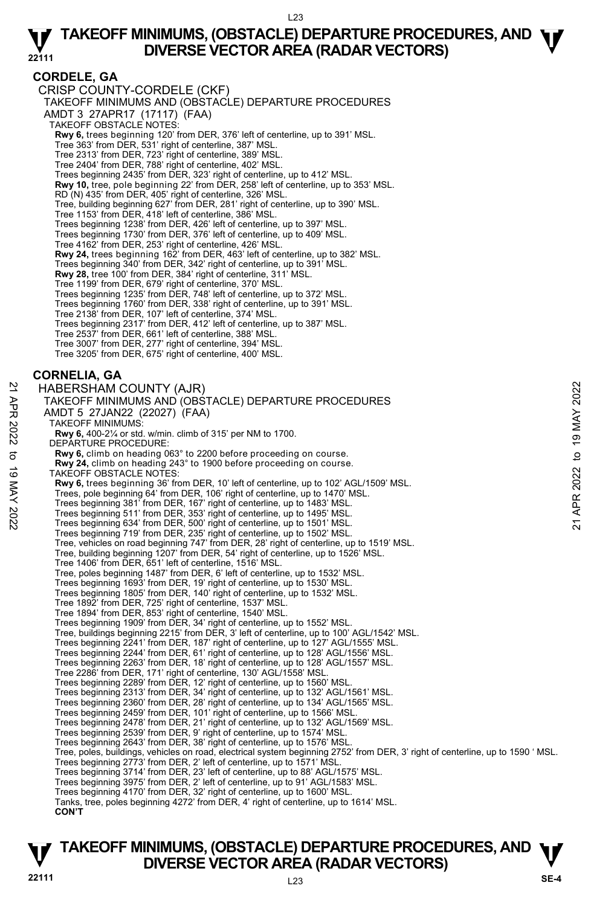## CORDELE, GA

CRISP COUNTY-CORDELE (CKF)
TAKEOFF MINIMUMS AND (OBSTACLE) DEPARTURE PROCEDURES
AMDT 3 27APR17 (17117) (FAA)
TAKEOFF OBSTACLE NOTES:
**Rwy 6,** trees beginning 120' from DER, 376' left of centerline, up to 391' MSL.
Tree 363' from DER, 531' right of centerline, 387' MSL.
Tree 2313' from DER, 723' right of centerline, 389' MSL.
Tree 2404' from DER, 788' right of centerline, 402' MSL.
Trees beginning 2435' from DER, 323' right of centerline, up to 412' MSL.
**Rwy 10,** tree, pole beginning 22' from DER, 258' left of centerline, up to 353' MSL.
RD (N) 435' from DER, 405' right of centerline, 326' MSL.
Tree, building beginning 627' from DER, 281' right of centerline, up to 390' MSL.
Tree 1153' from DER, 418' left of centerline, 386' MSL.
Trees beginning 1238' from DER, 426' left of centerline, up to 397' MSL.
Trees beginning 1730' from DER, 376' left of centerline, up to 409' MSL.
Tree 4162' from DER, 253' right of centerline, 426' MSL.
**Rwy 24,** trees beginning 162' from DER, 463' left of centerline, up to 382' MSL.
Trees beginning 340' from DER, 342' right of centerline, up to 391' MSL.
**Rwy 28,** tree 100' from DER, 384' right of centerline, 311' MSL.
Tree 1199' from DER, 679' right of centerline, 370' MSL.
Trees beginning 1235' from DER, 748' left of centerline, up to 372' MSL.
Trees beginning 1760' from DER, 338' right of centerline, up to 391' MSL.
Tree 2138' from DER, 107' left of centerline, 374' MSL.
Trees beginning 2317' from DER, 412' left of centerline, up to 387' MSL.
Tree 2537' from DER, 661' left of centerline, 388' MSL.
Tree 3007' from DER, 277' right of centerline, 394' MSL.
Tree 3205' from DER, 675' right of centerline, 400' MSL.

## CORNELIA, GA

HABERSHAM COUNTY (AJR)
TAKEOFF MINIMUMS AND (OBSTACLE) DEPARTURE PROCEDURES
AMDT 5 27JAN22 (22027) (FAA)
TAKEOFF MINIMUMS:
**Rwy 6,** 400-2¼ or std. w/min. climb of 315' per NM to 1700.
DEPARTURE PROCEDURE:
**Rwy 6,** climb on heading 063° to 2200 before proceeding on course.
**Rwy 24,** climb on heading 243° to 1900 before proceeding on course.
TAKEOFF OBSTACLE NOTES:
**Rwy 6,** trees beginning 36' from DER, 10' left of centerline, up to 102' AGL/1509' MSL.
Trees, pole beginning 64' from DER, 106' right of centerline, up to 1470' MSL.
Trees beginning 381' from DER, 167' right of centerline, up to 1483' MSL.
Trees beginning 511' from DER, 353' right of centerline, up to 1495' MSL.
Trees beginning 634' from DER, 500' right of centerline, up to 1501' MSL.
Trees beginning 719' from DER, 235' right of centerline, up to 1502' MSL.
Tree, vehicles on road beginning 747' from DER, 28' right of centerline, up to 1519' MSL.
Tree, building beginning 1207' from DER, 54' right of centerline, up to 1526' MSL.
Tree 1406' from DER, 651' left of centerline, 1516' MSL.
Tree, poles beginning 1487' from DER, 6' left of centerline, up to 1532' MSL.
Trees beginning 1693' from DER, 19' right of centerline, up to 1530' MSL.
Trees beginning 1805' from DER, 140' right of centerline, up to 1532' MSL.
Tree 1892' from DER, 725' right of centerline, 1537' MSL.
Tree 1894' from DER, 853' right of centerline, 1540' MSL.
Trees beginning 1909' from DER, 34' right of centerline, up to 1552' MSL.
Tree, buildings beginning 2215' from DER, 3' left of centerline, up to 100' AGL/1542' MSL.
Trees beginning 2241' from DER, 187' right of centerline, up to 127' AGL/1555' MSL.
Trees beginning 2244' from DER, 61' right of centerline, up to 128' AGL/1556' MSL.
Trees beginning 2263' from DER, 18' right of centerline, up to 128' AGL/1557' MSL.
Tree 2286' from DER, 171' right of centerline, 130' AGL/1558' MSL.
Trees beginning 2289' from DER, 12' right of centerline, up to 1560' MSL.
Trees beginning 2313' from DER, 34' right of centerline, up to 132' AGL/1561' MSL.
Trees beginning 2360' from DER, 28' right of centerline, up to 134' AGL/1565' MSL.
Trees beginning 2459' from DER, 101' right of centerline, up to 1566' MSL.
Trees beginning 2478' from DER, 21' right of centerline, up to 132' AGL/1569' MSL.
Trees beginning 2539' from DER, 9' right of centerline, up to 1574' MSL.
Trees beginning 2643' from DER, 38' right of centerline, up to 1576' MSL.
Tree, poles, buildings, vehicles on road, electrical system beginning 2752' from DER, 3' right of centerline, up to 1590 ' MSL.
Trees beginning 2773' from DER, 2' left of centerline, up to 1571' MSL.
Trees beginning 3714' from DER, 23' left of centerline, up to 88' AGL/1575' MSL.
Trees beginning 3975' from DER, 2' left of centerline, up to 91' AGL/1583' MSL.
Trees beginning 4170' from DER, 32' right of centerline, up to 1600' MSL.
Tanks, tree, poles beginning 4272' from DER, 4' right of centerline, up to 1614' MSL.
**CON'T**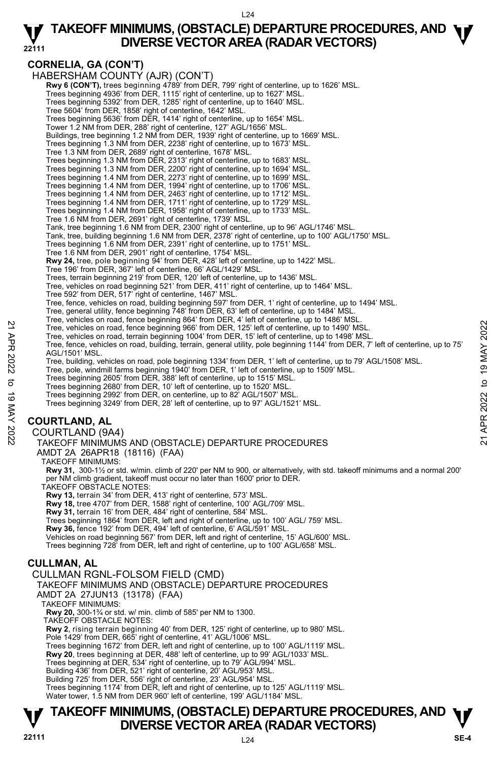## CORNELIA, GA (CON'T)

HABERSHAM COUNTY (AJR) (CON'T)

**Rwy 6 (CON'T),** trees beginning 4789' from DER, 799' right of centerline, up to 1626' MSL.
Trees beginning 4936' from DER, 1115' right of centerline, up to 1627' MSL.
Trees beginning 5392' from DER, 1285' right of centerline, up to 1640' MSL.
Tree 5604' from DER, 1858' right of centerline, 1642' MSL.
Trees beginning 5636' from DER, 1414' right of centerline, up to 1654' MSL.
Tower 1.2 NM from DER, 288' right of centerline, 127' AGL/1656' MSL.
Buildings, tree beginning 1.2 NM from DER, 1939' right of centerline, up to 1669' MSL.
Trees beginning 1.3 NM from DER, 2238' right of centerline, up to 1673' MSL.
Tree 1.3 NM from DER, 2689' right of centerline, 1678' MSL.
Trees beginning 1.3 NM from DER, 2313' right of centerline, up to 1683' MSL.
Trees beginning 1.3 NM from DER, 2200' right of centerline, up to 1694' MSL.
Trees beginning 1.4 NM from DER, 2273' right of centerline, up to 1699' MSL.
Trees beginning 1.4 NM from DER, 1994' right of centerline, up to 1706' MSL.
Trees beginning 1.4 NM from DER, 2463' right of centerline, up to 1712' MSL.
Trees beginning 1.4 NM from DER, 1711' right of centerline, up to 1729' MSL.
Trees beginning 1.4 NM from DER, 1958' right of centerline, up to 1733' MSL.
Tree 1.6 NM from DER, 2691' right of centerline, 1739' MSL.
Tank, tree beginning 1.6 NM from DER, 2300' right of centerline, up to 96' AGL/1746' MSL.
Tank, tree, building beginning 1.6 NM from DER, 2378' right of centerline, up to 100' AGL/1750' MSL.
Trees beginning 1.6 NM from DER, 2391' right of centerline, up to 1751' MSL.
Tree 1.6 NM from DER, 2901' right of centerline, 1754' MSL.
**Rwy 24,** tree, pole beginning 94' from DER, 428' left of centerline, up to 1422' MSL.
Tree 196' from DER, 367' left of centerline, 66' AGL/1429' MSL.
Trees, terrain beginning 219' from DER, 120' left of centerline, up to 1436' MSL.
Tree, vehicles on road beginning 521' from DER, 411' right of centerline, up to 1464' MSL.
Tree 592' from DER, 517' right of centerline, 1467' MSL.
Tree, fence, vehicles on road, building beginning 597' from DER, 1' right of centerline, up to 1494' MSL.
Tree, general utility, fence beginning 748' from DER, 63' left of centerline, up to 1484' MSL.
Tree, vehicles on road, fence beginning 864' from DER, 4' left of centerline, up to 1486' MSL.
Tree, vehicles on road, fence beginning 966' from DER, 125' left of centerline, up to 1490' MSL.
Tree, vehicles on road, terrain beginning 1004' from DER, 15' left of centerline, up to 1498' MSL.
Tree, fence, vehicles on road, building, terrain, general utility, pole beginning 1144' from DER, 7' left of centerline, up to 75' AGL/1501' MSL.
Tree, building, vehicles on road, pole beginning 1334' from DER, 1' left of centerline, up to 79' AGL/1508' MSL.
Tree, pole, windmill farms beginning 1940' from DER, 1' left of centerline, up to 1509' MSL.
Trees beginning 2605' from DER, 388' left of centerline, up to 1515' MSL.
Trees beginning 2680' from DER, 10' left of centerline, up to 1520' MSL.
Trees beginning 2992' from DER, on centerline, up to 82' AGL/1507' MSL.
Trees beginning 3249' from DER, 28' left of centerline, up to 97' AGL/1521' MSL.

## COURTLAND, AL

COURTLAND (9A4)

TAKEOFF MINIMUMS AND (OBSTACLE) DEPARTURE PROCEDURES

AMDT 2A 26APR18 (18116) (FAA)

TAKEOFF MINIMUMS:

**Rwy 31,** 300-1½ or std. w/min. climb of 220' per NM to 900, or alternatively, with std. takeoff minimums and a normal 200' per NM climb gradient, takeoff must occur no later than 1600' prior to DER.

TAKEOFF OBSTACLE NOTES:

**Rwy 13,** terrain 34' from DER, 413' right of centerline, 573' MSL.
**Rwy 18,** tree 4707' from DER, 1588' right of centerline, 100' AGL/709' MSL.
**Rwy 31,** terrain 16' from DER, 484' right of centerline, 584' MSL.
Trees beginning 1864' from DER, left and right of centerline, up to 100' AGL/ 759' MSL.
**Rwy 36,** fence 192' from DER, 494' left of centerline, 6' AGL/591' MSL.
Vehicles on road beginning 567' from DER, left and right of centerline, 15' AGL/600' MSL.
Trees beginning 728' from DER, left and right of centerline, up to 100' AGL/658' MSL.

## CULLMAN, AL

CULLMAN RGNL-FOLSOM FIELD (CMD)

TAKEOFF MINIMUMS AND (OBSTACLE) DEPARTURE PROCEDURES

AMDT 2A 27JUN13 (13178) (FAA)

TAKEOFF MINIMUMS:

**Rwy 20,** 300-1¾ or std. w/ min. climb of 585' per NM to 1300.

TAKEOFF OBSTACLE NOTES:

**Rwy 2**, rising terrain beginning 40' from DER, 125' right of centerline, up to 980' MSL.
Pole 1429' from DER, 665' right of centerline, 41' AGL/1006' MSL.
Trees beginning 1672' from DER, left and right of centerline, up to 100' AGL/1119' MSL.
**Rwy 20**, trees beginning at DER, 488' left of centerline, up to 99' AGL/1033' MSL.
Trees beginning at DER, 534' right of centerline, up to 79' AGL/994' MSL.
Building 436' from DER, 521' right of centerline, 20' AGL/953' MSL.
Building 725' from DER, 556' right of centerline, 23' AGL/954' MSL.
Trees beginning 1174' from DER, left and right of centerline, up to 125' AGL/1119' MSL.
Water tower, 1.5 NM from DER 960' left of centerline, 199' AGL/1184' MSL.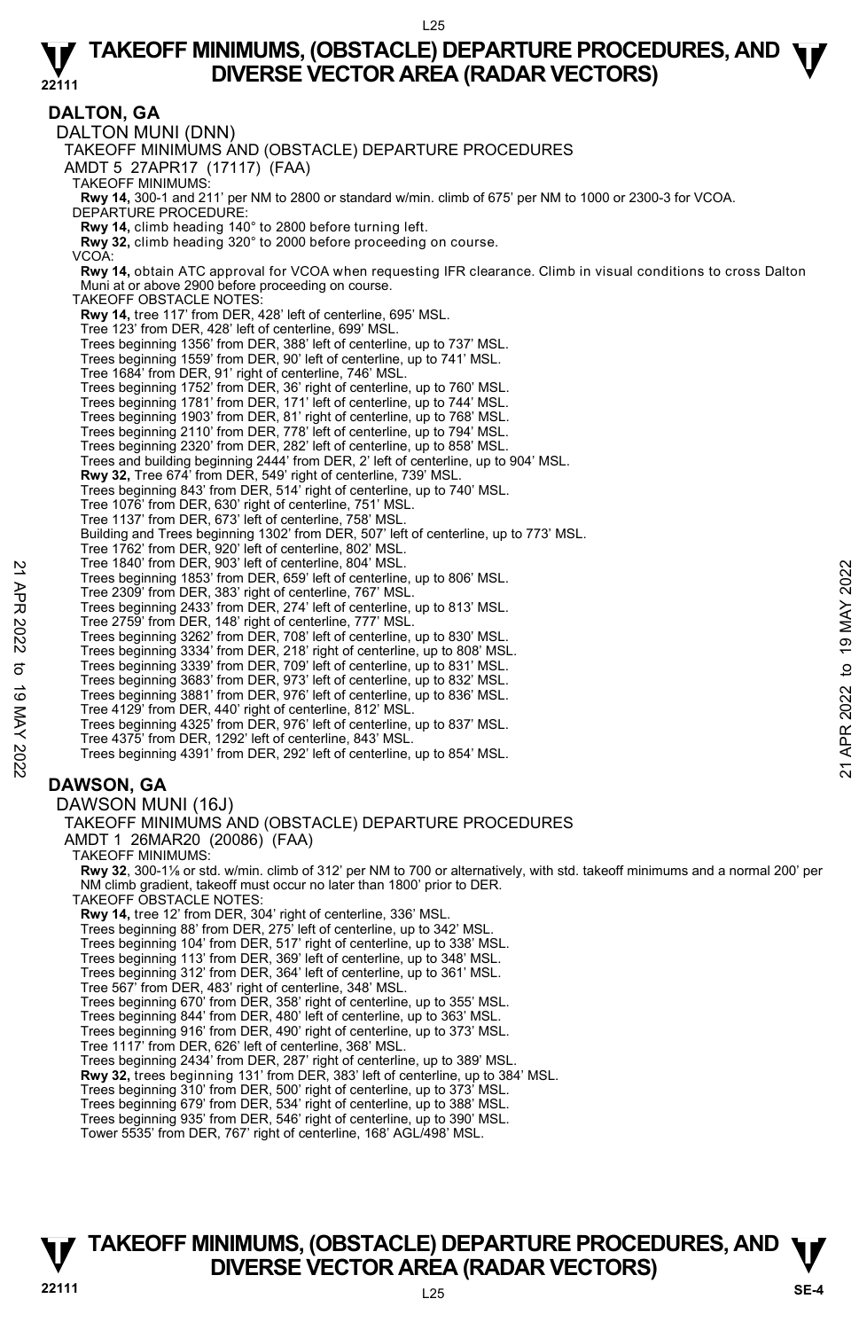## DALTON, GA

DALTON MUNI (DNN)

TAKEOFF MINIMUMS AND (OBSTACLE) DEPARTURE PROCEDURES

AMDT 5 27APR17 (17117) (FAA)

TAKEOFF MINIMUMS:

**Rwy 14,** 300-1 and 211' per NM to 2800 or standard w/min. climb of 675' per NM to 1000 or 2300-3 for VCOA.

DEPARTURE PROCEDURE:

**Rwy 14,** climb heading 140° to 2800 before turning left.

**Rwy 32,** climb heading 320° to 2000 before proceeding on course.

VCOA:

**Rwy 14,** obtain ATC approval for VCOA when requesting IFR clearance. Climb in visual conditions to cross Dalton Muni at or above 2900 before proceeding on course.

TAKEOFF OBSTACLE NOTES:

**Rwy 14,** tree 117' from DER, 428' left of centerline, 695' MSL.
Tree 123' from DER, 428' left of centerline, 699' MSL.
Trees beginning 1356' from DER, 388' left of centerline, up to 737' MSL.
Trees beginning 1559' from DER, 90' left of centerline, up to 741' MSL.
Tree 1684' from DER, 91' right of centerline, 746' MSL.
Trees beginning 1752' from DER, 36' right of centerline, up to 760' MSL.
Trees beginning 1781' from DER, 171' left of centerline, up to 744' MSL.
Trees beginning 1903' from DER, 81' right of centerline, up to 768' MSL.
Trees beginning 2110' from DER, 778' left of centerline, up to 794' MSL.
Trees beginning 2320' from DER, 282' left of centerline, up to 858' MSL.
Trees and building beginning 2444' from DER, 2' left of centerline, up to 904' MSL.
**Rwy 32,** Tree 674' from DER, 549' right of centerline, 739' MSL.
Trees beginning 843' from DER, 514' right of centerline, up to 740' MSL.
Tree 1076' from DER, 630' right of centerline, 751' MSL.
Tree 1137' from DER, 673' left of centerline, 758' MSL.
Building and Trees beginning 1302' from DER, 507' left of centerline, up to 773' MSL.
Tree 1762' from DER, 920' left of centerline, 802' MSL.
Tree 1840' from DER, 903' left of centerline, 804' MSL.
Trees beginning 1853' from DER, 659' left of centerline, up to 806' MSL.
Tree 2309' from DER, 383' right of centerline, 767' MSL.
Trees beginning 2433' from DER, 274' left of centerline, up to 813' MSL.
Tree 2759' from DER, 148' right of centerline, 777' MSL.
Trees beginning 3262' from DER, 708' left of centerline, up to 830' MSL.
Trees beginning 3334' from DER, 218' right of centerline, up to 808' MSL.
Trees beginning 3339' from DER, 709' left of centerline, up to 831' MSL.
Trees beginning 3683' from DER, 973' left of centerline, up to 832' MSL.
Trees beginning 3881' from DER, 976' left of centerline, up to 836' MSL.
Tree 4129' from DER, 440' right of centerline, 812' MSL.
Trees beginning 4325' from DER, 976' left of centerline, up to 837' MSL.
Tree 4375' from DER, 1292' left of centerline, 843' MSL.
Trees beginning 4391' from DER, 292' left of centerline, up to 854' MSL.

## DAWSON, GA

DAWSON MUNI (16J)

TAKEOFF MINIMUMS AND (OBSTACLE) DEPARTURE PROCEDURES

AMDT 1 26MAR20 (20086) (FAA)

TAKEOFF MINIMUMS:

**Rwy 32**, 300-1⅛ or std. w/min. climb of 312' per NM to 700 or alternatively, with std. takeoff minimums and a normal 200' per NM climb gradient, takeoff must occur no later than 1800' prior to DER.

TAKEOFF OBSTACLE NOTES:

**Rwy 14,** tree 12' from DER, 304' right of centerline, 336' MSL.
Trees beginning 88' from DER, 275' left of centerline, up to 342' MSL.
Trees beginning 104' from DER, 517' right of centerline, up to 338' MSL.
Trees beginning 113' from DER, 369' left of centerline, up to 348' MSL.
Trees beginning 312' from DER, 364' left of centerline, up to 361' MSL.
Tree 567' from DER, 483' right of centerline, 348' MSL.
Trees beginning 670' from DER, 358' right of centerline, up to 355' MSL.
Trees beginning 844' from DER, 480' left of centerline, up to 363' MSL.
Trees beginning 916' from DER, 490' right of centerline, up to 373' MSL.
Tree 1117' from DER, 626' left of centerline, 368' MSL.
Trees beginning 2434' from DER, 287' right of centerline, up to 389' MSL.
**Rwy 32,** trees beginning 131' from DER, 383' left of centerline, up to 384' MSL.
Trees beginning 310' from DER, 500' right of centerline, up to 373' MSL.
Trees beginning 679' from DER, 534' right of centerline, up to 388' MSL.
Trees beginning 935' from DER, 546' right of centerline, up to 390' MSL.
Tower 5535' from DER, 767' right of centerline, 168' AGL/498' MSL.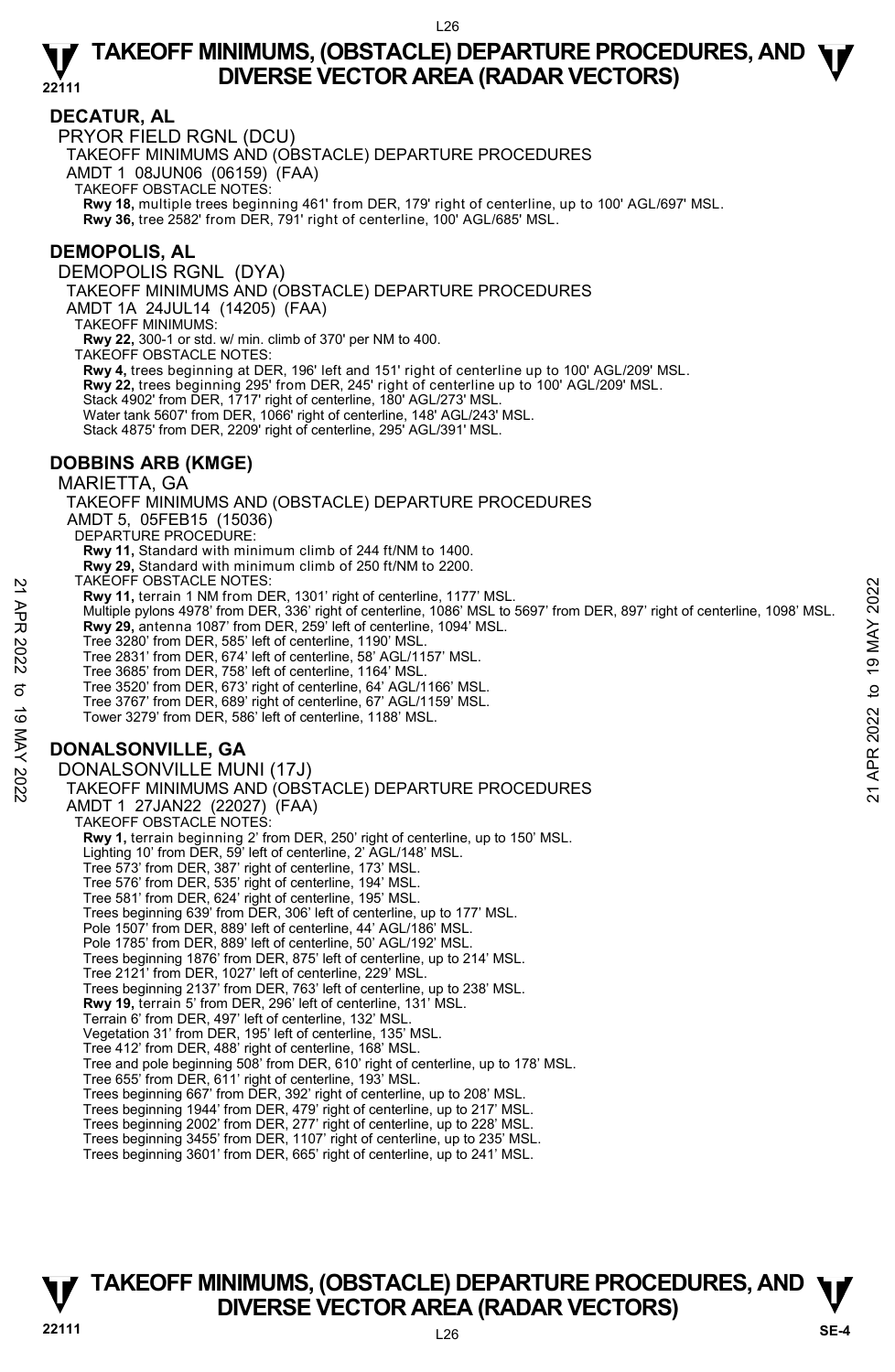# TAKEOFF MINIMUMS, (OBSTACLE) DEPARTURE PROCEDURES, AND DIVERSE VECTOR AREA (RADAR VECTORS)

## DECATUR, AL

PRYOR FIELD RGNL (DCU)

TAKEOFF MINIMUMS AND (OBSTACLE) DEPARTURE PROCEDURES

AMDT 1 08JUN06 (06159) (FAA)

TAKEOFF OBSTACLE NOTES:

**Rwy 18,** multiple trees beginning 461' from DER, 179' right of centerline, up to 100' AGL/697' MSL.
**Rwy 36,** tree 2582' from DER, 791' right of centerline, 100' AGL/685' MSL.

## DEMOPOLIS, AL

DEMOPOLIS RGNL (DYA)

TAKEOFF MINIMUMS AND (OBSTACLE) DEPARTURE PROCEDURES

AMDT 1A 24JUL14 (14205) (FAA)

TAKEOFF MINIMUMS:

**Rwy 22,** 300-1 or std. w/ min. climb of 370' per NM to 400.

TAKEOFF OBSTACLE NOTES:

**Rwy 4,** trees beginning at DER, 196' left and 151' right of centerline up to 100' AGL/209' MSL.
**Rwy 22,** trees beginning 295' from DER, 245' right of centerline up to 100' AGL/209' MSL.
Stack 4902' from DER, 1717' right of centerline, 180' AGL/273' MSL.
Water tank 5607' from DER, 1066' right of centerline, 148' AGL/243' MSL.
Stack 4875' from DER, 2209' right of centerline, 295' AGL/391' MSL.

## DOBBINS ARB (KMGE)

MARIETTA, GA

TAKEOFF MINIMUMS AND (OBSTACLE) DEPARTURE PROCEDURES

AMDT 5, 05FEB15 (15036)

DEPARTURE PROCEDURE:

**Rwy 11,** Standard with minimum climb of 244 ft/NM to 1400.
**Rwy 29,** Standard with minimum climb of 250 ft/NM to 2200.

TAKEOFF OBSTACLE NOTES:

**Rwy 11,** terrain 1 NM from DER, 1301' right of centerline, 1177' MSL.
Multiple pylons 4978' from DER, 336' right of centerline, 1086' MSL to 5697' from DER, 897' right of centerline, 1098' MSL.
**Rwy 29,** antenna 1087' from DER, 259' left of centerline, 1094' MSL.
Tree 3280' from DER, 585' left of centerline, 1190' MSL.
Tree 2831' from DER, 674' left of centerline, 58' AGL/1157' MSL.
Tree 3685' from DER, 758' left of centerline, 1164' MSL.
Tree 3520' from DER, 673' right of centerline, 64' AGL/1166' MSL.
Tree 3767' from DER, 689' right of centerline, 67' AGL/1159' MSL.
Tower 3279' from DER, 586' left of centerline, 1188' MSL.

## DONALSONVILLE, GA

DONALSONVILLE MUNI (17J)

TAKEOFF MINIMUMS AND (OBSTACLE) DEPARTURE PROCEDURES

AMDT 1 27JAN22 (22027) (FAA)

TAKEOFF OBSTACLE NOTES:

**Rwy 1,** terrain beginning 2' from DER, 250' right of centerline, up to 150' MSL.
Lighting 10' from DER, 59' left of centerline, 2' AGL/148' MSL.
Tree 573' from DER, 387' right of centerline, 173' MSL.
Tree 576' from DER, 535' right of centerline, 194' MSL.
Tree 581' from DER, 624' right of centerline, 195' MSL.
Trees beginning 639' from DER, 306' left of centerline, up to 177' MSL.
Pole 1507' from DER, 889' left of centerline, 44' AGL/186' MSL.
Pole 1785' from DER, 889' left of centerline, 50' AGL/192' MSL.
Trees beginning 1876' from DER, 875' left of centerline, up to 214' MSL.
Tree 2121' from DER, 1027' left of centerline, 229' MSL.
Trees beginning 2137' from DER, 763' left of centerline, up to 238' MSL.
**Rwy 19,** terrain 5' from DER, 296' left of centerline, 131' MSL.
Terrain 6' from DER, 497' left of centerline, 132' MSL.
Vegetation 31' from DER, 195' left of centerline, 135' MSL.
Tree 412' from DER, 488' right of centerline, 168' MSL.
Tree and pole beginning 508' from DER, 610' right of centerline, up to 178' MSL.
Tree 655' from DER, 611' right of centerline, 193' MSL.
Trees beginning 667' from DER, 392' right of centerline, up to 208' MSL.
Trees beginning 1944' from DER, 479' right of centerline, up to 217' MSL.
Trees beginning 2002' from DER, 277' right of centerline, up to 228' MSL.
Trees beginning 3455' from DER, 1107' right of centerline, up to 235' MSL.
Trees beginning 3601' from DER, 665' right of centerline, up to 241' MSL.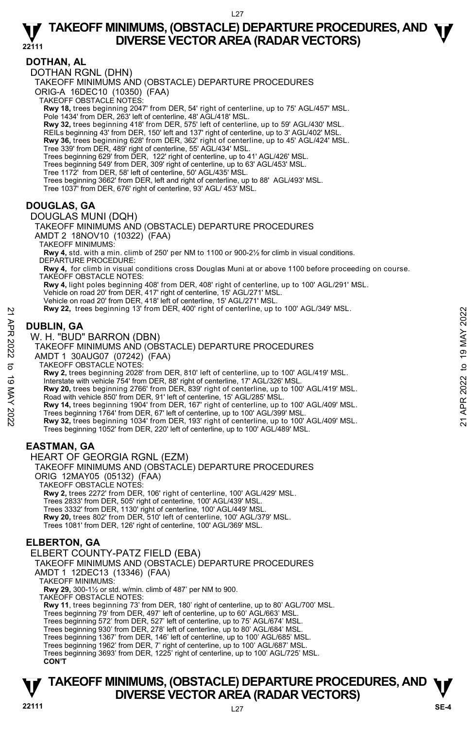## DOTHAN, AL

DOTHAN RGNL (DHN)

TAKEOFF MINIMUMS AND (OBSTACLE) DEPARTURE PROCEDURES

ORIG-A 16DEC10 (10350) (FAA)

TAKEOFF OBSTACLE NOTES:

**Rwy 18,** trees beginning 2047' from DER, 54' right of centerline, up to 75' AGL/457' MSL.
Pole 1434' from DER, 263' left of centerline, 48' AGL/418' MSL.
**Rwy 32,** trees beginning 418' from DER, 575' left of centerline, up to 59' AGL/430' MSL.
REILs beginning 43' from DER, 150' left and 137' right of centerline, up to 3' AGL/402' MSL.
**Rwy 36,** trees beginning 628' from DER, 362' right of centerline, up to 45' AGL/424' MSL.
Tree 339' from DER, 489' right of centerline, 55' AGL/434' MSL.
Trees beginning 629' from DER, 122' right of centerline, up to 41' AGL/426' MSL.
Trees beginning 549' from DER, 309' right of centerline, up to 63' AGL/453' MSL.
Tree 1172' from DER, 58' left of centerline, 50' AGL/435' MSL.
Trees beginning 3662' from DER, left and right of centerline, up to 88' AGL/493' MSL.
Tree 1037' from DER, 676' right of centerline, 93' AGL/ 453' MSL.

## DOUGLAS, GA

DOUGLAS MUNI (DQH)

TAKEOFF MINIMUMS AND (OBSTACLE) DEPARTURE PROCEDURES

AMDT 2 18NOV10 (10322) (FAA)

TAKEOFF MINIMUMS:

**Rwy 4,** std. with a min. climb of 250' per NM to 1100 or 900-2½ for climb in visual conditions.

DEPARTURE PROCEDURE:

**Rwy 4,** for climb in visual conditions cross Douglas Muni at or above 1100 before proceeding on course.

TAKEOFF OBSTACLE NOTES:

**Rwy 4,** light poles beginning 408' from DER, 408' right of centerline, up to 100' AGL/291' MSL.
Vehicle on road 20' from DER, 417' right of centerline, 15' AGL/271' MSL.
Vehicle on road 20' from DER, 418' left of centerline, 15' AGL/271' MSL.
**Rwy 22,** trees beginning 13' from DER, 400' right of centerline, up to 100' AGL/349' MSL.

## DUBLIN, GA

W. H. "BUD" BARRON (DBN)

TAKEOFF MINIMUMS AND (OBSTACLE) DEPARTURE PROCEDURES

AMDT 1 30AUG07 (07242) (FAA)

TAKEOFF OBSTACLE NOTES:

**Rwy 2,** trees beginning 2028' from DER, 810' left of centerline, up to 100' AGL/419' MSL.
Interstate with vehicle 754' from DER, 88' right of centerline, 17' AGL/326' MSL.
**Rwy 20,** trees beginning 2766' from DER, 839' right of centerline, up to 100' AGL/419' MSL.
Road with vehicle 850' from DER, 91' left of centerline, 15' AGL/285' MSL.
**Rwy 14,** trees beginning 1904' from DER, 167' right of centerline, up to 100' AGL/409' MSL.
Trees beginning 1764' from DER, 67' left of centerline, up to 100' AGL/399' MSL.
**Rwy 32,** trees beginning 1034' from DER, 193' right of centerline, up to 100' AGL/409' MSL.
Trees beginning 1052' from DER, 220' left of centerline, up to 100' AGL/489' MSL.

## EASTMAN, GA

HEART OF GEORGIA RGNL (EZM)

TAKEOFF MINIMUMS AND (OBSTACLE) DEPARTURE PROCEDURES

ORIG 12MAY05 (05132) (FAA)

TAKEOFF OBSTACLE NOTES:

**Rwy 2,** trees 2272' from DER, 106' right of centerline, 100' AGL/429' MSL.
Trees 2833' from DER, 505' right of centerline, 100' AGL/439' MSL.
Trees 3332' from DER, 1130' right of centerline, 100' AGL/449' MSL.
**Rwy 20,** trees 802' from DER, 510' left of centerline, 100' AGL/379' MSL.
Trees 1081' from DER, 126' right of centerline, 100' AGL/369' MSL.

## ELBERTON, GA

ELBERT COUNTY-PATZ FIELD (EBA)

TAKEOFF MINIMUMS AND (OBSTACLE) DEPARTURE PROCEDURES

AMDT 1 12DEC13 (13346) (FAA)

TAKEOFF MINIMUMS:

**Rwy 29,** 300-1½ or std. w/min. climb of 487' per NM to 900.

TAKEOFF OBSTACLE NOTES:

**Rwy 11**, trees beginning 73' from DER, 180' right of centerline, up to 80' AGL/700' MSL.
Trees beginning 79' from DER, 497' left of centerline, up to 60' AGL/663' MSL.
Trees beginning 572' from DER, 527' left of centerline, up to 75' AGL/674' MSL.
Trees beginning 930' from DER, 278' left of centerline, up to 80' AGL/684' MSL.
Trees beginning 1367' from DER, 146' left of centerline, up to 100' AGL/685' MSL.
Trees beginning 1962' from DER, 7' right of centerline, up to 100' AGL/687' MSL.
Trees beginning 3693' from DER, 1225' right of centerline, up to 100' AGL/725' MSL.

**CON'T**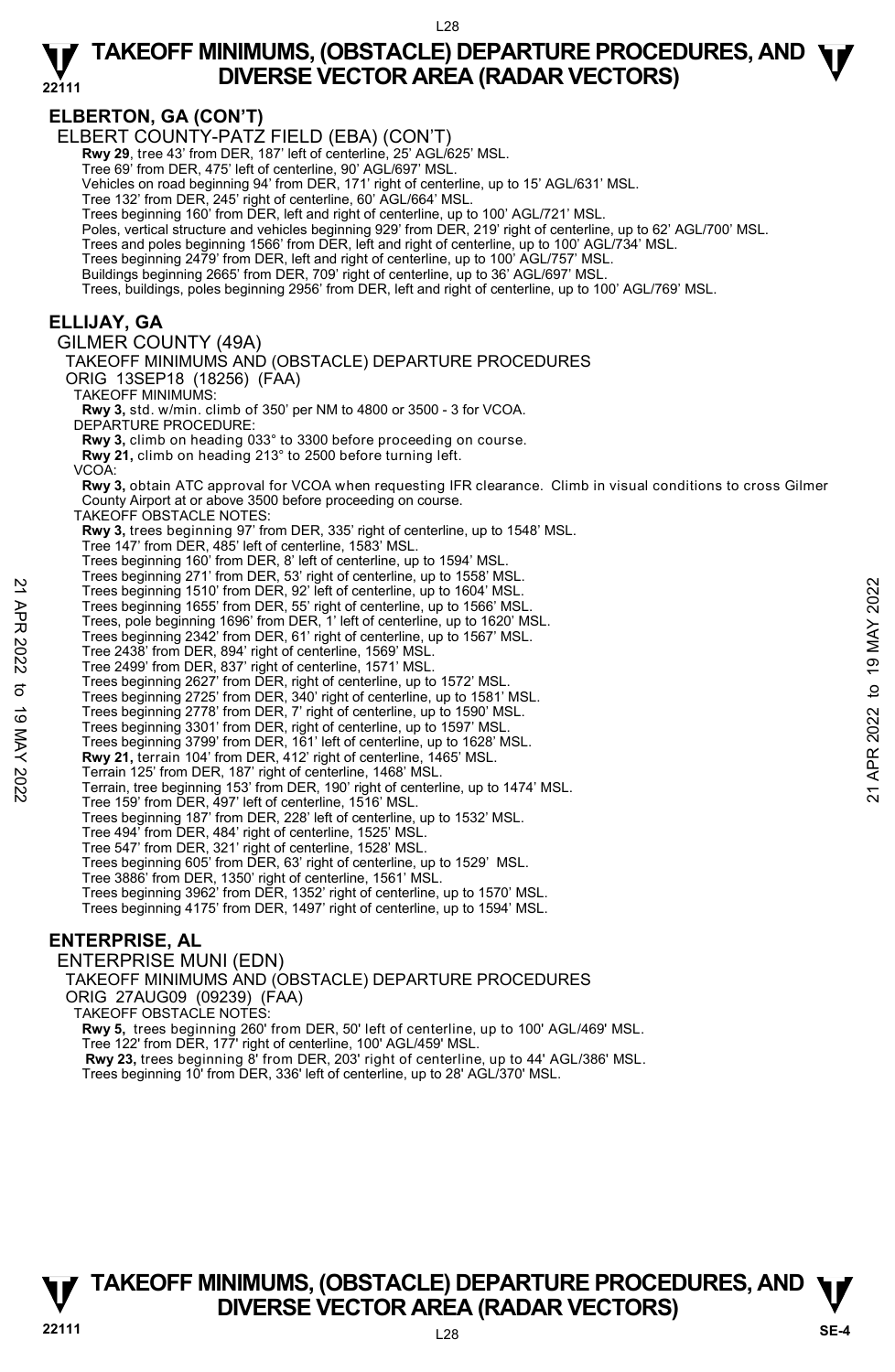## ELBERTON, GA (CON'T)

ELBERT COUNTY-PATZ FIELD (EBA) (CON'T)

**Rwy 29**, tree 43' from DER, 187' left of centerline, 25' AGL/625' MSL.
Tree 69' from DER, 475' left of centerline, 90' AGL/697' MSL.
Vehicles on road beginning 94' from DER, 171' right of centerline, up to 15' AGL/631' MSL.
Tree 132' from DER, 245' right of centerline, 60' AGL/664' MSL.
Trees beginning 160' from DER, left and right of centerline, up to 100' AGL/721' MSL.
Poles, vertical structure and vehicles beginning 929' from DER, 219' right of centerline, up to 62' AGL/700' MSL.
Trees and poles beginning 1566' from DER, left and right of centerline, up to 100' AGL/734' MSL.
Trees beginning 2479' from DER, left and right of centerline, up to 100' AGL/757' MSL.
Buildings beginning 2665' from DER, 709' right of centerline, up to 36' AGL/697' MSL.
Trees, buildings, poles beginning 2956' from DER, left and right of centerline, up to 100' AGL/769' MSL.

## ELLIJAY, GA

GILMER COUNTY (49A)

TAKEOFF MINIMUMS AND (OBSTACLE) DEPARTURE PROCEDURES

ORIG 13SEP18 (18256) (FAA)

TAKEOFF MINIMUMS:

**Rwy 3,** std. w/min. climb of 350' per NM to 4800 or 3500 - 3 for VCOA.

DEPARTURE PROCEDURE:

**Rwy 3,** climb on heading 033° to 3300 before proceeding on course.
**Rwy 21,** climb on heading 213° to 2500 before turning left.

VCOA:

**Rwy 3,** obtain ATC approval for VCOA when requesting IFR clearance. Climb in visual conditions to cross Gilmer County Airport at or above 3500 before proceeding on course.

TAKEOFF OBSTACLE NOTES:

**Rwy 3,** trees beginning 97' from DER, 335' right of centerline, up to 1548' MSL.
Tree 147' from DER, 485' left of centerline, 1583' MSL.
Trees beginning 160' from DER, 8' left of centerline, up to 1594' MSL.
Trees beginning 271' from DER, 53' right of centerline, up to 1558' MSL.
Trees beginning 1510' from DER, 92' left of centerline, up to 1604' MSL.
Trees beginning 1655' from DER, 55' right of centerline, up to 1566' MSL.
Trees, pole beginning 1696' from DER, 1' left of centerline, up to 1620' MSL.
Trees beginning 2342' from DER, 61' right of centerline, up to 1567' MSL.
Tree 2438' from DER, 894' right of centerline, 1569' MSL.
Tree 2499' from DER, 837' right of centerline, 1571' MSL.
Trees beginning 2627' from DER, right of centerline, up to 1572' MSL.
Trees beginning 2725' from DER, 340' right of centerline, up to 1581' MSL.
Trees beginning 2778' from DER, 7' right of centerline, up to 1590' MSL.
Trees beginning 3301' from DER, right of centerline, up to 1597' MSL.
Trees beginning 3799' from DER, 161' left of centerline, up to 1628' MSL.
**Rwy 21,** terrain 104' from DER, 412' right of centerline, 1465' MSL.
Terrain 125' from DER, 187' right of centerline, 1468' MSL.
Terrain, tree beginning 153' from DER, 190' right of centerline, up to 1474' MSL.
Tree 159' from DER, 497' left of centerline, 1516' MSL.
Trees beginning 187' from DER, 228' left of centerline, up to 1532' MSL.
Tree 494' from DER, 484' right of centerline, 1525' MSL.
Tree 547' from DER, 321' right of centerline, 1528' MSL.
Trees beginning 605' from DER, 63' right of centerline, up to 1529' MSL.
Tree 3886' from DER, 1350' right of centerline, 1561' MSL.
Trees beginning 3962' from DER, 1352' right of centerline, up to 1570' MSL.
Trees beginning 4175' from DER, 1497' right of centerline, up to 1594' MSL.

## ENTERPRISE, AL

ENTERPRISE MUNI (EDN)

TAKEOFF MINIMUMS AND (OBSTACLE) DEPARTURE PROCEDURES

ORIG 27AUG09 (09239) (FAA)

TAKEOFF OBSTACLE NOTES:

**Rwy 5,** trees beginning 260' from DER, 50' left of centerline, up to 100' AGL/469' MSL.
Tree 122' from DER, 177' right of centerline, 100' AGL/459' MSL.
**Rwy 23,** trees beginning 8' from DER, 203' right of centerline, up to 44' AGL/386' MSL.
Trees beginning 10' from DER, 336' left of centerline, up to 28' AGL/370' MSL.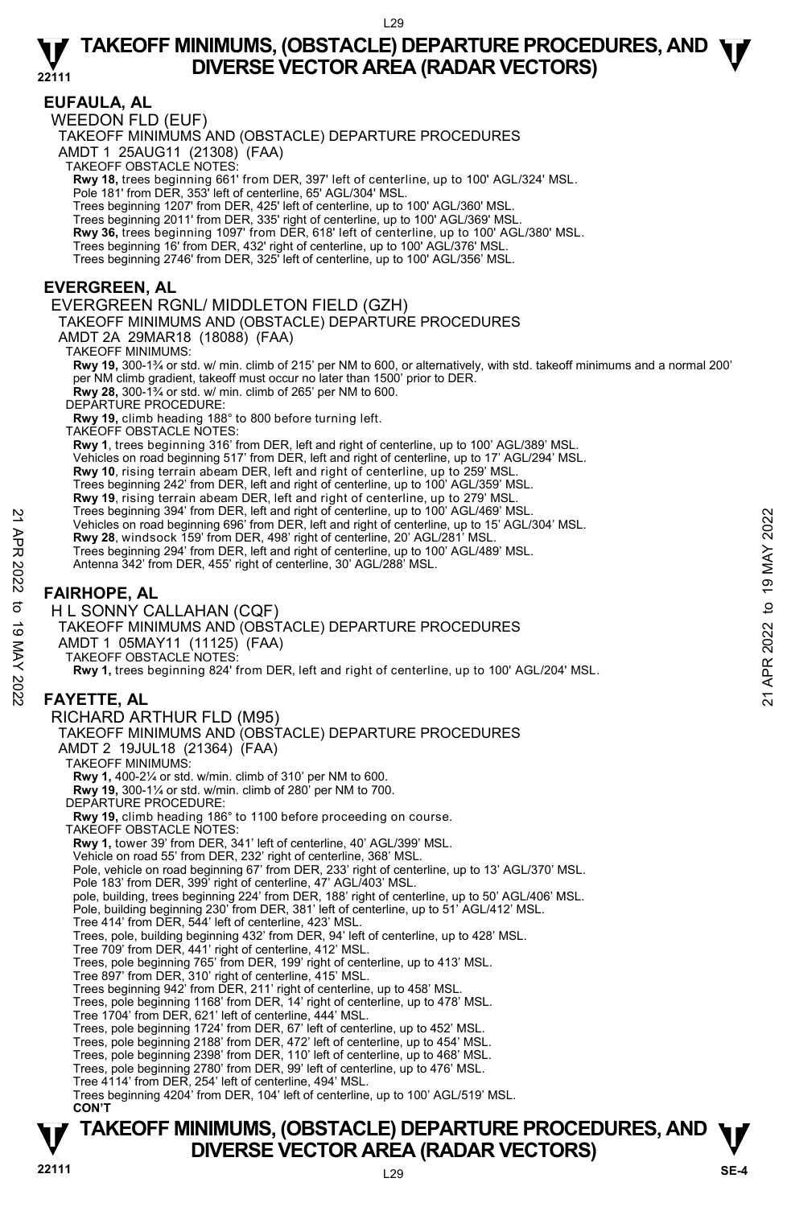## EUFAULA, AL

WEEDON FLD (EUF)

TAKEOFF MINIMUMS AND (OBSTACLE) DEPARTURE PROCEDURES

AMDT 1 25AUG11 (21308) (FAA)

TAKEOFF OBSTACLE NOTES:

**Rwy 18,** trees beginning 661' from DER, 397' left of centerline, up to 100' AGL/324' MSL.
Pole 181' from DER, 353' left of centerline, 65' AGL/304' MSL.
Trees beginning 1207' from DER, 425' left of centerline, up to 100' AGL/360' MSL.
Trees beginning 2011' from DER, 335' right of centerline, up to 100' AGL/369' MSL.
**Rwy 36,** trees beginning 1097' from DER, 618' left of centerline, up to 100' AGL/380' MSL.
Trees beginning 16' from DER, 432' right of centerline, up to 100' AGL/376' MSL.
Trees beginning 2746' from DER, 325' left of centerline, up to 100' AGL/356' MSL.

## EVERGREEN, AL

EVERGREEN RGNL/ MIDDLETON FIELD (GZH)

TAKEOFF MINIMUMS AND (OBSTACLE) DEPARTURE PROCEDURES

AMDT 2A 29MAR18 (18088) (FAA)

TAKEOFF MINIMUMS:

**Rwy 19,** 300-1¾ or std. w/ min. climb of 215' per NM to 600, or alternatively, with std. takeoff minimums and a normal 200' per NM climb gradient, takeoff must occur no later than 1500' prior to DER.
**Rwy 28,** 300-1¾ or std. w/ min. climb of 265' per NM to 600.

DEPARTURE PROCEDURE:

**Rwy 19,** climb heading 188° to 800 before turning left.

TAKEOFF OBSTACLE NOTES:

**Rwy 1**, trees beginning 316' from DER, left and right of centerline, up to 100' AGL/389' MSL.
Vehicles on road beginning 517' from DER, left and right of centerline, up to 17' AGL/294' MSL.
**Rwy 10**, rising terrain abeam DER, left and right of centerline, up to 259' MSL.
Trees beginning 242' from DER, left and right of centerline, up to 100' AGL/359' MSL.
**Rwy 19**, rising terrain abeam DER, left and right of centerline, up to 279' MSL.
Trees beginning 394' from DER, left and right of centerline, up to 100' AGL/469' MSL.
Vehicles on road beginning 696' from DER, left and right of centerline, up to 15' AGL/304' MSL.
**Rwy 28**, windsock 159' from DER, 498' right of centerline, 20' AGL/281' MSL.
Trees beginning 294' from DER, left and right of centerline, up to 100' AGL/489' MSL.
Antenna 342' from DER, 455' right of centerline, 30' AGL/288' MSL.

## FAIRHOPE, AL

H L SONNY CALLAHAN (CQF)

TAKEOFF MINIMUMS AND (OBSTACLE) DEPARTURE PROCEDURES

AMDT 1 05MAY11 (11125) (FAA)

TAKEOFF OBSTACLE NOTES:

**Rwy 1,** trees beginning 824' from DER, left and right of centerline, up to 100' AGL/204' MSL.

## FAYETTE, AL

RICHARD ARTHUR FLD (M95)

TAKEOFF MINIMUMS AND (OBSTACLE) DEPARTURE PROCEDURES

AMDT 2 19JUL18 (21364) (FAA)

TAKEOFF MINIMUMS:

**Rwy 1,** 400-2¼ or std. w/min. climb of 310' per NM to 600.
**Rwy 19,** 300-1¼ or std. w/min. climb of 280' per NM to 700.

DEPARTURE PROCEDURE:

**Rwy 19,** climb heading 186° to 1100 before proceeding on course.

TAKEOFF OBSTACLE NOTES:

**Rwy 1,** tower 39' from DER, 341' left of centerline, 40' AGL/399' MSL.
Vehicle on road 55' from DER, 232' right of centerline, 368' MSL.
Pole, vehicle on road beginning 67' from DER, 233' right of centerline, up to 13' AGL/370' MSL.
Pole 183' from DER, 399' right of centerline, 47' AGL/403' MSL.
pole, building, trees beginning 224' from DER, 188' right of centerline, up to 50' AGL/406' MSL.
Pole, building beginning 230' from DER, 381' left of centerline, up to 51' AGL/412' MSL.
Tree 414' from DER, 544' left of centerline, 423' MSL.
Trees, pole, building beginning 432' from DER, 94' left of centerline, up to 428' MSL.
Tree 709' from DER, 441' right of centerline, 412' MSL.
Trees, pole beginning 765' from DER, 199' right of centerline, up to 413' MSL.
Tree 897' from DER, 310' right of centerline, 415' MSL.
Trees beginning 942' from DER, 211' right of centerline, up to 458' MSL.
Trees, pole beginning 1168' from DER, 14' right of centerline, up to 478' MSL.
Tree 1704' from DER, 621' left of centerline, 444' MSL.
Trees, pole beginning 1724' from DER, 67' left of centerline, up to 452' MSL.
Trees, pole beginning 2188' from DER, 472' left of centerline, up to 454' MSL.
Trees, pole beginning 2398' from DER, 110' left of centerline, up to 468' MSL.
Trees, pole beginning 2780' from DER, 99' left of centerline, up to 476' MSL.
Tree 4114' from DER, 254' left of centerline, 494' MSL.
Trees beginning 4204' from DER, 104' left of centerline, up to 100' AGL/519' MSL.

**CON'T**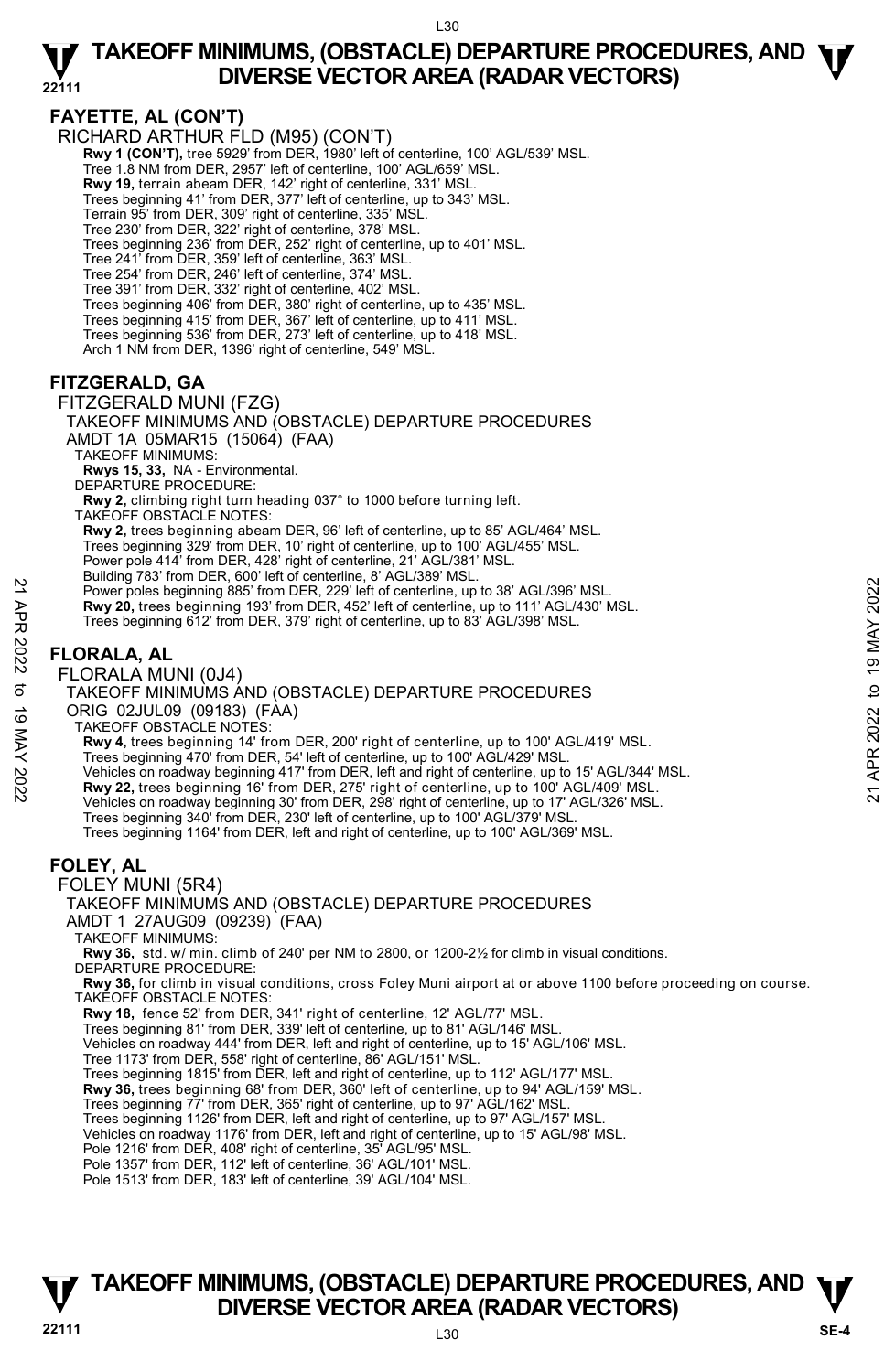## FAYETTE, AL (CON'T)

RICHARD ARTHUR FLD (M95) (CON'T)

**Rwy 1 (CON'T),** tree 5929' from DER, 1980' left of centerline, 100' AGL/539' MSL.
Tree 1.8 NM from DER, 2957' left of centerline, 100' AGL/659' MSL.
**Rwy 19,** terrain abeam DER, 142' right of centerline, 331' MSL.
Trees beginning 41' from DER, 377' left of centerline, up to 343' MSL.
Terrain 95' from DER, 309' right of centerline, 335' MSL.
Tree 230' from DER, 322' right of centerline, 378' MSL.
Trees beginning 236' from DER, 252' right of centerline, up to 401' MSL.
Tree 241' from DER, 359' left of centerline, 363' MSL.
Tree 254' from DER, 246' left of centerline, 374' MSL.
Tree 391' from DER, 332' right of centerline, 402' MSL.
Trees beginning 406' from DER, 380' right of centerline, up to 435' MSL.
Trees beginning 415' from DER, 367' left of centerline, up to 411' MSL.
Trees beginning 536' from DER, 273' left of centerline, up to 418' MSL.
Arch 1 NM from DER, 1396' right of centerline, 549' MSL.

## FITZGERALD, GA

FITZGERALD MUNI (FZG)
TAKEOFF MINIMUMS AND (OBSTACLE) DEPARTURE PROCEDURES
AMDT 1A 05MAR15 (15064) (FAA)
TAKEOFF MINIMUMS:
**Rwys 15, 33,** NA - Environmental.
DEPARTURE PROCEDURE:
**Rwy 2,** climbing right turn heading 037° to 1000 before turning left.
TAKEOFF OBSTACLE NOTES:
**Rwy 2,** trees beginning abeam DER, 96' left of centerline, up to 85' AGL/464' MSL.
Trees beginning 329' from DER, 10' right of centerline, up to 100' AGL/455' MSL.
Power pole 414' from DER, 428' right of centerline, 21' AGL/381' MSL.
Building 783' from DER, 600' left of centerline, 8' AGL/389' MSL.
Power poles beginning 885' from DER, 229' left of centerline, up to 38' AGL/396' MSL.
**Rwy 20,** trees beginning 193' from DER, 452' left of centerline, up to 111' AGL/430' MSL.
Trees beginning 612' from DER, 379' right of centerline, up to 83' AGL/398' MSL.

## FLORALA, AL

FLORALA MUNI (0J4)
TAKEOFF MINIMUMS AND (OBSTACLE) DEPARTURE PROCEDURES
ORIG 02JUL09 (09183) (FAA)
TAKEOFF OBSTACLE NOTES:
**Rwy 4,** trees beginning 14' from DER, 200' right of centerline, up to 100' AGL/419' MSL.
Trees beginning 470' from DER, 54' left of centerline, up to 100' AGL/429' MSL.
Vehicles on roadway beginning 417' from DER, left and right of centerline, up to 15' AGL/344' MSL.
**Rwy 22,** trees beginning 16' from DER, 275' right of centerline, up to 100' AGL/409' MSL.
Vehicles on roadway beginning 30' from DER, 298' right of centerline, up to 17' AGL/326' MSL.
Trees beginning 340' from DER, 230' left of centerline, up to 100' AGL/379' MSL.
Trees beginning 1164' from DER, left and right of centerline, up to 100' AGL/369' MSL.

## FOLEY, AL

FOLEY MUNI (5R4)
TAKEOFF MINIMUMS AND (OBSTACLE) DEPARTURE PROCEDURES
AMDT 1 27AUG09 (09239) (FAA)
TAKEOFF MINIMUMS:
**Rwy 36,** std. w/ min. climb of 240' per NM to 2800, or 1200-2½ for climb in visual conditions.
DEPARTURE PROCEDURE:
**Rwy 36,** for climb in visual conditions, cross Foley Muni airport at or above 1100 before proceeding on course.
TAKEOFF OBSTACLE NOTES:
**Rwy 18,** fence 52' from DER, 341' right of centerline, 12' AGL/77' MSL.
Trees beginning 81' from DER, 339' left of centerline, up to 81' AGL/146' MSL.
Vehicles on roadway 444' from DER, left and right of centerline, up to 15' AGL/106' MSL.
Tree 1173' from DER, 558' right of centerline, 86' AGL/151' MSL.
Trees beginning 1815' from DER, left and right of centerline, up to 112' AGL/177' MSL.
**Rwy 36,** trees beginning 68' from DER, 360' left of centerline, up to 94' AGL/159' MSL.
Trees beginning 77' from DER, 365' right of centerline, up to 97' AGL/162' MSL.
Trees beginning 1126' from DER, left and right of centerline, up to 97' AGL/157' MSL.
Vehicles on roadway 1176' from DER, left and right of centerline, up to 15' AGL/98' MSL.
Pole 1216' from DER, 408' right of centerline, 35' AGL/95' MSL.
Pole 1357' from DER, 112' left of centerline, 36' AGL/101' MSL.
Pole 1513' from DER, 183' left of centerline, 39' AGL/104' MSL.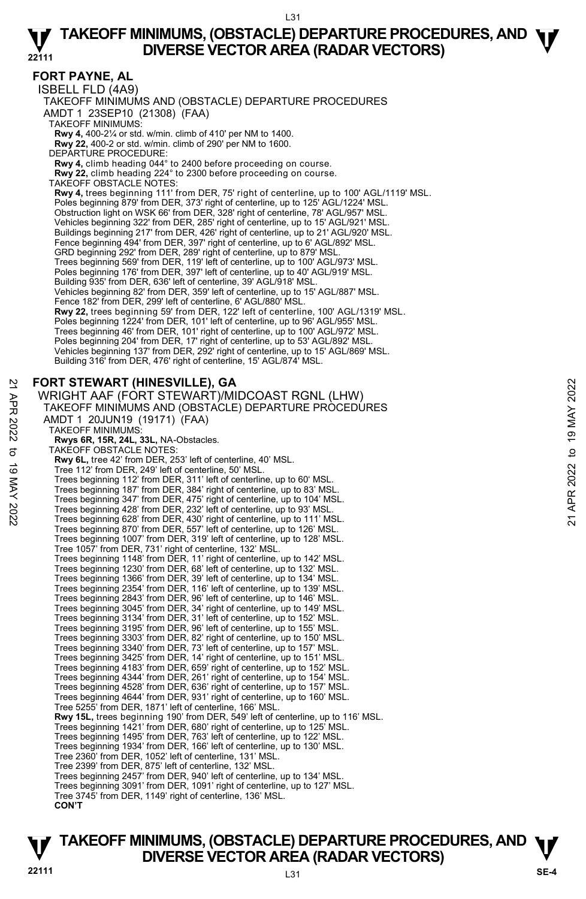## FORT PAYNE, AL

ISBELL FLD (4A9)

TAKEOFF MINIMUMS AND (OBSTACLE) DEPARTURE PROCEDURES

AMDT 1 23SEP10 (21308) (FAA)

TAKEOFF MINIMUMS:

**Rwy 4,** 400-2¼ or std. w/min. climb of 410' per NM to 1400.
**Rwy 22,** 400-2 or std. w/min. climb of 290' per NM to 1600.

DEPARTURE PROCEDURE:

**Rwy 4,** climb heading 044° to 2400 before proceeding on course.
**Rwy 22,** climb heading 224° to 2300 before proceeding on course.

TAKEOFF OBSTACLE NOTES:

**Rwy 4,** trees beginning 111' from DER, 75' right of centerline, up to 100' AGL/1119' MSL.
Poles beginning 879' from DER, 373' right of centerline, up to 125' AGL/1224' MSL.
Obstruction light on WSK 66' from DER, 328' right of centerline, 78' AGL/957' MSL.
Vehicles beginning 322' from DER, 285' right of centerline, up to 15' AGL/921' MSL.
Buildings beginning 217' from DER, 426' right of centerline, up to 21' AGL/920' MSL.
Fence beginning 494' from DER, 397' right of centerline, up to 6' AGL/892' MSL.
GRD beginning 292' from DER, 289' right of centerline, up to 879' MSL.
Trees beginning 569' from DER, 119' left of centerline, up to 100' AGL/973' MSL.
Poles beginning 176' from DER, 397' left of centerline, up to 40' AGL/919' MSL.
Building 935' from DER, 636' left of centerline, 39' AGL/918' MSL.
Vehicles beginning 82' from DER, 359' left of centerline, up to 15' AGL/887' MSL.
Fence 182' from DER, 299' left of centerline, 6' AGL/880' MSL.
**Rwy 22,** trees beginning 59' from DER, 122' left of centerline, 100' AGL/1319' MSL.
Poles beginning 1224' from DER, 101' left of centerline, up to 96' AGL/955' MSL.
Trees beginning 46' from DER, 101' right of centerline, up to 100' AGL/972' MSL.
Poles beginning 204' from DER, 17' right of centerline, up to 53' AGL/892' MSL.
Vehicles beginning 137' from DER, 292' right of centerline, up to 15' AGL/869' MSL.
Building 316' from DER, 476' right of centerline, 15' AGL/874' MSL.

## FORT STEWART (HINESVILLE), GA

WRIGHT AAF (FORT STEWART)/MIDCOAST RGNL (LHW)

TAKEOFF MINIMUMS AND (OBSTACLE) DEPARTURE PROCEDURES

AMDT 1 20JUN19 (19171) (FAA)

TAKEOFF MINIMUMS:

**Rwys 6R, 15R, 24L, 33L,** NA-Obstacles.

TAKEOFF OBSTACLE NOTES:

**Rwy 6L,** tree 42' from DER, 253' left of centerline, 40' MSL.
Tree 112' from DER, 249' left of centerline, 50' MSL.
Trees beginning 112' from DER, 311' left of centerline, up to 60' MSL.
Trees beginning 187' from DER, 384' right of centerline, up to 83' MSL.
Trees beginning 347' from DER, 475' right of centerline, up to 104' MSL.
Trees beginning 428' from DER, 232' left of centerline, up to 93' MSL.
Trees beginning 628' from DER, 430' right of centerline, up to 111' MSL.
Trees beginning 870' from DER, 557' left of centerline, up to 126' MSL.
Trees beginning 1007' from DER, 319' left of centerline, up to 128' MSL.
Tree 1057' from DER, 731' right of centerline, 132' MSL.
Trees beginning 1148' from DER, 11' right of centerline, up to 142' MSL.
Trees beginning 1230' from DER, 68' left of centerline, up to 132' MSL.
Trees beginning 1366' from DER, 39' left of centerline, up to 134' MSL.
Trees beginning 2354' from DER, 116' left of centerline, up to 139' MSL.
Trees beginning 2843' from DER, 96' left of centerline, up to 146' MSL.
Trees beginning 3045' from DER, 34' right of centerline, up to 149' MSL.
Trees beginning 3134' from DER, 31' left of centerline, up to 152' MSL.
Trees beginning 3195' from DER, 96' left of centerline, up to 155' MSL.
Trees beginning 3303' from DER, 82' right of centerline, up to 150' MSL.
Trees beginning 3340' from DER, 73' left of centerline, up to 157' MSL.
Trees beginning 3425' from DER, 14' right of centerline, up to 151' MSL.
Trees beginning 4183' from DER, 659' right of centerline, up to 152' MSL.
Trees beginning 4344' from DER, 261' right of centerline, up to 154' MSL.
Trees beginning 4528' from DER, 636' right of centerline, up to 157' MSL.
Trees beginning 4644' from DER, 931' right of centerline, up to 160' MSL.
Tree 5255' from DER, 1871' left of centerline, 166' MSL.
**Rwy 15L,** trees beginning 190' from DER, 549' left of centerline, up to 116' MSL.
Trees beginning 1421' from DER, 680' right of centerline, up to 125' MSL.
Trees beginning 1495' from DER, 763' left of centerline, up to 122' MSL.
Trees beginning 1934' from DER, 166' left of centerline, up to 130' MSL.
Tree 2360' from DER, 1052' left of centerline, 131' MSL.
Tree 2399' from DER, 875' left of centerline, 132' MSL.
Trees beginning 2457' from DER, 940' left of centerline, up to 134' MSL.
Trees beginning 3091' from DER, 1091' right of centerline, up to 127' MSL.
Tree 3745' from DER, 1149' right of centerline, 136' MSL.

**CON'T**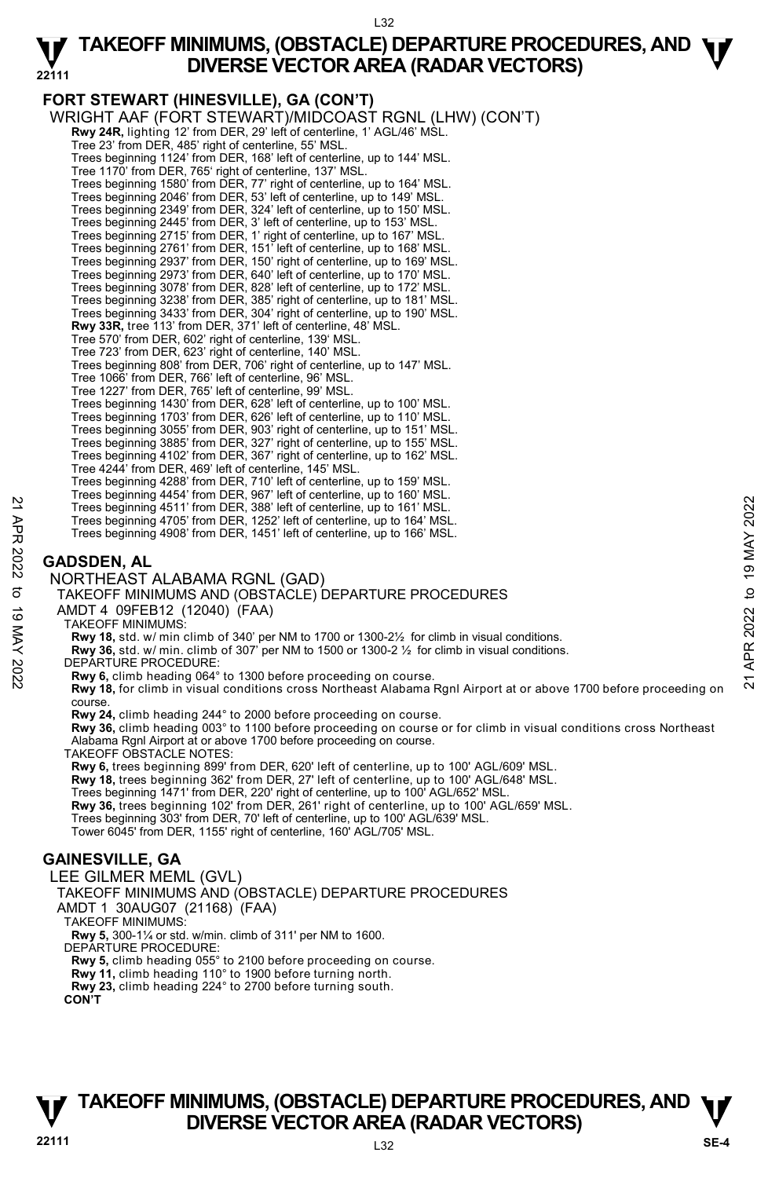## FORT STEWART (HINESVILLE), GA (CON'T)

WRIGHT AAF (FORT STEWART)/MIDCOAST RGNL (LHW) (CON'T)

**Rwy 24R,** lighting 12' from DER, 29' left of centerline, 1' AGL/46' MSL.
Tree 23' from DER, 485' right of centerline, 55' MSL.
Trees beginning 1124' from DER, 168' left of centerline, up to 144' MSL.
Tree 1170' from DER, 765' right of centerline, 137' MSL.
Trees beginning 1580' from DER, 77' right of centerline, up to 164' MSL.
Trees beginning 2046' from DER, 53' left of centerline, up to 149' MSL.
Trees beginning 2349' from DER, 324' left of centerline, up to 150' MSL.
Trees beginning 2445' from DER, 3' left of centerline, up to 153' MSL.
Trees beginning 2715' from DER, 1' right of centerline, up to 167' MSL.
Trees beginning 2761' from DER, 151' left of centerline, up to 168' MSL.
Trees beginning 2937' from DER, 150' right of centerline, up to 169' MSL.
Trees beginning 2973' from DER, 640' left of centerline, up to 170' MSL.
Trees beginning 3078' from DER, 828' left of centerline, up to 172' MSL.
Trees beginning 3238' from DER, 385' right of centerline, up to 181' MSL.
Trees beginning 3433' from DER, 304' right of centerline, up to 190' MSL.
**Rwy 33R,** tree 113' from DER, 371' left of centerline, 48' MSL.
Tree 570' from DER, 602' right of centerline, 139' MSL.
Tree 723' from DER, 623' right of centerline, 140' MSL.
Trees beginning 808' from DER, 706' right of centerline, up to 147' MSL.
Tree 1066' from DER, 766' left of centerline, 96' MSL.
Tree 1227' from DER, 765' left of centerline, 99' MSL.
Trees beginning 1430' from DER, 628' left of centerline, up to 100' MSL.
Trees beginning 1703' from DER, 626' left of centerline, up to 110' MSL.
Trees beginning 3055' from DER, 903' right of centerline, up to 151' MSL.
Trees beginning 3885' from DER, 327' right of centerline, up to 155' MSL.
Trees beginning 4102' from DER, 367' right of centerline, up to 162' MSL.
Tree 4244' from DER, 469' left of centerline, 145' MSL.
Trees beginning 4288' from DER, 710' left of centerline, up to 159' MSL.
Trees beginning 4454' from DER, 967' left of centerline, up to 160' MSL.
Trees beginning 4511' from DER, 388' left of centerline, up to 161' MSL.
Trees beginning 4705' from DER, 1252' left of centerline, up to 164' MSL.
Trees beginning 4908' from DER, 1451' left of centerline, up to 166' MSL.

## GADSDEN, AL

NORTHEAST ALABAMA RGNL (GAD)
TAKEOFF MINIMUMS AND (OBSTACLE) DEPARTURE PROCEDURES
AMDT 4 09FEB12 (12040) (FAA)

TAKEOFF MINIMUMS:
**Rwy 18,** std. w/ min climb of 340' per NM to 1700 or 1300-2½ for climb in visual conditions.
**Rwy 36,** std. w/ min. climb of 307' per NM to 1500 or 1300-2 ½ for climb in visual conditions.

DEPARTURE PROCEDURE:
**Rwy 6,** climb heading 064° to 1300 before proceeding on course.
**Rwy 18,** for climb in visual conditions cross Northeast Alabama Rgnl Airport at or above 1700 before proceeding on course.
**Rwy 24,** climb heading 244° to 2000 before proceeding on course.
**Rwy 36,** climb heading 003° to 1100 before proceeding on course or for climb in visual conditions cross Northeast Alabama Rgnl Airport at or above 1700 before proceeding on course.

TAKEOFF OBSTACLE NOTES:
**Rwy 6,** trees beginning 899' from DER, 620' left of centerline, up to 100' AGL/609' MSL.
**Rwy 18,** trees beginning 362' from DER, 27' left of centerline, up to 100' AGL/648' MSL.
Trees beginning 1471' from DER, 220' right of centerline, up to 100' AGL/652' MSL.
**Rwy 36,** trees beginning 102' from DER, 261' right of centerline, up to 100' AGL/659' MSL.
Trees beginning 303' from DER, 70' left of centerline, up to 100' AGL/639' MSL.
Tower 6045' from DER, 1155' right of centerline, 160' AGL/705' MSL.

## GAINESVILLE, GA

LEE GILMER MEML (GVL)
TAKEOFF MINIMUMS AND (OBSTACLE) DEPARTURE PROCEDURES
AMDT 1 30AUG07 (21168) (FAA)

TAKEOFF MINIMUMS:
**Rwy 5,** 300-1¼ or std. w/min. climb of 311' per NM to 1600.

DEPARTURE PROCEDURE:
**Rwy 5,** climb heading 055° to 2100 before proceeding on course.
**Rwy 11,** climb heading 110° to 1900 before turning north.
**Rwy 23,** climb heading 224° to 2700 before turning south.

**CON'T**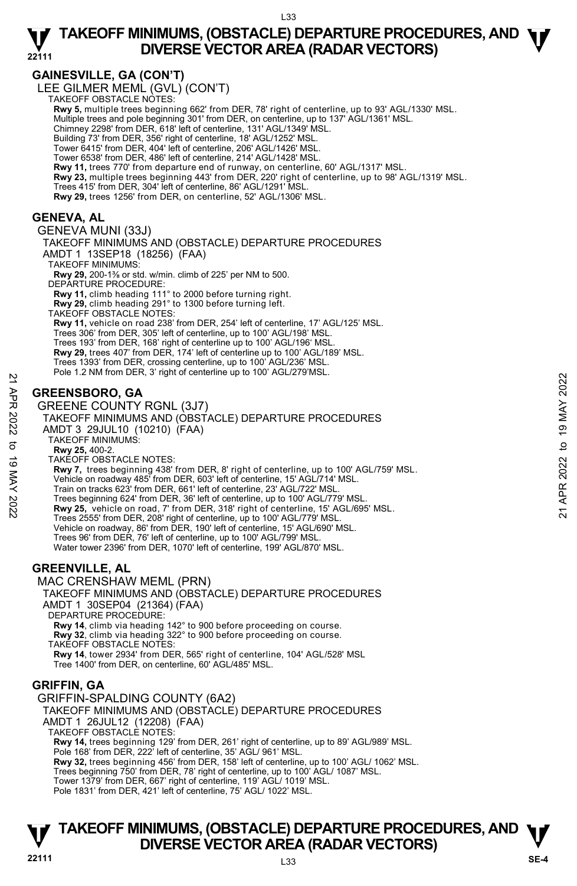# TAKEOFF MINIMUMS, (OBSTACLE) DEPARTURE PROCEDURES, AND DIVERSE VECTOR AREA (RADAR VECTORS)

## GAINESVILLE, GA (CON'T)

LEE GILMER MEML (GVL) (CON'T)

TAKEOFF OBSTACLE NOTES:

**Rwy 5,** multiple trees beginning 662' from DER, 78' right of centerline, up to 93' AGL/1330' MSL.
Multiple trees and pole beginning 301' from DER, on centerline, up to 137' AGL/1361' MSL.
Chimney 2298' from DER, 618' left of centerline, 131' AGL/1349' MSL.
Building 73' from DER, 356' right of centerline, 18' AGL/1252' MSL.
Tower 6415' from DER, 404' left of centerline, 206' AGL/1426' MSL.
Tower 6538' from DER, 486' left of centerline, 214' AGL/1428' MSL.
**Rwy 11,** trees 770' from departure end of runway, on centerline, 60' AGL/1317' MSL.
**Rwy 23,** multiple trees beginning 443' from DER, 220' right of centerline, up to 98' AGL/1319' MSL.
Trees 415' from DER, 304' left of centerline, 86' AGL/1291' MSL.
**Rwy 29,** trees 1256' from DER, on centerline, 52' AGL/1306' MSL.

## GENEVA, AL

GENEVA MUNI (33J)

TAKEOFF MINIMUMS AND (OBSTACLE) DEPARTURE PROCEDURES

AMDT 1 13SEP18 (18256) (FAA)

TAKEOFF MINIMUMS:

**Rwy 29,** 200-1⅜ or std. w/min. climb of 225' per NM to 500.

DEPARTURE PROCEDURE:

**Rwy 11,** climb heading 111° to 2000 before turning right.
**Rwy 29,** climb heading 291° to 1300 before turning left.

TAKEOFF OBSTACLE NOTES:

**Rwy 11,** vehicle on road 238' from DER, 254' left of centerline, 17' AGL/125' MSL.
Trees 306' from DER, 305' left of centerline, up to 100' AGL/198' MSL.
Trees 193' from DER, 168' right of centerline up to 100' AGL/196' MSL.
**Rwy 29,** trees 407' from DER, 174' left of centerline up to 100' AGL/189' MSL.
Trees 1393' from DER, crossing centerline, up to 100' AGL/236' MSL.
Pole 1.2 NM from DER, 3' right of centerline up to 100' AGL/279'MSL.

## GREENSBORO, GA

GREENE COUNTY RGNL (3J7)

TAKEOFF MINIMUMS AND (OBSTACLE) DEPARTURE PROCEDURES

AMDT 3 29JUL10 (10210) (FAA)

TAKEOFF MINIMUMS:

**Rwy 25,** 400-2.

TAKEOFF OBSTACLE NOTES:

**Rwy 7,** trees beginning 438' from DER, 8' right of centerline, up to 100' AGL/759' MSL.
Vehicle on roadway 485' from DER, 603' left of centerline, 15' AGL/714' MSL.
Train on tracks 623' from DER, 661' left of centerline, 23' AGL/722' MSL.
Trees beginning 624' from DER, 36' left of centerline, up to 100' AGL/779' MSL.
**Rwy 25,** vehicle on road, 7' from DER, 318' right of centerline, 15' AGL/695' MSL.
Trees 2555' from DER, 208' right of centerline, up to 100' AGL/779' MSL.
Vehicle on roadway, 86' from DER, 190' left of centerline, 15' AGL/690' MSL.
Trees 96' from DER, 76' left of centerline, up to 100' AGL/799' MSL.
Water tower 2396' from DER, 1070' left of centerline, 199' AGL/870' MSL.

## GREENVILLE, AL

MAC CRENSHAW MEML (PRN)

TAKEOFF MINIMUMS AND (OBSTACLE) DEPARTURE PROCEDURES

AMDT 1 30SEP04 (21364) (FAA)

DEPARTURE PROCEDURE:

**Rwy 14**, climb via heading 142° to 900 before proceeding on course.
**Rwy 32**, climb via heading 322° to 900 before proceeding on course.

TAKEOFF OBSTACLE NOTES:

**Rwy 14**, tower 2934' from DER, 565' right of centerline, 104' AGL/528' MSL
Tree 1400' from DER, on centerline, 60' AGL/485' MSL.

## GRIFFIN, GA

GRIFFIN-SPALDING COUNTY (6A2)

TAKEOFF MINIMUMS AND (OBSTACLE) DEPARTURE PROCEDURES

AMDT 1 26JUL12 (12208) (FAA)

TAKEOFF OBSTACLE NOTES:

**Rwy 14,** trees beginning 129' from DER, 261' right of centerline, up to 89' AGL/989' MSL.
Pole 168' from DER, 222' left of centerline, 35' AGL/ 961' MSL.
**Rwy 32,** trees beginning 456' from DER, 158' left of centerline, up to 100' AGL/ 1062' MSL.
Trees beginning 750' from DER, 78' right of centerline, up to 100' AGL/ 1087' MSL.
Tower 1379' from DER, 667' right of centerline, 119' AGL/ 1019' MSL.
Pole 1831' from DER, 421' left of centerline, 75' AGL/ 1022' MSL.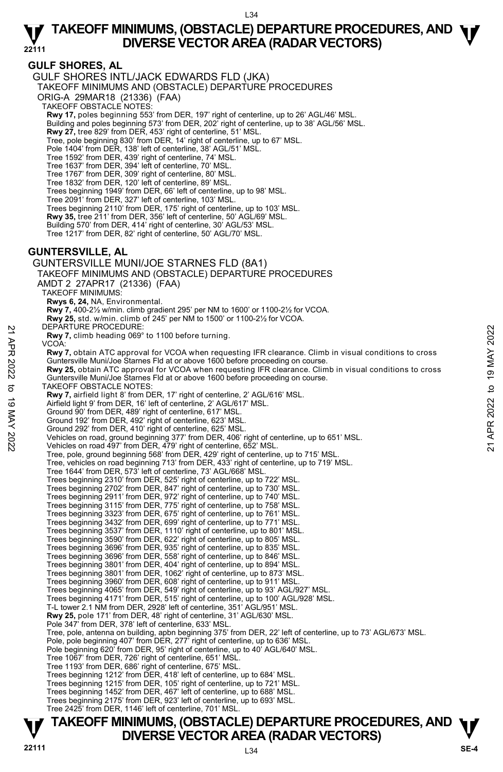## GULF SHORES, AL

GULF SHORES INTL/JACK EDWARDS FLD (JKA)

TAKEOFF MINIMUMS AND (OBSTACLE) DEPARTURE PROCEDURES

ORIG-A 29MAR18 (21336) (FAA)

TAKEOFF OBSTACLE NOTES:

**Rwy 17,** poles beginning 553' from DER, 197' right of centerline, up to 26' AGL/46' MSL.
Building and poles beginning 573' from DER, 202' right of centerline, up to 38' AGL/56' MSL.
**Rwy 27,** tree 829' from DER, 453' right of centerline, 51' MSL.
Tree, pole beginning 830' from DER, 14' right of centerline, up to 67' MSL.
Pole 1404' from DER, 138' left of centerline, 38' AGL/51' MSL.
Tree 1592' from DER, 439' right of centerline, 74' MSL.
Tree 1637' from DER, 394' left of centerline, 70' MSL.
Tree 1767' from DER, 309' right of centerline, 80' MSL.
Tree 1832' from DER, 120' left of centerline, 89' MSL.
Trees beginning 1949' from DER, 66' left of centerline, up to 98' MSL.
Tree 2091' from DER, 327' left of centerline, 103' MSL.
Trees beginning 2110' from DER, 175' right of centerline, up to 103' MSL.
**Rwy 35,** tree 211' from DER, 356' left of centerline, 50' AGL/69' MSL.
Building 570' from DER, 414' right of centerline, 30' AGL/53' MSL.
Tree 1217' from DER, 82' right of centerline, 50' AGL/70' MSL.

## GUNTERSVILLE, AL

GUNTERSVILLE MUNI/JOE STARNES FLD (8A1)

TAKEOFF MINIMUMS AND (OBSTACLE) DEPARTURE PROCEDURES

AMDT 2 27APR17 (21336) (FAA)

TAKEOFF MINIMUMS:

**Rwys 6, 24,** NA, Environmental.
**Rwy 7,** 400-2½ w/min. climb gradient 295' per NM to 1600' or 1100-2½ for VCOA.
**Rwy 25,** std. w/min. climb of 245' per NM to 1500' or 1100-2½ for VCOA.

DEPARTURE PROCEDURE:

**Rwy 7,** climb heading 069° to 1100 before turning.

VCOA:

**Rwy 7,** obtain ATC approval for VCOA when requesting IFR clearance. Climb in visual conditions to cross Guntersville Muni/Joe Starnes Fld at or above 1600 before proceeding on course.
**Rwy 25,** obtain ATC approval for VCOA when requesting IFR clearance. Climb in visual conditions to cross Guntersville Muni/Joe Starnes Fld at or above 1600 before proceeding on course.

TAKEOFF OBSTACLE NOTES:

**Rwy 7,** airfield light 8' from DER, 17' right of centerline, 2' AGL/616' MSL.
Airfield light 9' from DER, 16' left of centerline, 2' AGL/617' MSL.
Ground 90' from DER, 489' right of centerline, 617' MSL.
Ground 192' from DER, 492' right of centerline, 623' MSL.
Ground 292' from DER, 410' right of centerline, 625' MSL.
Vehicles on road, ground beginning 377' from DER, 406' right of centerline, up to 651' MSL.
Vehicles on road 497' from DER, 479' right of centerline, 652' MSL.
Tree, pole, ground beginning 568' from DER, 429' right of centerline, up to 715' MSL.
Tree, vehicles on road beginning 713' from DER, 433' right of centerline, up to 719' MSL.
Tree 1644' from DER, 573' left of centerline, 73' AGL/668' MSL.
Trees beginning 2310' from DER, 525' right of centerline, up to 722' MSL.
Trees beginning 2702' from DER, 847' right of centerline, up to 730' MSL.
Trees beginning 2911' from DER, 972' right of centerline, up to 740' MSL.
Trees beginning 3115' from DER, 775' right of centerline, up to 758' MSL.
Trees beginning 3323' from DER, 675' right of centerline, up to 761' MSL.
Trees beginning 3432' from DER, 699' right of centerline, up to 771' MSL.
Trees beginning 3537' from DER, 1110' right of centerline, up to 801' MSL.
Trees beginning 3590' from DER, 622' right of centerline, up to 805' MSL.
Trees beginning 3696' from DER, 935' right of centerline, up to 835' MSL.
Trees beginning 3696' from DER, 558' right of centerline, up to 846' MSL.
Trees beginning 3801' from DER, 404' right of centerline, up to 894' MSL.
Trees beginning 3801' from DER, 1062' right of centerline, up to 873' MSL.
Trees beginning 3960' from DER, 608' right of centerline, up to 911' MSL.
Trees beginning 4065' from DER, 549' right of centerline, up to 93' AGL/927' MSL.
Trees beginning 4171' from DER, 515' right of centerline, up to 100' AGL/928' MSL.
T-L tower 2.1 NM from DER, 2928' left of centerline, 351' AGL/951' MSL.
**Rwy 25,** pole 171' from DER, 48' right of centerline, 31' AGL/630' MSL.
Pole 347' from DER, 378' left of centerline, 633' MSL.
Tree, pole, antenna on building, apbn beginning 375' from DER, 22' left of centerline, up to 73' AGL/673' MSL.
Pole, pole beginning 407' from DER, 277' right of centerline, up to 636' MSL.
Pole beginning 620' from DER, 95' right of centerline, up to 40' AGL/640' MSL.
Tree 1067' from DER, 726' right of centerline, 651' MSL.
Tree 1193' from DER, 686' right of centerline, 675' MSL.
Trees beginning 1212' from DER, 418' left of centerline, up to 684' MSL.
Trees beginning 1215' from DER, 105' right of centerline, up to 721' MSL.
Trees beginning 1452' from DER, 467' left of centerline, up to 688' MSL.
Trees beginning 2175' from DER, 923' left of centerline, up to 693' MSL.
Tree 2425' from DER, 1146' left of centerline, 701' MSL.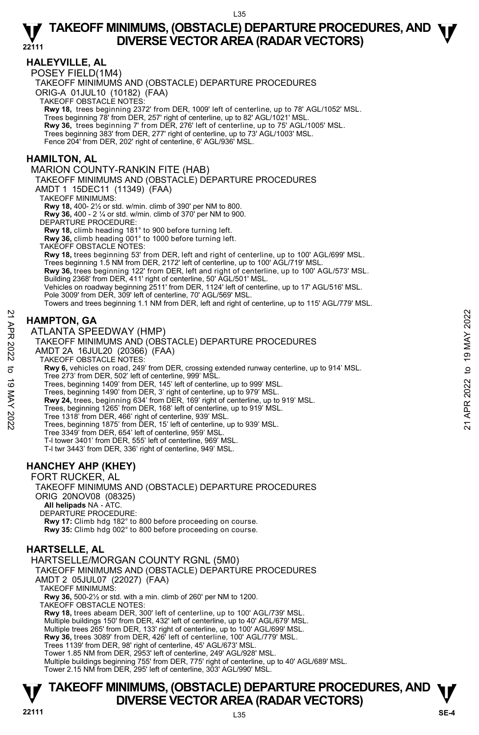## HALEYVILLE, AL

POSEY FIELD(1M4)

TAKEOFF MINIMUMS AND (OBSTACLE) DEPARTURE PROCEDURES

ORIG-A 01JUL10 (10182) (FAA)

TAKEOFF OBSTACLE NOTES:

**Rwy 18,** trees beginning 2372' from DER, 1009' left of centerline, up to 78' AGL/1052' MSL.
Trees beginning 78' from DER, 257' right of centerline, up to 82' AGL/1021' MSL.
**Rwy 36,** trees beginning 7' from DER, 276' left of centerline, up to 75' AGL/1005' MSL.
Trees beginning 383' from DER, 277' right of centerline, up to 73' AGL/1003' MSL.
Fence 204' from DER, 202' right of centerline, 6' AGL/936' MSL.

## HAMILTON, AL

MARION COUNTY-RANKIN FITE (HAB)

TAKEOFF MINIMUMS AND (OBSTACLE) DEPARTURE PROCEDURES

AMDT 1 15DEC11 (11349) (FAA)

TAKEOFF MINIMUMS:

**Rwy 18,** 400- 2½ or std. w/min. climb of 390' per NM to 800.
**Rwy 36,** 400 - 2 ¼ or std. w/min. climb of 370' per NM to 900.

DEPARTURE PROCEDURE:

**Rwy 18,** climb heading 181° to 900 before turning left.
**Rwy 36,** climb heading 001° to 1000 before turning left.

TAKEOFF OBSTACLE NOTES:

**Rwy 18,** trees beginning 53' from DER, left and right of centerline, up to 100' AGL/699' MSL.
Trees beginning 1.5 NM from DER, 2172' left of centerline, up to 100' AGL/719' MSL.
**Rwy 36,** trees beginning 122' from DER, left and right of centerline, up to 100' AGL/573' MSL.
Building 2368' from DER, 411' right of centerline, 50' AGL/501' MSL.
Vehicles on roadway beginning 2511' from DER, 1124' left of centerline, up to 17' AGL/516' MSL.
Pole 3009' from DER, 309' left of centerline, 70' AGL/569' MSL.
Towers and trees beginning 1.1 NM from DER, left and right of centerline, up to 115' AGL/779' MSL.

## HAMPTON, GA

ATLANTA SPEEDWAY (HMP)

TAKEOFF MINIMUMS AND (OBSTACLE) DEPARTURE PROCEDURES

AMDT 2A 16JUL20 (20366) (FAA)

TAKEOFF OBSTACLE NOTES:

**Rwy 6,** vehicles on road, 249' from DER, crossing extended runway centerline, up to 914' MSL.
Tree 273' from DER, 502' left of centerline, 999' MSL.
Trees, beginning 1409' from DER, 145' left of centerline, up to 999' MSL.
Trees, beginning 1490' from DER, 3' right of centerline, up to 979' MSL.
**Rwy 24,** trees, beginning 634' from DER, 169' right of centerline, up to 919' MSL.
Trees, beginning 1265' from DER, 168' left of centerline, up to 919' MSL.
Tree 1318' from DER, 466' right of centerline, 939' MSL.
Trees, beginning 1875' from DER, 15' left of centerline, up to 939' MSL.
Tree 3349' from DER, 654' left of centerline, 959' MSL.
T-l tower 3401' from DER, 555' left of centerline, 969' MSL.
T-l twr 3443' from DER, 336' right of centerline, 949' MSL.

## HANCHEY AHP (KHEY)

FORT RUCKER, AL

TAKEOFF MINIMUMS AND (OBSTACLE) DEPARTURE PROCEDURES

ORIG 20NOV08 (08325)

**All helipads** NA - ATC.

DEPARTURE PROCEDURE:

**Rwy 17:** Climb hdg 182° to 800 before proceeding on course.
**Rwy 35:** Climb hdg 002° to 800 before proceeding on course.

## HARTSELLE, AL

HARTSELLE/MORGAN COUNTY RGNL (5M0)

TAKEOFF MINIMUMS AND (OBSTACLE) DEPARTURE PROCEDURES

AMDT 2 05JUL07 (22027) (FAA)

TAKEOFF MINIMUMS:

**Rwy 36,** 500-2½ or std. with a min. climb of 260' per NM to 1200.

TAKEOFF OBSTACLE NOTES:

**Rwy 18,** trees abeam DER, 300' left of centerline, up to 100' AGL/739' MSL.
Multiple buildings 150' from DER, 432' left of centerline, up to 40' AGL/679' MSL.
Multiple trees 265' from DER, 133' right of centerline, up to 100' AGL/699' MSL.
**Rwy 36,** trees 3089' from DER, 426' left of centerline, 100' AGL/779' MSL.
Trees 1139' from DER, 98' right of centerline, 45' AGL/673' MSL.
Tower 1.85 NM from DER, 2953' left of centerline, 249' AGL/928' MSL.
Multiple buildings beginning 755' from DER, 775' right of centerline, up to 40' AGL/689' MSL.
Tower 2.15 NM from DER, 295' left of centerline, 303' AGL/990' MSL.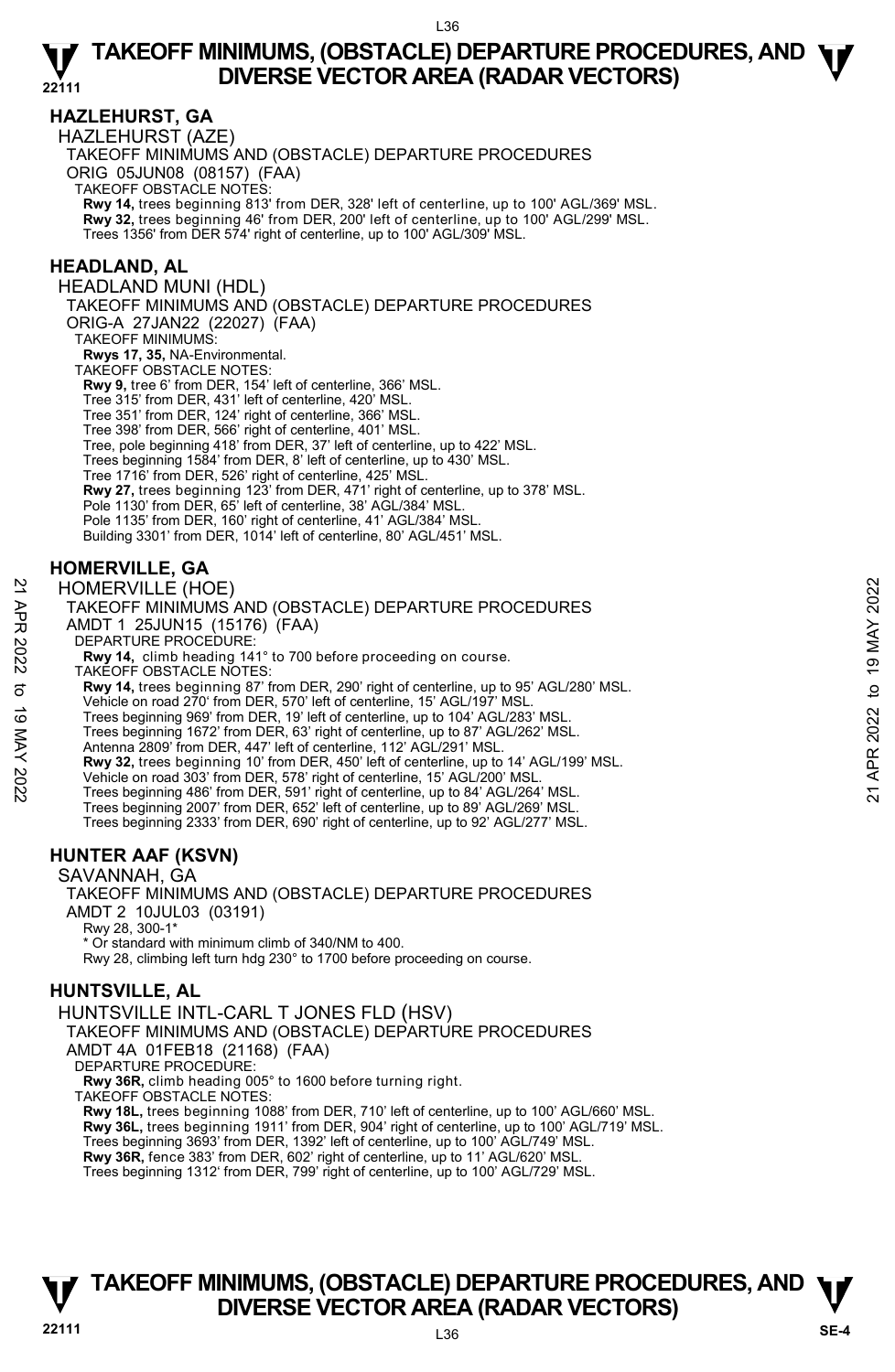## HAZLEHURST, GA

HAZLEHURST (AZE)

TAKEOFF MINIMUMS AND (OBSTACLE) DEPARTURE PROCEDURES

ORIG 05JUN08 (08157) (FAA)

TAKEOFF OBSTACLE NOTES:

**Rwy 14,** trees beginning 813' from DER, 328' left of centerline, up to 100' AGL/369' MSL.
**Rwy 32,** trees beginning 46' from DER, 200' left of centerline, up to 100' AGL/299' MSL.
Trees 1356' from DER 574' right of centerline, up to 100' AGL/309' MSL.

## HEADLAND, AL

HEADLAND MUNI (HDL)

TAKEOFF MINIMUMS AND (OBSTACLE) DEPARTURE PROCEDURES

ORIG-A 27JAN22 (22027) (FAA)

TAKEOFF MINIMUMS:

**Rwys 17, 35,** NA-Environmental.

TAKEOFF OBSTACLE NOTES:

**Rwy 9,** tree 6' from DER, 154' left of centerline, 366' MSL.
Tree 315' from DER, 431' left of centerline, 420' MSL.
Tree 351' from DER, 124' right of centerline, 366' MSL.
Tree 398' from DER, 566' right of centerline, 401' MSL.
Tree, pole beginning 418' from DER, 37' left of centerline, up to 422' MSL.
Trees beginning 1584' from DER, 8' left of centerline, up to 430' MSL.
Tree 1716' from DER, 526' right of centerline, 425' MSL.
**Rwy 27,** trees beginning 123' from DER, 471' right of centerline, up to 378' MSL.
Pole 1130' from DER, 65' left of centerline, 38' AGL/384' MSL.
Pole 1135' from DER, 160' right of centerline, 41' AGL/384' MSL.
Building 3301' from DER, 1014' left of centerline, 80' AGL/451' MSL.

## HOMERVILLE, GA

HOMERVILLE (HOE)

TAKEOFF MINIMUMS AND (OBSTACLE) DEPARTURE PROCEDURES

AMDT 1 25JUN15 (15176) (FAA)

DEPARTURE PROCEDURE:

**Rwy 14,** climb heading 141° to 700 before proceeding on course.

TAKEOFF OBSTACLE NOTES:

**Rwy 14,** trees beginning 87' from DER, 290' right of centerline, up to 95' AGL/280' MSL.
Vehicle on road 270' from DER, 570' left of centerline, 15' AGL/197' MSL.
Trees beginning 969' from DER, 19' left of centerline, up to 104' AGL/283' MSL.
Trees beginning 1672' from DER, 63' right of centerline, up to 87' AGL/262' MSL.
Antenna 2809' from DER, 447' left of centerline, 112' AGL/291' MSL.
**Rwy 32,** trees beginning 10' from DER, 450' left of centerline, up to 14' AGL/199' MSL.
Vehicle on road 303' from DER, 578' right of centerline, 15' AGL/200' MSL.
Trees beginning 486' from DER, 591' right of centerline, up to 84' AGL/264' MSL.
Trees beginning 2007' from DER, 652' left of centerline, up to 89' AGL/269' MSL.
Trees beginning 2333' from DER, 690' right of centerline, up to 92' AGL/277' MSL.

## HUNTER AAF (KSVN)

SAVANNAH, GA

TAKEOFF MINIMUMS AND (OBSTACLE) DEPARTURE PROCEDURES

AMDT 2 10JUL03 (03191)

Rwy 28, 300-1*
* Or standard with minimum climb of 340/NM to 400.
Rwy 28, climbing left turn hdg 230° to 1700 before proceeding on course.

## HUNTSVILLE, AL

HUNTSVILLE INTL-CARL T JONES FLD (HSV)

TAKEOFF MINIMUMS AND (OBSTACLE) DEPARTURE PROCEDURES

AMDT 4A 01FEB18 (21168) (FAA)

DEPARTURE PROCEDURE:

**Rwy 36R,** climb heading 005° to 1600 before turning right.

TAKEOFF OBSTACLE NOTES:

**Rwy 18L,** trees beginning 1088' from DER, 710' left of centerline, up to 100' AGL/660' MSL.
**Rwy 36L,** trees beginning 1911' from DER, 904' right of centerline, up to 100' AGL/719' MSL.
Trees beginning 3693' from DER, 1392' left of centerline, up to 100' AGL/749' MSL.
**Rwy 36R,** fence 383' from DER, 602' right of centerline, up to 11' AGL/620' MSL.
Trees beginning 1312' from DER, 799' right of centerline, up to 100' AGL/729' MSL.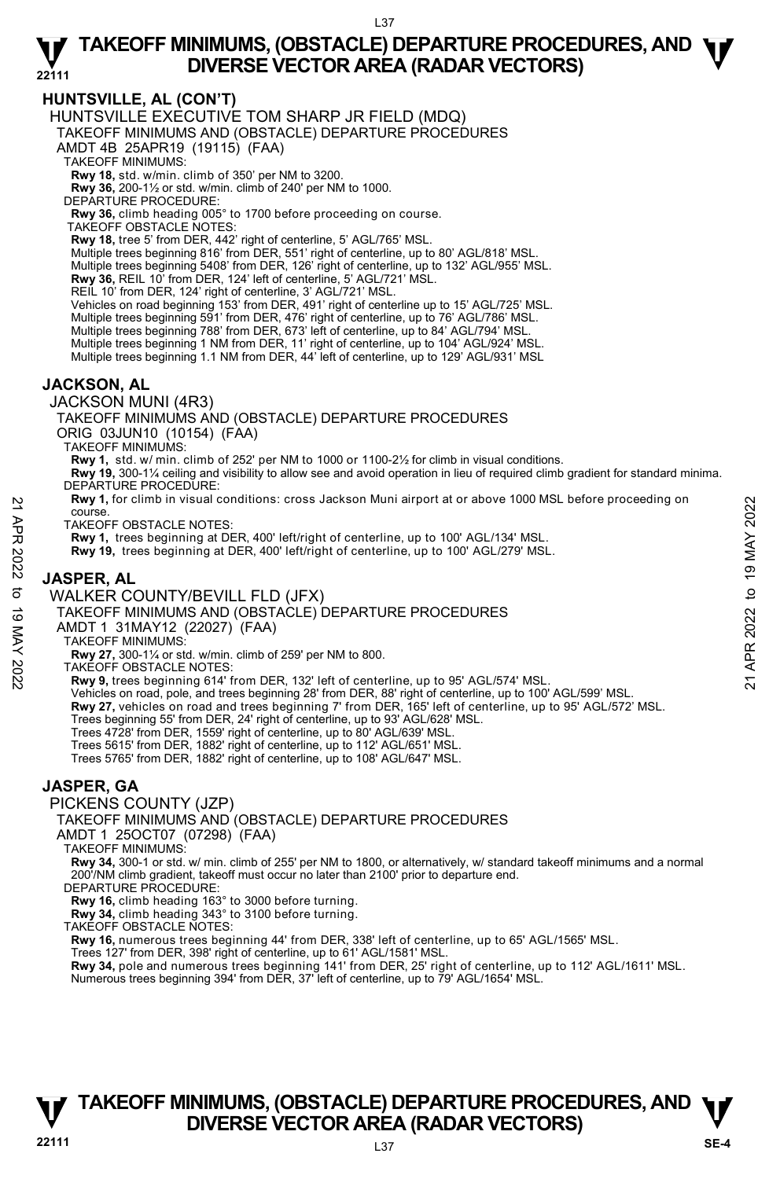## HUNTSVILLE, AL (CON'T)

HUNTSVILLE EXECUTIVE TOM SHARP JR FIELD (MDQ)

TAKEOFF MINIMUMS AND (OBSTACLE) DEPARTURE PROCEDURES

AMDT 4B 25APR19 (19115) (FAA)

TAKEOFF MINIMUMS:

**Rwy 18,** std. w/min. climb of 350' per NM to 3200.

**Rwy 36,** 200-1½ or std. w/min. climb of 240' per NM to 1000.

DEPARTURE PROCEDURE:

**Rwy 36,** climb heading 005° to 1700 before proceeding on course.

TAKEOFF OBSTACLE NOTES:

**Rwy 18,** tree 5' from DER, 442' right of centerline, 5' AGL/765' MSL.

Multiple trees beginning 816' from DER, 551' right of centerline, up to 80' AGL/818' MSL.

Multiple trees beginning 5408' from DER, 126' right of centerline, up to 132' AGL/955' MSL.

**Rwy 36,** REIL 10' from DER, 124' left of centerline, 5' AGL/721' MSL.

REIL 10' from DER, 124' right of centerline, 3' AGL/721' MSL.

Vehicles on road beginning 153' from DER, 491' right of centerline up to 15' AGL/725' MSL.

Multiple trees beginning 591' from DER, 476' right of centerline, up to 76' AGL/786' MSL.

Multiple trees beginning 788' from DER, 673' left of centerline, up to 84' AGL/794' MSL.

Multiple trees beginning 1 NM from DER, 11' right of centerline, up to 104' AGL/924' MSL.

Multiple trees beginning 1.1 NM from DER, 44' left of centerline, up to 129' AGL/931' MSL

## JACKSON, AL

JACKSON MUNI (4R3)

TAKEOFF MINIMUMS AND (OBSTACLE) DEPARTURE PROCEDURES

ORIG 03JUN10 (10154) (FAA)

TAKEOFF MINIMUMS:

**Rwy 1,** std. w/ min. climb of 252' per NM to 1000 or 1100-2½ for climb in visual conditions.

**Rwy 19,** 300-1¼ ceiling and visibility to allow see and avoid operation in lieu of required climb gradient for standard minima.

DEPARTURE PROCEDURE:

**Rwy 1,** for climb in visual conditions: cross Jackson Muni airport at or above 1000 MSL before proceeding on course.

TAKEOFF OBSTACLE NOTES:

**Rwy 1,** trees beginning at DER, 400' left/right of centerline, up to 100' AGL/134' MSL.

**Rwy 19,** trees beginning at DER, 400' left/right of centerline, up to 100' AGL/279' MSL.

## JASPER, AL

WALKER COUNTY/BEVILL FLD (JFX)

TAKEOFF MINIMUMS AND (OBSTACLE) DEPARTURE PROCEDURES

AMDT 1 31MAY12 (22027) (FAA)

TAKEOFF MINIMUMS:

**Rwy 27,** 300-1¼ or std. w/min. climb of 259' per NM to 800.

TAKEOFF OBSTACLE NOTES:

**Rwy 9,** trees beginning 614' from DER, 132' left of centerline, up to 95' AGL/574' MSL.

Vehicles on road, pole, and trees beginning 28' from DER, 88' right of centerline, up to 100' AGL/599' MSL.

**Rwy 27,** vehicles on road and trees beginning 7' from DER, 165' left of centerline, up to 95' AGL/572' MSL.

Trees beginning 55' from DER, 24' right of centerline, up to 93' AGL/628' MSL.

Trees 4728' from DER, 1559' right of centerline, up to 80' AGL/639' MSL.

Trees 5615' from DER, 1882' right of centerline, up to 112' AGL/651' MSL.

Trees 5765' from DER, 1882' right of centerline, up to 108' AGL/647' MSL.

## JASPER, GA

PICKENS COUNTY (JZP)

TAKEOFF MINIMUMS AND (OBSTACLE) DEPARTURE PROCEDURES

AMDT 1 25OCT07 (07298) (FAA)

TAKEOFF MINIMUMS:

**Rwy 34,** 300-1 or std. w/ min. climb of 255' per NM to 1800, or alternatively, w/ standard takeoff minimums and a normal 200'/NM climb gradient, takeoff must occur no later than 2100' prior to departure end.

DEPARTURE PROCEDURE:

**Rwy 16,** climb heading 163° to 3000 before turning.

**Rwy 34,** climb heading 343° to 3100 before turning.

TAKEOFF OBSTACLE NOTES:

**Rwy 16,** numerous trees beginning 44' from DER, 338' left of centerline, up to 65' AGL/1565' MSL.

Trees 127' from DER, 398' right of centerline, up to 61' AGL/1581' MSL.

**Rwy 34,** pole and numerous trees beginning 141' from DER, 25' right of centerline, up to 112' AGL/1611' MSL.

Numerous trees beginning 394' from DER, 37' left of centerline, up to 79' AGL/1654' MSL.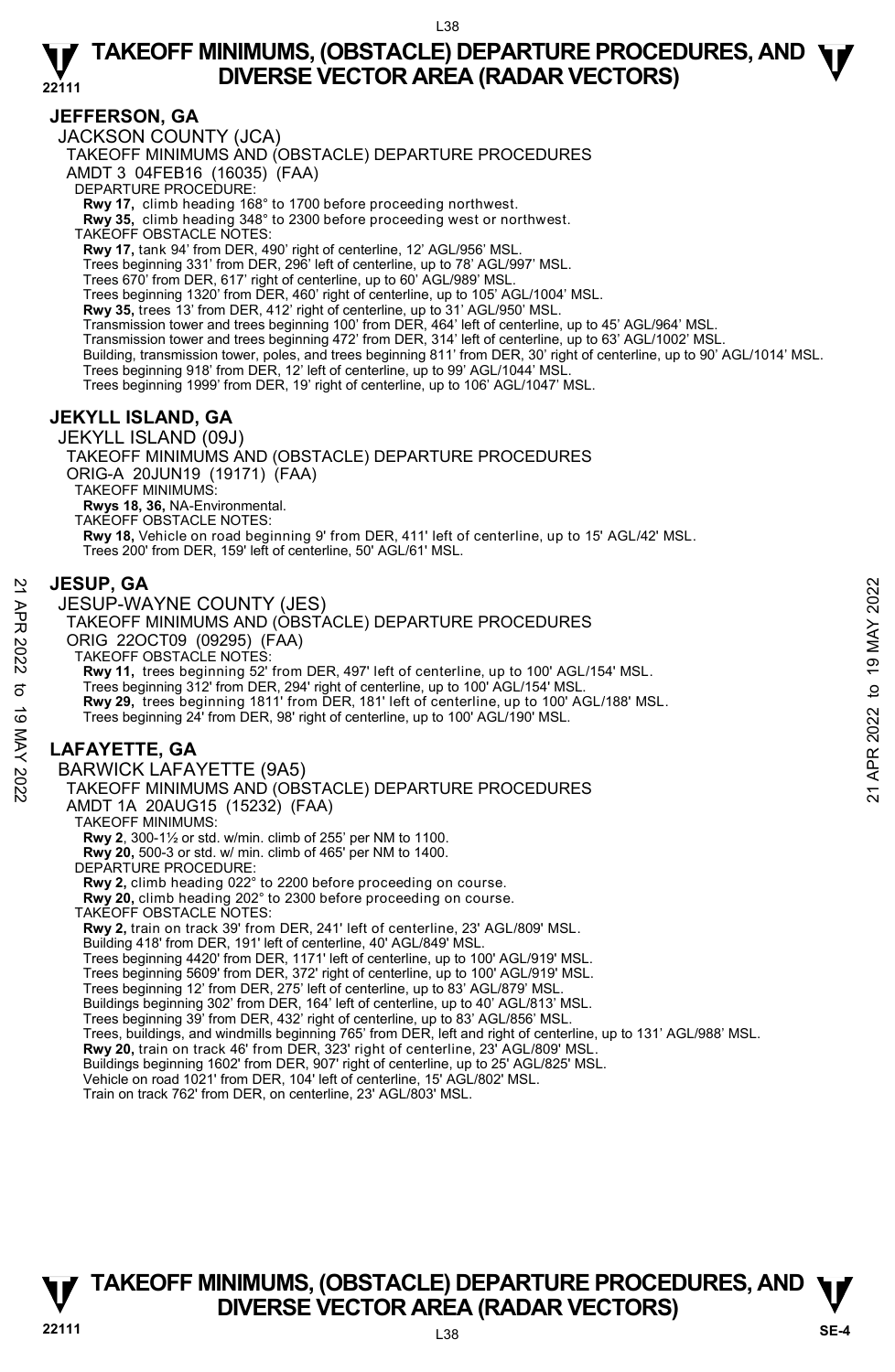## JEFFERSON, GA

JACKSON COUNTY (JCA)

TAKEOFF MINIMUMS AND (OBSTACLE) DEPARTURE PROCEDURES

AMDT 3 04FEB16 (16035) (FAA)

DEPARTURE PROCEDURE:

**Rwy 17,** climb heading 168° to 1700 before proceeding northwest.

**Rwy 35,** climb heading 348° to 2300 before proceeding west or northwest.

TAKEOFF OBSTACLE NOTES:

**Rwy 17,** tank 94' from DER, 490' right of centerline, 12' AGL/956' MSL.

Trees beginning 331' from DER, 296' left of centerline, up to 78' AGL/997' MSL.

Trees 670' from DER, 617' right of centerline, up to 60' AGL/989' MSL.

Trees beginning 1320' from DER, 460' right of centerline, up to 105' AGL/1004' MSL.

**Rwy 35,** trees 13' from DER, 412' right of centerline, up to 31' AGL/950' MSL.

Transmission tower and trees beginning 100' from DER, 464' left of centerline, up to 45' AGL/964' MSL.

Transmission tower and trees beginning 472' from DER, 314' left of centerline, up to 63' AGL/1002' MSL.

Building, transmission tower, poles, and trees beginning 811' from DER, 30' right of centerline, up to 90' AGL/1014' MSL.

Trees beginning 918' from DER, 12' left of centerline, up to 99' AGL/1044' MSL.

Trees beginning 1999' from DER, 19' right of centerline, up to 106' AGL/1047' MSL.

## JEKYLL ISLAND, GA

JEKYLL ISLAND (09J)

TAKEOFF MINIMUMS AND (OBSTACLE) DEPARTURE PROCEDURES

ORIG-A 20JUN19 (19171) (FAA)

TAKEOFF MINIMUMS:

**Rwys 18, 36,** NA-Environmental.

TAKEOFF OBSTACLE NOTES:

**Rwy 18,** Vehicle on road beginning 9' from DER, 411' left of centerline, up to 15' AGL/42' MSL.

Trees 200' from DER, 159' left of centerline, 50' AGL/61' MSL.

## JESUP, GA

JESUP-WAYNE COUNTY (JES)

TAKEOFF MINIMUMS AND (OBSTACLE) DEPARTURE PROCEDURES

ORIG 22OCT09 (09295) (FAA)

TAKEOFF OBSTACLE NOTES:

**Rwy 11,** trees beginning 52' from DER, 497' left of centerline, up to 100' AGL/154' MSL.

Trees beginning 312' from DER, 294' right of centerline, up to 100' AGL/154' MSL.

**Rwy 29,** trees beginning 1811' from DER, 181' left of centerline, up to 100' AGL/188' MSL.

Trees beginning 24' from DER, 98' right of centerline, up to 100' AGL/190' MSL.

## LAFAYETTE, GA

BARWICK LAFAYETTE (9A5)

TAKEOFF MINIMUMS AND (OBSTACLE) DEPARTURE PROCEDURES

AMDT 1A 20AUG15 (15232) (FAA)

TAKEOFF MINIMUMS:

**Rwy 2**, 300-1½ or std. w/min. climb of 255' per NM to 1100.

**Rwy 20,** 500-3 or std. w/ min. climb of 465' per NM to 1400.

DEPARTURE PROCEDURE:

**Rwy 2,** climb heading 022° to 2200 before proceeding on course.

**Rwy 20,** climb heading 202° to 2300 before proceeding on course.

TAKEOFF OBSTACLE NOTES:

**Rwy 2,** train on track 39' from DER, 241' left of centerline, 23' AGL/809' MSL.

Building 418' from DER, 191' left of centerline, 40' AGL/849' MSL.

Trees beginning 4420' from DER, 1171' left of centerline, up to 100' AGL/919' MSL.

Trees beginning 5609' from DER, 372' right of centerline, up to 100' AGL/919' MSL.

Trees beginning 12' from DER, 275' left of centerline, up to 83' AGL/879' MSL.

Buildings beginning 302' from DER, 164' left of centerline, up to 40' AGL/813' MSL.

Trees beginning 39' from DER, 432' right of centerline, up to 83' AGL/856' MSL.

Trees, buildings, and windmills beginning 765' from DER, left and right of centerline, up to 131' AGL/988' MSL.

**Rwy 20,** train on track 46' from DER, 323' right of centerline, 23' AGL/809' MSL.

Buildings beginning 1602' from DER, 907' right of centerline, up to 25' AGL/825' MSL.

Vehicle on road 1021' from DER, 104' left of centerline, 15' AGL/802' MSL.

Train on track 762' from DER, on centerline, 23' AGL/803' MSL.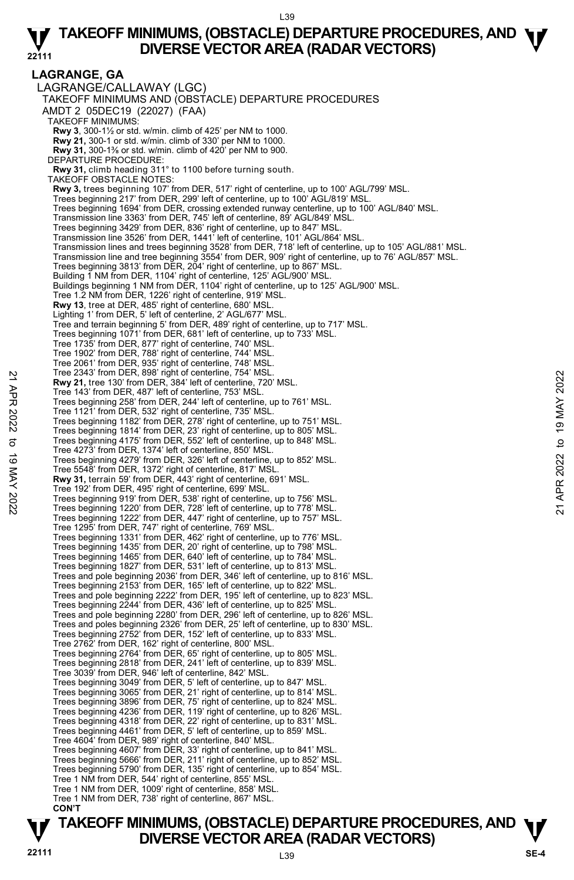## LAGRANGE, GA

LAGRANGE/CALLAWAY (LGC)

TAKEOFF MINIMUMS AND (OBSTACLE) DEPARTURE PROCEDURES

AMDT 2 05DEC19 (22027) (FAA)

TAKEOFF MINIMUMS:

**Rwy 3**, 300-1½ or std. w/min. climb of 425' per NM to 1000.
**Rwy 21,** 300-1 or std. w/min. climb of 330' per NM to 1000.
**Rwy 31,** 300-1⅜ or std. w/min. climb of 420' per NM to 900.

DEPARTURE PROCEDURE:

**Rwy 31,** climb heading 311° to 1100 before turning south.

TAKEOFF OBSTACLE NOTES:

**Rwy 3,** trees beginning 107' from DER, 517' right of centerline, up to 100' AGL/799' MSL.
Trees beginning 217' from DER, 299' left of centerline, up to 100' AGL/819' MSL.
Trees beginning 1694' from DER, crossing extended runway centerline, up to 100' AGL/840' MSL.
Transmission line 3363' from DER, 745' left of centerline, 89' AGL/849' MSL.
Trees beginning 3429' from DER, 836' right of centerline, up to 847' MSL.
Transmission line 3526' from DER, 1441' left of centerline, 101' AGL/864' MSL.
Transmission lines and trees beginning 3528' from DER, 718' left of centerline, up to 105' AGL/881' MSL.
Transmission line and tree beginning 3554' from DER, 909' right of centerline, up to 76' AGL/857' MSL.
Trees beginning 3813' from DER, 204' right of centerline, up to 867' MSL.
Building 1 NM from DER, 1104' right of centerline, 125' AGL/900' MSL.
Buildings beginning 1 NM from DER, 1104' right of centerline, up to 125' AGL/900' MSL.
Tree 1.2 NM from DER, 1226' right of centerline, 919' MSL.
**Rwy 13**, tree at DER, 485' right of centerline, 680' MSL.
Lighting 1' from DER, 5' left of centerline, 2' AGL/677' MSL.
Tree and terrain beginning 5' from DER, 489' right of centerline, up to 717' MSL.
Trees beginning 1071' from DER, 681' left of centerline, up to 733' MSL.
Tree 1735' from DER, 877' right of centerline, 740' MSL.
Tree 1902' from DER, 788' right of centerline, 744' MSL.
Tree 2061' from DER, 935' right of centerline, 748' MSL.
Tree 2343' from DER, 898' right of centerline, 754' MSL.
**Rwy 21,** tree 130' from DER, 384' left of centerline, 720' MSL.
Tree 143' from DER, 487' left of centerline, 753' MSL.
Trees beginning 258' from DER, 244' left of centerline, up to 761' MSL.
Tree 1121' from DER, 532' right of centerline, 735' MSL.
Trees beginning 1182' from DER, 278' right of centerline, up to 751' MSL.
Trees beginning 1814' from DER, 23' right of centerline, up to 805' MSL.
Trees beginning 4175' from DER, 552' left of centerline, up to 848' MSL.
Tree 4273' from DER, 1374' left of centerline, 850' MSL.
Trees beginning 4279' from DER, 326' left of centerline, up to 852' MSL.
Tree 5548' from DER, 1372' right of centerline, 817' MSL.
**Rwy 31,** terrain 59' from DER, 443' right of centerline, 691' MSL.
Tree 192' from DER, 495' right of centerline, 699' MSL.
Trees beginning 919' from DER, 538' right of centerline, up to 756' MSL.
Trees beginning 1220' from DER, 728' left of centerline, up to 778' MSL.
Trees beginning 1222' from DER, 447' right of centerline, up to 757' MSL.
Tree 1295' from DER, 747' right of centerline, 769' MSL.
Trees beginning 1331' from DER, 462' right of centerline, up to 776' MSL.
Trees beginning 1435' from DER, 20' right of centerline, up to 798' MSL.
Trees beginning 1465' from DER, 640' left of centerline, up to 784' MSL.
Trees beginning 1827' from DER, 531' left of centerline, up to 813' MSL.
Trees and pole beginning 2036' from DER, 346' left of centerline, up to 816' MSL.
Trees beginning 2153' from DER, 165' left of centerline, up to 822' MSL.
Trees and pole beginning 2222' from DER, 195' left of centerline, up to 823' MSL.
Trees beginning 2244' from DER, 436' left of centerline, up to 825' MSL.
Trees and pole beginning 2280' from DER, 296' left of centerline, up to 826' MSL.
Trees and poles beginning 2326' from DER, 25' left of centerline, up to 830' MSL.
Trees beginning 2752' from DER, 152' left of centerline, up to 833' MSL.
Tree 2762' from DER, 162' right of centerline, 800' MSL.
Trees beginning 2764' from DER, 65' right of centerline, up to 805' MSL.
Trees beginning 2818' from DER, 241' left of centerline, up to 839' MSL.
Tree 3039' from DER, 946' left of centerline, 842' MSL.
Trees beginning 3049' from DER, 5' left of centerline, up to 847' MSL.
Trees beginning 3065' from DER, 21' right of centerline, up to 814' MSL.
Trees beginning 3896' from DER, 75' right of centerline, up to 824' MSL.
Trees beginning 4236' from DER, 119' right of centerline, up to 826' MSL.
Trees beginning 4318' from DER, 22' right of centerline, up to 831' MSL.
Trees beginning 4461' from DER, 5' left of centerline, up to 859' MSL.
Tree 4604' from DER, 989' right of centerline, 840' MSL.
Trees beginning 4607' from DER, 33' right of centerline, up to 841' MSL.
Trees beginning 5666' from DER, 211' right of centerline, up to 852' MSL.
Trees beginning 5790' from DER, 135' right of centerline, up to 854' MSL.
Tree 1 NM from DER, 544' right of centerline, 855' MSL.
Tree 1 NM from DER, 1009' right of centerline, 858' MSL.
Tree 1 NM from DER, 738' right of centerline, 867' MSL.

**CON'T**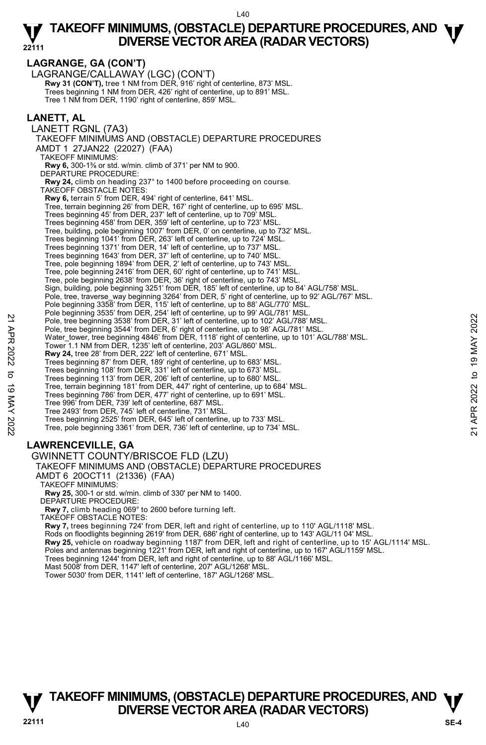**LAGRANGE, GA (CON'T)**

LAGRANGE/CALLAWAY (LGC) (CON'T)

**Rwy 31 (CON'T),** tree 1 NM from DER, 916' right of centerline, 873' MSL.
Trees beginning 1 NM from DER, 426' right of centerline, up to 891' MSL.
Tree 1 NM from DER, 1190' right of centerline, 859' MSL.

**LANETT, AL**

LANETT RGNL (7A3)

TAKEOFF MINIMUMS AND (OBSTACLE) DEPARTURE PROCEDURES

AMDT 1 27JAN22 (22027) (FAA)

TAKEOFF MINIMUMS:

**Rwy 6,** 300-1⅜ or std. w/min. climb of 371' per NM to 900.

DEPARTURE PROCEDURE:

**Rwy 24,** climb on heading 237° to 1400 before proceeding on course.

TAKEOFF OBSTACLE NOTES:

**Rwy 6,** terrain 5' from DER, 494' right of centerline, 641' MSL.
Tree, terrain beginning 26' from DER, 167' right of centerline, up to 695' MSL.
Trees beginning 45' from DER, 237' left of centerline, up to 709' MSL.
Trees beginning 458' from DER, 359' left of centerline, up to 723' MSL.
Tree, building, pole beginning 1007' from DER, 0' on centerline, up to 732' MSL.
Trees beginning 1041' from DER, 263' left of centerline, up to 724' MSL.
Trees beginning 1371' from DER, 14' left of centerline, up to 737' MSL.
Trees beginning 1643' from DER, 37' left of centerline, up to 740' MSL.
Tree, pole beginning 1894' from DER, 2' left of centerline, up to 743' MSL.
Tree, pole beginning 2416' from DER, 60' right of centerline, up to 741' MSL.
Tree, pole beginning 2638' from DER, 36' right of centerline, up to 743' MSL.
Sign, building, pole beginning 3251' from DER, 185' left of centerline, up to 84' AGL/758' MSL.
Pole, tree, traverse_way beginning 3264' from DER, 5' right of centerline, up to 92' AGL/767' MSL.
Pole beginning 3358' from DER, 115' left of centerline, up to 88' AGL/770' MSL.
Pole beginning 3535' from DER, 254' left of centerline, up to 99' AGL/781' MSL.
Pole, tree beginning 3538' from DER, 31' left of centerline, up to 102' AGL/788' MSL.
Pole, tree beginning 3544' from DER, 6' right of centerline, up to 98' AGL/781' MSL.
Water_tower, tree beginning 4846' from DER, 1118' right of centerline, up to 101' AGL/788' MSL.
Tower 1.1 NM from DER, 1235' left of centerline, 203' AGL/860' MSL.

**Rwy 24,** tree 28' from DER, 222' left of centerline, 671' MSL.
Trees beginning 87' from DER, 189' right of centerline, up to 683' MSL.
Trees beginning 108' from DER, 331' left of centerline, up to 673' MSL.
Trees beginning 113' from DER, 206' left of centerline, up to 680' MSL.
Tree, terrain beginning 181' from DER, 447' right of centerline, up to 684' MSL.
Trees beginning 786' from DER, 477' right of centerline, up to 691' MSL.
Tree 996' from DER, 739' left of centerline, 687' MSL.
Tree 2493' from DER, 745' left of centerline, 731' MSL.
Trees beginning 2525' from DER, 645' left of centerline, up to 733' MSL.
Tree, pole beginning 3361' from DER, 736' left of centerline, up to 734' MSL.

**LAWRENCEVILLE, GA**

GWINNETT COUNTY/BRISCOE FLD (LZU)

TAKEOFF MINIMUMS AND (OBSTACLE) DEPARTURE PROCEDURES

AMDT 6 20OCT11 (21336) (FAA)

TAKEOFF MINIMUMS:

**Rwy 25,** 300-1 or std. w/min. climb of 330' per NM to 1400.

DEPARTURE PROCEDURE:

**Rwy 7,** climb heading 069° to 2600 before turning left.

TAKEOFF OBSTACLE NOTES:

**Rwy 7,** trees beginning 724' from DER, left and right of centerline, up to 110' AGL/1118' MSL.
Rods on floodlights beginning 2619' from DER, 686' right of centerline, up to 143' AGL/11 04' MSL.

**Rwy 25,** vehicle on roadway beginning 1187' from DER, left and right of centerline, up to 15' AGL/1114' MSL.
Poles and antennas beginning 1221' from DER, left and right of centerline, up to 167' AGL/1159' MSL.
Trees beginning 1244' from DER, left and right of centerline, up to 88' AGL/1166' MSL.
Mast 5008' from DER, 1147' left of centerline, 207' AGL/1268' MSL.
Tower 5030' from DER, 1141' left of centerline, 187' AGL/1268' MSL.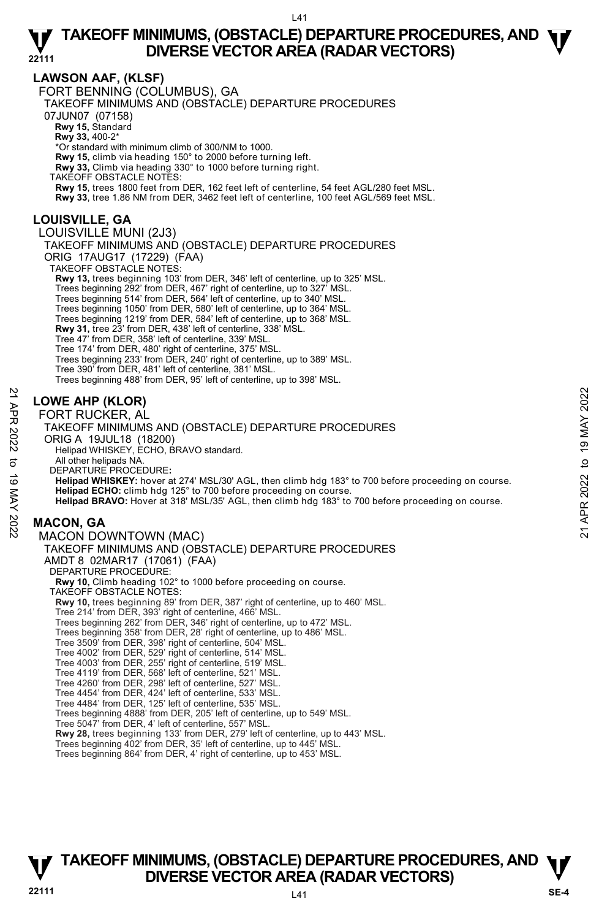## LAWSON AAF, (KLSF)

FORT BENNING (COLUMBUS), GA

TAKEOFF MINIMUMS AND (OBSTACLE) DEPARTURE PROCEDURES

07JUN07 (07158)

**Rwy 15,** Standard

**Rwy 33,** 400-2*

*Or standard with minimum climb of 300/NM to 1000.

**Rwy 15,** climb via heading 150° to 2000 before turning left.

**Rwy 33,** Climb via heading 330° to 1000 before turning right.

TAKEOFF OBSTACLE NOTES:

**Rwy 15**, trees 1800 feet from DER, 162 feet left of centerline, 54 feet AGL/280 feet MSL.

**Rwy 33**, tree 1.86 NM from DER, 3462 feet left of centerline, 100 feet AGL/569 feet MSL.

## LOUISVILLE, GA

LOUISVILLE MUNI (2J3)

TAKEOFF MINIMUMS AND (OBSTACLE) DEPARTURE PROCEDURES

ORIG 17AUG17 (17229) (FAA)

TAKEOFF OBSTACLE NOTES:

**Rwy 13,** trees beginning 103' from DER, 346' left of centerline, up to 325' MSL.
Trees beginning 292' from DER, 467' right of centerline, up to 327' MSL.
Trees beginning 514' from DER, 564' left of centerline, up to 340' MSL.
Trees beginning 1050' from DER, 580' left of centerline, up to 364' MSL.
Trees beginning 1219' from DER, 584' left of centerline, up to 368' MSL.

**Rwy 31,** tree 23' from DER, 438' left of centerline, 338' MSL.
Tree 47' from DER, 358' left of centerline, 339' MSL.
Tree 174' from DER, 480' right of centerline, 375' MSL.
Trees beginning 233' from DER, 240' right of centerline, up to 389' MSL.
Tree 390' from DER, 481' left of centerline, 381' MSL.
Trees beginning 488' from DER, 95' left of centerline, up to 398' MSL.

## LOWE AHP (KLOR)

FORT RUCKER, AL

TAKEOFF MINIMUMS AND (OBSTACLE) DEPARTURE PROCEDURES

ORIG A 19JUL18 (18200)

Helipad WHISKEY, ECHO, BRAVO standard.

All other helipads NA.

DEPARTURE PROCEDURE**:**

**Helipad WHISKEY:** hover at 274' MSL/30' AGL, then climb hdg 183° to 700 before proceeding on course.

**Helipad ECHO:** climb hdg 125° to 700 before proceeding on course.

**Helipad BRAVO:** Hover at 318' MSL/35' AGL, then climb hdg 183° to 700 before proceeding on course.

## MACON, GA

MACON DOWNTOWN (MAC)

TAKEOFF MINIMUMS AND (OBSTACLE) DEPARTURE PROCEDURES

AMDT 8 02MAR17 (17061) (FAA)

DEPARTURE PROCEDURE:

**Rwy 10,** Climb heading 102° to 1000 before proceeding on course.

TAKEOFF OBSTACLE NOTES:

**Rwy 10,** trees beginning 89' from DER, 387' right of centerline, up to 460' MSL.
Tree 214' from DER, 393' right of centerline, 466' MSL.
Trees beginning 262' from DER, 346' right of centerline, up to 472' MSL.
Trees beginning 358' from DER, 28' right of centerline, up to 486' MSL.
Tree 3509' from DER, 398' right of centerline, 504' MSL.
Tree 4002' from DER, 529' right of centerline, 514' MSL.
Tree 4003' from DER, 255' right of centerline, 519' MSL.
Tree 4119' from DER, 568' left of centerline, 521' MSL.
Tree 4260' from DER, 298' left of centerline, 527' MSL.
Tree 4454' from DER, 424' left of centerline, 533' MSL.
Tree 4484' from DER, 125' left of centerline, 535' MSL.
Trees beginning 4888' from DER, 205' left of centerline, up to 549' MSL.
Tree 5047' from DER, 4' left of centerline, 557' MSL.

**Rwy 28,** trees beginning 133' from DER, 279' left of centerline, up to 443' MSL.
Trees beginning 402' from DER, 35' left of centerline, up to 445' MSL.
Trees beginning 864' from DER, 4' right of centerline, up to 453' MSL.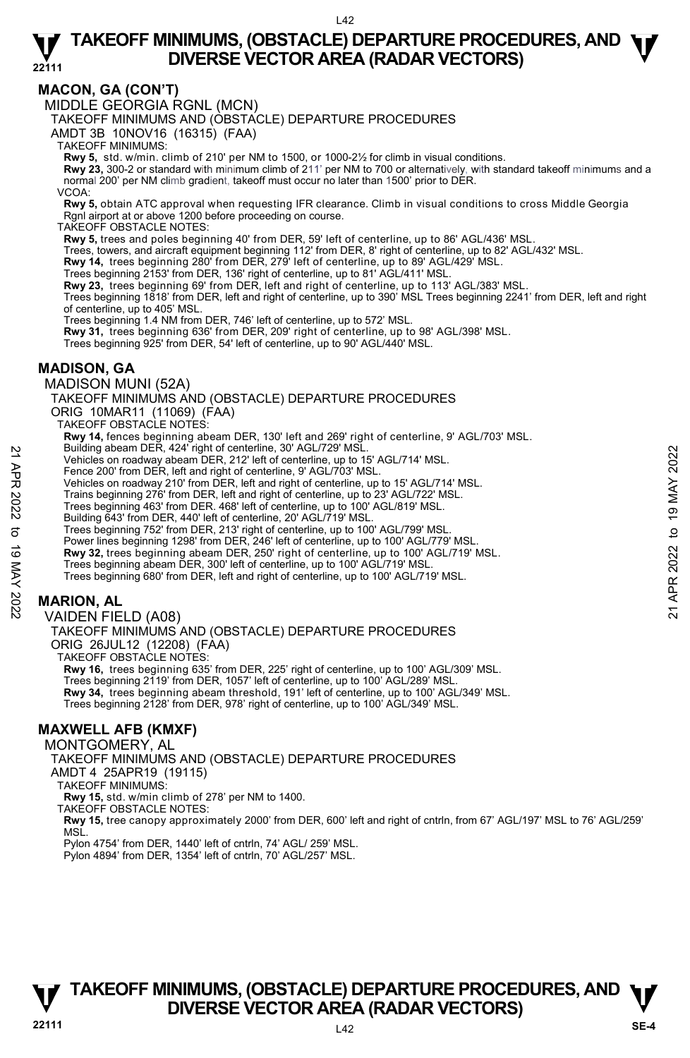## MACON, GA (CON'T)

MIDDLE GEORGIA RGNL (MCN)

TAKEOFF MINIMUMS AND (OBSTACLE) DEPARTURE PROCEDURES

AMDT 3B 10NOV16 (16315) (FAA)

TAKEOFF MINIMUMS:

**Rwy 5,** std. w/min. climb of 210' per NM to 1500, or 1000-2½ for climb in visual conditions.

**Rwy 23,** 300-2 or standard with minimum climb of 211' per NM to 700 or alternatively, with standard takeoff minimums and a normal 200' per NM climb gradient, takeoff must occur no later than 1500' prior to DER.

VCOA:

**Rwy 5,** obtain ATC approval when requesting IFR clearance. Climb in visual conditions to cross Middle Georgia Rgnl airport at or above 1200 before proceeding on course.

TAKEOFF OBSTACLE NOTES:

**Rwy 5,** trees and poles beginning 40' from DER, 59' left of centerline, up to 86' AGL/436' MSL.
Trees, towers, and aircraft equipment beginning 112' from DER, 8' right of centerline, up to 82' AGL/432' MSL.

**Rwy 14,** trees beginning 280' from DER, 279' left of centerline, up to 89' AGL/429' MSL.
Trees beginning 2153' from DER, 136' right of centerline, up to 81' AGL/411' MSL.

**Rwy 23,** trees beginning 69' from DER, left and right of centerline, up to 113' AGL/383' MSL.
Trees beginning 1818' from DER, left and right of centerline, up to 390' MSL Trees beginning 2241' from DER, left and right of centerline, up to 405' MSL.
Trees beginning 1.4 NM from DER, 746' left of centerline, up to 572' MSL.

**Rwy 31,** trees beginning 636' from DER, 209' right of centerline, up to 98' AGL/398' MSL.
Trees beginning 925' from DER, 54' left of centerline, up to 90' AGL/440' MSL.

## MADISON, GA

MADISON MUNI (52A)

TAKEOFF MINIMUMS AND (OBSTACLE) DEPARTURE PROCEDURES

ORIG 10MAR11 (11069) (FAA)

TAKEOFF OBSTACLE NOTES:

**Rwy 14,** fences beginning abeam DER, 130' left and 269' right of centerline, 9' AGL/703' MSL.
Building abeam DER, 424' right of centerline, 30' AGL/729' MSL.
Vehicles on roadway abeam DER, 212' left of centerline, up to 15' AGL/714' MSL.
Fence 200' from DER, left and right of centerline, 9' AGL/703' MSL.
Vehicles on roadway 210' from DER, left and right of centerline, up to 15' AGL/714' MSL.
Trains beginning 276' from DER, left and right of centerline, up to 23' AGL/722' MSL.
Trees beginning 463' from DER. 468' left of centerline, up to 100' AGL/819' MSL.
Building 643' from DER, 440' left of centerline, 20' AGL/719' MSL.
Trees beginning 752' from DER, 213' right of centerline, up to 100' AGL/799' MSL.
Power lines beginning 1298' from DER, 246' left of centerline, up to 100' AGL/779' MSL.

**Rwy 32,** trees beginning abeam DER, 250' right of centerline, up to 100' AGL/719' MSL.
Trees beginning abeam DER, 300' left of centerline, up to 100' AGL/719' MSL.
Trees beginning 680' from DER, left and right of centerline, up to 100' AGL/719' MSL.

## MARION, AL

VAIDEN FIELD (A08)

TAKEOFF MINIMUMS AND (OBSTACLE) DEPARTURE PROCEDURES

ORIG 26JUL12 (12208) (FAA)

TAKEOFF OBSTACLE NOTES:

**Rwy 16,** trees beginning 635' from DER, 225' right of centerline, up to 100' AGL/309' MSL.
Trees beginning 2119' from DER, 1057' left of centerline, up to 100' AGL/289' MSL.

**Rwy 34,** trees beginning abeam threshold, 191' left of centerline, up to 100' AGL/349' MSL.
Trees beginning 2128' from DER, 978' right of centerline, up to 100' AGL/349' MSL.

## MAXWELL AFB (KMXF)

MONTGOMERY, AL

TAKEOFF MINIMUMS AND (OBSTACLE) DEPARTURE PROCEDURES

AMDT 4 25APR19 (19115)

TAKEOFF MINIMUMS:

**Rwy 15,** std. w/min climb of 278' per NM to 1400.

TAKEOFF OBSTACLE NOTES:

**Rwy 15,** tree canopy approximately 2000' from DER, 600' left and right of cntrln, from 67' AGL/197' MSL to 76' AGL/259' MSL.
Pylon 4754' from DER, 1440' left of cntrln, 74' AGL/ 259' MSL.
Pylon 4894' from DER, 1354' left of cntrln, 70' AGL/257' MSL.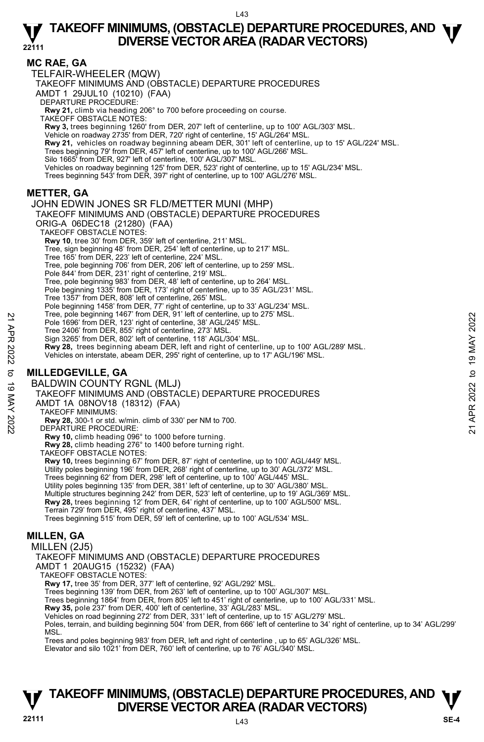## MC RAE, GA

TELFAIR-WHEELER (MQW)

TAKEOFF MINIMUMS AND (OBSTACLE) DEPARTURE PROCEDURES

AMDT 1 29JUL10 (10210) (FAA)

DEPARTURE PROCEDURE:

**Rwy 21,** climb via heading 206° to 700 before proceeding on course.

TAKEOFF OBSTACLE NOTES:

**Rwy 3,** trees beginning 1260' from DER, 207' left of centerline, up to 100' AGL/303' MSL.
Vehicle on roadway 2735' from DER, 720' right of centerline, 15' AGL/264' MSL.
**Rwy 21,** vehicles on roadway beginning abeam DER, 301' left of centerline, up to 15' AGL/224' MSL.
Trees beginning 79' from DER, 457' left of centerline, up to 100' AGL/266' MSL.
Silo 1665' from DER, 927' left of centerline, 100' AGL/307' MSL.
Vehicles on roadway beginning 125' from DER, 523' right of centerline, up to 15' AGL/234' MSL.
Trees beginning 543' from DER, 397' right of centerline, up to 100' AGL/276' MSL.

## METTER, GA

JOHN EDWIN JONES SR FLD/METTER MUNI (MHP)

TAKEOFF MINIMUMS AND (OBSTACLE) DEPARTURE PROCEDURES

ORIG-A 06DEC18 (21280) (FAA)

TAKEOFF OBSTACLE NOTES:

**Rwy 10,** tree 30' from DER, 359' left of centerline, 211' MSL.
Tree, sign beginning 48' from DER, 254' left of centerline, up to 217' MSL.
Tree 165' from DER, 223' left of centerline, 224' MSL.
Tree, pole beginning 706' from DER, 206' left of centerline, up to 259' MSL.
Pole 844' from DER, 231' right of centerline, 219' MSL.
Tree, pole beginning 983' from DER, 48' left of centerline, up to 264' MSL.
Pole beginning 1335' from DER, 173' right of centerline, up to 35' AGL/231' MSL.
Tree 1357' from DER, 808' left of centerline, 265' MSL.
Pole beginning 1458' from DER, 77' right of centerline, up to 33' AGL/234' MSL.
Tree, pole beginning 1467' from DER, 91' left of centerline, up to 275' MSL.
Pole 1696' from DER, 123' right of centerline, 38' AGL/245' MSL.
Tree 2406' from DER, 855' right of centerline, 273' MSL.
Sign 3265' from DER, 802' left of centerline, 118' AGL/304' MSL.
**Rwy 28,** trees beginning abeam DER, left and right of centerline, up to 100' AGL/289' MSL.
Vehicles on interstate, abeam DER, 295' right of centerline, up to 17' AGL/196' MSL.

## MILLEDGEVILLE, GA

BALDWIN COUNTY RGNL (MLJ)

TAKEOFF MINIMUMS AND (OBSTACLE) DEPARTURE PROCEDURES

AMDT 1A 08NOV18 (18312) (FAA)

TAKEOFF MINIMUMS:

**Rwy 28,** 300-1 or std. w/min. climb of 330' per NM to 700.

DEPARTURE PROCEDURE:

**Rwy 10,** climb heading 096° to 1000 before turning.
**Rwy 28,** climb heading 276° to 1400 before turning right.

TAKEOFF OBSTACLE NOTES:

**Rwy 10,** trees beginning 67' from DER, 87' right of centerline, up to 100' AGL/449' MSL.
Utility poles beginning 196' from DER, 268' right of centerline, up to 30' AGL/372' MSL.
Trees beginning 62' from DER, 298' left of centerline, up to 100' AGL/445' MSL.
Utility poles beginning 135' from DER, 381' left of centerline, up to 30' AGL/380' MSL.
Multiple structures beginning 242' from DER, 523' left of centerline, up to 19' AGL/369' MSL.
**Rwy 28,** trees beginning 12' from DER, 64' right of centerline, up to 100' AGL/500' MSL.
Terrain 729' from DER, 495' right of centerline, 437' MSL.
Trees beginning 515' from DER, 59' left of centerline, up to 100' AGL/534' MSL.

## MILLEN, GA

MILLEN (2J5)

TAKEOFF MINIMUMS AND (OBSTACLE) DEPARTURE PROCEDURES

AMDT 1 20AUG15 (15232) (FAA)

TAKEOFF OBSTACLE NOTES:

**Rwy 17,** tree 35' from DER, 377' left of centerline, 92' AGL/292' MSL.
Trees beginning 139' from DER, from 263' left of centerline, up to 100' AGL/307' MSL.
Trees beginning 1864' from DER, from 805' left to 451' right of centerline, up to 100' AGL/331' MSL.
**Rwy 35,** pole 237' from DER, 400' left of centerline, 33' AGL/283' MSL.
Vehicles on road beginning 272' from DER, 331' left of centerline, up to 15' AGL/279' MSL.
Poles, terrain, and building beginning 504' from DER, from 666' left of centerline to 34' right of centerline, up to 34' AGL/299' MSL.
Trees and poles beginning 983' from DER, left and right of centerline , up to 65' AGL/326' MSL.
Elevator and silo 1021' from DER, 760' left of centerline, up to 76' AGL/340' MSL.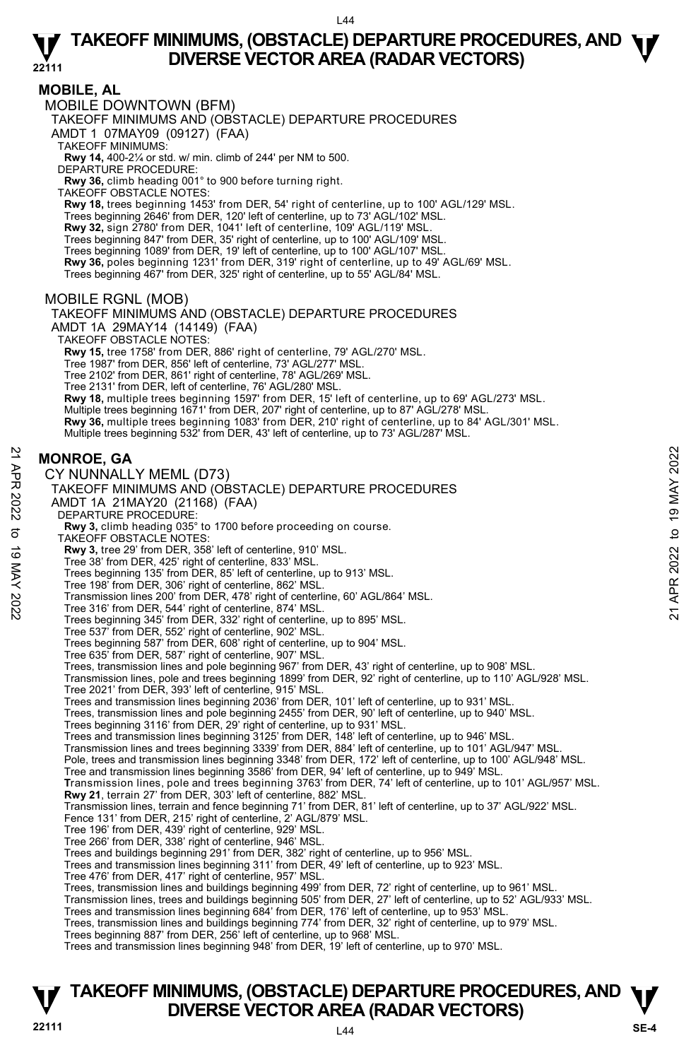## MOBILE, AL

### MOBILE DOWNTOWN (BFM)

TAKEOFF MINIMUMS AND (OBSTACLE) DEPARTURE PROCEDURES

AMDT 1 07MAY09 (09127) (FAA)

TAKEOFF MINIMUMS:

**Rwy 14,** 400-2¼ or std. w/ min. climb of 244' per NM to 500.

DEPARTURE PROCEDURE:

**Rwy 36,** climb heading 001° to 900 before turning right.

TAKEOFF OBSTACLE NOTES:

**Rwy 18,** trees beginning 1453' from DER, 54' right of centerline, up to 100' AGL/129' MSL.
Trees beginning 2646' from DER, 120' left of centerline, up to 73' AGL/102' MSL.
**Rwy 32,** sign 2780' from DER, 1041' left of centerline, 109' AGL/119' MSL.
Trees beginning 847' from DER, 35' right of centerline, up to 100' AGL/109' MSL.
Trees beginning 1089' from DER, 19' left of centerline, up to 100' AGL/107' MSL.
**Rwy 36,** poles beginning 1231' from DER, 319' right of centerline, up to 49' AGL/69' MSL.
Trees beginning 467' from DER, 325' right of centerline, up to 55' AGL/84' MSL.

### MOBILE RGNL (MOB)

TAKEOFF MINIMUMS AND (OBSTACLE) DEPARTURE PROCEDURES

AMDT 1A 29MAY14 (14149) (FAA)

TAKEOFF OBSTACLE NOTES:

**Rwy 15,** tree 1758' from DER, 886' right of centerline, 79' AGL/270' MSL.
Tree 1987' from DER, 856' left of centerline, 73' AGL/277' MSL.
Tree 2102' from DER, 861' right of centerline, 78' AGL/269' MSL.
Tree 2131' from DER, left of centerline, 76' AGL/280' MSL.
**Rwy 18,** multiple trees beginning 1597' from DER, 15' left of centerline, up to 69' AGL/273' MSL.
Multiple trees beginning 1671' from DER, 207' right of centerline, up to 87' AGL/278' MSL.
**Rwy 36,** multiple trees beginning 1083' from DER, 210' right of centerline, up to 84' AGL/301' MSL.
Multiple trees beginning 532' from DER, 43' left of centerline, up to 73' AGL/287' MSL.

## MONROE, GA

### CY NUNNALLY MEML (D73)

TAKEOFF MINIMUMS AND (OBSTACLE) DEPARTURE PROCEDURES

AMDT 1A 21MAY20 (21168) (FAA)

DEPARTURE PROCEDURE:

**Rwy 3,** climb heading 035° to 1700 before proceeding on course.

TAKEOFF OBSTACLE NOTES:

**Rwy 3,** tree 29' from DER, 358' left of centerline, 910' MSL.
Tree 38' from DER, 425' right of centerline, 833' MSL.
Trees beginning 135' from DER, 85' left of centerline, up to 913' MSL.
Tree 198' from DER, 306' right of centerline, 862' MSL.
Transmission lines 200' from DER, 478' right of centerline, 60' AGL/864' MSL.
Tree 316' from DER, 544' right of centerline, 874' MSL.
Trees beginning 345' from DER, 332' right of centerline, up to 895' MSL.
Tree 537' from DER, 552' right of centerline, 902' MSL.
Trees beginning 587' from DER, 608' right of centerline, up to 904' MSL.
Tree 635' from DER, 587' right of centerline, 907' MSL.
Trees, transmission lines and pole beginning 967' from DER, 43' right of centerline, up to 908' MSL.
Transmission lines, pole and trees beginning 1899' from DER, 92' right of centerline, up to 110' AGL/928' MSL.
Tree 2021' from DER, 393' left of centerline, 915' MSL.
Trees and transmission lines beginning 2036' from DER, 101' left of centerline, up to 931' MSL.
Trees, transmission lines and pole beginning 2455' from DER, 90' left of centerline, up to 940' MSL.
Trees beginning 3116' from DER, 29' right of centerline, up to 931' MSL.
Trees and transmission lines beginning 3125' from DER, 148' left of centerline, up to 946' MSL.
Transmission lines and trees beginning 3339' from DER, 884' left of centerline, up to 101' AGL/947' MSL.
Pole, trees and transmission lines beginning 3348' from DER, 172' left of centerline, up to 100' AGL/948' MSL.
Tree and transmission lines beginning 3586' from DER, 94' left of centerline, up to 949' MSL.
Transmission lines, pole and trees beginning 3763' from DER, 74' left of centerline, up to 101' AGL/957' MSL.
**Rwy 21**, terrain 27' from DER, 303' left of centerline, 882' MSL.
Transmission lines, terrain and fence beginning 71' from DER, 81' left of centerline, up to 37' AGL/922' MSL.
Fence 131' from DER, 215' right of centerline, 2' AGL/879' MSL.
Tree 196' from DER, 439' right of centerline, 929' MSL.
Tree 266' from DER, 338' right of centerline, 946' MSL.
Trees and buildings beginning 291' from DER, 382' right of centerline, up to 956' MSL.
Trees and transmission lines beginning 311' from DER, 49' left of centerline, up to 923' MSL.
Tree 476' from DER, 417' right of centerline, 957' MSL.
Trees, transmission lines and buildings beginning 499' from DER, 72' right of centerline, up to 961' MSL.
Transmission lines, trees and buildings beginning 505' from DER, 27' left of centerline, up to 52' AGL/933' MSL.
Trees and transmission lines beginning 684' from DER, 176' left of centerline, up to 953' MSL.
Trees, transmission lines and buildings beginning 774' from DER, 32' right of centerline, up to 979' MSL.
Trees beginning 887' from DER, 256' left of centerline, up to 968' MSL.
Trees and transmission lines beginning 948' from DER, 19' left of centerline, up to 970' MSL.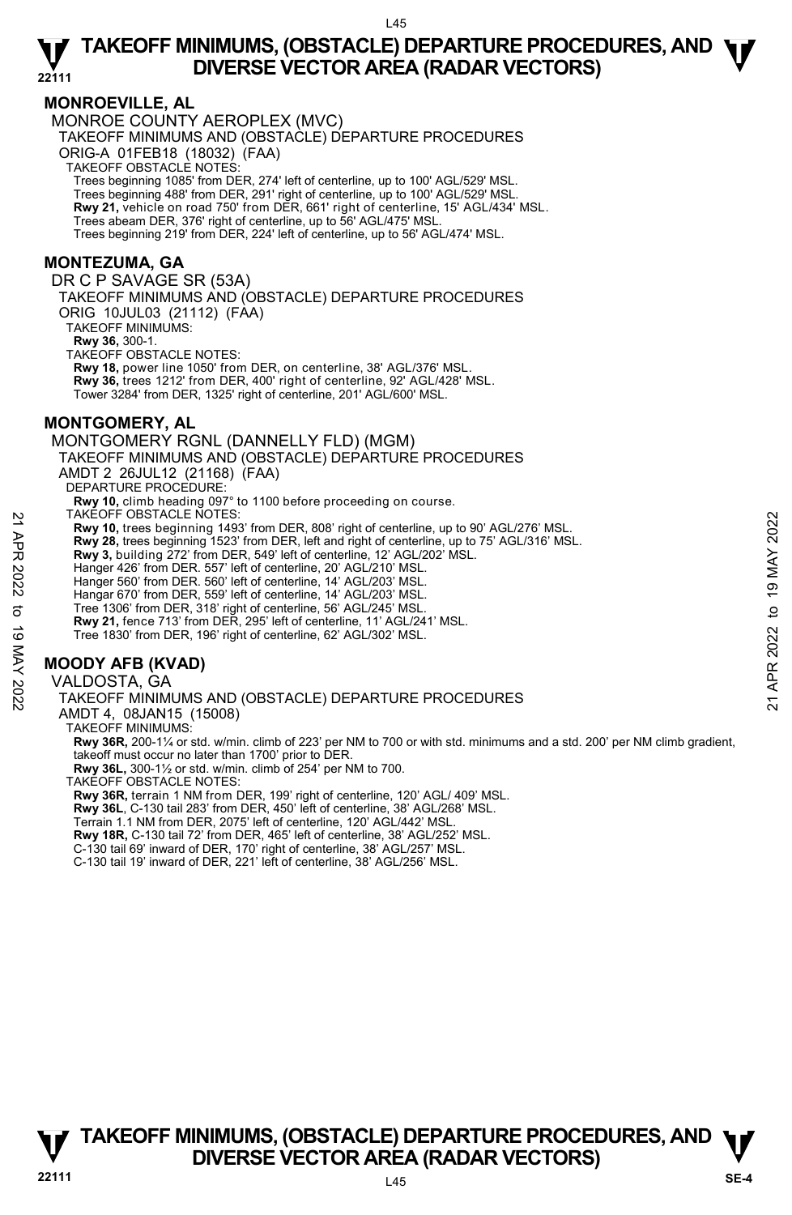## MONROEVILLE, AL

MONROE COUNTY AEROPLEX (MVC)

TAKEOFF MINIMUMS AND (OBSTACLE) DEPARTURE PROCEDURES

ORIG-A 01FEB18 (18032) (FAA)

TAKEOFF OBSTACLE NOTES:

Trees beginning 1085' from DER, 274' left of centerline, up to 100' AGL/529' MSL.
Trees beginning 488' from DER, 291' right of centerline, up to 100' AGL/529' MSL.
**Rwy 21,** vehicle on road 750' from DER, 661' right of centerline, 15' AGL/434' MSL.
Trees abeam DER, 376' right of centerline, up to 56' AGL/475' MSL.
Trees beginning 219' from DER, 224' left of centerline, up to 56' AGL/474' MSL.

## MONTEZUMA, GA

DR C P SAVAGE SR (53A)

TAKEOFF MINIMUMS AND (OBSTACLE) DEPARTURE PROCEDURES

ORIG 10JUL03 (21112) (FAA)

TAKEOFF MINIMUMS:

**Rwy 36,** 300-1.

TAKEOFF OBSTACLE NOTES:

**Rwy 18,** power line 1050' from DER, on centerline, 38' AGL/376' MSL.
**Rwy 36,** trees 1212' from DER, 400' right of centerline, 92' AGL/428' MSL.
Tower 3284' from DER, 1325' right of centerline, 201' AGL/600' MSL.

## MONTGOMERY, AL

MONTGOMERY RGNL (DANNELLY FLD) (MGM)

TAKEOFF MINIMUMS AND (OBSTACLE) DEPARTURE PROCEDURES

AMDT 2 26JUL12 (21168) (FAA)

DEPARTURE PROCEDURE:

**Rwy 10,** climb heading 097° to 1100 before proceeding on course.

TAKEOFF OBSTACLE NOTES:

**Rwy 10,** trees beginning 1493' from DER, 808' right of centerline, up to 90' AGL/276' MSL.
**Rwy 28,** trees beginning 1523' from DER, left and right of centerline, up to 75' AGL/316' MSL.
**Rwy 3,** building 272' from DER, 549' left of centerline, 12' AGL/202' MSL.
Hanger 426' from DER. 557' left of centerline, 20' AGL/210' MSL.
Hanger 560' from DER. 560' left of centerline, 14' AGL/203' MSL.
Hangar 670' from DER, 559' left of centerline, 14' AGL/203' MSL.
Tree 1306' from DER, 318' right of centerline, 56' AGL/245' MSL.
**Rwy 21,** fence 713' from DER, 295' left of centerline, 11' AGL/241' MSL.
Tree 1830' from DER, 196' right of centerline, 62' AGL/302' MSL.

## MOODY AFB (KVAD)

VALDOSTA, GA

TAKEOFF MINIMUMS AND (OBSTACLE) DEPARTURE PROCEDURES

AMDT 4, 08JAN15 (15008)

TAKEOFF MINIMUMS:

**Rwy 36R,** 200-1¼ or std. w/min. climb of 223' per NM to 700 or with std. minimums and a std. 200' per NM climb gradient, takeoff must occur no later than 1700' prior to DER.
**Rwy 36L,** 300-1½ or std. w/min. climb of 254' per NM to 700.

TAKEOFF OBSTACLE NOTES:

**Rwy 36R,** terrain 1 NM from DER, 199' right of centerline, 120' AGL/ 409' MSL.
**Rwy 36L**, C-130 tail 283' from DER, 450' left of centerline, 38' AGL/268' MSL.
Terrain 1.1 NM from DER, 2075' left of centerline, 120' AGL/442' MSL.
**Rwy 18R,** C-130 tail 72' from DER, 465' left of centerline, 38' AGL/252' MSL.
C-130 tail 69' inward of DER, 170' right of centerline, 38' AGL/257' MSL.
C-130 tail 19' inward of DER, 221' left of centerline, 38' AGL/256' MSL.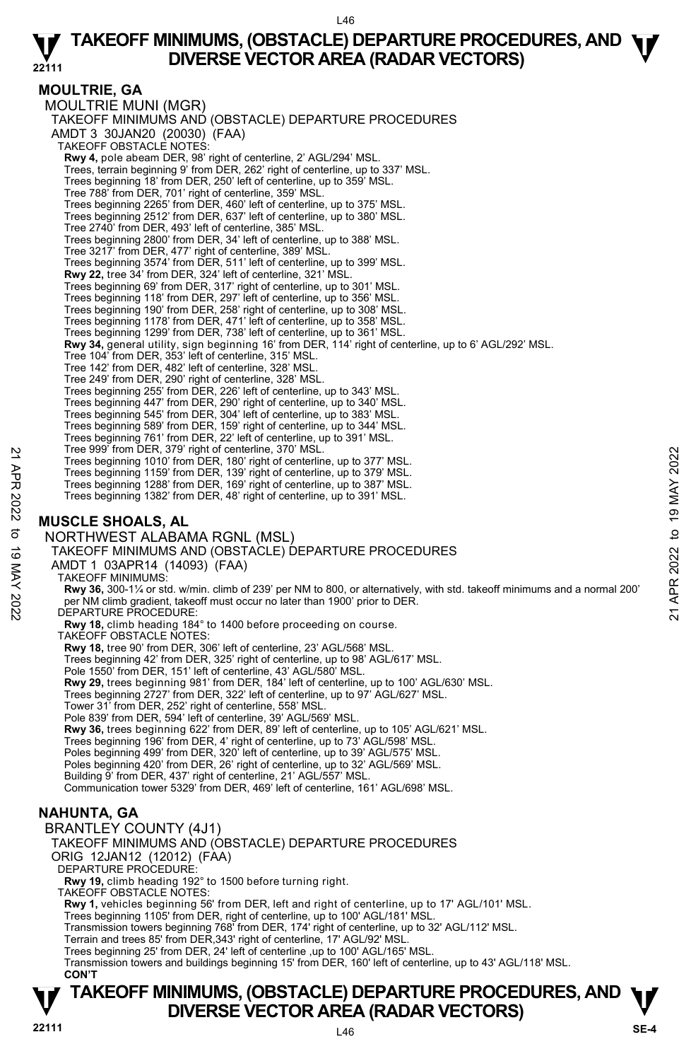## MOULTRIE, GA

MOULTRIE MUNI (MGR)

TAKEOFF MINIMUMS AND (OBSTACLE) DEPARTURE PROCEDURES

AMDT 3 30JAN20 (20030) (FAA)

TAKEOFF OBSTACLE NOTES:

**Rwy 4,** pole abeam DER, 98' right of centerline, 2' AGL/294' MSL.
Trees, terrain beginning 9' from DER, 262' right of centerline, up to 337' MSL.
Trees beginning 18' from DER, 250' left of centerline, up to 359' MSL.
Tree 788' from DER, 701' right of centerline, 359' MSL.
Trees beginning 2265' from DER, 460' left of centerline, up to 375' MSL.
Trees beginning 2512' from DER, 637' left of centerline, up to 380' MSL.
Tree 2740' from DER, 493' left of centerline, 385' MSL.
Trees beginning 2800' from DER, 34' left of centerline, up to 388' MSL.
Tree 3217' from DER, 477' right of centerline, 389' MSL.
Trees beginning 3574' from DER, 511' left of centerline, up to 399' MSL.
**Rwy 22,** tree 34' from DER, 324' left of centerline, 321' MSL.
Trees beginning 69' from DER, 317' right of centerline, up to 301' MSL.
Trees beginning 118' from DER, 297' left of centerline, up to 356' MSL.
Trees beginning 190' from DER, 258' right of centerline, up to 308' MSL.
Trees beginning 1178' from DER, 471' left of centerline, up to 358' MSL.
Trees beginning 1299' from DER, 738' left of centerline, up to 361' MSL.
**Rwy 34,** general utility, sign beginning 16' from DER, 114' right of centerline, up to 6' AGL/292' MSL.
Tree 104' from DER, 353' left of centerline, 315' MSL.
Tree 142' from DER, 482' left of centerline, 328' MSL.
Tree 249' from DER, 290' right of centerline, 328' MSL.
Trees beginning 255' from DER, 226' left of centerline, up to 343' MSL.
Trees beginning 447' from DER, 290' right of centerline, up to 340' MSL.
Trees beginning 545' from DER, 304' left of centerline, up to 383' MSL.
Trees beginning 589' from DER, 159' right of centerline, up to 344' MSL.
Trees beginning 761' from DER, 22' left of centerline, up to 391' MSL.
Tree 999' from DER, 379' right of centerline, 370' MSL.
Trees beginning 1010' from DER, 180' right of centerline, up to 377' MSL.
Trees beginning 1159' from DER, 139' right of centerline, up to 379' MSL.
Trees beginning 1288' from DER, 169' right of centerline, up to 387' MSL.
Trees beginning 1382' from DER, 48' right of centerline, up to 391' MSL.

## MUSCLE SHOALS, AL

NORTHWEST ALABAMA RGNL (MSL)

TAKEOFF MINIMUMS AND (OBSTACLE) DEPARTURE PROCEDURES

AMDT 1 03APR14 (14093) (FAA)

TAKEOFF MINIMUMS:

**Rwy 36,** 300-1¼ or std. w/min. climb of 239' per NM to 800, or alternatively, with std. takeoff minimums and a normal 200' per NM climb gradient, takeoff must occur no later than 1900' prior to DER.

DEPARTURE PROCEDURE:

**Rwy 18,** climb heading 184° to 1400 before proceeding on course.

TAKEOFF OBSTACLE NOTES:

**Rwy 18,** tree 90' from DER, 306' left of centerline, 23' AGL/568' MSL.
Trees beginning 42' from DER, 325' right of centerline, up to 98' AGL/617' MSL.
Pole 1550' from DER, 151' left of centerline, 43' AGL/580' MSL.
**Rwy 29,** trees beginning 981' from DER, 184' left of centerline, up to 100' AGL/630' MSL.
Trees beginning 2727' from DER, 322' left of centerline, up to 97' AGL/627' MSL.
Tower 31' from DER, 252' right of centerline, 558' MSL.
Pole 839' from DER, 594' left of centerline, 39' AGL/569' MSL.
**Rwy 36,** trees beginning 622' from DER, 89' left of centerline, up to 105' AGL/621' MSL.
Trees beginning 196' from DER, 4' right of centerline, up to 73' AGL/598' MSL.
Poles beginning 499' from DER, 320' left of centerline, up to 39' AGL/575' MSL.
Poles beginning 420' from DER, 26' right of centerline, up to 32' AGL/569' MSL.
Building 9' from DER, 437' right of centerline, 21' AGL/557' MSL.
Communication tower 5329' from DER, 469' left of centerline, 161' AGL/698' MSL.

## NAHUNTA, GA

BRANTLEY COUNTY (4J1)

TAKEOFF MINIMUMS AND (OBSTACLE) DEPARTURE PROCEDURES

ORIG 12JAN12 (12012) (FAA)

DEPARTURE PROCEDURE:

**Rwy 19,** climb heading 192° to 1500 before turning right.

TAKEOFF OBSTACLE NOTES:

**Rwy 1,** vehicles beginning 56' from DER, left and right of centerline, up to 17' AGL/101' MSL.
Trees beginning 1105' from DER, right of centerline, up to 100' AGL/181' MSL.
Transmission towers beginning 768' from DER, 174' right of centerline, up to 32' AGL/112' MSL.
Terrain and trees 85' from DER,343' right of centerline, 17' AGL/92' MSL.
Trees beginning 25' from DER, 24' left of centerline ,up to 100' AGL/165' MSL.
Transmission towers and buildings beginning 15' from DER, 160' left of centerline, up to 43' AGL/118' MSL.

**CON'T**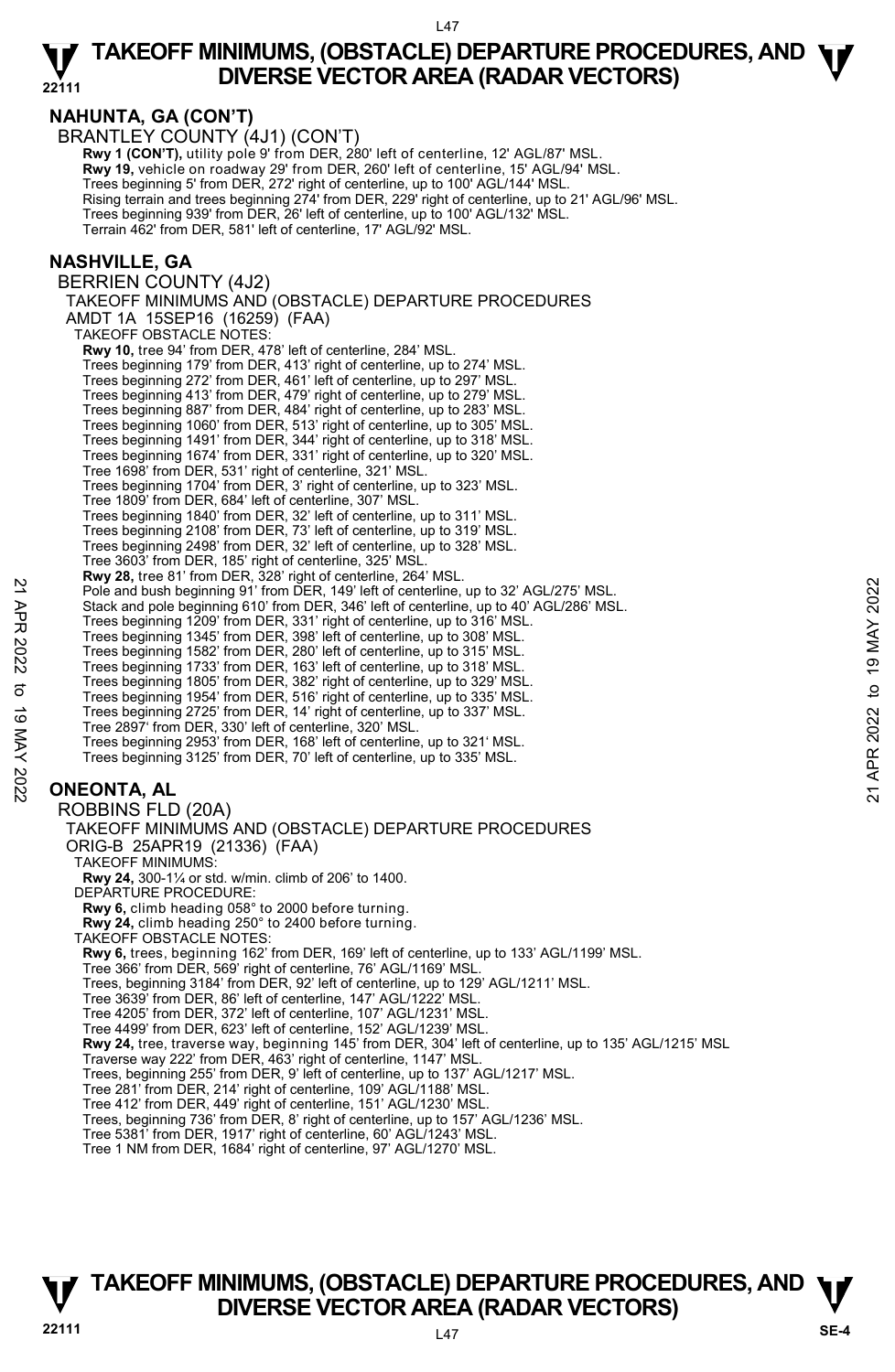## NAHUNTA, GA (CON'T)

BRANTLEY COUNTY (4J1) (CON'T)

**Rwy 1 (CON'T),** utility pole 9' from DER, 280' left of centerline, 12' AGL/87' MSL.
**Rwy 19,** vehicle on roadway 29' from DER, 260' left of centerline, 15' AGL/94' MSL.
Trees beginning 5' from DER, 272' right of centerline, up to 100' AGL/144' MSL.
Rising terrain and trees beginning 274' from DER, 229' right of centerline, up to 21' AGL/96' MSL.
Trees beginning 939' from DER, 26' left of centerline, up to 100' AGL/132' MSL.
Terrain 462' from DER, 581' left of centerline, 17' AGL/92' MSL.

## NASHVILLE, GA

BERRIEN COUNTY (4J2)
TAKEOFF MINIMUMS AND (OBSTACLE) DEPARTURE PROCEDURES
AMDT 1A 15SEP16 (16259) (FAA)
TAKEOFF OBSTACLE NOTES:
**Rwy 10,** tree 94' from DER, 478' left of centerline, 284' MSL.
Trees beginning 179' from DER, 413' right of centerline, up to 274' MSL.
Trees beginning 272' from DER, 461' left of centerline, up to 297' MSL.
Trees beginning 413' from DER, 479' right of centerline, up to 279' MSL.
Trees beginning 887' from DER, 484' right of centerline, up to 283' MSL.
Trees beginning 1060' from DER, 513' right of centerline, up to 305' MSL.
Trees beginning 1491' from DER, 344' right of centerline, up to 318' MSL.
Trees beginning 1674' from DER, 331' right of centerline, up to 320' MSL.
Tree 1698' from DER, 531' right of centerline, 321' MSL.
Trees beginning 1704' from DER, 3' right of centerline, up to 323' MSL.
Tree 1809' from DER, 684' left of centerline, 307' MSL.
Trees beginning 1840' from DER, 32' left of centerline, up to 311' MSL.
Trees beginning 2108' from DER, 73' left of centerline, up to 319' MSL.
Trees beginning 2498' from DER, 32' left of centerline, up to 328' MSL.
Tree 3603' from DER, 185' right of centerline, 325' MSL.
**Rwy 28,** tree 81' from DER, 328' right of centerline, 264' MSL.
Pole and bush beginning 91' from DER, 149' left of centerline, up to 32' AGL/275' MSL.
Stack and pole beginning 610' from DER, 346' left of centerline, up to 40' AGL/286' MSL.
Trees beginning 1209' from DER, 331' right of centerline, up to 316' MSL.
Trees beginning 1345' from DER, 398' left of centerline, up to 308' MSL.
Trees beginning 1582' from DER, 280' left of centerline, up to 315' MSL.
Trees beginning 1733' from DER, 163' left of centerline, up to 318' MSL.
Trees beginning 1805' from DER, 382' right of centerline, up to 329' MSL.
Trees beginning 1954' from DER, 516' right of centerline, up to 335' MSL.
Trees beginning 2725' from DER, 14' right of centerline, up to 337' MSL.
Tree 2897' from DER, 330' left of centerline, 320' MSL.
Trees beginning 2953' from DER, 168' left of centerline, up to 321' MSL.
Trees beginning 3125' from DER, 70' left of centerline, up to 335' MSL.

## ONEONTA, AL

ROBBINS FLD (20A)
TAKEOFF MINIMUMS AND (OBSTACLE) DEPARTURE PROCEDURES
ORIG-B 25APR19 (21336) (FAA)
TAKEOFF MINIMUMS:
**Rwy 24,** 300-1¼ or std. w/min. climb of 206' to 1400.
DEPARTURE PROCEDURE:
**Rwy 6,** climb heading 058° to 2000 before turning.
**Rwy 24,** climb heading 250° to 2400 before turning.
TAKEOFF OBSTACLE NOTES:
**Rwy 6,** trees, beginning 162' from DER, 169' left of centerline, up to 133' AGL/1199' MSL.
Tree 366' from DER, 569' right of centerline, 76' AGL/1169' MSL.
Trees, beginning 3184' from DER, 92' left of centerline, up to 129' AGL/1211' MSL.
Tree 3639' from DER, 86' left of centerline, 147' AGL/1222' MSL.
Tree 4205' from DER, 372' left of centerline, 107' AGL/1231' MSL.
Tree 4499' from DER, 623' left of centerline, 152' AGL/1239' MSL.
**Rwy 24,** tree, traverse way, beginning 145' from DER, 304' left of centerline, up to 135' AGL/1215' MSL
Traverse way 222' from DER, 463' right of centerline, 1147' MSL.
Trees, beginning 255' from DER, 9' left of centerline, up to 137' AGL/1217' MSL.
Tree 281' from DER, 214' right of centerline, 109' AGL/1188' MSL.
Tree 412' from DER, 449' right of centerline, 151' AGL/1230' MSL.
Trees, beginning 736' from DER, 8' right of centerline, up to 157' AGL/1236' MSL.
Tree 5381' from DER, 1917' right of centerline, 60' AGL/1243' MSL.
Tree 1 NM from DER, 1684' right of centerline, 97' AGL/1270' MSL.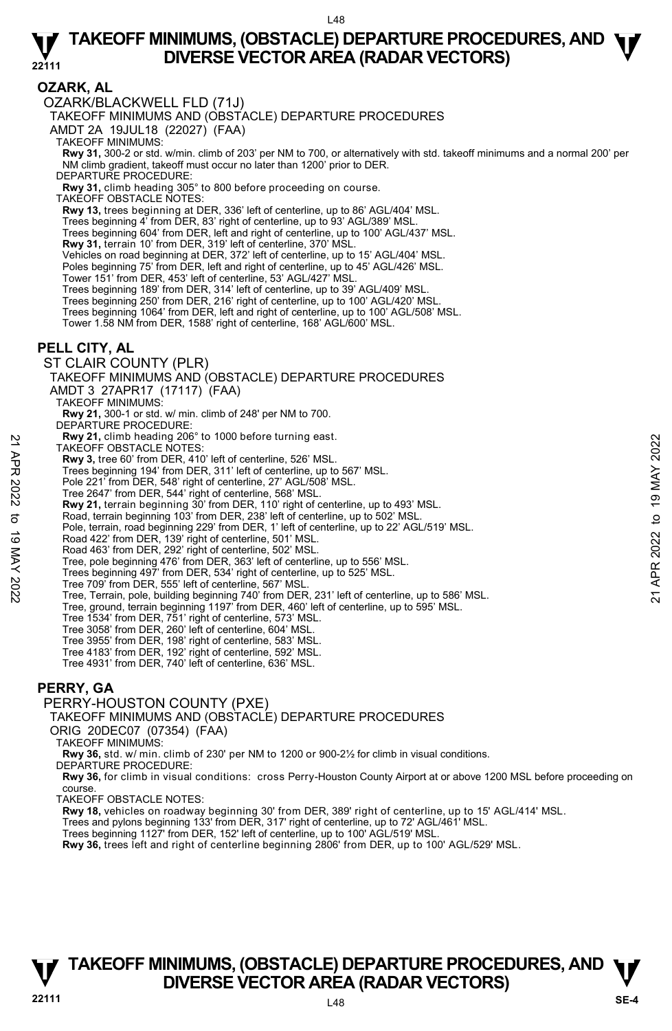## OZARK, AL

### OZARK/BLACKWELL FLD (71J)

TAKEOFF MINIMUMS AND (OBSTACLE) DEPARTURE PROCEDURES

AMDT 2A 19JUL18 (22027) (FAA)

TAKEOFF MINIMUMS:

**Rwy 31,** 300-2 or std. w/min. climb of 203' per NM to 700, or alternatively with std. takeoff minimums and a normal 200' per NM climb gradient, takeoff must occur no later than 1200' prior to DER.

DEPARTURE PROCEDURE:

**Rwy 31,** climb heading 305° to 800 before proceeding on course.

TAKEOFF OBSTACLE NOTES:

**Rwy 13,** trees beginning at DER, 336' left of centerline, up to 86' AGL/404' MSL.
Trees beginning 4' from DER, 83' right of centerline, up to 93' AGL/389' MSL.
Trees beginning 604' from DER, left and right of centerline, up to 100' AGL/437' MSL.
**Rwy 31,** terrain 10' from DER, 319' left of centerline, 370' MSL.
Vehicles on road beginning at DER, 372' left of centerline, up to 15' AGL/404' MSL.
Poles beginning 75' from DER, left and right of centerline, up to 45' AGL/426' MSL.
Tower 151' from DER, 453' left of centerline, 53' AGL/427' MSL.
Trees beginning 189' from DER, 314' left of centerline, up to 39' AGL/409' MSL.
Trees beginning 250' from DER, 216' right of centerline, up to 100' AGL/420' MSL.
Trees beginning 1064' from DER, left and right of centerline, up to 100' AGL/508' MSL.
Tower 1.58 NM from DER, 1588' right of centerline, 168' AGL/600' MSL.

## PELL CITY, AL

### ST CLAIR COUNTY (PLR)

TAKEOFF MINIMUMS AND (OBSTACLE) DEPARTURE PROCEDURES

AMDT 3 27APR17 (17117) (FAA)

TAKEOFF MINIMUMS:

**Rwy 21,** 300-1 or std. w/ min. climb of 248' per NM to 700.

DEPARTURE PROCEDURE:

**Rwy 21,** climb heading 206° to 1000 before turning east.

TAKEOFF OBSTACLE NOTES:

**Rwy 3,** tree 60' from DER, 410' left of centerline, 526' MSL.
Trees beginning 194' from DER, 311' left of centerline, up to 567' MSL.
Pole 221' from DER, 548' right of centerline, 27' AGL/508' MSL.
Tree 2647' from DER, 544' right of centerline, 568' MSL.
**Rwy 21,** terrain beginning 30' from DER, 110' right of centerline, up to 493' MSL.
Road, terrain beginning 103' from DER, 238' left of centerline, up to 502' MSL.
Pole, terrain, road beginning 229' from DER, 1' left of centerline, up to 22' AGL/519' MSL.
Road 422' from DER, 139' right of centerline, 501' MSL.
Road 463' from DER, 292' right of centerline, 502' MSL.
Tree, pole beginning 476' from DER, 363' left of centerline, up to 556' MSL.
Trees beginning 497' from DER, 534' right of centerline, up to 525' MSL.
Tree 709' from DER, 555' left of centerline, 567' MSL.
Tree, Terrain, pole, building beginning 740' from DER, 231' left of centerline, up to 586' MSL.
Tree, ground, terrain beginning 1197' from DER, 460' left of centerline, up to 595' MSL.
Tree 1534' from DER, 751' right of centerline, 573' MSL.
Tree 3058' from DER, 260' left of centerline, 604' MSL.
Tree 3955' from DER, 198' right of centerline, 583' MSL.
Tree 4183' from DER, 192' right of centerline, 592' MSL.
Tree 4931' from DER, 740' left of centerline, 636' MSL.

## PERRY, GA

### PERRY-HOUSTON COUNTY (PXE)

TAKEOFF MINIMUMS AND (OBSTACLE) DEPARTURE PROCEDURES

ORIG 20DEC07 (07354) (FAA)

TAKEOFF MINIMUMS:

**Rwy 36,** std. w/ min. climb of 230' per NM to 1200 or 900-2½ for climb in visual conditions.

DEPARTURE PROCEDURE:

**Rwy 36,** for climb in visual conditions: cross Perry-Houston County Airport at or above 1200 MSL before proceeding on course.

TAKEOFF OBSTACLE NOTES:

**Rwy 18,** vehicles on roadway beginning 30' from DER, 389' right of centerline, up to 15' AGL/414' MSL.
Trees and pylons beginning 133' from DER, 317' right of centerline, up to 72' AGL/461' MSL.
Trees beginning 1127' from DER, 152' left of centerline, up to 100' AGL/519' MSL.
**Rwy 36,** trees left and right of centerline beginning 2806' from DER, up to 100' AGL/529' MSL.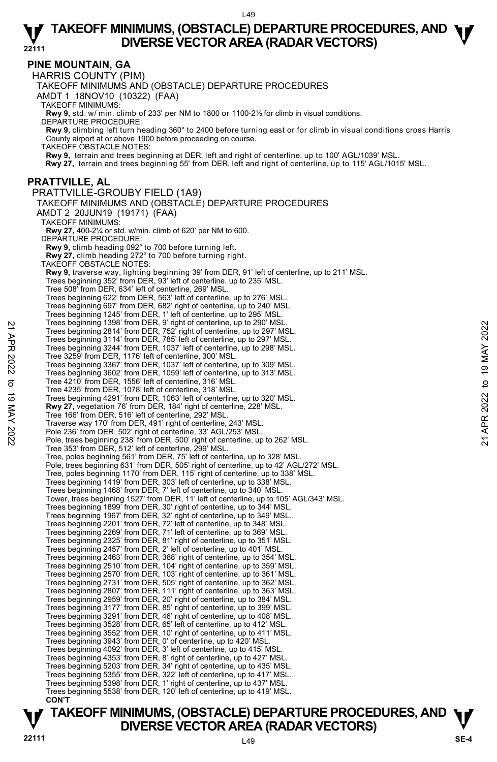## PINE MOUNTAIN, GA

HARRIS COUNTY (PIM)

TAKEOFF MINIMUMS AND (OBSTACLE) DEPARTURE PROCEDURES

AMDT 1 18NOV10 (10322) (FAA)

TAKEOFF MINIMUMS:

**Rwy 9,** std. w/ min. climb of 233' per NM to 1800 or 1100-2½ for climb in visual conditions.

DEPARTURE PROCEDURE:

**Rwy 9,** climbing left turn heading 360° to 2400 before turning east or for climb in visual conditions cross Harris County airport at or above 1900 before proceeding on course.

TAKEOFF OBSTACLE NOTES:

**Rwy 9,** terrain and trees beginning at DER, left and right of centerline, up to 100' AGL/1039' MSL.

**Rwy 27,** terrain and trees beginning 55' from DER, left and right of centerline, up to 115' AGL/1015' MSL.

## PRATTVILLE, AL

PRATTVILLE-GROUBY FIELD (1A9)

TAKEOFF MINIMUMS AND (OBSTACLE) DEPARTURE PROCEDURES

AMDT 2 20JUN19 (19171) (FAA)

TAKEOFF MINIMUMS:

**Rwy 27,** 400-2¼ or std. w/min. climb of 620' per NM to 600.

DEPARTURE PROCEDURE:

**Rwy 9,** climb heading 092° to 700 before turning left.

**Rwy 27,** climb heading 272° to 700 before turning right.

TAKEOFF OBSTACLE NOTES:

**Rwy 9,** traverse way, lighting beginning 39' from DER, 91' left of centerline, up to 211' MSL.
Trees beginning 352' from DER, 93' left of centerline, up to 235' MSL.
Tree 508' from DER, 634' left of centerline, 269' MSL.
Trees beginning 622' from DER, 563' left of centerline, up to 276' MSL.
Trees beginning 697' from DER, 682' right of centerline, up to 240' MSL.
Trees beginning 1245' from DER, 1' left of centerline, up to 295' MSL.
Trees beginning 1398' from DER, 9' right of centerline, up to 290' MSL.
Trees beginning 2814' from DER, 752' right of centerline, up to 297' MSL.
Trees beginning 3114' from DER, 785' left of centerline, up to 297' MSL.
Trees beginning 3244' from DER, 1037' left of centerline, up to 298' MSL.
Tree 3259' from DER, 1176' left of centerline, 300' MSL.
Trees beginning 3367' from DER, 1037' left of centerline, up to 309' MSL.
Trees beginning 3602' from DER, 1059' left of centerline, up to 313' MSL.
Tree 4210' from DER, 1556' left of centerline, 316' MSL.
Tree 4235' from DER, 1078' left of centerline, 318' MSL.
Trees beginning 4291' from DER, 1063' left of centerline, up to 320' MSL.

**Rwy 27,** vegetation 76' from DER, 184' right of centerline, 228' MSL.
Tree 166' from DER, 516' left of centerline, 292' MSL.
Traverse way 170' from DER, 491' right of centerline, 243' MSL.
Pole 236' from DER, 502' right of centerline, 33' AGL/253' MSL.
Pole, trees beginning 238' from DER, 500' right of centerline, up to 262' MSL.
Tree 353' from DER, 512' left of centerline, 299' MSL.
Tree, poles beginning 561' from DER, 75' left of centerline, up to 328' MSL.
Pole, trees beginning 631' from DER, 505' right of centerline, up to 42' AGL/272' MSL.
Tree, poles beginning 1170' from DER, 115' right of centerline, up to 338' MSL.
Trees beginning 1419' from DER, 303' left of centerline, up to 338' MSL.
Trees beginning 1468' from DER, 7' left of centerline, up to 340' MSL.
Tower, trees beginning 1527' from DER, 11' left of centerline, up to 105' AGL/343' MSL.
Trees beginning 1899' from DER, 30' right of centerline, up to 344' MSL.
Trees beginning 1967' from DER, 32' right of centerline, up to 349' MSL.
Trees beginning 2201' from DER, 72' left of centerline, up to 348' MSL.
Trees beginning 2269' from DER, 71' left of centerline, up to 369' MSL.
Trees beginning 2325' from DER, 81' right of centerline, up to 351' MSL.
Trees beginning 2457' from DER, 2' left of centerline, up to 401' MSL.
Trees beginning 2463' from DER, 388' right of centerline, up to 354' MSL.
Trees beginning 2510' from DER, 104' right of centerline, up to 359' MSL.
Trees beginning 2570' from DER, 103' right of centerline, up to 361' MSL.
Trees beginning 2731' from DER, 505' right of centerline, up to 362' MSL.
Trees beginning 2807' from DER, 111' right of centerline, up to 363' MSL.
Trees beginning 2959' from DER, 20' right of centerline, up to 384' MSL.
Trees beginning 3177' from DER, 85' right of centerline, up to 399' MSL.
Trees beginning 3291' from DER, 46' right of centerline, up to 408' MSL.
Trees beginning 3528' from DER, 65' left of centerline, up to 412' MSL.
Trees beginning 3552' from DER, 10' right of centerline, up to 411' MSL.
Trees beginning 3943' from DER, 0' of centerline, up to 420' MSL.
Trees beginning 4092' from DER, 3' left of centerline, up to 415' MSL.
Trees beginning 4353' from DER, 8' right of centerline, up to 427' MSL.
Trees beginning 5203' from DER, 34' right of centerline, up to 435' MSL.
Trees beginning 5355' from DER, 322' left of centerline, up to 417' MSL.
Trees beginning 5398' from DER, 1' right of centerline, up to 437' MSL.
Trees beginning 5538' from DER, 120' left of centerline, up to 419' MSL.

**CON'T**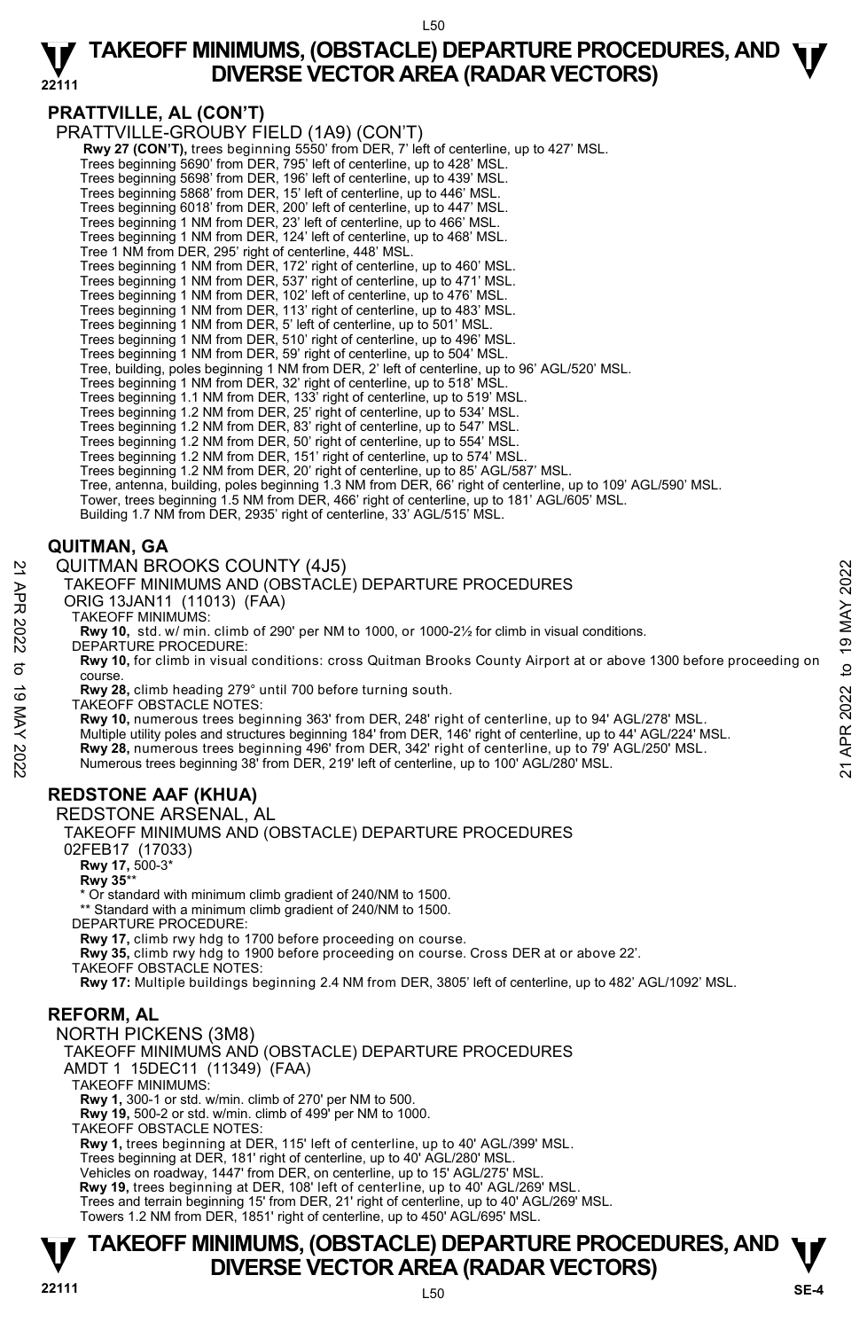## PRATTVILLE, AL (CON'T)

PRATTVILLE-GROUBY FIELD (1A9) (CON'T)

**Rwy 27 (CON'T),** trees beginning 5550' from DER, 7' left of centerline, up to 427' MSL.
Trees beginning 5690' from DER, 795' left of centerline, up to 428' MSL.
Trees beginning 5698' from DER, 196' left of centerline, up to 439' MSL.
Trees beginning 5868' from DER, 15' left of centerline, up to 446' MSL.
Trees beginning 6018' from DER, 200' left of centerline, up to 447' MSL.
Trees beginning 1 NM from DER, 23' left of centerline, up to 466' MSL.
Trees beginning 1 NM from DER, 124' left of centerline, up to 468' MSL.
Tree 1 NM from DER, 295' right of centerline, 448' MSL.
Trees beginning 1 NM from DER, 172' right of centerline, up to 460' MSL.
Trees beginning 1 NM from DER, 537' right of centerline, up to 471' MSL.
Trees beginning 1 NM from DER, 102' left of centerline, up to 476' MSL.
Trees beginning 1 NM from DER, 113' right of centerline, up to 483' MSL.
Trees beginning 1 NM from DER, 5' left of centerline, up to 501' MSL.
Trees beginning 1 NM from DER, 510' right of centerline, up to 496' MSL.
Trees beginning 1 NM from DER, 59' right of centerline, up to 504' MSL.
Tree, building, poles beginning 1 NM from DER, 2' left of centerline, up to 96' AGL/520' MSL.
Trees beginning 1 NM from DER, 32' right of centerline, up to 518' MSL.
Trees beginning 1.1 NM from DER, 133' right of centerline, up to 519' MSL.
Trees beginning 1.2 NM from DER, 25' right of centerline, up to 534' MSL.
Trees beginning 1.2 NM from DER, 83' right of centerline, up to 547' MSL.
Trees beginning 1.2 NM from DER, 50' right of centerline, up to 554' MSL.
Trees beginning 1.2 NM from DER, 151' right of centerline, up to 574' MSL.
Trees beginning 1.2 NM from DER, 20' right of centerline, up to 85' AGL/587' MSL.
Tree, antenna, building, poles beginning 1.3 NM from DER, 66' right of centerline, up to 109' AGL/590' MSL.
Tower, trees beginning 1.5 NM from DER, 466' right of centerline, up to 181' AGL/605' MSL.
Building 1.7 NM from DER, 2935' right of centerline, 33' AGL/515' MSL.

## QUITMAN, GA

QUITMAN BROOKS COUNTY (4J5)
TAKEOFF MINIMUMS AND (OBSTACLE) DEPARTURE PROCEDURES
ORIG 13JAN11 (11013) (FAA)

TAKEOFF MINIMUMS:
**Rwy 10,** std. w/ min. climb of 290' per NM to 1000, or 1000-2½ for climb in visual conditions.

DEPARTURE PROCEDURE:
**Rwy 10,** for climb in visual conditions: cross Quitman Brooks County Airport at or above 1300 before proceeding on course.
**Rwy 28,** climb heading 279° until 700 before turning south.

TAKEOFF OBSTACLE NOTES:
**Rwy 10,** numerous trees beginning 363' from DER, 248' right of centerline, up to 94' AGL/278' MSL.
Multiple utility poles and structures beginning 184' from DER, 146' right of centerline, up to 44' AGL/224' MSL.
**Rwy 28,** numerous trees beginning 496' from DER, 342' right of centerline, up to 79' AGL/250' MSL.
Numerous trees beginning 38' from DER, 219' left of centerline, up to 100' AGL/280' MSL.

## REDSTONE AAF (KHUA)

REDSTONE ARSENAL, AL
TAKEOFF MINIMUMS AND (OBSTACLE) DEPARTURE PROCEDURES
02FEB17 (17033)

**Rwy 17,** 500-3*
**Rwy 35****
* Or standard with minimum climb gradient of 240/NM to 1500.
** Standard with a minimum climb gradient of 240/NM to 1500.

DEPARTURE PROCEDURE:
**Rwy 17,** climb rwy hdg to 1700 before proceeding on course.
**Rwy 35,** climb rwy hdg to 1900 before proceeding on course. Cross DER at or above 22'.

TAKEOFF OBSTACLE NOTES:
**Rwy 17:** Multiple buildings beginning 2.4 NM from DER, 3805' left of centerline, up to 482' AGL/1092' MSL.

## REFORM, AL

NORTH PICKENS (3M8)
TAKEOFF MINIMUMS AND (OBSTACLE) DEPARTURE PROCEDURES
AMDT 1 15DEC11 (11349) (FAA)

TAKEOFF MINIMUMS:
**Rwy 1,** 300-1 or std. w/min. climb of 270' per NM to 500.
**Rwy 19,** 500-2 or std. w/min. climb of 499' per NM to 1000.

TAKEOFF OBSTACLE NOTES:
**Rwy 1,** trees beginning at DER, 115' left of centerline, up to 40' AGL/399' MSL.
Trees beginning at DER, 181' right of centerline, up to 40' AGL/280' MSL.
Vehicles on roadway, 1447' from DER, on centerline, up to 15' AGL/275' MSL.
**Rwy 19,** trees beginning at DER, 108' left of centerline, up to 40' AGL/269' MSL.
Trees and terrain beginning 15' from DER, 21' right of centerline, up to 40' AGL/269' MSL.
Towers 1.2 NM from DER, 1851' right of centerline, up to 450' AGL/695' MSL.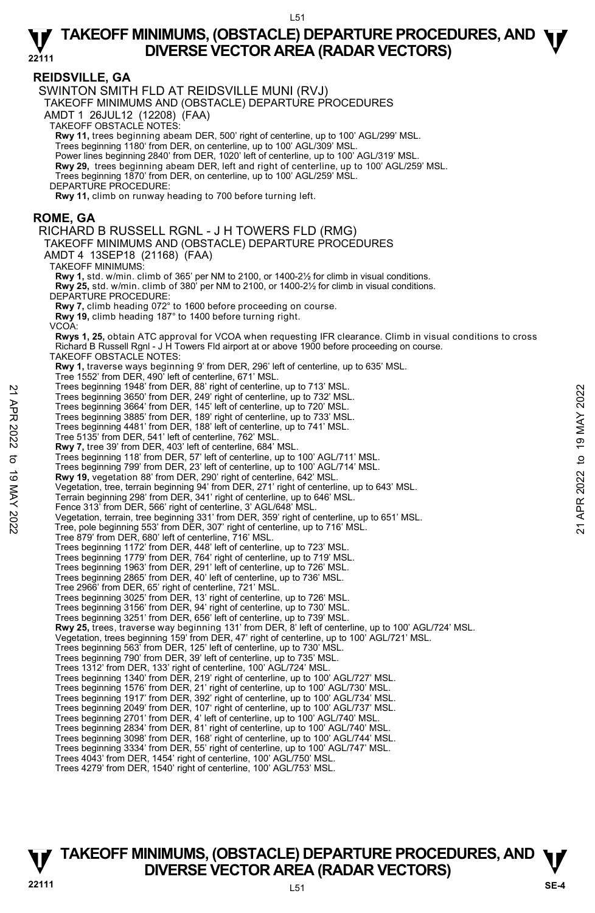# TAKEOFF MINIMUMS, (OBSTACLE) DEPARTURE PROCEDURES, AND DIVERSE VECTOR AREA (RADAR VECTORS)

## REIDSVILLE, GA

SWINTON SMITH FLD AT REIDSVILLE MUNI (RVJ)
TAKEOFF MINIMUMS AND (OBSTACLE) DEPARTURE PROCEDURES
AMDT 1 26JUL12 (12208) (FAA)

TAKEOFF OBSTACLE NOTES:

**Rwy 11,** trees beginning abeam DER, 500' right of centerline, up to 100' AGL/299' MSL.
Trees beginning 1180' from DER, on centerline, up to 100' AGL/309' MSL.
Power lines beginning 2840' from DER, 1020' left of centerline, up to 100' AGL/319' MSL.
**Rwy 29,** trees beginning abeam DER, left and right of centerline, up to 100' AGL/259' MSL.
Trees beginning 1870' from DER, on centerline, up to 100' AGL/259' MSL.

DEPARTURE PROCEDURE:

**Rwy 11,** climb on runway heading to 700 before turning left.

## ROME, GA

RICHARD B RUSSELL RGNL - J H TOWERS FLD (RMG)
TAKEOFF MINIMUMS AND (OBSTACLE) DEPARTURE PROCEDURES
AMDT 4 13SEP18 (21168) (FAA)

TAKEOFF MINIMUMS:

**Rwy 1,** std. w/min. climb of 365' per NM to 2100, or 1400-2½ for climb in visual conditions.
**Rwy 25,** std. w/min. climb of 380' per NM to 2100, or 1400-2½ for climb in visual conditions.

DEPARTURE PROCEDURE:

**Rwy 7,** climb heading 072° to 1600 before proceeding on course.
**Rwy 19,** climb heading 187° to 1400 before turning right.

VCOA:

**Rwys 1, 25,** obtain ATC approval for VCOA when requesting IFR clearance. Climb in visual conditions to cross Richard B Russell Rgnl - J H Towers Fld airport at or above 1900 before proceeding on course.

TAKEOFF OBSTACLE NOTES:

**Rwy 1,** traverse ways beginning 9' from DER, 296' left of centerline, up to 635' MSL.
Tree 1552' from DER, 490' left of centerline, 671' MSL.
Trees beginning 1948' from DER, 88' right of centerline, up to 713' MSL.
Trees beginning 3650' from DER, 249' right of centerline, up to 732' MSL.
Trees beginning 3664' from DER, 145' left of centerline, up to 720' MSL.
Trees beginning 3885' from DER, 189' right of centerline, up to 733' MSL.
Trees beginning 4481' from DER, 188' left of centerline, up to 741' MSL.
Tree 5135' from DER, 541' left of centerline, 762' MSL.
**Rwy 7,** tree 39' from DER, 403' left of centerline, 684' MSL.
Trees beginning 118' from DER, 57' left of centerline, up to 100' AGL/711' MSL.
Trees beginning 799' from DER, 23' left of centerline, up to 100' AGL/714' MSL.
**Rwy 19,** vegetation 88' from DER, 290' right of centerline, 642' MSL.
Vegetation, tree, terrain beginning 94' from DER, 271' right of centerline, up to 643' MSL.
Terrain beginning 298' from DER, 341' right of centerline, up to 646' MSL.
Fence 313' from DER, 566' right of centerline, 3' AGL/648' MSL.
Vegetation, terrain, tree beginning 331' from DER, 359' right of centerline, up to 651' MSL.
Tree, pole beginning 553' from DER, 307' right of centerline, up to 716' MSL.
Tree 879' from DER, 680' left of centerline, 716' MSL.
Trees beginning 1172' from DER, 448' left of centerline, up to 723' MSL.
Trees beginning 1779' from DER, 764' right of centerline, up to 719' MSL.
Trees beginning 1963' from DER, 291' left of centerline, up to 726' MSL.
Trees beginning 2865' from DER, 40' left of centerline, up to 736' MSL.
Tree 2966' from DER, 65' right of centerline, 721' MSL.
Trees beginning 3025' from DER, 13' right of centerline, up to 726' MSL.
Trees beginning 3156' from DER, 94' right of centerline, up to 730' MSL.
Trees beginning 3251' from DER, 656' left of centerline, up to 739' MSL.
**Rwy 25,** trees, traverse way beginning 131' from DER, 8' left of centerline, up to 100' AGL/724' MSL.
Vegetation, trees beginning 159' from DER, 47' right of centerline, up to 100' AGL/721' MSL.
Trees beginning 563' from DER, 125' left of centerline, up to 730' MSL.
Trees beginning 790' from DER, 39' left of centerline, up to 735' MSL.
Trees 1312' from DER, 133' right of centerline, 100' AGL/724' MSL.
Trees beginning 1340' from DER, 219' right of centerline, up to 100' AGL/727' MSL.
Trees beginning 1576' from DER, 21' right of centerline, up to 100' AGL/730' MSL.
Trees beginning 1917' from DER, 392' right of centerline, up to 100' AGL/734' MSL.
Trees beginning 2049' from DER, 107' right of centerline, up to 100' AGL/737' MSL.
Trees beginning 2701' from DER, 4' left of centerline, up to 100' AGL/740' MSL.
Trees beginning 2834' from DER, 81' right of centerline, up to 100' AGL/740' MSL.
Trees beginning 3098' from DER, 168' right of centerline, up to 100' AGL/744' MSL.
Trees beginning 3334' from DER, 55' right of centerline, up to 100' AGL/747' MSL.
Trees 4043' from DER, 1454' right of centerline, 100' AGL/750' MSL.
Trees 4279' from DER, 1540' right of centerline, 100' AGL/753' MSL.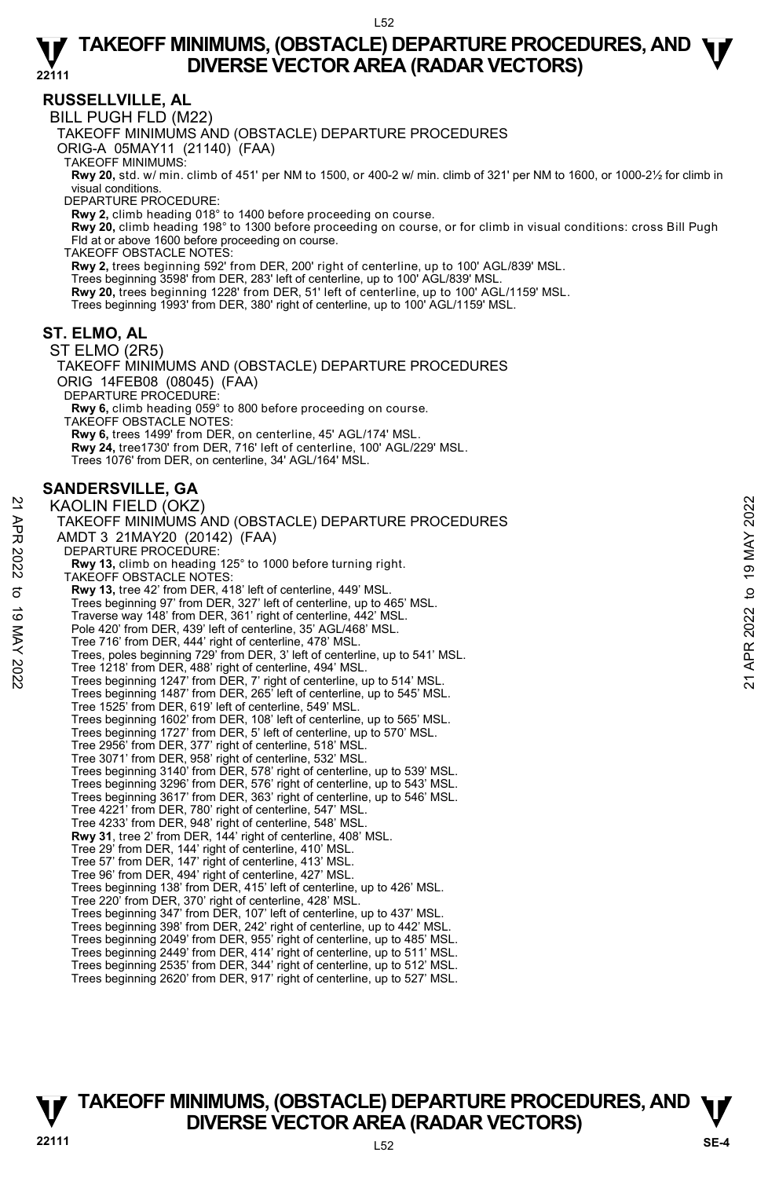## RUSSELLVILLE, AL

BILL PUGH FLD (M22)

TAKEOFF MINIMUMS AND (OBSTACLE) DEPARTURE PROCEDURES

ORIG-A 05MAY11 (21140) (FAA)

TAKEOFF MINIMUMS:

**Rwy 20,** std. w/ min. climb of 451' per NM to 1500, or 400-2 w/ min. climb of 321' per NM to 1600, or 1000-2½ for climb in visual conditions.

DEPARTURE PROCEDURE:

**Rwy 2,** climb heading 018° to 1400 before proceeding on course.

**Rwy 20,** climb heading 198° to 1300 before proceeding on course, or for climb in visual conditions: cross Bill Pugh Fld at or above 1600 before proceeding on course.

TAKEOFF OBSTACLE NOTES:

**Rwy 2,** trees beginning 592' from DER, 200' right of centerline, up to 100' AGL/839' MSL.
Trees beginning 3598' from DER, 283' left of centerline, up to 100' AGL/839' MSL.
**Rwy 20,** trees beginning 1228' from DER, 51' left of centerline, up to 100' AGL/1159' MSL.
Trees beginning 1993' from DER, 380' right of centerline, up to 100' AGL/1159' MSL.

## ST. ELMO, AL

ST ELMO (2R5)

TAKEOFF MINIMUMS AND (OBSTACLE) DEPARTURE PROCEDURES

ORIG 14FEB08 (08045) (FAA)

DEPARTURE PROCEDURE:

**Rwy 6,** climb heading 059° to 800 before proceeding on course.

TAKEOFF OBSTACLE NOTES:

**Rwy 6,** trees 1499' from DER, on centerline, 45' AGL/174' MSL.
**Rwy 24,** tree1730' from DER, 716' left of centerline, 100' AGL/229' MSL.
Trees 1076' from DER, on centerline, 34' AGL/164' MSL.

## SANDERSVILLE, GA

KAOLIN FIELD (OKZ)

TAKEOFF MINIMUMS AND (OBSTACLE) DEPARTURE PROCEDURES

AMDT 3 21MAY20 (20142) (FAA)

DEPARTURE PROCEDURE:

**Rwy 13,** climb on heading 125° to 1000 before turning right.

TAKEOFF OBSTACLE NOTES:

**Rwy 13,** tree 42' from DER, 418' left of centerline, 449' MSL.
Trees beginning 97' from DER, 327' left of centerline, up to 465' MSL.
Traverse way 148' from DER, 361' right of centerline, 442' MSL.
Pole 420' from DER, 439' left of centerline, 35' AGL/468' MSL.
Tree 716' from DER, 444' right of centerline, 478' MSL.
Trees, poles beginning 729' from DER, 3' left of centerline, up to 541' MSL.
Tree 1218' from DER, 488' right of centerline, 494' MSL.
Trees beginning 1247' from DER, 7' right of centerline, up to 514' MSL.
Trees beginning 1487' from DER, 265' left of centerline, up to 545' MSL.
Tree 1525' from DER, 619' left of centerline, 549' MSL.
Trees beginning 1602' from DER, 108' left of centerline, up to 565' MSL.
Trees beginning 1727' from DER, 5' left of centerline, up to 570' MSL.
Tree 2956' from DER, 377' right of centerline, 518' MSL.
Tree 3071' from DER, 958' right of centerline, 532' MSL.
Trees beginning 3140' from DER, 578' right of centerline, up to 539' MSL.
Trees beginning 3296' from DER, 576' right of centerline, up to 543' MSL.
Trees beginning 3617' from DER, 363' right of centerline, up to 546' MSL.
Tree 4221' from DER, 780' right of centerline, 547' MSL.
Tree 4233' from DER, 948' right of centerline, 548' MSL.
**Rwy 31**, tree 2' from DER, 144' right of centerline, 408' MSL.
Tree 29' from DER, 144' right of centerline, 410' MSL.
Tree 57' from DER, 147' right of centerline, 413' MSL.
Tree 96' from DER, 494' right of centerline, 427' MSL.
Trees beginning 138' from DER, 415' left of centerline, up to 426' MSL.
Tree 220' from DER, 370' right of centerline, 428' MSL.
Trees beginning 347' from DER, 107' left of centerline, up to 437' MSL.
Trees beginning 398' from DER, 242' right of centerline, up to 442' MSL.
Trees beginning 2049' from DER, 955' right of centerline, up to 485' MSL.
Trees beginning 2449' from DER, 414' right of centerline, up to 511' MSL.
Trees beginning 2535' from DER, 344' right of centerline, up to 512' MSL.
Trees beginning 2620' from DER, 917' right of centerline, up to 527' MSL.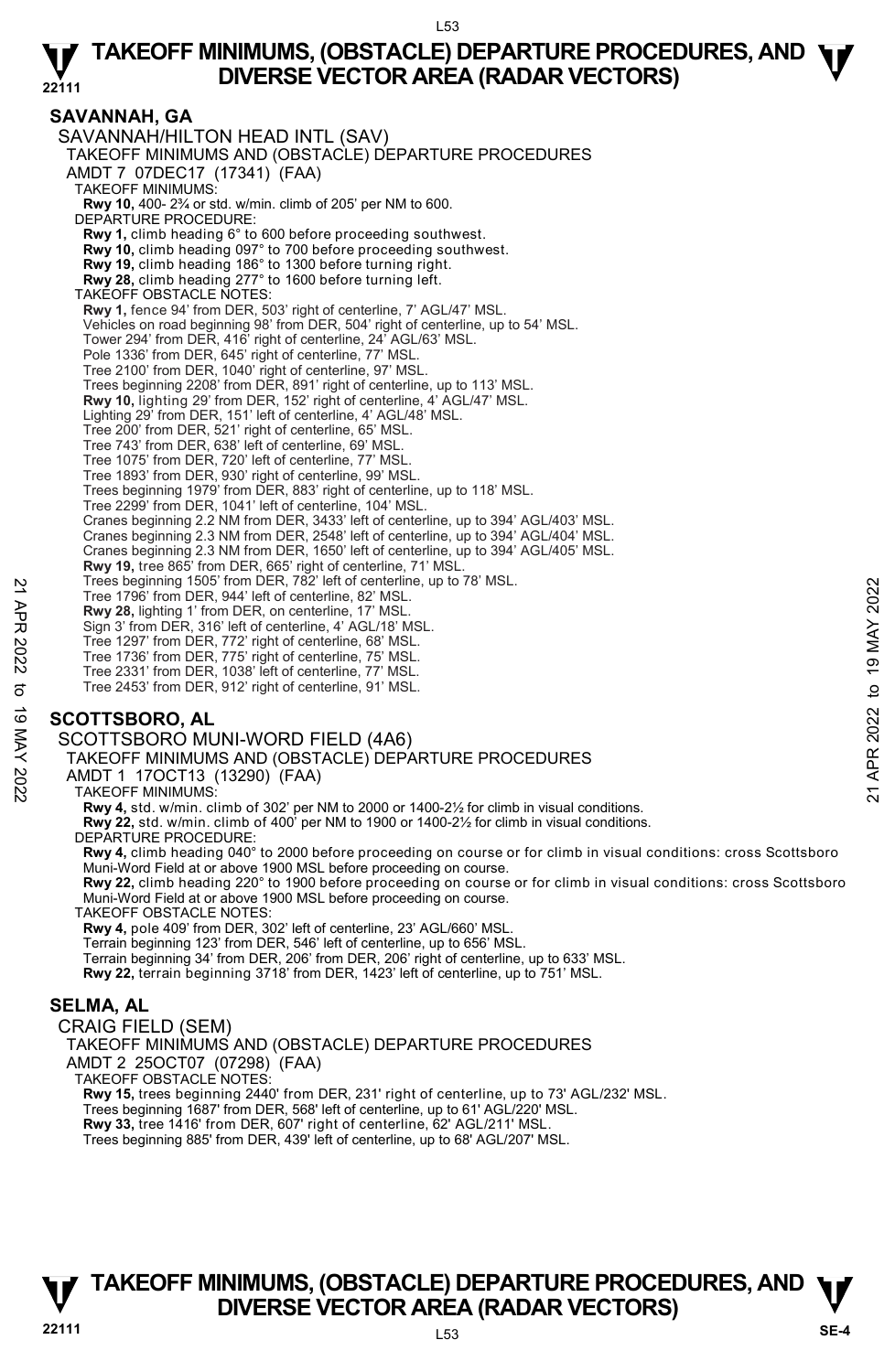## SAVANNAH, GA

### SAVANNAH/HILTON HEAD INTL (SAV)

TAKEOFF MINIMUMS AND (OBSTACLE) DEPARTURE PROCEDURES

AMDT 7 07DEC17 (17341) (FAA)

TAKEOFF MINIMUMS:

**Rwy 10,** 400- 2¾ or std. w/min. climb of 205' per NM to 600.

DEPARTURE PROCEDURE:

**Rwy 1,** climb heading 6° to 600 before proceeding southwest.
**Rwy 10,** climb heading 097° to 700 before proceeding southwest.
**Rwy 19,** climb heading 186° to 1300 before turning right.
**Rwy 28,** climb heading 277° to 1600 before turning left.

TAKEOFF OBSTACLE NOTES:

**Rwy 1,** fence 94' from DER, 503' right of centerline, 7' AGL/47' MSL.
Vehicles on road beginning 98' from DER, 504' right of centerline, up to 54' MSL.
Tower 294' from DER, 416' right of centerline, 24' AGL/63' MSL.
Pole 1336' from DER, 645' right of centerline, 77' MSL.
Tree 2100' from DER, 1040' right of centerline, 97' MSL.
Trees beginning 2208' from DER, 891' right of centerline, up to 113' MSL.
**Rwy 10,** lighting 29' from DER, 152' right of centerline, 4' AGL/47' MSL.
Lighting 29' from DER, 151' left of centerline, 4' AGL/48' MSL.
Tree 200' from DER, 521' right of centerline, 65' MSL.
Tree 743' from DER, 638' left of centerline, 69' MSL.
Tree 1075' from DER, 720' left of centerline, 77' MSL.
Tree 1893' from DER, 930' right of centerline, 99' MSL.
Trees beginning 1979' from DER, 883' right of centerline, up to 118' MSL.
Tree 2299' from DER, 1041' left of centerline, 104' MSL.
Cranes beginning 2.2 NM from DER, 3433' left of centerline, up to 394' AGL/403' MSL.
Cranes beginning 2.3 NM from DER, 2548' left of centerline, up to 394' AGL/404' MSL.
Cranes beginning 2.3 NM from DER, 1650' left of centerline, up to 394' AGL/405' MSL.
**Rwy 19,** tree 865' from DER, 665' right of centerline, 71' MSL.
Trees beginning 1505' from DER, 782' left of centerline, up to 78' MSL.
Tree 1796' from DER, 944' left of centerline, 82' MSL.
**Rwy 28,** lighting 1' from DER, on centerline, 17' MSL.
Sign 3' from DER, 316' left of centerline, 4' AGL/18' MSL.
Tree 1297' from DER, 772' right of centerline, 68' MSL.
Tree 1736' from DER, 775' right of centerline, 75' MSL.
Tree 2331' from DER, 1038' left of centerline, 77' MSL.
Tree 2453' from DER, 912' right of centerline, 91' MSL.

## SCOTTSBORO, AL

### SCOTTSBORO MUNI-WORD FIELD (4A6)

TAKEOFF MINIMUMS AND (OBSTACLE) DEPARTURE PROCEDURES

AMDT 1 17OCT13 (13290) (FAA)

TAKEOFF MINIMUMS:

**Rwy 4,** std. w/min. climb of 302' per NM to 2000 or 1400-2½ for climb in visual conditions.
**Rwy 22,** std. w/min. climb of 400' per NM to 1900 or 1400-2½ for climb in visual conditions.

DEPARTURE PROCEDURE:

**Rwy 4,** climb heading 040° to 2000 before proceeding on course or for climb in visual conditions: cross Scottsboro Muni-Word Field at or above 1900 MSL before proceeding on course.
**Rwy 22,** climb heading 220° to 1900 before proceeding on course or for climb in visual conditions: cross Scottsboro Muni-Word Field at or above 1900 MSL before proceeding on course.

TAKEOFF OBSTACLE NOTES:

**Rwy 4,** pole 409' from DER, 302' left of centerline, 23' AGL/660' MSL.
Terrain beginning 123' from DER, 546' left of centerline, up to 656' MSL.
Terrain beginning 34' from DER, 206' from DER, 206' right of centerline, up to 633' MSL.
**Rwy 22,** terrain beginning 3718' from DER, 1423' left of centerline, up to 751' MSL.

## SELMA, AL

### CRAIG FIELD (SEM)

TAKEOFF MINIMUMS AND (OBSTACLE) DEPARTURE PROCEDURES

AMDT 2 25OCT07 (07298) (FAA)

TAKEOFF OBSTACLE NOTES:

**Rwy 15,** trees beginning 2440' from DER, 231' right of centerline, up to 73' AGL/232' MSL.
Trees beginning 1687' from DER, 568' left of centerline, up to 61' AGL/220' MSL.
**Rwy 33,** tree 1416' from DER, 607' right of centerline, 62' AGL/211' MSL.
Trees beginning 885' from DER, 439' left of centerline, up to 68' AGL/207' MSL.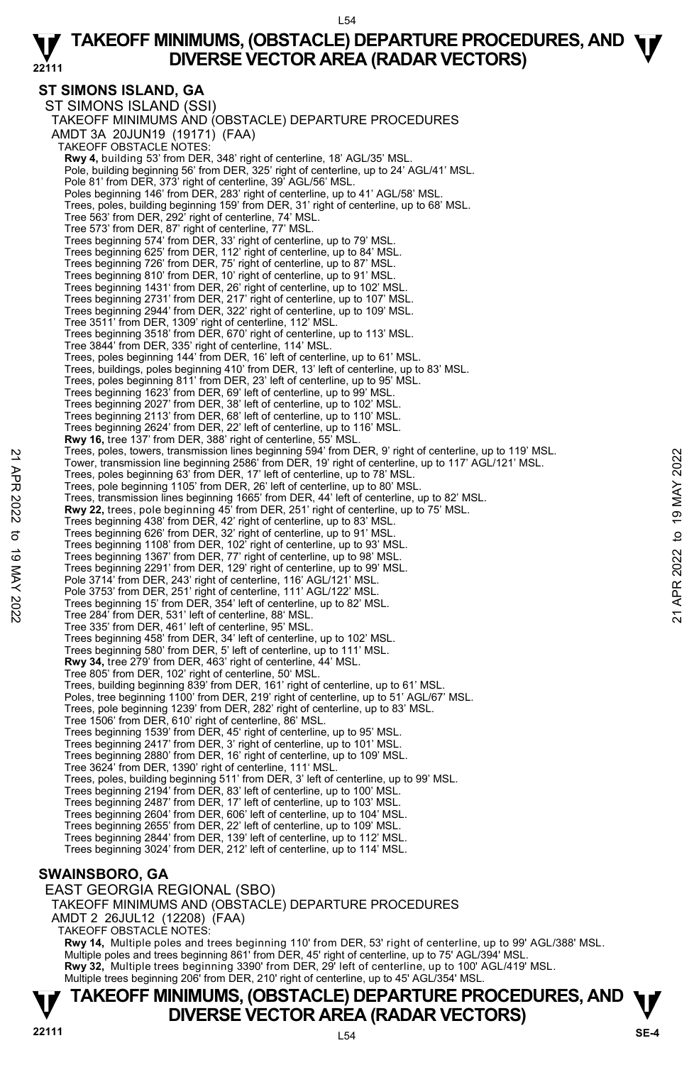## ST SIMONS ISLAND, GA

ST SIMONS ISLAND (SSI)

TAKEOFF MINIMUMS AND (OBSTACLE) DEPARTURE PROCEDURES

AMDT 3A 20JUN19 (19171) (FAA)

TAKEOFF OBSTACLE NOTES:

**Rwy 4,** building 53' from DER, 348' right of centerline, 18' AGL/35' MSL.
Pole, building beginning 56' from DER, 325' right of centerline, up to 24' AGL/41' MSL.
Pole 81' from DER, 373' right of centerline, 39' AGL/56' MSL.
Poles beginning 146' from DER, 283' right of centerline, up to 41' AGL/58' MSL.
Trees, poles, building beginning 159' from DER, 31' right of centerline, up to 68' MSL.
Tree 563' from DER, 292' right of centerline, 74' MSL.
Tree 573' from DER, 87' right of centerline, 77' MSL.
Trees beginning 574' from DER, 33' right of centerline, up to 79' MSL.
Trees beginning 625' from DER, 112' right of centerline, up to 84' MSL.
Trees beginning 726' from DER, 75' right of centerline, up to 87' MSL.
Trees beginning 810' from DER, 10' right of centerline, up to 91' MSL.
Trees beginning 1431' from DER, 26' right of centerline, up to 102' MSL.
Trees beginning 2731' from DER, 217' right of centerline, up to 107' MSL.
Trees beginning 2944' from DER, 322' right of centerline, up to 109' MSL.
Tree 3511' from DER, 1309' right of centerline, 112' MSL.
Trees beginning 3518' from DER, 670' right of centerline, up to 113' MSL.
Tree 3844' from DER, 335' right of centerline, 114' MSL.
Trees, poles beginning 144' from DER, 16' left of centerline, up to 61' MSL.
Trees, buildings, poles beginning 410' from DER, 13' left of centerline, up to 83' MSL.
Trees, poles beginning 811' from DER, 23' left of centerline, up to 95' MSL.
Trees beginning 1623' from DER, 69' left of centerline, up to 99' MSL.
Trees beginning 2027' from DER, 38' left of centerline, up to 102' MSL.
Trees beginning 2113' from DER, 68' left of centerline, up to 110' MSL.
Trees beginning 2624' from DER, 22' left of centerline, up to 116' MSL.

**Rwy 16,** tree 137' from DER, 388' right of centerline, 55' MSL.
Trees, poles, towers, transmission lines beginning 594' from DER, 9' right of centerline, up to 119' MSL.
Tower, transmission line beginning 2586' from DER, 19' right of centerline, up to 117' AGL/121' MSL.
Trees, poles beginning 63' from DER, 17' left of centerline, up to 78' MSL.
Trees, pole beginning 1105' from DER, 26' left of centerline, up to 80' MSL.
Trees, transmission lines beginning 1665' from DER, 44' left of centerline, up to 82' MSL.

**Rwy 22,** trees, pole beginning 45' from DER, 251' right of centerline, up to 75' MSL.
Trees beginning 438' from DER, 42' right of centerline, up to 83' MSL.
Trees beginning 626' from DER, 32' right of centerline, up to 91' MSL.
Trees beginning 1108' from DER, 102' right of centerline, up to 93' MSL.
Trees beginning 1367' from DER, 77' right of centerline, up to 98' MSL.
Trees beginning 2291' from DER, 129' right of centerline, up to 99' MSL.
Pole 3714' from DER, 243' right of centerline, 116' AGL/121' MSL.
Pole 3753' from DER, 251' right of centerline, 111' AGL/122' MSL.
Trees beginning 15' from DER, 354' left of centerline, up to 82' MSL.
Tree 284' from DER, 531' left of centerline, 88' MSL.
Tree 335' from DER, 461' left of centerline, 95' MSL.
Trees beginning 458' from DER, 34' left of centerline, up to 102' MSL.
Trees beginning 580' from DER, 5' left of centerline, up to 111' MSL.

**Rwy 34,** tree 279' from DER, 463' right of centerline, 44' MSL.
Tree 805' from DER, 102' right of centerline, 50' MSL.
Trees, building beginning 839' from DER, 161' right of centerline, up to 61' MSL.
Poles, tree beginning 1100' from DER, 219' right of centerline, up to 51' AGL/67' MSL.
Trees, pole beginning 1239' from DER, 282' right of centerline, up to 83' MSL.
Tree 1506' from DER, 610' right of centerline, 86' MSL.
Trees beginning 1539' from DER, 45' right of centerline, up to 95' MSL.
Trees beginning 2417' from DER, 3' right of centerline, up to 101' MSL.
Trees beginning 2880' from DER, 16' right of centerline, up to 109' MSL.
Tree 3624' from DER, 1390' right of centerline, 111' MSL.
Trees, poles, building beginning 511' from DER, 3' left of centerline, up to 99' MSL.
Trees beginning 2194' from DER, 83' left of centerline, up to 100' MSL.
Trees beginning 2487' from DER, 17' left of centerline, up to 103' MSL.
Trees beginning 2604' from DER, 606' left of centerline, up to 104' MSL.
Trees beginning 2655' from DER, 22' left of centerline, up to 109' MSL.
Trees beginning 2844' from DER, 139' left of centerline, up to 112' MSL.
Trees beginning 3024' from DER, 212' left of centerline, up to 114' MSL.

## SWAINSBORO, GA

EAST GEORGIA REGIONAL (SBO)

TAKEOFF MINIMUMS AND (OBSTACLE) DEPARTURE PROCEDURES

AMDT 2 26JUL12 (12208) (FAA)

TAKEOFF OBSTACLE NOTES:

**Rwy 14,** Multiple poles and trees beginning 110' from DER, 53' right of centerline, up to 99' AGL/388' MSL.
Multiple poles and trees beginning 861' from DER, 45' right of centerline, up to 75' AGL/394' MSL.

**Rwy 32,** Multiple trees beginning 3390' from DER, 29' left of centerline, up to 100' AGL/419' MSL.
Multiple trees beginning 206' from DER, 210' right of centerline, up to 45' AGL/354' MSL.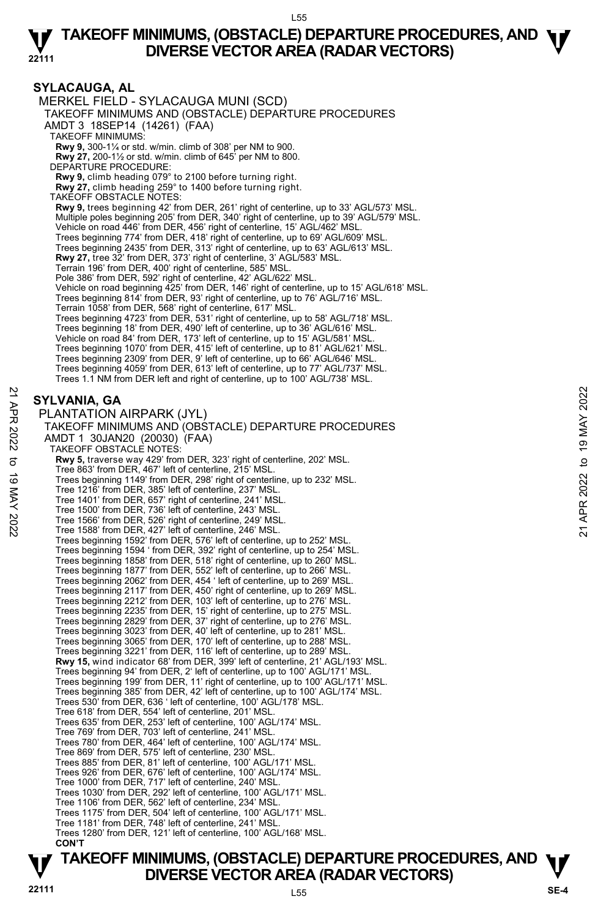## SYLACAUGA, AL

MERKEL FIELD - SYLACAUGA MUNI (SCD)

TAKEOFF MINIMUMS AND (OBSTACLE) DEPARTURE PROCEDURES

AMDT 3 18SEP14 (14261) (FAA)

TAKEOFF MINIMUMS:

**Rwy 9,** 300-1¼ or std. w/min. climb of 308' per NM to 900.

**Rwy 27,** 200-1½ or std. w/min. climb of 645' per NM to 800.

DEPARTURE PROCEDURE:

**Rwy 9,** climb heading 079° to 2100 before turning right.

**Rwy 27,** climb heading 259° to 1400 before turning right.

TAKEOFF OBSTACLE NOTES:

**Rwy 9,** trees beginning 42' from DER, 261' right of centerline, up to 33' AGL/573' MSL.
Multiple poles beginning 205' from DER, 340' right of centerline, up to 39' AGL/579' MSL.
Vehicle on road 446' from DER, 456' right of centerline, 15' AGL/462' MSL.
Trees beginning 774' from DER, 418' right of centerline, up to 69' AGL/609' MSL.
Trees beginning 2435' from DER, 313' right of centerline, up to 63' AGL/613' MSL.

**Rwy 27,** tree 32' from DER, 373' right of centerline, 3' AGL/583' MSL.
Terrain 196' from DER, 400' right of centerline, 585' MSL.
Pole 386' from DER, 592' right of centerline, 42' AGL/622' MSL.
Vehicle on road beginning 425' from DER, 146' right of centerline, up to 15' AGL/618' MSL.
Trees beginning 814' from DER, 93' right of centerline, up to 76' AGL/716' MSL.
Terrain 1058' from DER, 568' right of centerline, 617' MSL.
Trees beginning 4723' from DER, 531' right of centerline, up to 58' AGL/718' MSL.
Trees beginning 18' from DER, 490' left of centerline, up to 36' AGL/616' MSL.
Vehicle on road 84' from DER, 173' left of centerline, up to 15' AGL/581' MSL.
Trees beginning 1070' from DER, 415' left of centerline, up to 81' AGL/621' MSL.
Trees beginning 2309' from DER, 9' left of centerline, up to 66' AGL/646' MSL.
Trees beginning 4059' from DER, 613' left of centerline, up to 77' AGL/737' MSL.
Trees 1.1 NM from DER left and right of centerline, up to 100' AGL/738' MSL.

## SYLVANIA, GA

PLANTATION AIRPARK (JYL)

TAKEOFF MINIMUMS AND (OBSTACLE) DEPARTURE PROCEDURES

AMDT 1 30JAN20 (20030) (FAA)

TAKEOFF OBSTACLE NOTES:

**Rwy 5,** traverse way 429' from DER, 323' right of centerline, 202' MSL.
Tree 863' from DER, 467' left of centerline, 215' MSL.
Trees beginning 1149' from DER, 298' right of centerline, up to 232' MSL.
Tree 1216' from DER, 385' left of centerline, 237' MSL.
Tree 1401' from DER, 657' right of centerline, 241' MSL.
Tree 1500' from DER, 736' left of centerline, 243' MSL.
Tree 1566' from DER, 526' right of centerline, 249' MSL.
Tree 1588' from DER, 427' left of centerline, 246' MSL.
Trees beginning 1592' from DER, 576' left of centerline, up to 252' MSL.
Trees beginning 1594 ' from DER, 392' right of centerline, up to 254' MSL.
Trees beginning 1858' from DER, 518' right of centerline, up to 260' MSL.
Trees beginning 1877' from DER, 552' left of centerline, up to 266' MSL.
Trees beginning 2062' from DER, 454 ' left of centerline, up to 269' MSL.
Trees beginning 2117' from DER, 450' right of centerline, up to 269' MSL.
Trees beginning 2212' from DER, 103' left of centerline, up to 276' MSL.
Trees beginning 2235' from DER, 15' right of centerline, up to 275' MSL.
Trees beginning 2829' from DER, 37' right of centerline, up to 276' MSL.
Trees beginning 3023' from DER, 40' left of centerline, up to 281' MSL.
Trees beginning 3065' from DER, 170' left of centerline, up to 288' MSL.
Trees beginning 3221' from DER, 116' left of centerline, up to 289' MSL.

**Rwy 15,** wind indicator 68' from DER, 399' left of centerline, 21' AGL/193' MSL.
Trees beginning 94' from DER, 2' left of centerline, up to 100' AGL/171' MSL.
Trees beginning 199' from DER, 11' right of centerline, up to 100' AGL/171' MSL.
Trees beginning 385' from DER, 42' left of centerline, up to 100' AGL/174' MSL.
Trees 530' from DER, 636 ' left of centerline, 100' AGL/178' MSL.
Tree 618' from DER, 554' left of centerline, 201' MSL.
Trees 635' from DER, 253' left of centerline, 100' AGL/174' MSL.
Tree 769' from DER, 703' left of centerline, 241' MSL.
Trees 780' from DER, 464' left of centerline, 100' AGL/174' MSL.
Tree 869' from DER, 575' left of centerline, 230' MSL.
Trees 885' from DER, 81' left of centerline, 100' AGL/171' MSL.
Trees 926' from DER, 676' left of centerline, 100' AGL/174' MSL.
Tree 1000' from DER, 717' left of centerline, 240' MSL.
Trees 1030' from DER, 292' left of centerline, 100' AGL/171' MSL.
Tree 1106' from DER, 562' left of centerline, 234' MSL.
Trees 1175' from DER, 504' left of centerline, 100' AGL/171' MSL.
Tree 1181' from DER, 748' left of centerline, 241' MSL.
Trees 1280' from DER, 121' left of centerline, 100' AGL/168' MSL.

**CON'T**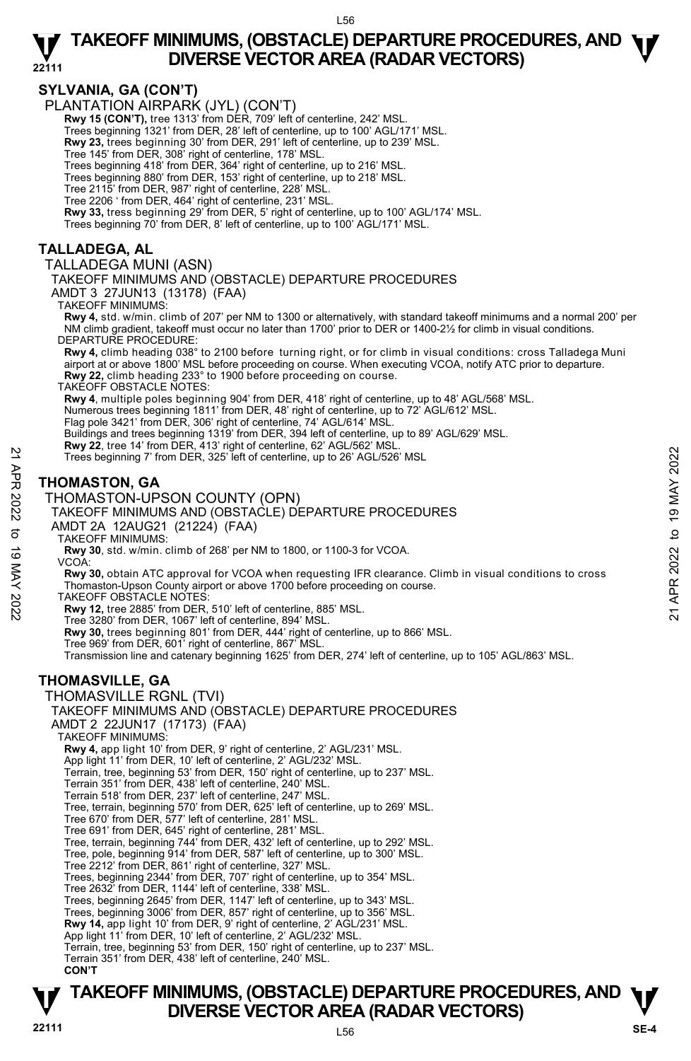## SYLVANIA, GA (CON'T)

PLANTATION AIRPARK (JYL) (CON'T)

**Rwy 15 (CON'T),** tree 1313' from DER, 709' left of centerline, 242' MSL.
Trees beginning 1321' from DER, 28' left of centerline, up to 100' AGL/171' MSL.
**Rwy 23,** trees beginning 30' from DER, 291' left of centerline, up to 239' MSL.
Tree 145' from DER, 308' right of centerline, 178' MSL.
Trees beginning 418' from DER, 364' right of centerline, up to 216' MSL.
Trees beginning 880' from DER, 153' right of centerline, up to 218' MSL.
Tree 2115' from DER, 987' right of centerline, 228' MSL.
Tree 2206 ' from DER, 464' right of centerline, 231' MSL.
**Rwy 33,** tress beginning 29' from DER, 5' right of centerline, up to 100' AGL/174' MSL.
Trees beginning 70' from DER, 8' left of centerline, up to 100' AGL/171' MSL.

## TALLADEGA, AL

TALLADEGA MUNI (ASN)

TAKEOFF MINIMUMS AND (OBSTACLE) DEPARTURE PROCEDURES

AMDT 3 27JUN13 (13178) (FAA)

TAKEOFF MINIMUMS:

**Rwy 4,** std. w/min. climb of 207' per NM to 1300 or alternatively, with standard takeoff minimums and a normal 200' per NM climb gradient, takeoff must occur no later than 1700' prior to DER or 1400-2½ for climb in visual conditions.

DEPARTURE PROCEDURE:

**Rwy 4,** climb heading 038° to 2100 before turning right, or for climb in visual conditions: cross Talladega Muni airport at or above 1800' MSL before proceeding on course. When executing VCOA, notify ATC prior to departure.
**Rwy 22,** climb heading 233° to 1900 before proceeding on course.

TAKEOFF OBSTACLE NOTES:

**Rwy 4**, multiple poles beginning 904' from DER, 418' right of centerline, up to 48' AGL/568' MSL.
Numerous trees beginning 1811' from DER, 48' right of centerline, up to 72' AGL/612' MSL.
Flag pole 3421' from DER, 306' right of centerline, 74' AGL/614' MSL.
Buildings and trees beginning 1319' from DER, 394 left of centerline, up to 89' AGL/629' MSL.
**Rwy 22**, tree 14' from DER, 413' right of centerline, 62' AGL/562' MSL.
Trees beginning 7' from DER, 325' left of centerline, up to 26' AGL/526' MSL

## THOMASTON, GA

THOMASTON-UPSON COUNTY (OPN)

TAKEOFF MINIMUMS AND (OBSTACLE) DEPARTURE PROCEDURES

AMDT 2A 12AUG21 (21224) (FAA)

TAKEOFF MINIMUMS:

**Rwy 30**, std. w/min. climb of 268' per NM to 1800, or 1100-3 for VCOA.

VCOA:

**Rwy 30,** obtain ATC approval for VCOA when requesting IFR clearance. Climb in visual conditions to cross Thomaston-Upson County airport or above 1700 before proceeding on course.

TAKEOFF OBSTACLE NOTES:

**Rwy 12,** tree 2885' from DER, 510' left of centerline, 885' MSL.
Tree 3280' from DER, 1067' left of centerline, 894' MSL.
**Rwy 30,** trees beginning 801' from DER, 444' right of centerline, up to 866' MSL.
Tree 969' from DER, 601' right of centerline, 867' MSL.
Transmission line and catenary beginning 1625' from DER, 274' left of centerline, up to 105' AGL/863' MSL.

## THOMASVILLE, GA

THOMASVILLE RGNL (TVI)

TAKEOFF MINIMUMS AND (OBSTACLE) DEPARTURE PROCEDURES

AMDT 2 22JUN17 (17173) (FAA)

TAKEOFF MINIMUMS:

**Rwy 4,** app light 10' from DER, 9' right of centerline, 2' AGL/231' MSL.
App light 11' from DER, 10' left of centerline, 2' AGL/232' MSL.
Terrain, tree, beginning 53' from DER, 150' right of centerline, up to 237' MSL.
Terrain 351' from DER, 438' left of centerline, 240' MSL.
Terrain 518' from DER, 237' left of centerline, 247' MSL.
Tree, terrain, beginning 570' from DER, 625' left of centerline, up to 269' MSL.
Tree 670' from DER, 577' left of centerline, 281' MSL.
Tree 691' from DER, 645' right of centerline, 281' MSL.
Tree, terrain, beginning 744' from DER, 432' left of centerline, up to 292' MSL.
Tree, pole, beginning 914' from DER, 587' left of centerline, up to 300' MSL.
Tree 2212' from DER, 861' right of centerline, 327' MSL.
Trees, beginning 2344' from DER, 707' right of centerline, up to 354' MSL.
Tree 2632' from DER, 1144' left of centerline, 338' MSL.
Trees, beginning 2645' from DER, 1147' left of centerline, up to 343' MSL.
Trees, beginning 3006' from DER, 857' right of centerline, up to 356' MSL.
**Rwy 14,** app light 10' from DER, 9' right of centerline, 2' AGL/231' MSL.
App light 11' from DER, 10' left of centerline, 2' AGL/232' MSL.
Terrain, tree, beginning 53' from DER, 150' right of centerline, up to 237' MSL.
Terrain 351' from DER, 438' left of centerline, 240' MSL.

**CON'T**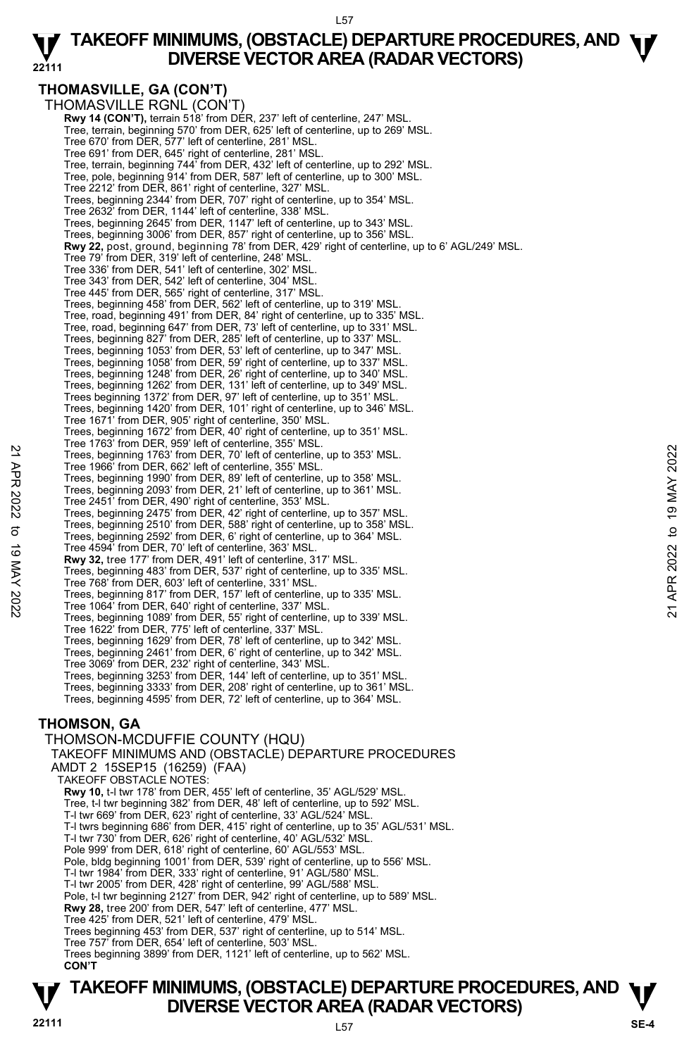## THOMASVILLE, GA (CON'T)

THOMASVILLE RGNL (CON'T)

**Rwy 14 (CON'T),** terrain 518' from DER, 237' left of centerline, 247' MSL.
Tree, terrain, beginning 570' from DER, 625' left of centerline, up to 269' MSL.
Tree 670' from DER, 577' left of centerline, 281' MSL.
Tree 691' from DER, 645' right of centerline, 281' MSL.
Tree, terrain, beginning 744' from DER, 432' left of centerline, up to 292' MSL.
Tree, pole, beginning 914' from DER, 587' left of centerline, up to 300' MSL.
Tree 2212' from DER, 861' right of centerline, 327' MSL.
Trees, beginning 2344' from DER, 707' right of centerline, up to 354' MSL.
Tree 2632' from DER, 1144' left of centerline, 338' MSL.
Trees, beginning 2645' from DER, 1147' left of centerline, up to 343' MSL.
Trees, beginning 3006' from DER, 857' right of centerline, up to 356' MSL.
**Rwy 22,** post, ground, beginning 78' from DER, 429' right of centerline, up to 6' AGL/249' MSL.
Tree 79' from DER, 319' left of centerline, 248' MSL.
Tree 336' from DER, 541' left of centerline, 302' MSL.
Tree 343' from DER, 542' left of centerline, 304' MSL.
Tree 445' from DER, 565' right of centerline, 317' MSL.
Trees, beginning 458' from DER, 562' left of centerline, up to 319' MSL.
Tree, road, beginning 491' from DER, 84' right of centerline, up to 335' MSL.
Tree, road, beginning 647' from DER, 73' left of centerline, up to 331' MSL.
Trees, beginning 827' from DER, 285' left of centerline, up to 337' MSL.
Trees, beginning 1053' from DER, 53' left of centerline, up to 347' MSL.
Trees, beginning 1058' from DER, 59' right of centerline, up to 337' MSL.
Trees, beginning 1248' from DER, 26' right of centerline, up to 340' MSL.
Trees, beginning 1262' from DER, 131' left of centerline, up to 349' MSL.
Trees beginning 1372' from DER, 97' left of centerline, up to 351' MSL.
Trees, beginning 1420' from DER, 101' right of centerline, up to 346' MSL.
Tree 1671' from DER, 905' right of centerline, 350' MSL.
Trees, beginning 1672' from DER, 40' right of centerline, up to 351' MSL.
Tree 1763' from DER, 959' left of centerline, 355' MSL.
Trees, beginning 1763' from DER, 70' left of centerline, up to 353' MSL.
Tree 1966' from DER, 662' left of centerline, 355' MSL.
Trees, beginning 1990' from DER, 89' left of centerline, up to 358' MSL.
Trees, beginning 2093' from DER, 21' left of centerline, up to 361' MSL.
Tree 2451' from DER, 490' right of centerline, 353' MSL.
Trees, beginning 2475' from DER, 42' right of centerline, up to 357' MSL.
Trees, beginning 2510' from DER, 588' right of centerline, up to 358' MSL.
Trees, beginning 2592' from DER, 6' right of centerline, up to 364' MSL.
Tree 4594' from DER, 70' left of centerline, 363' MSL.
**Rwy 32,** tree 177' from DER, 491' left of centerline, 317' MSL.
Trees, beginning 483' from DER, 537' right of centerline, up to 335' MSL.
Tree 768' from DER, 603' left of centerline, 331' MSL.
Trees, beginning 817' from DER, 157' left of centerline, up to 335' MSL.
Tree 1064' from DER, 640' right of centerline, 337' MSL.
Trees, beginning 1089' from DER, 55' right of centerline, up to 339' MSL.
Tree 1622' from DER, 775' left of centerline, 337' MSL.
Trees, beginning 1629' from DER, 78' left of centerline, up to 342' MSL.
Trees, beginning 2461' from DER, 6' right of centerline, up to 342' MSL.
Tree 3069' from DER, 232' right of centerline, 343' MSL.
Trees, beginning 3253' from DER, 144' left of centerline, up to 351' MSL.
Trees, beginning 3333' from DER, 208' right of centerline, up to 361' MSL.
Trees, beginning 4595' from DER, 72' left of centerline, up to 364' MSL.

## THOMSON, GA

THOMSON-MCDUFFIE COUNTY (HQU)
TAKEOFF MINIMUMS AND (OBSTACLE) DEPARTURE PROCEDURES
AMDT 2 15SEP15 (16259) (FAA)
TAKEOFF OBSTACLE NOTES:

**Rwy 10,** t-l twr 178' from DER, 455' left of centerline, 35' AGL/529' MSL.
Tree, t-l twr beginning 382' from DER, 48' left of centerline, up to 592' MSL.
T-l twr 669' from DER, 623' right of centerline, 33' AGL/524' MSL.
T-l twrs beginning 686' from DER, 415' right of centerline, up to 35' AGL/531' MSL.
T-l twr 730' from DER, 626' right of centerline, 40' AGL/532' MSL.
Pole 999' from DER, 618' right of centerline, 60' AGL/553' MSL.
Pole, bldg beginning 1001' from DER, 539' right of centerline, up to 556' MSL.
T-l twr 1984' from DER, 333' right of centerline, 91' AGL/580' MSL.
T-l twr 2005' from DER, 428' right of centerline, 99' AGL/588' MSL.
Pole, t-l twr beginning 2127' from DER, 942' right of centerline, up to 589' MSL.
**Rwy 28,** tree 200' from DER, 547' left of centerline, 477' MSL.
Tree 425' from DER, 521' left of centerline, 479' MSL.
Trees beginning 453' from DER, 537' right of centerline, up to 514' MSL.
Tree 757' from DER, 654' left of centerline, 503' MSL.
Trees beginning 3899' from DER, 1121' left of centerline, up to 562' MSL.
**CON'T**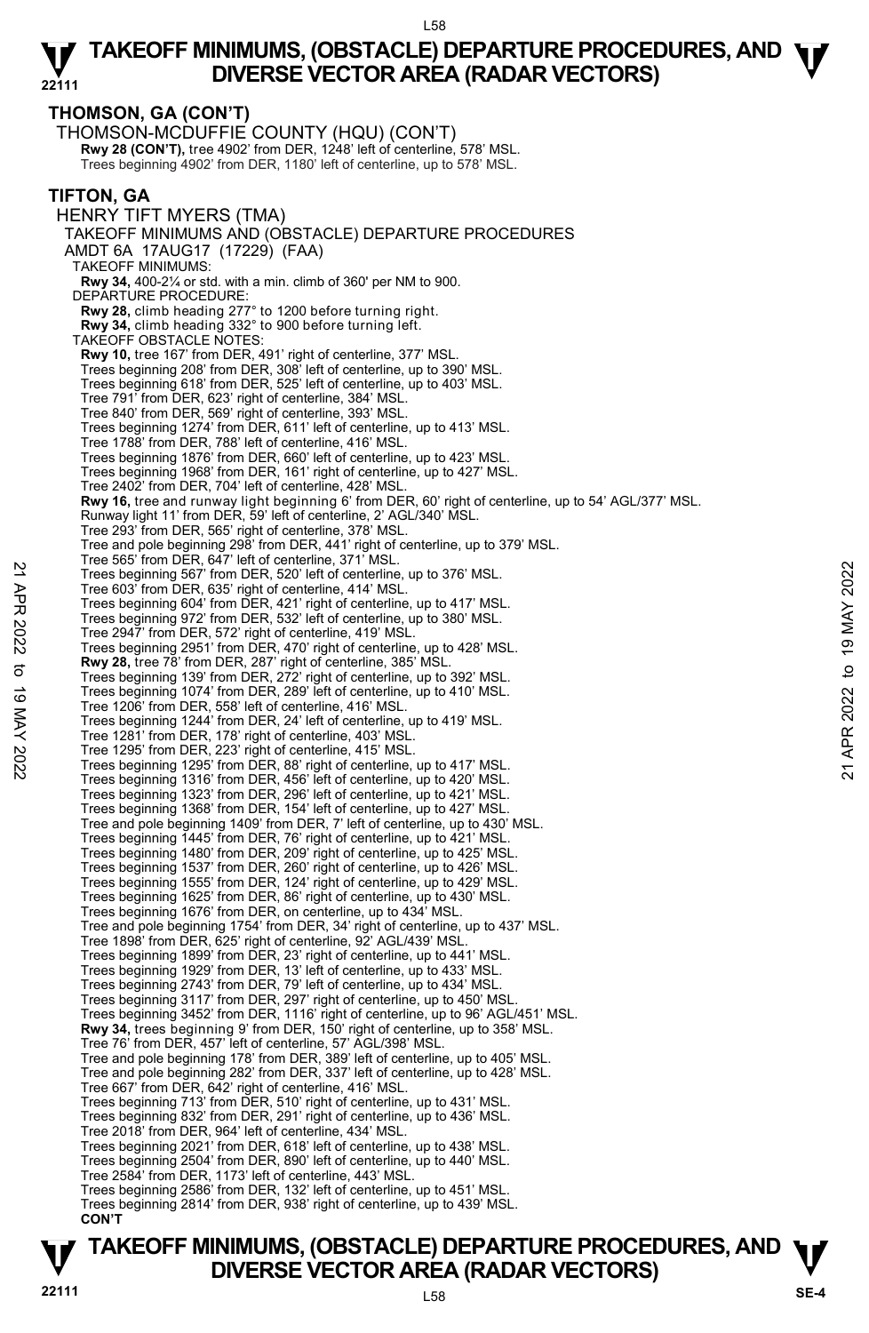## THOMSON, GA (CON'T)

THOMSON-MCDUFFIE COUNTY (HQU) (CON'T)

**Rwy 28 (CON'T),** tree 4902' from DER, 1248' left of centerline, 578' MSL.
Trees beginning 4902' from DER, 1180' left of centerline, up to 578' MSL.

## TIFTON, GA

HENRY TIFT MYERS (TMA)

TAKEOFF MINIMUMS AND (OBSTACLE) DEPARTURE PROCEDURES
AMDT 6A 17AUG17 (17229) (FAA)

TAKEOFF MINIMUMS:
**Rwy 34,** 400-2¼ or std. with a min. climb of 360' per NM to 900.

DEPARTURE PROCEDURE:
**Rwy 28,** climb heading 277° to 1200 before turning right.
**Rwy 34,** climb heading 332° to 900 before turning left.

TAKEOFF OBSTACLE NOTES:
**Rwy 10,** tree 167' from DER, 491' right of centerline, 377' MSL.
Trees beginning 208' from DER, 308' left of centerline, up to 390' MSL.
Trees beginning 618' from DER, 525' left of centerline, up to 403' MSL.
Tree 791' from DER, 623' right of centerline, 384' MSL.
Tree 840' from DER, 569' right of centerline, 393' MSL.
Trees beginning 1274' from DER, 611' left of centerline, up to 413' MSL.
Tree 1788' from DER, 788' left of centerline, 416' MSL.
Trees beginning 1876' from DER, 660' left of centerline, up to 423' MSL.
Trees beginning 1968' from DER, 161' right of centerline, up to 427' MSL.
Tree 2402' from DER, 704' left of centerline, 428' MSL.
**Rwy 16,** tree and runway light beginning 6' from DER, 60' right of centerline, up to 54' AGL/377' MSL.
Runway light 11' from DER, 59' left of centerline, 2' AGL/340' MSL.
Tree 293' from DER, 565' right of centerline, 378' MSL.
Tree and pole beginning 298' from DER, 441' right of centerline, up to 379' MSL.
Tree 565' from DER, 647' left of centerline, 371' MSL.
Trees beginning 567' from DER, 520' left of centerline, up to 376' MSL.
Tree 603' from DER, 635' right of centerline, 414' MSL.
Trees beginning 604' from DER, 421' right of centerline, up to 417' MSL.
Trees beginning 972' from DER, 532' left of centerline, up to 380' MSL.
Tree 2947' from DER, 572' right of centerline, 419' MSL.
Trees beginning 2951' from DER, 470' right of centerline, up to 428' MSL.
**Rwy 28,** tree 78' from DER, 287' right of centerline, 385' MSL.
Trees beginning 139' from DER, 272' right of centerline, up to 392' MSL.
Trees beginning 1074' from DER, 289' left of centerline, up to 410' MSL.
Tree 1206' from DER, 558' left of centerline, 416' MSL.
Trees beginning 1244' from DER, 24' left of centerline, up to 419' MSL.
Tree 1281' from DER, 178' right of centerline, 403' MSL.
Tree 1295' from DER, 223' right of centerline, 415' MSL.
Trees beginning 1295' from DER, 88' right of centerline, up to 417' MSL.
Trees beginning 1316' from DER, 456' left of centerline, up to 420' MSL.
Trees beginning 1323' from DER, 296' left of centerline, up to 421' MSL.
Trees beginning 1368' from DER, 154' left of centerline, up to 427' MSL.
Tree and pole beginning 1409' from DER, 7' left of centerline, up to 430' MSL.
Trees beginning 1445' from DER, 76' right of centerline, up to 421' MSL.
Trees beginning 1480' from DER, 209' right of centerline, up to 425' MSL.
Trees beginning 1537' from DER, 260' right of centerline, up to 426' MSL.
Trees beginning 1555' from DER, 124' right of centerline, up to 429' MSL.
Trees beginning 1625' from DER, 86' right of centerline, up to 430' MSL.
Trees beginning 1676' from DER, on centerline, up to 434' MSL.
Tree and pole beginning 1754' from DER, 34' right of centerline, up to 437' MSL.
Tree 1898' from DER, 625' right of centerline, 92' AGL/439' MSL.
Trees beginning 1899' from DER, 23' right of centerline, up to 441' MSL.
Trees beginning 1929' from DER, 13' left of centerline, up to 433' MSL.
Trees beginning 2743' from DER, 79' left of centerline, up to 434' MSL.
Trees beginning 3117' from DER, 297' right of centerline, up to 450' MSL.
Trees beginning 3452' from DER, 1116' right of centerline, up to 96' AGL/451' MSL.
**Rwy 34,** trees beginning 9' from DER, 150' right of centerline, up to 358' MSL.
Tree 76' from DER, 457' left of centerline, 57' AGL/398' MSL.
Tree and pole beginning 178' from DER, 389' left of centerline, up to 405' MSL.
Tree and pole beginning 282' from DER, 337' left of centerline, up to 428' MSL.
Tree 667' from DER, 642' right of centerline, 416' MSL.
Trees beginning 713' from DER, 510' right of centerline, up to 431' MSL.
Trees beginning 832' from DER, 291' right of centerline, up to 436' MSL.
Tree 2018' from DER, 964' left of centerline, 434' MSL.
Trees beginning 2021' from DER, 618' left of centerline, up to 438' MSL.
Trees beginning 2504' from DER, 890' left of centerline, up to 440' MSL.
Tree 2584' from DER, 1173' left of centerline, 443' MSL.
Trees beginning 2586' from DER, 132' left of centerline, up to 451' MSL.
Trees beginning 2814' from DER, 938' right of centerline, up to 439' MSL.
**CON'T**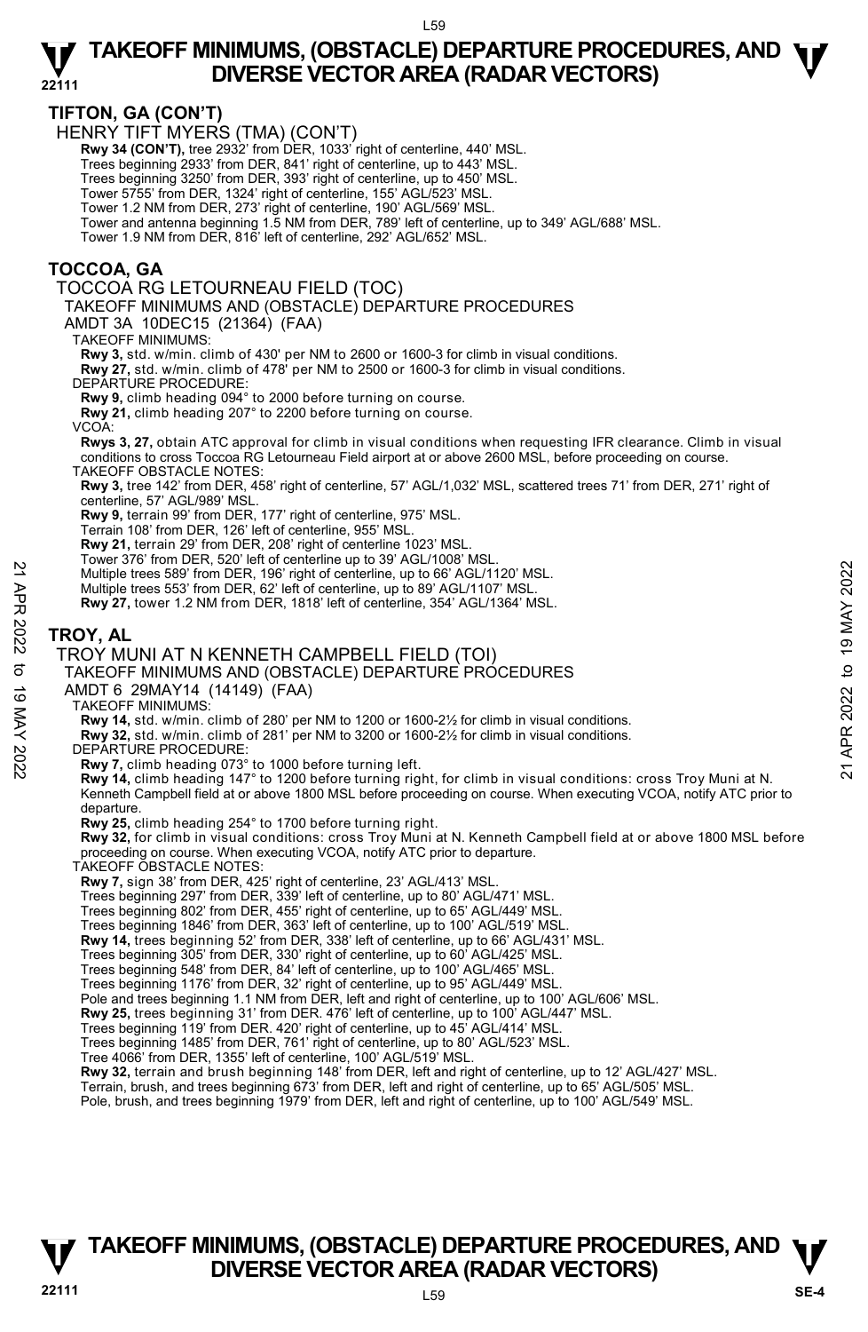## TIFTON, GA (CON'T)

HENRY TIFT MYERS (TMA) (CON'T)

**Rwy 34 (CON'T),** tree 2932' from DER, 1033' right of centerline, 440' MSL.
Trees beginning 2933' from DER, 841' right of centerline, up to 443' MSL.
Trees beginning 3250' from DER, 393' right of centerline, up to 450' MSL.
Tower 5755' from DER, 1324' right of centerline, 155' AGL/523' MSL.
Tower 1.2 NM from DER, 273' right of centerline, 190' AGL/569' MSL.
Tower and antenna beginning 1.5 NM from DER, 789' left of centerline, up to 349' AGL/688' MSL.
Tower 1.9 NM from DER, 816' left of centerline, 292' AGL/652' MSL.

## TOCCOA, GA

TOCCOA RG LETOURNEAU FIELD (TOC)
TAKEOFF MINIMUMS AND (OBSTACLE) DEPARTURE PROCEDURES
AMDT 3A 10DEC15 (21364) (FAA)

TAKEOFF MINIMUMS:
**Rwy 3,** std. w/min. climb of 430' per NM to 2600 or 1600-3 for climb in visual conditions.
**Rwy 27,** std. w/min. climb of 478' per NM to 2500 or 1600-3 for climb in visual conditions.

DEPARTURE PROCEDURE:
**Rwy 9,** climb heading 094° to 2000 before turning on course.
**Rwy 21,** climb heading 207° to 2200 before turning on course.

VCOA:
**Rwys 3, 27,** obtain ATC approval for climb in visual conditions when requesting IFR clearance. Climb in visual conditions to cross Toccoa RG Letourneau Field airport at or above 2600 MSL, before proceeding on course.

TAKEOFF OBSTACLE NOTES:
**Rwy 3,** tree 142' from DER, 458' right of centerline, 57' AGL/1,032' MSL, scattered trees 71' from DER, 271' right of centerline, 57' AGL/989' MSL.
**Rwy 9,** terrain 99' from DER, 177' right of centerline, 975' MSL.
Terrain 108' from DER, 126' left of centerline, 955' MSL.
**Rwy 21,** terrain 29' from DER, 208' right of centerline 1023' MSL.
Tower 376' from DER, 520' left of centerline up to 39' AGL/1008' MSL.
Multiple trees 589' from DER, 196' right of centerline, up to 66' AGL/1120' MSL.
Multiple trees 553' from DER, 62' left of centerline, up to 89' AGL/1107' MSL.
**Rwy 27,** tower 1.2 NM from DER, 1818' left of centerline, 354' AGL/1364' MSL.

## TROY, AL

TROY MUNI AT N KENNETH CAMPBELL FIELD (TOI)
TAKEOFF MINIMUMS AND (OBSTACLE) DEPARTURE PROCEDURES
AMDT 6 29MAY14 (14149) (FAA)

TAKEOFF MINIMUMS:
**Rwy 14,** std. w/min. climb of 280' per NM to 1200 or 1600-2½ for climb in visual conditions.
**Rwy 32,** std. w/min. climb of 281' per NM to 3200 or 1600-2½ for climb in visual conditions.

DEPARTURE PROCEDURE:
**Rwy 7,** climb heading 073° to 1000 before turning left.
**Rwy 14,** climb heading 147° to 1200 before turning right, for climb in visual conditions: cross Troy Muni at N. Kenneth Campbell field at or above 1800 MSL before proceeding on course. When executing VCOA, notify ATC prior to departure.
**Rwy 25,** climb heading 254° to 1700 before turning right.
**Rwy 32,** for climb in visual conditions: cross Troy Muni at N. Kenneth Campbell field at or above 1800 MSL before proceeding on course. When executing VCOA, notify ATC prior to departure.

TAKEOFF OBSTACLE NOTES:
**Rwy 7,** sign 38' from DER, 425' right of centerline, 23' AGL/413' MSL.
Trees beginning 297' from DER, 339' left of centerline, up to 80' AGL/471' MSL.
Trees beginning 802' from DER, 455' right of centerline, up to 65' AGL/449' MSL.
Trees beginning 1846' from DER, 363' left of centerline, up to 100' AGL/519' MSL.
**Rwy 14,** trees beginning 52' from DER, 338' left of centerline, up to 66' AGL/431' MSL.
Trees beginning 305' from DER, 330' right of centerline, up to 60' AGL/425' MSL.
Trees beginning 548' from DER, 84' left of centerline, up to 100' AGL/465' MSL.
Trees beginning 1176' from DER, 32' right of centerline, up to 95' AGL/449' MSL.
Pole and trees beginning 1.1 NM from DER, left and right of centerline, up to 100' AGL/606' MSL.
**Rwy 25,** trees beginning 31' from DER. 476' left of centerline, up to 100' AGL/447' MSL.
Trees beginning 119' from DER. 420' right of centerline, up to 45' AGL/414' MSL.
Trees beginning 1485' from DER, 761' right of centerline, up to 80' AGL/523' MSL.
Tree 4066' from DER, 1355' left of centerline, 100' AGL/519' MSL.
**Rwy 32,** terrain and brush beginning 148' from DER, left and right of centerline, up to 12' AGL/427' MSL.
Terrain, brush, and trees beginning 673' from DER, left and right of centerline, up to 65' AGL/505' MSL.
Pole, brush, and trees beginning 1979' from DER, left and right of centerline, up to 100' AGL/549' MSL.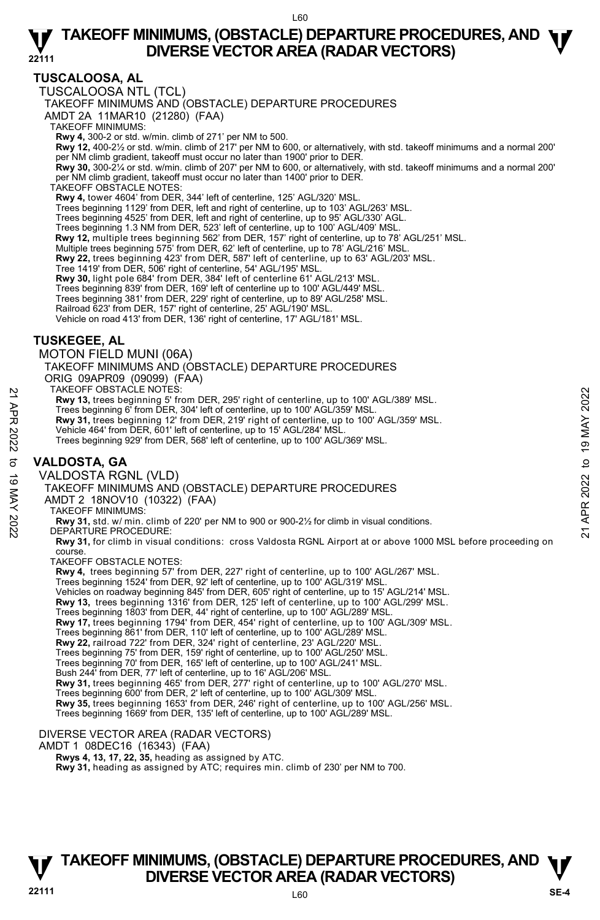## TUSCALOOSA, AL

TUSCALOOSA NTL (TCL)

TAKEOFF MINIMUMS AND (OBSTACLE) DEPARTURE PROCEDURES

AMDT 2A 11MAR10 (21280) (FAA)

TAKEOFF MINIMUMS:

**Rwy 4,** 300-2 or std. w/min. climb of 271' per NM to 500.

**Rwy 12,** 400-2½ or std. w/min. climb of 217' per NM to 600, or alternatively, with std. takeoff minimums and a normal 200' per NM climb gradient, takeoff must occur no later than 1900' prior to DER.

**Rwy 30,** 300-2¼ or std. w/min. climb of 207' per NM to 600, or alternatively, with std. takeoff minimums and a normal 200' per NM climb gradient, takeoff must occur no later than 1400' prior to DER.

TAKEOFF OBSTACLE NOTES:

**Rwy 4,** tower 4604' from DER, 344' left of centerline, 125' AGL/320' MSL.
Trees beginning 1129' from DER, left and right of centerline, up to 103' AGL/263' MSL.
Trees beginning 4525' from DER, left and right of centerline, up to 95' AGL/330' AGL.
Trees beginning 1.3 NM from DER, 523' left of centerline, up to 100' AGL/409' MSL.

**Rwy 12,** multiple trees beginning 562' from DER, 157' right of centerline, up to 78' AGL/251' MSL.
Multiple trees beginning 575' from DER, 62' left of centerline, up to 78' AGL/216' MSL.

**Rwy 22,** trees beginning 423' from DER, 587' left of centerline, up to 63' AGL/203' MSL.
Tree 1419' from DER, 506' right of centerline, 54' AGL/195' MSL.

**Rwy 30,** light pole 684' from DER, 384' left of centerline 61' AGL/213' MSL.
Trees beginning 839' from DER, 169' left of centerline up to 100' AGL/449' MSL.
Trees beginning 381' from DER, 229' right of centerline, up to 89' AGL/258' MSL.
Railroad 623' from DER, 157' right of centerline, 25' AGL/190' MSL.
Vehicle on road 413' from DER, 136' right of centerline, 17' AGL/181' MSL.

## TUSKEGEE, AL

MOTON FIELD MUNI (06A)

TAKEOFF MINIMUMS AND (OBSTACLE) DEPARTURE PROCEDURES

ORIG 09APR09 (09099) (FAA)

TAKEOFF OBSTACLE NOTES:

**Rwy 13,** trees beginning 5' from DER, 295' right of centerline, up to 100' AGL/389' MSL.
Trees beginning 6' from DER, 304' left of centerline, up to 100' AGL/359' MSL.

**Rwy 31,** trees beginning 12' from DER, 219' right of centerline, up to 100' AGL/359' MSL.
Vehicle 464' from DER, 601' left of centerline, up to 15' AGL/284' MSL.
Trees beginning 929' from DER, 568' left of centerline, up to 100' AGL/369' MSL.

## VALDOSTA, GA

VALDOSTA RGNL (VLD)

TAKEOFF MINIMUMS AND (OBSTACLE) DEPARTURE PROCEDURES

AMDT 2 18NOV10 (10322) (FAA)

TAKEOFF MINIMUMS:

**Rwy 31,** std. w/ min. climb of 220' per NM to 900 or 900-2½ for climb in visual conditions.

DEPARTURE PROCEDURE:

**Rwy 31,** for climb in visual conditions: cross Valdosta RGNL Airport at or above 1000 MSL before proceeding on course.

TAKEOFF OBSTACLE NOTES:

**Rwy 4,** trees beginning 57' from DER, 227' right of centerline, up to 100' AGL/267' MSL.
Trees beginning 1524' from DER, 92' left of centerline, up to 100' AGL/319' MSL.
Vehicles on roadway beginning 845' from DER, 605' right of centerline, up to 15' AGL/214' MSL.

**Rwy 13,** trees beginning 1316' from DER, 125' left of centerline, up to 100' AGL/299' MSL.
Trees beginning 1803' from DER, 44' right of centerline, up to 100' AGL/289' MSL.

**Rwy 17,** trees beginning 1794' from DER, 454' right of centerline, up to 100' AGL/309' MSL.
Trees beginning 861' from DER, 110' left of centerline, up to 100' AGL/289' MSL.

**Rwy 22,** railroad 722' from DER, 324' right of centerline, 23' AGL/220' MSL.
Trees beginning 75' from DER, 159' right of centerline, up to 100' AGL/250' MSL.
Trees beginning 70' from DER, 165' left of centerline, up to 100' AGL/241' MSL.
Bush 244' from DER, 77' left of centerline, up to 16' AGL/206' MSL.

**Rwy 31,** trees beginning 465' from DER, 277' right of centerline, up to 100' AGL/270' MSL.
Trees beginning 600' from DER, 2' left of centerline, up to 100' AGL/309' MSL.

**Rwy 35,** trees beginning 1653' from DER, 246' right of centerline, up to 100' AGL/256' MSL.
Trees beginning 1669' from DER, 135' left of centerline, up to 100' AGL/289' MSL.

DIVERSE VECTOR AREA (RADAR VECTORS)

AMDT 1 08DEC16 (16343) (FAA)

**Rwys 4, 13, 17, 22, 35,** heading as assigned by ATC.

**Rwy 31,** heading as assigned by ATC; requires min. climb of 230' per NM to 700.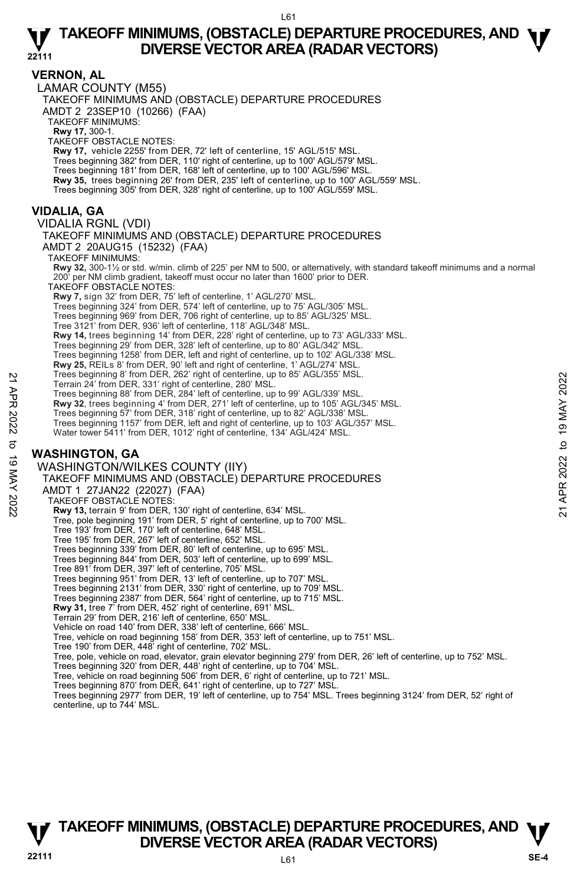## VERNON, AL

LAMAR COUNTY (M55)

TAKEOFF MINIMUMS AND (OBSTACLE) DEPARTURE PROCEDURES

AMDT 2 23SEP10 (10266) (FAA)

TAKEOFF MINIMUMS:

**Rwy 17,** 300-1.

TAKEOFF OBSTACLE NOTES:

**Rwy 17,** vehicle 2255' from DER, 72' left of centerline, 15' AGL/515' MSL.
Trees beginning 382' from DER, 110' right of centerline, up to 100' AGL/579' MSL.
Trees beginning 181' from DER, 168' left of centerline, up to 100' AGL/596' MSL.
**Rwy 35,** trees beginning 26' from DER, 235' left of centerline, up to 100' AGL/559' MSL.
Trees beginning 305' from DER, 328' right of centerline, up to 100' AGL/559' MSL.

## VIDALIA, GA

VIDALIA RGNL (VDI)

TAKEOFF MINIMUMS AND (OBSTACLE) DEPARTURE PROCEDURES

AMDT 2 20AUG15 (15232) (FAA)

TAKEOFF MINIMUMS:

**Rwy 32,** 300-1½ or std. w/min. climb of 225' per NM to 500, or alternatively, with standard takeoff minimums and a normal 200' per NM climb gradient, takeoff must occur no later than 1600' prior to DER.

TAKEOFF OBSTACLE NOTES:

**Rwy 7,** sign 32' from DER, 75' left of centerline, 1' AGL/270' MSL.
Trees beginning 324' from DER, 574' left of centerline, up to 75' AGL/305' MSL.
Trees beginning 969' from DER, 706' right of centerline, up to 85' AGL/325' MSL.
Tree 3121' from DER, 936' left of centerline, 118' AGL/348' MSL.
**Rwy 14,** trees beginning 14' from DER, 228' right of centerline, up to 73' AGL/333' MSL.
Trees beginning 29' from DER, 328' left of centerline, up to 80' AGL/342' MSL.
Trees beginning 1258' from DER, left and right of centerline, up to 102' AGL/338' MSL.
**Rwy 25,** REILs 8' from DER, 90' left and right of centerline, 1' AGL/274' MSL.
Trees beginning 8' from DER, 262' right of centerline, up to 85' AGL/355' MSL.
Terrain 24' from DER, 331' right of centerline, 280' MSL.
Trees beginning 88' from DER, 284' left of centerline, up to 99' AGL/339' MSL.
**Rwy 32**, trees beginning 4' from DER, 271' left of centerline, up to 105' AGL/345' MSL.
Trees beginning 57' from DER, 318' right of centerline, up to 82' AGL/338' MSL.
Trees beginning 1157' from DER, left and right of centerline, up to 103' AGL/357' MSL.
Water tower 5411' from DER, 1012' right of centerline, 134' AGL/424' MSL.

## WASHINGTON, GA

WASHINGTON/WILKES COUNTY (IIY)

TAKEOFF MINIMUMS AND (OBSTACLE) DEPARTURE PROCEDURES

AMDT 1 27JAN22 (22027) (FAA)

TAKEOFF OBSTACLE NOTES:

**Rwy 13,** terrain 9' from DER, 130' right of centerline, 634' MSL.
Tree, pole beginning 191' from DER, 5' right of centerline, up to 700' MSL.
Tree 193' from DER, 170' left of centerline, 648' MSL.
Tree 195' from DER, 267' left of centerline, 652' MSL.
Trees beginning 339' from DER, 80' left of centerline, up to 695' MSL.
Trees beginning 844' from DER, 503' left of centerline, up to 699' MSL.
Tree 891' from DER, 397' left of centerline, 705' MSL.
Trees beginning 951' from DER, 13' left of centerline, up to 707' MSL.
Trees beginning 2131' from DER, 330' right of centerline, up to 709' MSL.
Trees beginning 2387' from DER, 564' right of centerline, up to 715' MSL.
**Rwy 31,** tree 7' from DER, 452' right of centerline, 691' MSL.
Terrain 29' from DER, 216' left of centerline, 650' MSL.
Vehicle on road 140' from DER, 338' left of centerline, 666' MSL.
Tree, vehicle on road beginning 158' from DER, 353' left of centerline, up to 751' MSL.
Tree 190' from DER, 448' right of centerline, 702' MSL.
Tree, pole, vehicle on road, elevator, grain elevator beginning 279' from DER, 26' left of centerline, up to 752' MSL.
Trees beginning 320' from DER, 448' right of centerline, up to 704' MSL.
Tree, vehicle on road beginning 506' from DER, 6' right of centerline, up to 721' MSL.
Trees beginning 870' from DER, 641' right of centerline, up to 727' MSL.
Trees beginning 2977' from DER, 19' left of centerline, up to 754' MSL. Trees beginning 3124' from DER, 52' right of centerline, up to 744' MSL.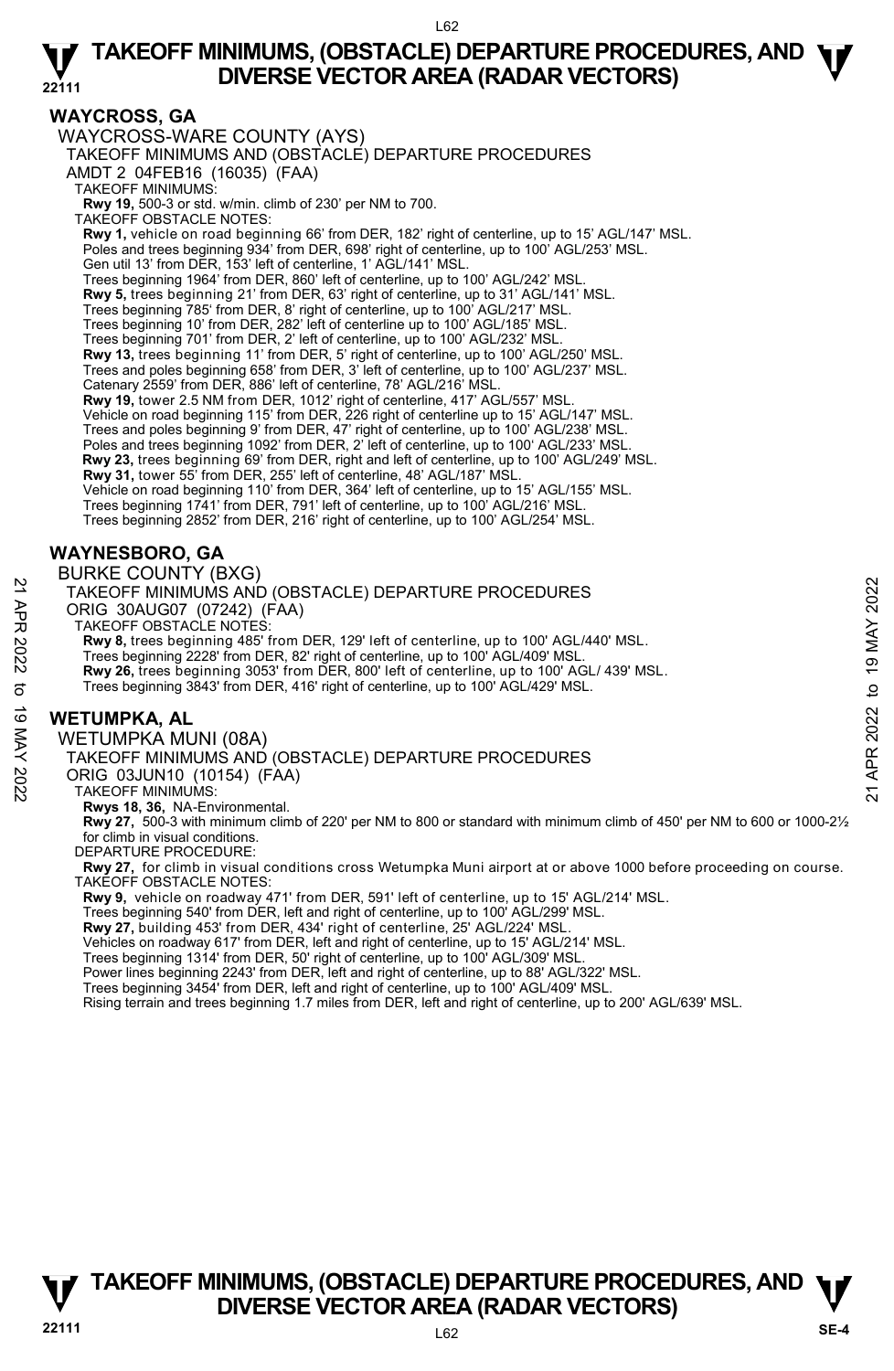## WAYCROSS, GA

WAYCROSS-WARE COUNTY (AYS)

TAKEOFF MINIMUMS AND (OBSTACLE) DEPARTURE PROCEDURES

AMDT 2 04FEB16 (16035) (FAA)

TAKEOFF MINIMUMS:

**Rwy 19,** 500-3 or std. w/min. climb of 230' per NM to 700.

TAKEOFF OBSTACLE NOTES:

**Rwy 1,** vehicle on road beginning 66' from DER, 182' right of centerline, up to 15' AGL/147' MSL.
Poles and trees beginning 934' from DER, 698' right of centerline, up to 100' AGL/253' MSL.
Gen util 13' from DER, 153' left of centerline, 1' AGL/141' MSL.
Trees beginning 1964' from DER, 860' left of centerline, up to 100' AGL/242' MSL.

**Rwy 5,** trees beginning 21' from DER, 63' right of centerline, up to 31' AGL/141' MSL.
Trees beginning 785' from DER, 8' right of centerline, up to 100' AGL/217' MSL.
Trees beginning 10' from DER, 282' left of centerline up to 100' AGL/185' MSL.
Trees beginning 701' from DER, 2' left of centerline, up to 100' AGL/232' MSL.

**Rwy 13,** trees beginning 11' from DER, 5' right of centerline, up to 100' AGL/250' MSL.
Trees and poles beginning 658' from DER, 3' left of centerline, up to 100' AGL/237' MSL.
Catenary 2559' from DER, 886' left of centerline, 78' AGL/216' MSL.

**Rwy 19,** tower 2.5 NM from DER, 1012' right of centerline, 417' AGL/557' MSL.
Vehicle on road beginning 115' from DER, 226 right of centerline up to 15' AGL/147' MSL.
Trees and poles beginning 9' from DER, 47' right of centerline, up to 100' AGL/238' MSL.
Poles and trees beginning 1092' from DER, 2' left of centerline, up to 100' AGL/233' MSL.

**Rwy 23,** trees beginning 69' from DER, right and left of centerline, up to 100' AGL/249' MSL.

**Rwy 31,** tower 55' from DER, 255' left of centerline, 48' AGL/187' MSL.
Vehicle on road beginning 110' from DER, 364' left of centerline, up to 15' AGL/155' MSL.
Trees beginning 1741' from DER, 791' left of centerline, up to 100' AGL/216' MSL.
Trees beginning 2852' from DER, 216' right of centerline, up to 100' AGL/254' MSL.

## WAYNESBORO, GA

BURKE COUNTY (BXG)

TAKEOFF MINIMUMS AND (OBSTACLE) DEPARTURE PROCEDURES

ORIG 30AUG07 (07242) (FAA)

TAKEOFF OBSTACLE NOTES:

**Rwy 8,** trees beginning 485' from DER, 129' left of centerline, up to 100' AGL/440' MSL.
Trees beginning 2228' from DER, 82' right of centerline, up to 100' AGL/409' MSL.

**Rwy 26,** trees beginning 3053' from DER, 800' left of centerline, up to 100' AGL/ 439' MSL.
Trees beginning 3843' from DER, 416' right of centerline, up to 100' AGL/429' MSL.

## WETUMPKA, AL

WETUMPKA MUNI (08A)

TAKEOFF MINIMUMS AND (OBSTACLE) DEPARTURE PROCEDURES

ORIG 03JUN10 (10154) (FAA)

TAKEOFF MINIMUMS:

**Rwys 18, 36,** NA-Environmental.

**Rwy 27,** 500-3 with minimum climb of 220' per NM to 800 or standard with minimum climb of 450' per NM to 600 or 1000-2½ for climb in visual conditions.

DEPARTURE PROCEDURE:

**Rwy 27,** for climb in visual conditions cross Wetumpka Muni airport at or above 1000 before proceeding on course.

TAKEOFF OBSTACLE NOTES:

**Rwy 9,** vehicle on roadway 471' from DER, 591' left of centerline, up to 15' AGL/214' MSL.
Trees beginning 540' from DER, left and right of centerline, up to 100' AGL/299' MSL.

**Rwy 27,** building 453' from DER, 434' right of centerline, 25' AGL/224' MSL.
Vehicles on roadway 617' from DER, left and right of centerline, up to 15' AGL/214' MSL.
Trees beginning 1314' from DER, 50' right of centerline, up to 100' AGL/309' MSL.
Power lines beginning 2243' from DER, left and right of centerline, up to 88' AGL/322' MSL.
Trees beginning 3454' from DER, left and right of centerline, up to 100' AGL/409' MSL.
Rising terrain and trees beginning 1.7 miles from DER, left and right of centerline, up to 200' AGL/639' MSL.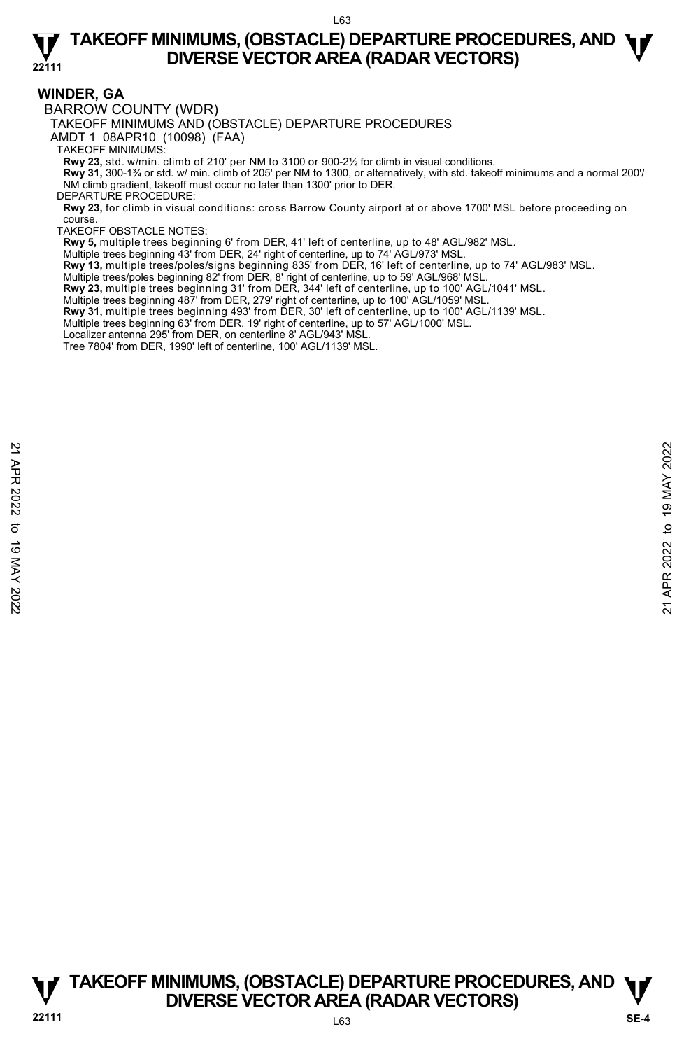## WINDER, GA

BARROW COUNTY (WDR)

TAKEOFF MINIMUMS AND (OBSTACLE) DEPARTURE PROCEDURES

AMDT 1 08APR10 (10098) (FAA)

TAKEOFF MINIMUMS:

**Rwy 23,** std. w/min. climb of 210' per NM to 3100 or 900-2½ for climb in visual conditions.

**Rwy 31,** 300-1¾ or std. w/ min. climb of 205' per NM to 1300, or alternatively, with std. takeoff minimums and a normal 200'/ NM climb gradient, takeoff must occur no later than 1300' prior to DER.

DEPARTURE PROCEDURE:

**Rwy 23,** for climb in visual conditions: cross Barrow County airport at or above 1700' MSL before proceeding on course.

TAKEOFF OBSTACLE NOTES:

**Rwy 5,** multiple trees beginning 6' from DER, 41' left of centerline, up to 48' AGL/982' MSL.
Multiple trees beginning 43' from DER, 24' right of centerline, up to 74' AGL/973' MSL.

**Rwy 13,** multiple trees/poles/signs beginning 835' from DER, 16' left of centerline, up to 74' AGL/983' MSL.
Multiple trees/poles beginning 82' from DER, 8' right of centerline, up to 59' AGL/968' MSL.

**Rwy 23,** multiple trees beginning 31' from DER, 344' left of centerline, up to 100' AGL/1041' MSL.
Multiple trees beginning 487' from DER, 279' right of centerline, up to 100' AGL/1059' MSL.

**Rwy 31,** multiple trees beginning 493' from DER, 30' left of centerline, up to 100' AGL/1139' MSL.
Multiple trees beginning 63' from DER, 19' right of centerline, up to 57' AGL/1000' MSL.
Localizer antenna 295' from DER, on centerline 8' AGL/943' MSL.
Tree 7804' from DER, 1990' left of centerline, 100' AGL/1139' MSL.